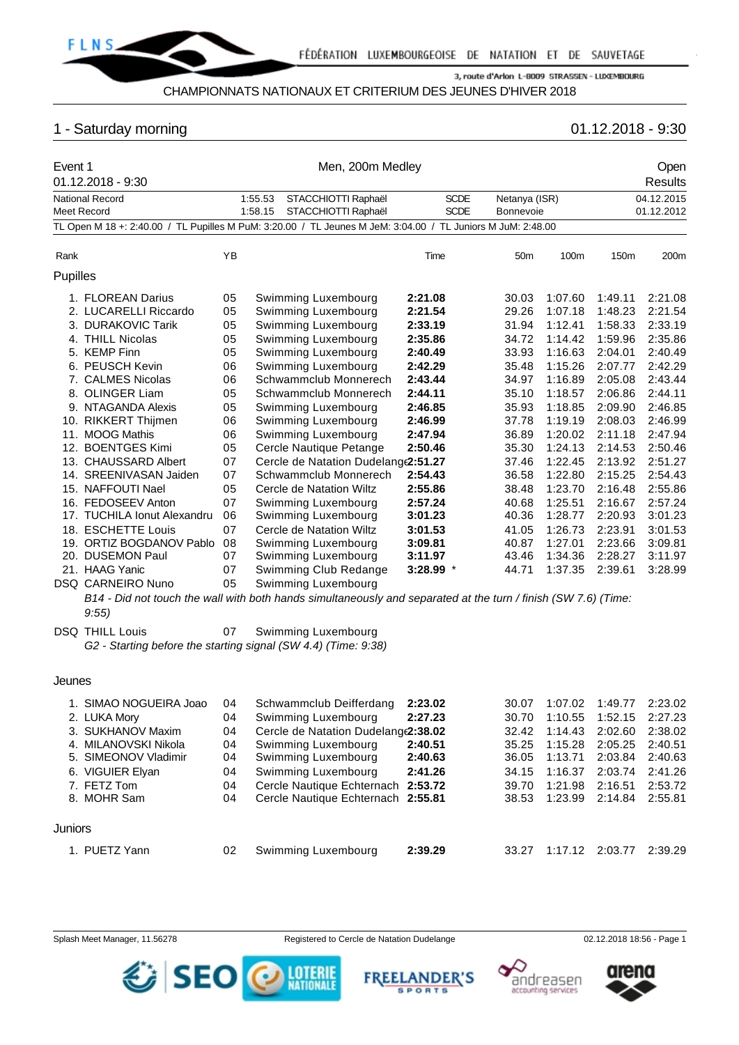FÉDÉRATION LUXEMBOURGEOISE DE NATATION ET DE SAUVETAGE

3, route d'Arlon L-8009 STRASSEN - LUXEMBOURG

CHAMPIONNATS NATIONAUX ET CRITERIUM DES JEUNES D'HIVER 2018

## 1 - Saturday morning

01.12.2018 - 9:30

### Event 1 — Men, 200m Medley — Open Results

01.12.2018 - 9:30

| | | | | | |
|---|---|---|---|---|---|
| National Record | 1:55.53 | STACCHIOTTI Raphaël | SCDE | Netanya (ISR) | 04.12.2015 |
| Meet Record | 1:58.15 | STACCHIOTTI Raphaël | SCDE | Bonnevoie | 01.12.2012 |

TL Open M 18 +: 2:40.00 / TL Pupilles M PuM: 3:20.00 / TL Jeunes M JeM: 3:04.00 / TL Juniors M JuM: 2:48.00

#### Pupilles

| Rank | Name | YB | Club | Time | 50m | 100m | 150m | 200m |
|---|---|---|---|---|---|---|---|---|
| 1. | FLOREAN Darius | 05 | Swimming Luxembourg | **2:21.08** | 30.03 | 1:07.60 | 1:49.11 | 2:21.08 |
| 2. | LUCARELLI Riccardo | 05 | Swimming Luxembourg | **2:21.54** | 29.26 | 1:07.18 | 1:48.23 | 2:21.54 |
| 3. | DURAKOVIC Tarik | 05 | Swimming Luxembourg | **2:33.19** | 31.94 | 1:12.41 | 1:58.33 | 2:33.19 |
| 4. | THILL Nicolas | 05 | Swimming Luxembourg | **2:35.86** | 34.72 | 1:14.42 | 1:59.96 | 2:35.86 |
| 5. | KEMP Finn | 05 | Swimming Luxembourg | **2:40.49** | 33.93 | 1:16.63 | 2:04.01 | 2:40.49 |
| 6. | PEUSCH Kevin | 06 | Swimming Luxembourg | **2:42.29** | 35.48 | 1:15.26 | 2:07.77 | 2:42.29 |
| 7. | CALMES Nicolas | 06 | Schwammclub Monnerech | **2:43.44** | 34.97 | 1:16.89 | 2:05.08 | 2:43.44 |
| 8. | OLINGER Liam | 05 | Schwammclub Monnerech | **2:44.11** | 35.10 | 1:18.57 | 2:06.86 | 2:44.11 |
| 9. | NTAGANDA Alexis | 05 | Swimming Luxembourg | **2:46.85** | 35.93 | 1:18.85 | 2:09.90 | 2:46.85 |
| 10. | RIKKERT Thijmen | 06 | Swimming Luxembourg | **2:46.99** | 37.78 | 1:19.19 | 2:08.03 | 2:46.99 |
| 11. | MOOG Mathis | 06 | Swimming Luxembourg | **2:47.94** | 36.89 | 1:20.02 | 2:11.18 | 2:47.94 |
| 12. | BOENTGES Kimi | 05 | Cercle Nautique Petange | **2:50.46** | 35.30 | 1:24.13 | 2:14.53 | 2:50.46 |
| 13. | CHAUSSARD Albert | 07 | Cercle de Natation Dudelange | **2:51.27** | 37.46 | 1:22.45 | 2:13.92 | 2:51.27 |
| 14. | SREENIVASAN Jaiden | 07 | Schwammclub Monnerech | **2:54.43** | 36.58 | 1:22.80 | 2:15.25 | 2:54.43 |
| 15. | NAFFOUTI Nael | 05 | Cercle de Natation Wiltz | **2:55.86** | 38.48 | 1:23.70 | 2:16.48 | 2:55.86 |
| 16. | FEDOSEEV Anton | 07 | Swimming Luxembourg | **2:57.24** | 40.68 | 1:25.51 | 2:16.67 | 2:57.24 |
| 17. | TUCHILA Ionut Alexandru | 06 | Swimming Luxembourg | **3:01.23** | 40.36 | 1:28.77 | 2:20.93 | 3:01.23 |
| 18. | ESCHETTE Louis | 07 | Cercle de Natation Wiltz | **3:01.53** | 41.05 | 1:26.73 | 2:23.91 | 3:01.53 |
| 19. | ORTIZ BOGDANOV Pablo | 08 | Swimming Luxembourg | **3:09.81** | 40.87 | 1:27.01 | 2:23.66 | 3:09.81 |
| 20. | DUSEMON Paul | 07 | Swimming Luxembourg | **3:11.97** | 43.46 | 1:34.36 | 2:28.27 | 3:11.97 |
| 21. | HAAG Yanic | 07 | Swimming Club Redange | **3:28.99** * | 44.71 | 1:37.35 | 2:39.61 | 3:28.99 |
| DSQ | CARNEIRO Nuno | 05 | Swimming Luxembourg | | | | | |
| DSQ | THILL Louis | 07 | Swimming Luxembourg | | | | | |

CARNEIRO Nuno: *B14 - Did not touch the wall with both hands simultaneously and separated at the turn / finish (SW 7.6) (Time: 9:55)*

THILL Louis: *G2 - Starting before the starting signal (SW 4.4) (Time: 9:38)*

#### Jeunes

| Rank | Name | YB | Club | Time | 50m | 100m | 150m | 200m |
|---|---|---|---|---|---|---|---|---|
| 1. | SIMAO NOGUEIRA Joao | 04 | Schwammclub Deifferdang | **2:23.02** | 30.07 | 1:07.02 | 1:49.77 | 2:23.02 |
| 2. | LUKA Mory | 04 | Swimming Luxembourg | **2:27.23** | 30.70 | 1:10.55 | 1:52.15 | 2:27.23 |
| 3. | SUKHANOV Maxim | 04 | Cercle de Natation Dudelange | **2:38.02** | 32.42 | 1:14.43 | 2:02.60 | 2:38.02 |
| 4. | MILANOVSKI Nikola | 04 | Swimming Luxembourg | **2:40.51** | 35.25 | 1:15.28 | 2:05.25 | 2:40.51 |
| 5. | SIMEONOV Vladimir | 04 | Swimming Luxembourg | **2:40.63** | 36.05 | 1:13.71 | 2:03.84 | 2:40.63 |
| 6. | VIGUIER Elyan | 04 | Swimming Luxembourg | **2:41.26** | 34.15 | 1:16.37 | 2:03.74 | 2:41.26 |
| 7. | FETZ Tom | 04 | Cercle Nautique Echternach | **2:53.72** | 39.70 | 1:21.98 | 2:16.51 | 2:53.72 |
| 8. | MOHR Sam | 04 | Cercle Nautique Echternach | **2:55.81** | 38.53 | 1:23.99 | 2:14.84 | 2:55.81 |

#### Juniors

| Rank | Name | YB | Club | Time | 50m | 100m | 150m | 200m |
|---|---|---|---|---|---|---|---|---|
| 1. | PUETZ Yann | 02 | Swimming Luxembourg | **2:39.29** | 33.27 | 1:17.12 | 2:03.77 | 2:39.29 |

Splash Meet Manager, 11.56278 — Registered to Cercle de Natation Dudelange — 02.12.2018 18:56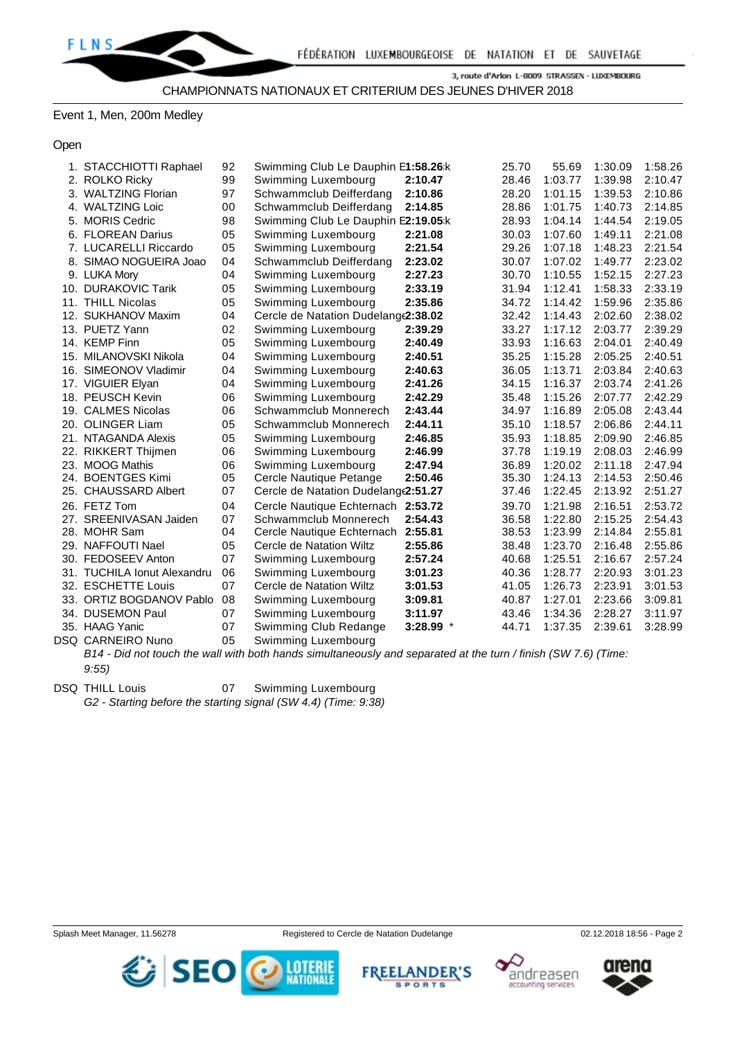CHAMPIONNATS NATIONAUX ET CRITERIUM DES JEUNES D'HIVER 2018

Event 1, Men, 200m Medley

Open

| | | | | | | | | |
|---|---|---|---|---|---|---|---|---|
| 1. | STACCHIOTTI Raphael | 92 | Swimming Club Le Dauphin E | **1:58.26** k | 25.70 | 55.69 | 1:30.09 | 1:58.26 |
| 2. | ROLKO Ricky | 99 | Swimming Luxembourg | **2:10.47** | 28.46 | 1:03.77 | 1:39.98 | 2:10.47 |
| 3. | WALTZING Florian | 97 | Schwammclub Deifferdang | **2:10.86** | 28.20 | 1:01.15 | 1:39.53 | 2:10.86 |
| 4. | WALTZING Loic | 00 | Schwammclub Deifferdang | **2:14.85** | 28.86 | 1:01.75 | 1:40.73 | 2:14.85 |
| 5. | MORIS Cedric | 98 | Swimming Club Le Dauphin E | **2:19.05** k | 28.93 | 1:04.14 | 1:44.54 | 2:19.05 |
| 6. | FLOREAN Darius | 05 | Swimming Luxembourg | **2:21.08** | 30.03 | 1:07.60 | 1:49.11 | 2:21.08 |
| 7. | LUCARELLI Riccardo | 05 | Swimming Luxembourg | **2:21.54** | 29.26 | 1:07.18 | 1:48.23 | 2:21.54 |
| 8. | SIMAO NOGUEIRA Joao | 04 | Schwammclub Deifferdang | **2:23.02** | 30.07 | 1:07.02 | 1:49.77 | 2:23.02 |
| 9. | LUKA Mory | 04 | Swimming Luxembourg | **2:27.23** | 30.70 | 1:10.55 | 1:52.15 | 2:27.23 |
| 10. | DURAKOVIC Tarik | 05 | Swimming Luxembourg | **2:33.19** | 31.94 | 1:12.41 | 1:58.33 | 2:33.19 |
| 11. | THILL Nicolas | 05 | Swimming Luxembourg | **2:35.86** | 34.72 | 1:14.42 | 1:59.96 | 2:35.86 |
| 12. | SUKHANOV Maxim | 04 | Cercle de Natation Dudelange | **2:38.02** | 32.42 | 1:14.43 | 2:02.60 | 2:38.02 |
| 13. | PUETZ Yann | 02 | Swimming Luxembourg | **2:39.29** | 33.27 | 1:17.12 | 2:03.77 | 2:39.29 |
| 14. | KEMP Finn | 05 | Swimming Luxembourg | **2:40.49** | 33.93 | 1:16.63 | 2:04.01 | 2:40.49 |
| 15. | MILANOVSKI Nikola | 04 | Swimming Luxembourg | **2:40.51** | 35.25 | 1:15.28 | 2:05.25 | 2:40.51 |
| 16. | SIMEONOV Vladimir | 04 | Swimming Luxembourg | **2:40.63** | 36.05 | 1:13.71 | 2:03.84 | 2:40.63 |
| 17. | VIGUIER Elyan | 04 | Swimming Luxembourg | **2:41.26** | 34.15 | 1:16.37 | 2:03.74 | 2:41.26 |
| 18. | PEUSCH Kevin | 06 | Swimming Luxembourg | **2:42.29** | 35.48 | 1:15.26 | 2:07.77 | 2:42.29 |
| 19. | CALMES Nicolas | 06 | Schwammclub Monnerech | **2:43.44** | 34.97 | 1:16.89 | 2:05.08 | 2:43.44 |
| 20. | OLINGER Liam | 05 | Schwammclub Monnerech | **2:44.11** | 35.10 | 1:18.57 | 2:06.86 | 2:44.11 |
| 21. | NTAGANDA Alexis | 05 | Swimming Luxembourg | **2:46.85** | 35.93 | 1:18.85 | 2:09.90 | 2:46.85 |
| 22. | RIKKERT Thijmen | 06 | Swimming Luxembourg | **2:46.99** | 37.78 | 1:19.19 | 2:08.03 | 2:46.99 |
| 23. | MOOG Mathis | 06 | Swimming Luxembourg | **2:47.94** | 36.89 | 1:20.02 | 2:11.18 | 2:47.94 |
| 24. | BOENTGES Kimi | 05 | Cercle Nautique Petange | **2:50.46** | 35.30 | 1:24.13 | 2:14.53 | 2:50.46 |
| 25. | CHAUSSARD Albert | 07 | Cercle de Natation Dudelange | **2:51.27** | 37.46 | 1:22.45 | 2:13.92 | 2:51.27 |
| 26. | FETZ Tom | 04 | Cercle Nautique Echternach | **2:53.72** | 39.70 | 1:21.98 | 2:16.51 | 2:53.72 |
| 27. | SREENIVASAN Jaiden | 07 | Schwammclub Monnerech | **2:54.43** | 36.58 | 1:22.80 | 2:15.25 | 2:54.43 |
| 28. | MOHR Sam | 04 | Cercle Nautique Echternach | **2:55.81** | 38.53 | 1:23.99 | 2:14.84 | 2:55.81 |
| 29. | NAFFOUTI Nael | 05 | Cercle de Natation Wiltz | **2:55.86** | 38.48 | 1:23.70 | 2:16.48 | 2:55.86 |
| 30. | FEDOSEEV Anton | 07 | Swimming Luxembourg | **2:57.24** | 40.68 | 1:25.51 | 2:16.67 | 2:57.24 |
| 31. | TUCHILA Ionut Alexandru | 06 | Swimming Luxembourg | **3:01.23** | 40.36 | 1:28.77 | 2:20.93 | 3:01.23 |
| 32. | ESCHETTE Louis | 07 | Cercle de Natation Wiltz | **3:01.53** | 41.05 | 1:26.73 | 2:23.91 | 3:01.53 |
| 33. | ORTIZ BOGDANOV Pablo | 08 | Swimming Luxembourg | **3:09.81** | 40.87 | 1:27.01 | 2:23.66 | 3:09.81 |
| 34. | DUSEMON Paul | 07 | Swimming Luxembourg | **3:11.97** | 43.46 | 1:34.36 | 2:28.27 | 3:11.97 |
| 35. | HAAG Yanic | 07 | Swimming Club Redange | **3:28.99** * | 44.71 | 1:37.35 | 2:39.61 | 3:28.99 |
| DSQ | CARNEIRO Nuno | 05 | Swimming Luxembourg | | | | | |

*B14 - Did not touch the wall with both hands simultaneously and separated at the turn / finish (SW 7.6) (Time: 9:55)*

| | | | | |
|---|---|---|---|---|
| DSQ | THILL Louis | 07 | Swimming Luxembourg | |

*G2 - Starting before the starting signal (SW 4.4) (Time: 9:38)*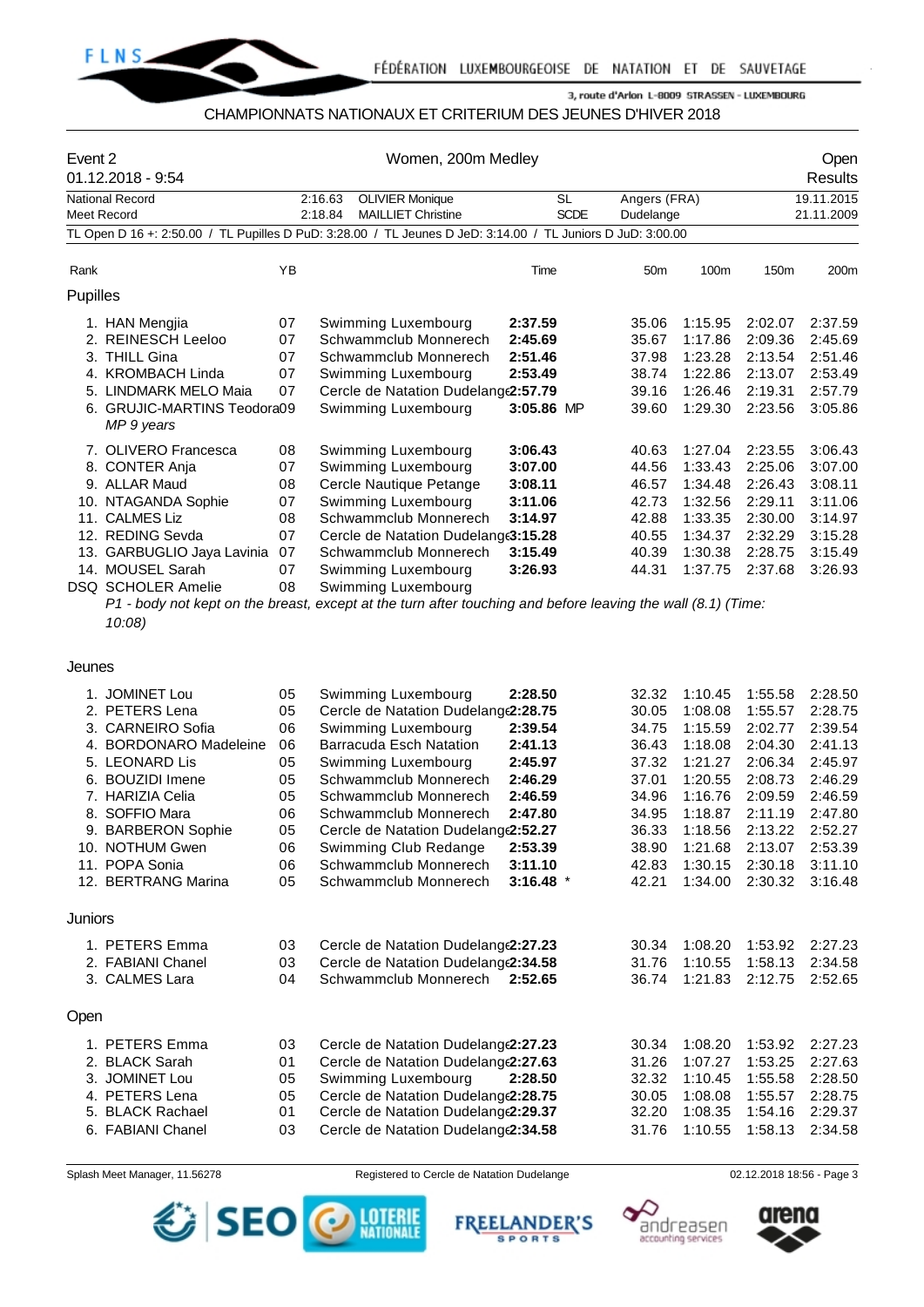FÉDÉRATION LUXEMBOURGEOISE DE NATATION ET DE SAUVETAGE

3, route d'Arlon L-8009 STRASSEN - LUXEMBOURG

CHAMPIONNATS NATIONAUX ET CRITERIUM DES JEUNES D'HIVER 2018

| Event 2 | Women, 200m Medley | Open |
|---|---|---|
| 01.12.2018 - 9:54 | | Results |

| | | | | | |
|---|---|---|---|---|---|
| National Record | 2:16.63 | OLIVIER Monique | SL | Angers (FRA) | 19.11.2015 |
| Meet Record | 2:18.84 | MAILLIET Christine | SCDE | Dudelange | 21.11.2009 |

TL Open D 16 +: 2:50.00 / TL Pupilles D PuD: 3:28.00 / TL Jeunes D JeD: 3:14.00 / TL Juniors D JuD: 3:00.00

## Pupilles

| Rank | | YB | | Time | 50m | 100m | 150m | 200m |
|---|---|---|---|---|---|---|---|---|
| 1. | HAN Mengjia | 07 | Swimming Luxembourg | **2:37.59** | 35.06 | 1:15.95 | 2:02.07 | 2:37.59 |
| 2. | REINESCH Leeloo | 07 | Schwammclub Monnerech | **2:45.69** | 35.67 | 1:17.86 | 2:09.36 | 2:45.69 |
| 3. | THILL Gina | 07 | Schwammclub Monnerech | **2:51.46** | 37.98 | 1:23.28 | 2:13.54 | 2:51.46 |
| 4. | KROMBACH Linda | 07 | Swimming Luxembourg | **2:53.49** | 38.74 | 1:22.86 | 2:13.07 | 2:53.49 |
| 5. | LINDMARK MELO Maia | 07 | Cercle de Natation Dudelange | **2:57.79** | 39.16 | 1:26.46 | 2:19.31 | 2:57.79 |
| 6. | GRUJIC-MARTINS Teodora *MP 9 years* | 09 | Swimming Luxembourg | **3:05.86** MP | 39.60 | 1:29.30 | 2:23.56 | 3:05.86 |
| 7. | OLIVERO Francesca | 08 | Swimming Luxembourg | **3:06.43** | 40.63 | 1:27.04 | 2:23.55 | 3:06.43 |
| 8. | CONTER Anja | 07 | Swimming Luxembourg | **3:07.00** | 44.56 | 1:33.43 | 2:25.06 | 3:07.00 |
| 9. | ALLAR Maud | 08 | Cercle Nautique Petange | **3:08.11** | 46.57 | 1:34.48 | 2:26.43 | 3:08.11 |
| 10. | NTAGANDA Sophie | 07 | Swimming Luxembourg | **3:11.06** | 42.73 | 1:32.56 | 2:29.11 | 3:11.06 |
| 11. | CALMES Liz | 08 | Schwammclub Monnerech | **3:14.97** | 42.88 | 1:33.35 | 2:30.00 | 3:14.97 |
| 12. | REDING Sevda | 07 | Cercle de Natation Dudelange | **3:15.28** | 40.55 | 1:34.37 | 2:32.29 | 3:15.28 |
| 13. | GARBUGLIO Jaya Lavinia | 07 | Schwammclub Monnerech | **3:15.49** | 40.39 | 1:30.38 | 2:28.75 | 3:15.49 |
| 14. | MOUSEL Sarah | 07 | Swimming Luxembourg | **3:26.93** | 44.31 | 1:37.75 | 2:37.68 | 3:26.93 |
| DSQ | SCHOLER Amelie | 08 | Swimming Luxembourg | | | | | |

*P1 - body not kept on the breast, except at the turn after touching and before leaving the wall (8.1) (Time: 10:08)*

## Jeunes

| Rank | | YB | | Time | 50m | 100m | 150m | 200m |
|---|---|---|---|---|---|---|---|---|
| 1. | JOMINET Lou | 05 | Swimming Luxembourg | **2:28.50** | 32.32 | 1:10.45 | 1:55.58 | 2:28.50 |
| 2. | PETERS Lena | 05 | Cercle de Natation Dudelange | **2:28.75** | 30.05 | 1:08.08 | 1:55.57 | 2:28.75 |
| 3. | CARNEIRO Sofia | 06 | Swimming Luxembourg | **2:39.54** | 34.75 | 1:15.59 | 2:02.77 | 2:39.54 |
| 4. | BORDONARO Madeleine | 06 | Barracuda Esch Natation | **2:41.13** | 36.43 | 1:18.08 | 2:04.30 | 2:41.13 |
| 5. | LEONARD Lis | 05 | Swimming Luxembourg | **2:45.97** | 37.32 | 1:21.27 | 2:06.34 | 2:45.97 |
| 6. | BOUZIDI Imene | 05 | Schwammclub Monnerech | **2:46.29** | 37.01 | 1:20.55 | 2:08.73 | 2:46.29 |
| 7. | HARIZIA Celia | 05 | Schwammclub Monnerech | **2:46.59** | 34.96 | 1:16.76 | 2:09.59 | 2:46.59 |
| 8. | SOFFIO Mara | 06 | Schwammclub Monnerech | **2:47.80** | 34.95 | 1:18.87 | 2:11.19 | 2:47.80 |
| 9. | BARBERON Sophie | 05 | Cercle de Natation Dudelange | **2:52.27** | 36.33 | 1:18.56 | 2:13.22 | 2:52.27 |
| 10. | NOTHUM Gwen | 06 | Swimming Club Redange | **2:53.39** | 38.90 | 1:21.68 | 2:13.07 | 2:53.39 |
| 11. | POPA Sonia | 06 | Schwammclub Monnerech | **3:11.10** | 42.83 | 1:30.15 | 2:30.18 | 3:11.10 |
| 12. | BERTRANG Marina | 05 | Schwammclub Monnerech | **3:16.48** * | 42.21 | 1:34.00 | 2:30.32 | 3:16.48 |

## Juniors

| Rank | | YB | | Time | 50m | 100m | 150m | 200m |
|---|---|---|---|---|---|---|---|---|
| 1. | PETERS Emma | 03 | Cercle de Natation Dudelange | **2:27.23** | 30.34 | 1:08.20 | 1:53.92 | 2:27.23 |
| 2. | FABIANI Chanel | 03 | Cercle de Natation Dudelange | **2:34.58** | 31.76 | 1:10.55 | 1:58.13 | 2:34.58 |
| 3. | CALMES Lara | 04 | Schwammclub Monnerech | **2:52.65** | 36.74 | 1:21.83 | 2:12.75 | 2:52.65 |

## Open

| Rank | | YB | | Time | 50m | 100m | 150m | 200m |
|---|---|---|---|---|---|---|---|---|
| 1. | PETERS Emma | 03 | Cercle de Natation Dudelange | **2:27.23** | 30.34 | 1:08.20 | 1:53.92 | 2:27.23 |
| 2. | BLACK Sarah | 01 | Cercle de Natation Dudelange | **2:27.63** | 31.26 | 1:07.27 | 1:53.25 | 2:27.63 |
| 3. | JOMINET Lou | 05 | Swimming Luxembourg | **2:28.50** | 32.32 | 1:10.45 | 1:55.58 | 2:28.50 |
| 4. | PETERS Lena | 05 | Cercle de Natation Dudelange | **2:28.75** | 30.05 | 1:08.08 | 1:55.57 | 2:28.75 |
| 5. | BLACK Rachael | 01 | Cercle de Natation Dudelange | **2:29.37** | 32.20 | 1:08.35 | 1:54.16 | 2:29.37 |
| 6. | FABIANI Chanel | 03 | Cercle de Natation Dudelange | **2:34.58** | 31.76 | 1:10.55 | 1:58.13 | 2:34.58 |

Splash Meet Manager, 11.56278 — Registered to Cercle de Natation Dudelange — 02.12.2018 18:56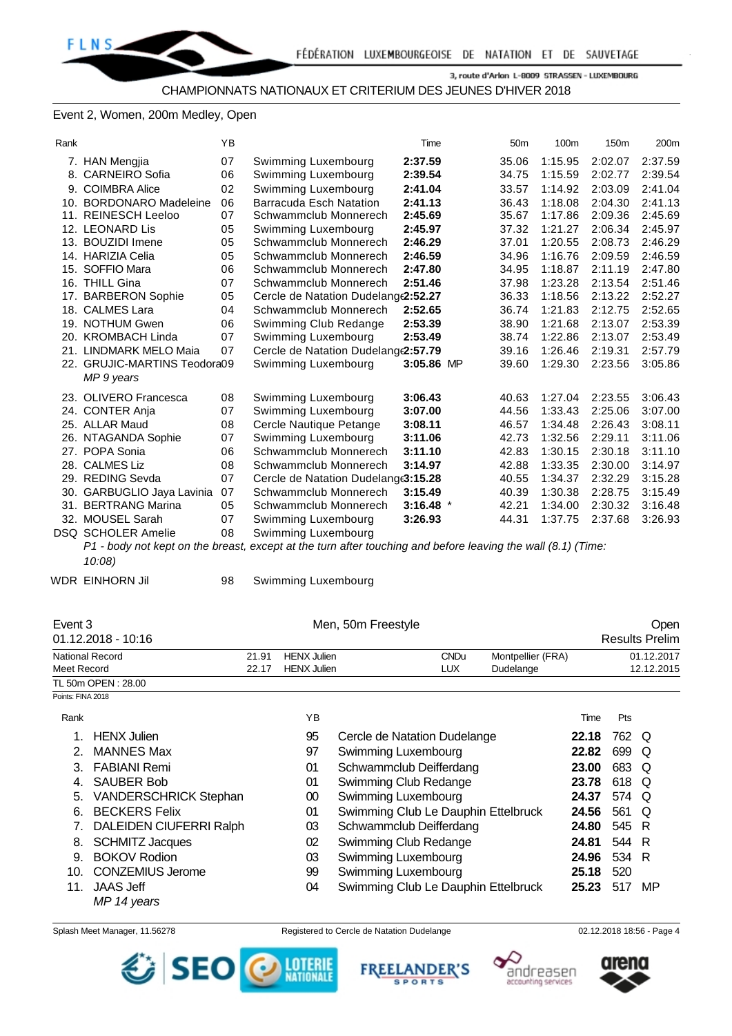## Event 2, Women, 200m Medley, Open

| Rank | | YB | | Time | | 50m | 100m | 150m | 200m |
|---|---|---|---|---|---|---|---|---|---|
| 7. | HAN Mengjia | 07 | Swimming Luxembourg | **2:37.59** | | 35.06 | 1:15.95 | 2:02.07 | 2:37.59 |
| 8. | CARNEIRO Sofia | 06 | Swimming Luxembourg | **2:39.54** | | 34.75 | 1:15.59 | 2:02.77 | 2:39.54 |
| 9. | COIMBRA Alice | 02 | Swimming Luxembourg | **2:41.04** | | 33.57 | 1:14.92 | 2:03.09 | 2:41.04 |
| 10. | BORDONARO Madeleine | 06 | Barracuda Esch Natation | **2:41.13** | | 36.43 | 1:18.08 | 2:04.30 | 2:41.13 |
| 11. | REINESCH Leeloo | 07 | Schwammclub Monnerech | **2:45.69** | | 35.67 | 1:17.86 | 2:09.36 | 2:45.69 |
| 12. | LEONARD Lis | 05 | Swimming Luxembourg | **2:45.97** | | 37.32 | 1:21.27 | 2:06.34 | 2:45.97 |
| 13. | BOUZIDI Imene | 05 | Schwammclub Monnerech | **2:46.29** | | 37.01 | 1:20.55 | 2:08.73 | 2:46.29 |
| 14. | HARIZIA Celia | 05 | Schwammclub Monnerech | **2:46.59** | | 34.96 | 1:16.76 | 2:09.59 | 2:46.59 |
| 15. | SOFFIO Mara | 06 | Schwammclub Monnerech | **2:47.80** | | 34.95 | 1:18.87 | 2:11.19 | 2:47.80 |
| 16. | THILL Gina | 07 | Schwammclub Monnerech | **2:51.46** | | 37.98 | 1:23.28 | 2:13.54 | 2:51.46 |
| 17. | BARBERON Sophie | 05 | Cercle de Natation Dudelange | **2:52.27** | | 36.33 | 1:18.56 | 2:13.22 | 2:52.27 |
| 18. | CALMES Lara | 04 | Schwammclub Monnerech | **2:52.65** | | 36.74 | 1:21.83 | 2:12.75 | 2:52.65 |
| 19. | NOTHUM Gwen | 06 | Swimming Club Redange | **2:53.39** | | 38.90 | 1:21.68 | 2:13.07 | 2:53.39 |
| 20. | KROMBACH Linda | 07 | Swimming Luxembourg | **2:53.49** | | 38.74 | 1:22.86 | 2:13.07 | 2:53.49 |
| 21. | LINDMARK MELO Maia | 07 | Cercle de Natation Dudelange | **2:57.79** | | 39.16 | 1:26.46 | 2:19.31 | 2:57.79 |
| 22. | GRUJIC-MARTINS Teodora *MP 9 years* | 09 | Swimming Luxembourg | **3:05.86** | MP | 39.60 | 1:29.30 | 2:23.56 | 3:05.86 |
| 23. | OLIVERO Francesca | 08 | Swimming Luxembourg | **3:06.43** | | 40.63 | 1:27.04 | 2:23.55 | 3:06.43 |
| 24. | CONTER Anja | 07 | Swimming Luxembourg | **3:07.00** | | 44.56 | 1:33.43 | 2:25.06 | 3:07.00 |
| 25. | ALLAR Maud | 08 | Cercle Nautique Petange | **3:08.11** | | 46.57 | 1:34.48 | 2:26.43 | 3:08.11 |
| 26. | NTAGANDA Sophie | 07 | Swimming Luxembourg | **3:11.06** | | 42.73 | 1:32.56 | 2:29.11 | 3:11.06 |
| 27. | POPA Sonia | 06 | Schwammclub Monnerech | **3:11.10** | | 42.83 | 1:30.15 | 2:30.18 | 3:11.10 |
| 28. | CALMES Liz | 08 | Schwammclub Monnerech | **3:14.97** | | 42.88 | 1:33.35 | 2:30.00 | 3:14.97 |
| 29. | REDING Sevda | 07 | Cercle de Natation Dudelange | **3:15.28** | | 40.55 | 1:34.37 | 2:32.29 | 3:15.28 |
| 30. | GARBUGLIO Jaya Lavinia | 07 | Schwammclub Monnerech | **3:15.49** | | 40.39 | 1:30.38 | 2:28.75 | 3:15.49 |
| 31. | BERTRANG Marina | 05 | Schwammclub Monnerech | **3:16.48** | * | 42.21 | 1:34.00 | 2:30.32 | 3:16.48 |
| 32. | MOUSEL Sarah | 07 | Swimming Luxembourg | **3:26.93** | | 44.31 | 1:37.75 | 2:37.68 | 3:26.93 |
| DSQ | SCHOLER Amelie | 08 | Swimming Luxembourg | | | | | | |
| | *P1 - body not kept on the breast, except at the turn after touching and before leaving the wall (8.1) (Time: 10:08)* | | | | | | | | |
| WDR | EINHORN Jil | 98 | Swimming Luxembourg | | | | | | |

## Event 3 — Men, 50m Freestyle — Open

01.12.2018 - 10:16 — Results Prelim

| | | | | | | |
|---|---|---|---|---|---|---|
| National Record | 21.91 | HENX Julien | CNDu | Montpellier (FRA) | 01.12.2017 |
| Meet Record | 22.17 | HENX Julien | LUX | Dudelange | 12.12.2015 |

TL 50m OPEN : 28.00

Points: FINA 2018

| Rank | | YB | | Time | Pts | |
|---|---|---|---|---|---|---|
| 1. | HENX Julien | 95 | Cercle de Natation Dudelange | **22.18** | 762 | Q |
| 2. | MANNES Max | 97 | Swimming Luxembourg | **22.82** | 699 | Q |
| 3. | FABIANI Remi | 01 | Schwammclub Deifferdang | **23.00** | 683 | Q |
| 4. | SAUBER Bob | 01 | Swimming Club Redange | **23.78** | 618 | Q |
| 5. | VANDERSCHRICK Stephan | 00 | Swimming Luxembourg | **24.37** | 574 | Q |
| 6. | BECKERS Felix | 01 | Swimming Club Le Dauphin Ettelbruck | **24.56** | 561 | Q |
| 7. | DALEIDEN CIUFERRI Ralph | 03 | Schwammclub Deifferdang | **24.80** | 545 | R |
| 8. | SCHMITZ Jacques | 02 | Swimming Club Redange | **24.81** | 544 | R |
| 9. | BOKOV Rodion | 03 | Swimming Luxembourg | **24.96** | 534 | R |
| 10. | CONZEMIUS Jerome | 99 | Swimming Luxembourg | **25.18** | 520 | |
| 11. | JAAS Jeff *MP 14 years* | 04 | Swimming Club Le Dauphin Ettelbruck | **25.23** | 517 | MP |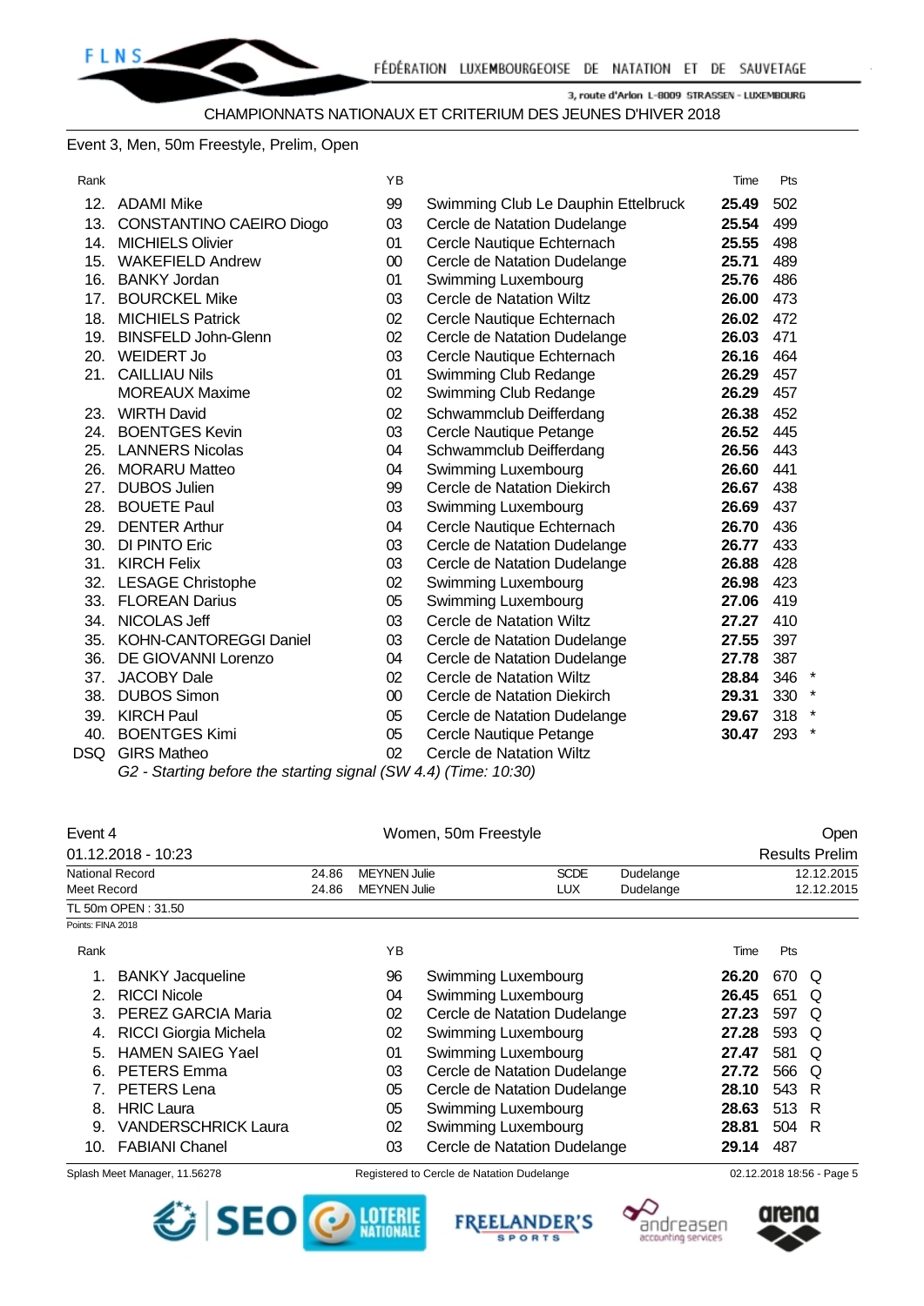CHAMPIONNATS NATIONAUX ET CRITERIUM DES JEUNES D'HIVER 2018

## Event 3, Men, 50m Freestyle, Prelim, Open

| Rank | | YB | | Time | Pts | |
|---|---|---|---|---|---|---|
| 12. | ADAMI Mike | 99 | Swimming Club Le Dauphin Ettelbruck | **25.49** | 502 | |
| 13. | CONSTANTINO CAEIRO Diogo | 03 | Cercle de Natation Dudelange | **25.54** | 499 | |
| 14. | MICHIELS Olivier | 01 | Cercle Nautique Echternach | **25.55** | 498 | |
| 15. | WAKEFIELD Andrew | 00 | Cercle de Natation Dudelange | **25.71** | 489 | |
| 16. | BANKY Jordan | 01 | Swimming Luxembourg | **25.76** | 486 | |
| 17. | BOURCKEL Mike | 03 | Cercle de Natation Wiltz | **26.00** | 473 | |
| 18. | MICHIELS Patrick | 02 | Cercle Nautique Echternach | **26.02** | 472 | |
| 19. | BINSFELD John-Glenn | 02 | Cercle de Natation Dudelange | **26.03** | 471 | |
| 20. | WEIDERT Jo | 03 | Cercle Nautique Echternach | **26.16** | 464 | |
| 21. | CAILLIAU Nils | 01 | Swimming Club Redange | **26.29** | 457 | |
| | MOREAUX Maxime | 02 | Swimming Club Redange | **26.29** | 457 | |
| 23. | WIRTH David | 02 | Schwammclub Deifferdang | **26.38** | 452 | |
| 24. | BOENTGES Kevin | 03 | Cercle Nautique Petange | **26.52** | 445 | |
| 25. | LANNERS Nicolas | 04 | Schwammclub Deifferdang | **26.56** | 443 | |
| 26. | MORARU Matteo | 04 | Swimming Luxembourg | **26.60** | 441 | |
| 27. | DUBOS Julien | 99 | Cercle de Natation Diekirch | **26.67** | 438 | |
| 28. | BOUETE Paul | 03 | Swimming Luxembourg | **26.69** | 437 | |
| 29. | DENTER Arthur | 04 | Cercle Nautique Echternach | **26.70** | 436 | |
| 30. | DI PINTO Eric | 03 | Cercle de Natation Dudelange | **26.77** | 433 | |
| 31. | KIRCH Felix | 03 | Cercle de Natation Dudelange | **26.88** | 428 | |
| 32. | LESAGE Christophe | 02 | Swimming Luxembourg | **26.98** | 423 | |
| 33. | FLOREAN Darius | 05 | Swimming Luxembourg | **27.06** | 419 | |
| 34. | NICOLAS Jeff | 03 | Cercle de Natation Wiltz | **27.27** | 410 | |
| 35. | KOHN-CANTOREGGI Daniel | 03 | Cercle de Natation Dudelange | **27.55** | 397 | |
| 36. | DE GIOVANNI Lorenzo | 04 | Cercle de Natation Dudelange | **27.78** | 387 | |
| 37. | JACOBY Dale | 02 | Cercle de Natation Wiltz | **28.84** | 346 | * |
| 38. | DUBOS Simon | 00 | Cercle de Natation Diekirch | **29.31** | 330 | * |
| 39. | KIRCH Paul | 05 | Cercle de Natation Dudelange | **29.67** | 318 | * |
| 40. | BOENTGES Kimi | 05 | Cercle Nautique Petange | **30.47** | 293 | * |
| DSQ | GIRS Matheo | 02 | Cercle de Natation Wiltz | | | |

*G2 - Starting before the starting signal (SW 4.4) (Time: 10:30)*

## Event 4 Women, 50m Freestyle Open

01.12.2018 - 10:23 Results Prelim

| | | | | | |
|---|---|---|---|---|---|
| National Record | 24.86 | MEYNEN Julie | SCDE | Dudelange | 12.12.2015 |
| Meet Record | 24.86 | MEYNEN Julie | LUX | Dudelange | 12.12.2015 |

TL 50m OPEN : 31.50

Points: FINA 2018

| Rank | | YB | | Time | Pts | |
|---|---|---|---|---|---|---|
| 1. | BANKY Jacqueline | 96 | Swimming Luxembourg | **26.20** | 670 | Q |
| 2. | RICCI Nicole | 04 | Swimming Luxembourg | **26.45** | 651 | Q |
| 3. | PEREZ GARCIA Maria | 02 | Cercle de Natation Dudelange | **27.23** | 597 | Q |
| 4. | RICCI Giorgia Michela | 02 | Swimming Luxembourg | **27.28** | 593 | Q |
| 5. | HAMEN SAIEG Yael | 01 | Swimming Luxembourg | **27.47** | 581 | Q |
| 6. | PETERS Emma | 03 | Cercle de Natation Dudelange | **27.72** | 566 | Q |
| 7. | PETERS Lena | 05 | Cercle de Natation Dudelange | **28.10** | 543 | R |
| 8. | HRIC Laura | 05 | Swimming Luxembourg | **28.63** | 513 | R |
| 9. | VANDERSCHRICK Laura | 02 | Swimming Luxembourg | **28.81** | 504 | R |
| 10. | FABIANI Chanel | 03 | Cercle de Natation Dudelange | **29.14** | 487 | |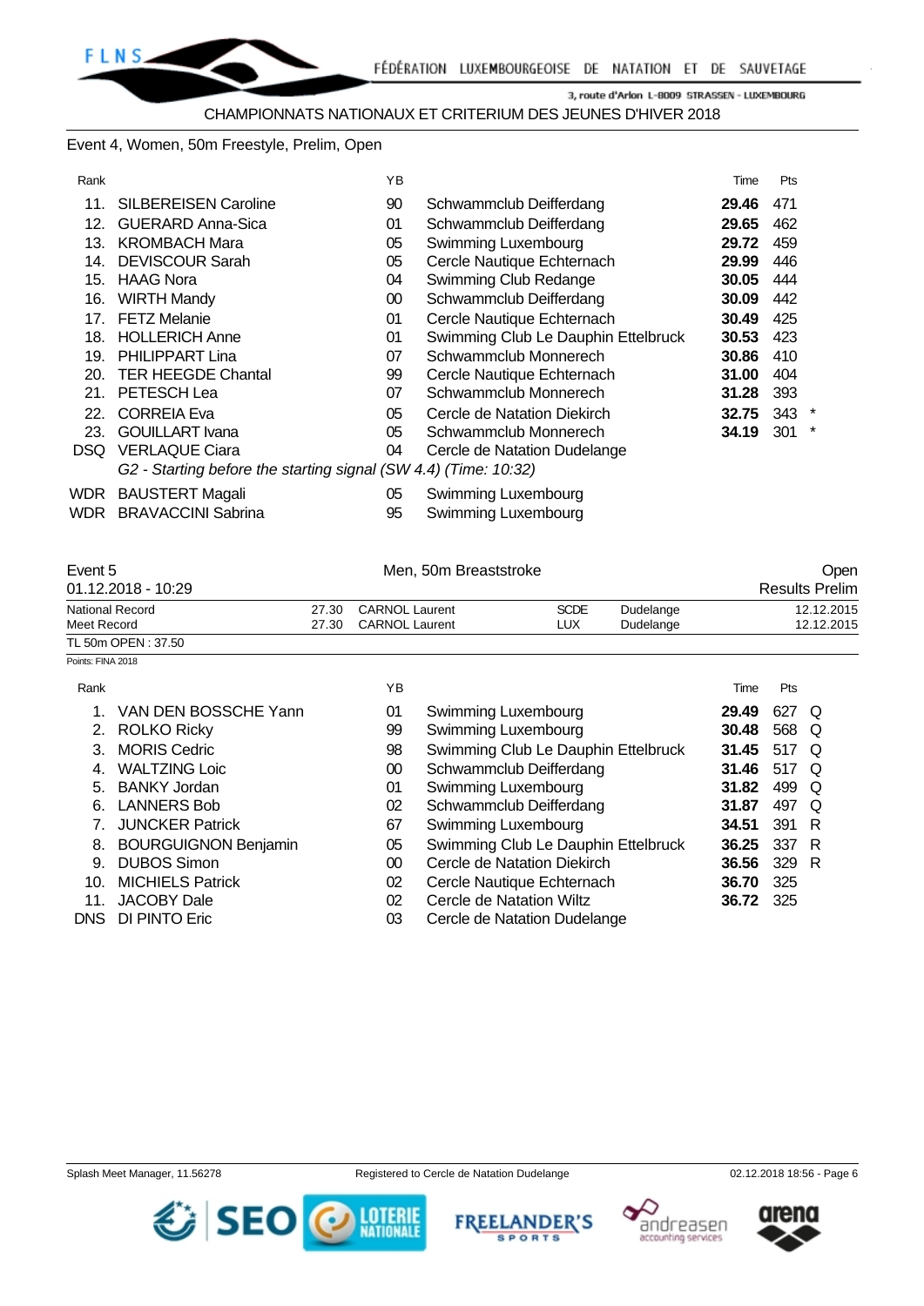CHAMPIONNATS NATIONAUX ET CRITERIUM DES JEUNES D'HIVER 2018

Event 4, Women, 50m Freestyle, Prelim, Open

| Rank | | YB | | Time | Pts | |
|---|---|---|---|---|---|---|
| 11. | SILBEREISEN Caroline | 90 | Schwammclub Deifferdang | **29.46** | 471 | |
| 12. | GUERARD Anna-Sica | 01 | Schwammclub Deifferdang | **29.65** | 462 | |
| 13. | KROMBACH Mara | 05 | Swimming Luxembourg | **29.72** | 459 | |
| 14. | DEVISCOUR Sarah | 05 | Cercle Nautique Echternach | **29.99** | 446 | |
| 15. | HAAG Nora | 04 | Swimming Club Redange | **30.05** | 444 | |
| 16. | WIRTH Mandy | 00 | Schwammclub Deifferdang | **30.09** | 442 | |
| 17. | FETZ Melanie | 01 | Cercle Nautique Echternach | **30.49** | 425 | |
| 18. | HOLLERICH Anne | 01 | Swimming Club Le Dauphin Ettelbruck | **30.53** | 423 | |
| 19. | PHILIPPART Lina | 07 | Schwammclub Monnerech | **30.86** | 410 | |
| 20. | TER HEEGDE Chantal | 99 | Cercle Nautique Echternach | **31.00** | 404 | |
| 21. | PETESCH Lea | 07 | Schwammclub Monnerech | **31.28** | 393 | |
| 22. | CORREIA Eva | 05 | Cercle de Natation Diekirch | **32.75** | 343 | * |
| 23. | GOUILLART Ivana | 05 | Schwammclub Monnerech | **34.19** | 301 | * |
| DSQ | VERLAQUE Ciara | 04 | Cercle de Natation Dudelange | | | |
| | *G2 - Starting before the starting signal (SW 4.4) (Time: 10:32)* | | | | | |
| WDR | BAUSTERT Magali | 05 | Swimming Luxembourg | | | |
| WDR | BRAVACCINI Sabrina | 95 | Swimming Luxembourg | | | |

Event 5 — Men, 50m Breaststroke — Open

01.12.2018 - 10:29 — Results Prelim

| | | | | | |
|---|---|---|---|---|---|
| National Record | 27.30 | CARNOL Laurent | SCDE | Dudelange | 12.12.2015 |
| Meet Record | 27.30 | CARNOL Laurent | LUX | Dudelange | 12.12.2015 |

TL 50m OPEN : 37.50

Points: FINA 2018

| Rank | | YB | | Time | Pts | |
|---|---|---|---|---|---|---|
| 1. | VAN DEN BOSSCHE Yann | 01 | Swimming Luxembourg | **29.49** | 627 | Q |
| 2. | ROLKO Ricky | 99 | Swimming Luxembourg | **30.48** | 568 | Q |
| 3. | MORIS Cedric | 98 | Swimming Club Le Dauphin Ettelbruck | **31.45** | 517 | Q |
| 4. | WALTZING Loic | 00 | Schwammclub Deifferdang | **31.46** | 517 | Q |
| 5. | BANKY Jordan | 01 | Swimming Luxembourg | **31.82** | 499 | Q |
| 6. | LANNERS Bob | 02 | Schwammclub Deifferdang | **31.87** | 497 | Q |
| 7. | JUNCKER Patrick | 67 | Swimming Luxembourg | **34.51** | 391 | R |
| 8. | BOURGUIGNON Benjamin | 05 | Swimming Club Le Dauphin Ettelbruck | **36.25** | 337 | R |
| 9. | DUBOS Simon | 00 | Cercle de Natation Diekirch | **36.56** | 329 | R |
| 10. | MICHIELS Patrick | 02 | Cercle Nautique Echternach | **36.70** | 325 | |
| 11. | JACOBY Dale | 02 | Cercle de Natation Wiltz | **36.72** | 325 | |
| DNS | DI PINTO Eric | 03 | Cercle de Natation Dudelange | | | |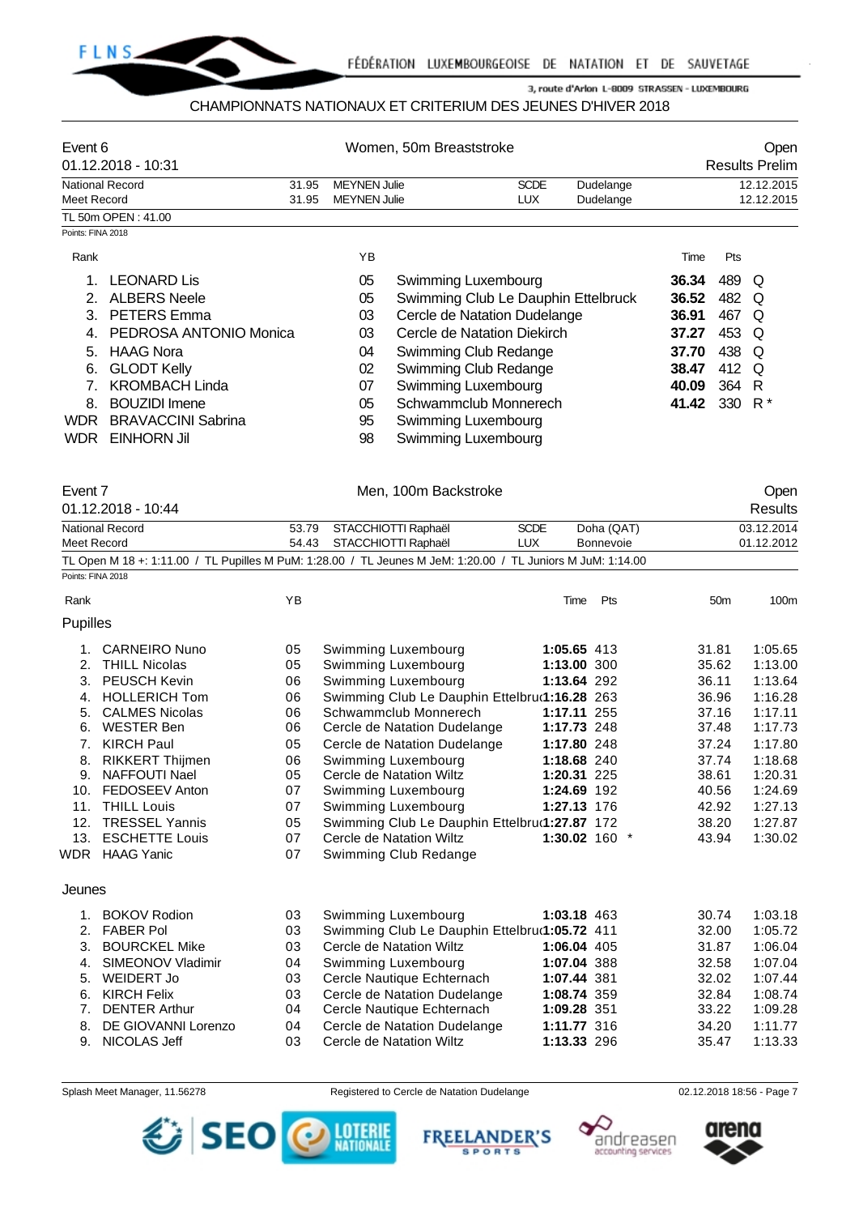CHAMPIONNATS NATIONAUX ET CRITERIUM DES JEUNES D'HIVER 2018

## Event 6 — Women, 50m Breaststroke — Open

01.12.2018 - 10:31 — Results Prelim

| | | | | | | |
|---|---|---|---|---|---|---|
| National Record | 31.95 | MEYNEN Julie | SCDE | Dudelange | 12.12.2015 |
| Meet Record | 31.95 | MEYNEN Julie | LUX | Dudelange | 12.12.2015 |

TL 50m OPEN : 41.00

Points: FINA 2018

| Rank | | YB | | Time | Pts | |
|---|---|---|---|---|---|---|
| 1. | LEONARD Lis | 05 | Swimming Luxembourg | **36.34** | 489 | Q |
| 2. | ALBERS Neele | 05 | Swimming Club Le Dauphin Ettelbruck | **36.52** | 482 | Q |
| 3. | PETERS Emma | 03 | Cercle de Natation Dudelange | **36.91** | 467 | Q |
| 4. | PEDROSA ANTONIO Monica | 03 | Cercle de Natation Diekirch | **37.27** | 453 | Q |
| 5. | HAAG Nora | 04 | Swimming Club Redange | **37.70** | 438 | Q |
| 6. | GLODT Kelly | 02 | Swimming Club Redange | **38.47** | 412 | Q |
| 7. | KROMBACH Linda | 07 | Swimming Luxembourg | **40.09** | 364 | R |
| 8. | BOUZIDI Imene | 05 | Schwammclub Monnerech | **41.42** | 330 | R * |
| WDR | BRAVACCINI Sabrina | 95 | Swimming Luxembourg | | | |
| WDR | EINHORN Jil | 98 | Swimming Luxembourg | | | |

## Event 7 — Men, 100m Backstroke — Open

01.12.2018 - 10:44 — Results

| | | | | | | |
|---|---|---|---|---|---|---|
| National Record | 53.79 | STACCHIOTTI Raphaël | SCDE | Doha (QAT) | 03.12.2014 |
| Meet Record | 54.43 | STACCHIOTTI Raphaël | LUX | Bonnevoie | 01.12.2012 |

TL Open M 18 +: 1:11.00 / TL Pupilles M PuM: 1:28.00 / TL Jeunes M JeM: 1:20.00 / TL Juniors M JuM: 1:14.00

Points: FINA 2018

### Pupilles

| Rank | | YB | | Time | Pts | 50m | 100m |
|---|---|---|---|---|---|---|---|
| 1. | CARNEIRO Nuno | 05 | Swimming Luxembourg | **1:05.65** | 413 | 31.81 | 1:05.65 |
| 2. | THILL Nicolas | 05 | Swimming Luxembourg | **1:13.00** | 300 | 35.62 | 1:13.00 |
| 3. | PEUSCH Kevin | 06 | Swimming Luxembourg | **1:13.64** | 292 | 36.11 | 1:13.64 |
| 4. | HOLLERICH Tom | 06 | Swimming Club Le Dauphin Ettelbruck | **1:16.28** | 263 | 36.96 | 1:16.28 |
| 5. | CALMES Nicolas | 06 | Schwammclub Monnerech | **1:17.11** | 255 | 37.16 | 1:17.11 |
| 6. | WESTER Ben | 06 | Cercle de Natation Dudelange | **1:17.73** | 248 | 37.48 | 1:17.73 |
| 7. | KIRCH Paul | 05 | Cercle de Natation Dudelange | **1:17.80** | 248 | 37.24 | 1:17.80 |
| 8. | RIKKERT Thijmen | 06 | Swimming Luxembourg | **1:18.68** | 240 | 37.74 | 1:18.68 |
| 9. | NAFFOUTI Nael | 05 | Cercle de Natation Wiltz | **1:20.31** | 225 | 38.61 | 1:20.31 |
| 10. | FEDOSEEV Anton | 07 | Swimming Luxembourg | **1:24.69** | 192 | 40.56 | 1:24.69 |
| 11. | THILL Louis | 07 | Swimming Luxembourg | **1:27.13** | 176 | 42.92 | 1:27.13 |
| 12. | TRESSEL Yannis | 05 | Swimming Club Le Dauphin Ettelbruck | **1:27.87** | 172 | 38.20 | 1:27.87 |
| 13. | ESCHETTE Louis | 07 | Cercle de Natation Wiltz | **1:30.02** | 160 * | 43.94 | 1:30.02 |
| WDR | HAAG Yanic | 07 | Swimming Club Redange | | | | |

### Jeunes

| Rank | | YB | | Time | Pts | 50m | 100m |
|---|---|---|---|---|---|---|---|
| 1. | BOKOV Rodion | 03 | Swimming Luxembourg | **1:03.18** | 463 | 30.74 | 1:03.18 |
| 2. | FABER Pol | 03 | Swimming Club Le Dauphin Ettelbruck | **1:05.72** | 411 | 32.00 | 1:05.72 |
| 3. | BOURCKEL Mike | 03 | Cercle de Natation Wiltz | **1:06.04** | 405 | 31.87 | 1:06.04 |
| 4. | SIMEONOV Vladimir | 04 | Swimming Luxembourg | **1:07.04** | 388 | 32.58 | 1:07.04 |
| 5. | WEIDERT Jo | 03 | Cercle Nautique Echternach | **1:07.44** | 381 | 32.02 | 1:07.44 |
| 6. | KIRCH Felix | 03 | Cercle de Natation Dudelange | **1:08.74** | 359 | 32.84 | 1:08.74 |
| 7. | DENTER Arthur | 04 | Cercle Nautique Echternach | **1:09.28** | 351 | 33.22 | 1:09.28 |
| 8. | DE GIOVANNI Lorenzo | 04 | Cercle de Natation Dudelange | **1:11.77** | 316 | 34.20 | 1:11.77 |
| 9. | NICOLAS Jeff | 03 | Cercle de Natation Wiltz | **1:13.33** | 296 | 35.47 | 1:13.33 |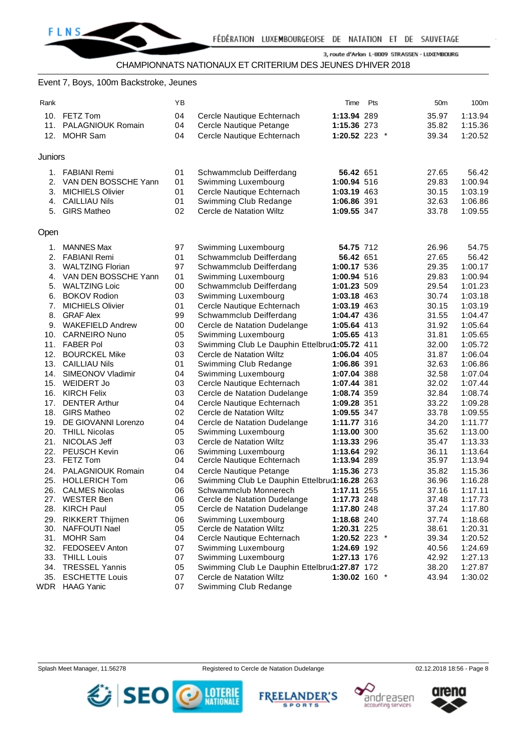## CHAMPIONNATS NATIONAUX ET CRITERIUM DES JEUNES D'HIVER 2018

### Event 7, Boys, 100m Backstroke, Jeunes

| Rank | | YB | | Time | Pts | | 50m | 100m |
|---|---|---|---|---|---|---|---|---|
| 10. | FETZ Tom | 04 | Cercle Nautique Echternach | **1:13.94** | 289 | | 35.97 | 1:13.94 |
| 11. | PALAGNIOUK Romain | 04 | Cercle Nautique Petange | **1:15.36** | 273 | | 35.82 | 1:15.36 |
| 12. | MOHR Sam | 04 | Cercle Nautique Echternach | **1:20.52** | 223 | * | 39.34 | 1:20.52 |

### Juniors

| Rank | | YB | | Time | Pts | | 50m | 100m |
|---|---|---|---|---|---|---|---|---|
| 1. | FABIANI Remi | 01 | Schwammclub Deifferdang | **56.42** | 651 | | 27.65 | 56.42 |
| 2. | VAN DEN BOSSCHE Yann | 01 | Swimming Luxembourg | **1:00.94** | 516 | | 29.83 | 1:00.94 |
| 3. | MICHIELS Olivier | 01 | Cercle Nautique Echternach | **1:03.19** | 463 | | 30.15 | 1:03.19 |
| 4. | CAILLIAU Nils | 01 | Swimming Club Redange | **1:06.86** | 391 | | 32.63 | 1:06.86 |
| 5. | GIRS Matheo | 02 | Cercle de Natation Wiltz | **1:09.55** | 347 | | 33.78 | 1:09.55 |

### Open

| Rank | | YB | | Time | Pts | | 50m | 100m |
|---|---|---|---|---|---|---|---|---|
| 1. | MANNES Max | 97 | Swimming Luxembourg | **54.75** | 712 | | 26.96 | 54.75 |
| 2. | FABIANI Remi | 01 | Schwammclub Deifferdang | **56.42** | 651 | | 27.65 | 56.42 |
| 3. | WALTZING Florian | 97 | Schwammclub Deifferdang | **1:00.17** | 536 | | 29.35 | 1:00.17 |
| 4. | VAN DEN BOSSCHE Yann | 01 | Swimming Luxembourg | **1:00.94** | 516 | | 29.83 | 1:00.94 |
| 5. | WALTZING Loic | 00 | Schwammclub Deifferdang | **1:01.23** | 509 | | 29.54 | 1:01.23 |
| 6. | BOKOV Rodion | 03 | Swimming Luxembourg | **1:03.18** | 463 | | 30.74 | 1:03.18 |
| 7. | MICHIELS Olivier | 01 | Cercle Nautique Echternach | **1:03.19** | 463 | | 30.15 | 1:03.19 |
| 8. | GRAF Alex | 99 | Schwammclub Deifferdang | **1:04.47** | 436 | | 31.55 | 1:04.47 |
| 9. | WAKEFIELD Andrew | 00 | Cercle de Natation Dudelange | **1:05.64** | 413 | | 31.92 | 1:05.64 |
| 10. | CARNEIRO Nuno | 05 | Swimming Luxembourg | **1:05.65** | 413 | | 31.81 | 1:05.65 |
| 11. | FABER Pol | 03 | Swimming Club Le Dauphin Ettelbruck | **1:05.72** | 411 | | 32.00 | 1:05.72 |
| 12. | BOURCKEL Mike | 03 | Cercle de Natation Wiltz | **1:06.04** | 405 | | 31.87 | 1:06.04 |
| 13. | CAILLIAU Nils | 01 | Swimming Club Redange | **1:06.86** | 391 | | 32.63 | 1:06.86 |
| 14. | SIMEONOV Vladimir | 04 | Swimming Luxembourg | **1:07.04** | 388 | | 32.58 | 1:07.04 |
| 15. | WEIDERT Jo | 03 | Cercle Nautique Echternach | **1:07.44** | 381 | | 32.02 | 1:07.44 |
| 16. | KIRCH Felix | 03 | Cercle de Natation Dudelange | **1:08.74** | 359 | | 32.84 | 1:08.74 |
| 17. | DENTER Arthur | 04 | Cercle Nautique Echternach | **1:09.28** | 351 | | 33.22 | 1:09.28 |
| 18. | GIRS Matheo | 02 | Cercle de Natation Wiltz | **1:09.55** | 347 | | 33.78 | 1:09.55 |
| 19. | DE GIOVANNI Lorenzo | 04 | Cercle de Natation Dudelange | **1:11.77** | 316 | | 34.20 | 1:11.77 |
| 20. | THILL Nicolas | 05 | Swimming Luxembourg | **1:13.00** | 300 | | 35.62 | 1:13.00 |
| 21. | NICOLAS Jeff | 03 | Cercle de Natation Wiltz | **1:13.33** | 296 | | 35.47 | 1:13.33 |
| 22. | PEUSCH Kevin | 06 | Swimming Luxembourg | **1:13.64** | 292 | | 36.11 | 1:13.64 |
| 23. | FETZ Tom | 04 | Cercle Nautique Echternach | **1:13.94** | 289 | | 35.97 | 1:13.94 |
| 24. | PALAGNIOUK Romain | 04 | Cercle Nautique Petange | **1:15.36** | 273 | | 35.82 | 1:15.36 |
| 25. | HOLLERICH Tom | 06 | Swimming Club Le Dauphin Ettelbruck | **1:16.28** | 263 | | 36.96 | 1:16.28 |
| 26. | CALMES Nicolas | 06 | Schwammclub Monnerech | **1:17.11** | 255 | | 37.16 | 1:17.11 |
| 27. | WESTER Ben | 06 | Cercle de Natation Dudelange | **1:17.73** | 248 | | 37.48 | 1:17.73 |
| 28. | KIRCH Paul | 05 | Cercle de Natation Dudelange | **1:17.80** | 248 | | 37.24 | 1:17.80 |
| 29. | RIKKERT Thijmen | 06 | Swimming Luxembourg | **1:18.68** | 240 | | 37.74 | 1:18.68 |
| 30. | NAFFOUTI Nael | 05 | Cercle de Natation Wiltz | **1:20.31** | 225 | | 38.61 | 1:20.31 |
| 31. | MOHR Sam | 04 | Cercle Nautique Echternach | **1:20.52** | 223 | * | 39.34 | 1:20.52 |
| 32. | FEDOSEEV Anton | 07 | Swimming Luxembourg | **1:24.69** | 192 | | 40.56 | 1:24.69 |
| 33. | THILL Louis | 07 | Swimming Luxembourg | **1:27.13** | 176 | | 42.92 | 1:27.13 |
| 34. | TRESSEL Yannis | 05 | Swimming Club Le Dauphin Ettelbruck | **1:27.87** | 172 | | 38.20 | 1:27.87 |
| 35. | ESCHETTE Louis | 07 | Cercle de Natation Wiltz | **1:30.02** | 160 | * | 43.94 | 1:30.02 |
| WDR | HAAG Yanic | 07 | Swimming Club Redange | | | | | |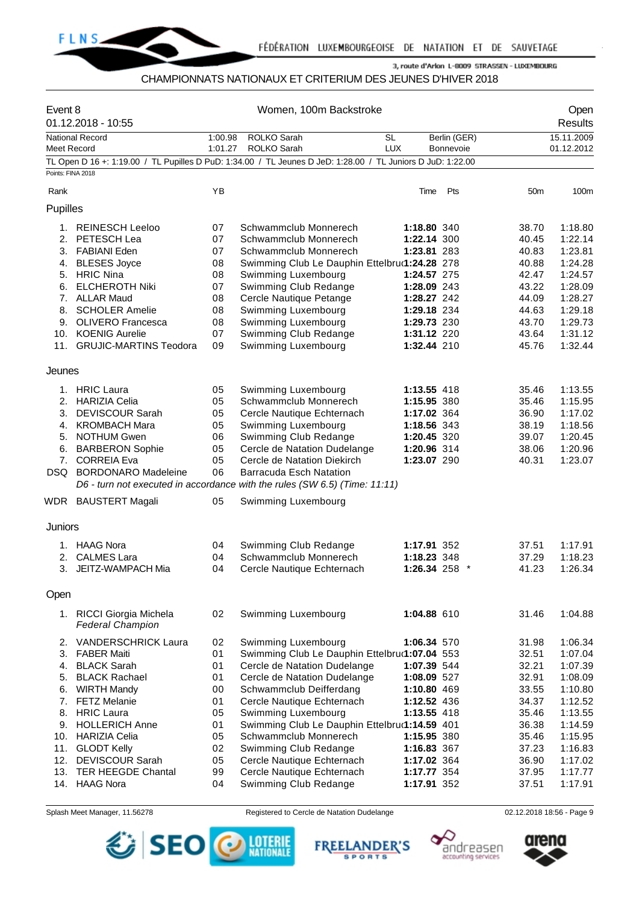CHAMPIONNATS NATIONAUX ET CRITERIUM DES JEUNES D'HIVER 2018

**Event 8** — Women, 100m Backstroke — Open
01.12.2018 - 10:55 — Results

| | | | | | |
|---|---|---|---|---|---|
| National Record | 1:00.98 | ROLKO Sarah | SL | Berlin (GER) | 15.11.2009 |
| Meet Record | 1:01.27 | ROLKO Sarah | LUX | Bonnevoie | 01.12.2012 |

TL Open D 16 +: 1:19.00 / TL Pupilles D PuD: 1:34.00 / TL Jeunes D JeD: 1:28.00 / TL Juniors D JuD: 1:22.00

Points: FINA 2018

| Rank | | YB | | Time | Pts | 50m | 100m |
|---|---|---|---|---|---|---|---|
| **Pupilles** | | | | | | | |
| 1. | REINESCH Leeloo | 07 | Schwammclub Monnerech | **1:18.80** | 340 | 38.70 | 1:18.80 |
| 2. | PETESCH Lea | 07 | Schwammclub Monnerech | **1:22.14** | 300 | 40.45 | 1:22.14 |
| 3. | FABIANI Eden | 07 | Schwammclub Monnerech | **1:23.81** | 283 | 40.83 | 1:23.81 |
| 4. | BLESES Joyce | 08 | Swimming Club Le Dauphin Ettelbruck | **1:24.28** | 278 | 40.88 | 1:24.28 |
| 5. | HRIC Nina | 08 | Swimming Luxembourg | **1:24.57** | 275 | 42.47 | 1:24.57 |
| 6. | ELCHEROTH Niki | 07 | Swimming Club Redange | **1:28.09** | 243 | 43.22 | 1:28.09 |
| 7. | ALLAR Maud | 08 | Cercle Nautique Petange | **1:28.27** | 242 | 44.09 | 1:28.27 |
| 8. | SCHOLER Amelie | 08 | Swimming Luxembourg | **1:29.18** | 234 | 44.63 | 1:29.18 |
| 9. | OLIVERO Francesca | 08 | Swimming Luxembourg | **1:29.73** | 230 | 43.70 | 1:29.73 |
| 10. | KOENIG Aurelie | 07 | Swimming Club Redange | **1:31.12** | 220 | 43.64 | 1:31.12 |
| 11. | GRUJIC-MARTINS Teodora | 09 | Swimming Luxembourg | **1:32.44** | 210 | 45.76 | 1:32.44 |
| **Jeunes** | | | | | | | |
| 1. | HRIC Laura | 05 | Swimming Luxembourg | **1:13.55** | 418 | 35.46 | 1:13.55 |
| 2. | HARIZIA Celia | 05 | Schwammclub Monnerech | **1:15.95** | 380 | 35.46 | 1:15.95 |
| 3. | DEVISCOUR Sarah | 05 | Cercle Nautique Echternach | **1:17.02** | 364 | 36.90 | 1:17.02 |
| 4. | KROMBACH Mara | 05 | Swimming Luxembourg | **1:18.56** | 343 | 38.19 | 1:18.56 |
| 5. | NOTHUM Gwen | 06 | Swimming Club Redange | **1:20.45** | 320 | 39.07 | 1:20.45 |
| 6. | BARBERON Sophie | 05 | Cercle de Natation Dudelange | **1:20.96** | 314 | 38.06 | 1:20.96 |
| 7. | CORREIA Eva | 05 | Cercle de Natation Diekirch | **1:23.07** | 290 | 40.31 | 1:23.07 |
| DSQ | BORDONARO Madeleine | 06 | Barracuda Esch Natation | | | | |
| | *D6 - turn not executed in accordance with the rules (SW 6.5) (Time: 11:11)* | | | | | | |
| WDR | BAUSTERT Magali | 05 | Swimming Luxembourg | | | | |
| **Juniors** | | | | | | | |
| 1. | HAAG Nora | 04 | Swimming Club Redange | **1:17.91** | 352 | 37.51 | 1:17.91 |
| 2. | CALMES Lara | 04 | Schwammclub Monnerech | **1:18.23** | 348 | 37.29 | 1:18.23 |
| 3. | JEITZ-WAMPACH Mia | 04 | Cercle Nautique Echternach | **1:26.34** | 258 * | 41.23 | 1:26.34 |
| **Open** | | | | | | | |
| 1. | RICCI Giorgia Michela *Federal Champion* | 02 | Swimming Luxembourg | **1:04.88** | 610 | 31.46 | 1:04.88 |
| 2. | VANDERSCHRICK Laura | 02 | Swimming Luxembourg | **1:06.34** | 570 | 31.98 | 1:06.34 |
| 3. | FABER Maiti | 01 | Swimming Club Le Dauphin Ettelbruck | **1:07.04** | 553 | 32.51 | 1:07.04 |
| 4. | BLACK Sarah | 01 | Cercle de Natation Dudelange | **1:07.39** | 544 | 32.21 | 1:07.39 |
| 5. | BLACK Rachael | 01 | Cercle de Natation Dudelange | **1:08.09** | 527 | 32.91 | 1:08.09 |
| 6. | WIRTH Mandy | 00 | Schwammclub Deifferdang | **1:10.80** | 469 | 33.55 | 1:10.80 |
| 7. | FETZ Melanie | 01 | Cercle Nautique Echternach | **1:12.52** | 436 | 34.37 | 1:12.52 |
| 8. | HRIC Laura | 05 | Swimming Luxembourg | **1:13.55** | 418 | 35.46 | 1:13.55 |
| 9. | HOLLERICH Anne | 01 | Swimming Club Le Dauphin Ettelbruck | **1:14.59** | 401 | 36.38 | 1:14.59 |
| 10. | HARIZIA Celia | 05 | Schwammclub Monnerech | **1:15.95** | 380 | 35.46 | 1:15.95 |
| 11. | GLODT Kelly | 02 | Swimming Club Redange | **1:16.83** | 367 | 37.23 | 1:16.83 |
| 12. | DEVISCOUR Sarah | 05 | Cercle Nautique Echternach | **1:17.02** | 364 | 36.90 | 1:17.02 |
| 13. | TER HEEGDE Chantal | 99 | Cercle Nautique Echternach | **1:17.77** | 354 | 37.95 | 1:17.77 |
| 14. | HAAG Nora | 04 | Swimming Club Redange | **1:17.91** | 352 | 37.51 | 1:17.91 |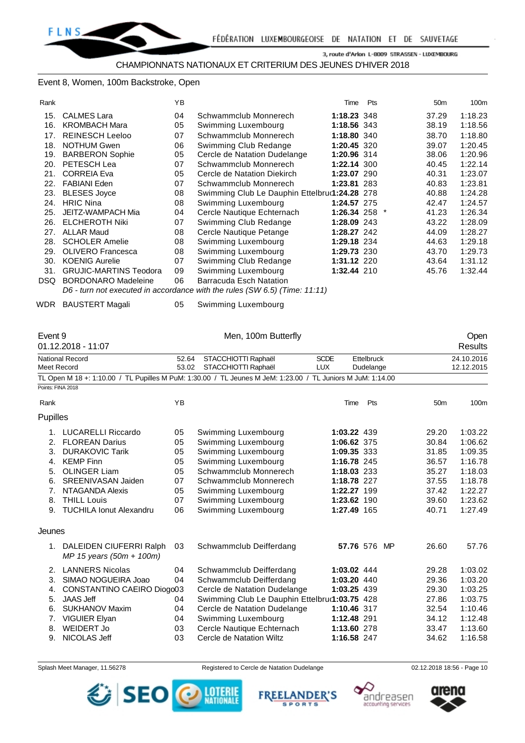## Event 8, Women, 100m Backstroke, Open

| Rank | | YB | | Time | Pts | | 50m | 100m |
|---|---|---|---|---|---|---|---|---|
| 15. | CALMES Lara | 04 | Schwammclub Monnerech | **1:18.23** | 348 | | 37.29 | 1:18.23 |
| 16. | KROMBACH Mara | 05 | Swimming Luxembourg | **1:18.56** | 343 | | 38.19 | 1:18.56 |
| 17. | REINESCH Leeloo | 07 | Schwammclub Monnerech | **1:18.80** | 340 | | 38.70 | 1:18.80 |
| 18. | NOTHUM Gwen | 06 | Swimming Club Redange | **1:20.45** | 320 | | 39.07 | 1:20.45 |
| 19. | BARBERON Sophie | 05 | Cercle de Natation Dudelange | **1:20.96** | 314 | | 38.06 | 1:20.96 |
| 20. | PETESCH Lea | 07 | Schwammclub Monnerech | **1:22.14** | 300 | | 40.45 | 1:22.14 |
| 21. | CORREIA Eva | 05 | Cercle de Natation Diekirch | **1:23.07** | 290 | | 40.31 | 1:23.07 |
| 22. | FABIANI Eden | 07 | Schwammclub Monnerech | **1:23.81** | 283 | | 40.83 | 1:23.81 |
| 23. | BLESES Joyce | 08 | Swimming Club Le Dauphin Ettelbruck | **1:24.28** | 278 | | 40.88 | 1:24.28 |
| 24. | HRIC Nina | 08 | Swimming Luxembourg | **1:24.57** | 275 | | 42.47 | 1:24.57 |
| 25. | JEITZ-WAMPACH Mia | 04 | Cercle Nautique Echternach | **1:26.34** | 258 | * | 41.23 | 1:26.34 |
| 26. | ELCHEROTH Niki | 07 | Swimming Club Redange | **1:28.09** | 243 | | 43.22 | 1:28.09 |
| 27. | ALLAR Maud | 08 | Cercle Nautique Petange | **1:28.27** | 242 | | 44.09 | 1:28.27 |
| 28. | SCHOLER Amelie | 08 | Swimming Luxembourg | **1:29.18** | 234 | | 44.63 | 1:29.18 |
| 29. | OLIVERO Francesca | 08 | Swimming Luxembourg | **1:29.73** | 230 | | 43.70 | 1:29.73 |
| 30. | KOENIG Aurelie | 07 | Swimming Club Redange | **1:31.12** | 220 | | 43.64 | 1:31.12 |
| 31. | GRUJIC-MARTINS Teodora | 09 | Swimming Luxembourg | **1:32.44** | 210 | | 45.76 | 1:32.44 |
| DSQ | BORDONARO Madeleine | 06 | Barracuda Esch Natation | | | | | |
| | *D6 - turn not executed in accordance with the rules (SW 6.5) (Time: 11:11)* | | | | | | | |
| WDR | BAUSTERT Magali | 05 | Swimming Luxembourg | | | | | |

## Event 9 — Men, 100m Butterfly — Open

01.12.2018 - 11:07 — Results

| | Time | Name | | | Date |
|---|---|---|---|---|---|
| National Record | 52.64 | STACCHIOTTI Raphaël | SCDE | Ettelbruck | 24.10.2016 |
| Meet Record | 53.02 | STACCHIOTTI Raphaël | LUX | Dudelange | 12.12.2015 |

TL Open M 18 +: 1:10.00 / TL Pupilles M PuM: 1:30.00 / TL Jeunes M JeM: 1:23.00 / TL Juniors M JuM: 1:14.00

Points: FINA 2018

### Pupilles

| Rank | | YB | | Time | Pts | | 50m | 100m |
|---|---|---|---|---|---|---|---|---|
| 1. | LUCARELLI Riccardo | 05 | Swimming Luxembourg | **1:03.22** | 439 | | 29.20 | 1:03.22 |
| 2. | FLOREAN Darius | 05 | Swimming Luxembourg | **1:06.62** | 375 | | 30.84 | 1:06.62 |
| 3. | DURAKOVIC Tarik | 05 | Swimming Luxembourg | **1:09.35** | 333 | | 31.85 | 1:09.35 |
| 4. | KEMP Finn | 05 | Swimming Luxembourg | **1:16.78** | 245 | | 36.57 | 1:16.78 |
| 5. | OLINGER Liam | 05 | Schwammclub Monnerech | **1:18.03** | 233 | | 35.27 | 1:18.03 |
| 6. | SREENIVASAN Jaiden | 07 | Schwammclub Monnerech | **1:18.78** | 227 | | 37.55 | 1:18.78 |
| 7. | NTAGANDA Alexis | 05 | Swimming Luxembourg | **1:22.27** | 199 | | 37.42 | 1:22.27 |
| 8. | THILL Louis | 07 | Swimming Luxembourg | **1:23.62** | 190 | | 39.60 | 1:23.62 |
| 9. | TUCHILA Ionut Alexandru | 06 | Swimming Luxembourg | **1:27.49** | 165 | | 40.71 | 1:27.49 |

### Jeunes

| Rank | | YB | | Time | Pts | | 50m | 100m |
|---|---|---|---|---|---|---|---|---|
| 1. | DALEIDEN CIUFERRI Ralph | 03 | Schwammclub Deifferdang | **57.76** | 576 | MP | 26.60 | 57.76 |
| | *MP 15 years (50m + 100m)* | | | | | | | |
| 2. | LANNERS Nicolas | 04 | Schwammclub Deifferdang | **1:03.02** | 444 | | 29.28 | 1:03.02 |
| 3. | SIMAO NOGUEIRA Joao | 04 | Schwammclub Deifferdang | **1:03.20** | 440 | | 29.36 | 1:03.20 |
| 4. | CONSTANTINO CAEIRO Diogo | 03 | Cercle de Natation Dudelange | **1:03.25** | 439 | | 29.30 | 1:03.25 |
| 5. | JAAS Jeff | 04 | Swimming Club Le Dauphin Ettelbruck | **1:03.75** | 428 | | 27.86 | 1:03.75 |
| 6. | SUKHANOV Maxim | 04 | Cercle de Natation Dudelange | **1:10.46** | 317 | | 32.54 | 1:10.46 |
| 7. | VIGUIER Elyan | 04 | Swimming Luxembourg | **1:12.48** | 291 | | 34.12 | 1:12.48 |
| 8. | WEIDERT Jo | 03 | Cercle Nautique Echternach | **1:13.60** | 278 | | 33.47 | 1:13.60 |
| 9. | NICOLAS Jeff | 03 | Cercle de Natation Wiltz | **1:16.58** | 247 | | 34.62 | 1:16.58 |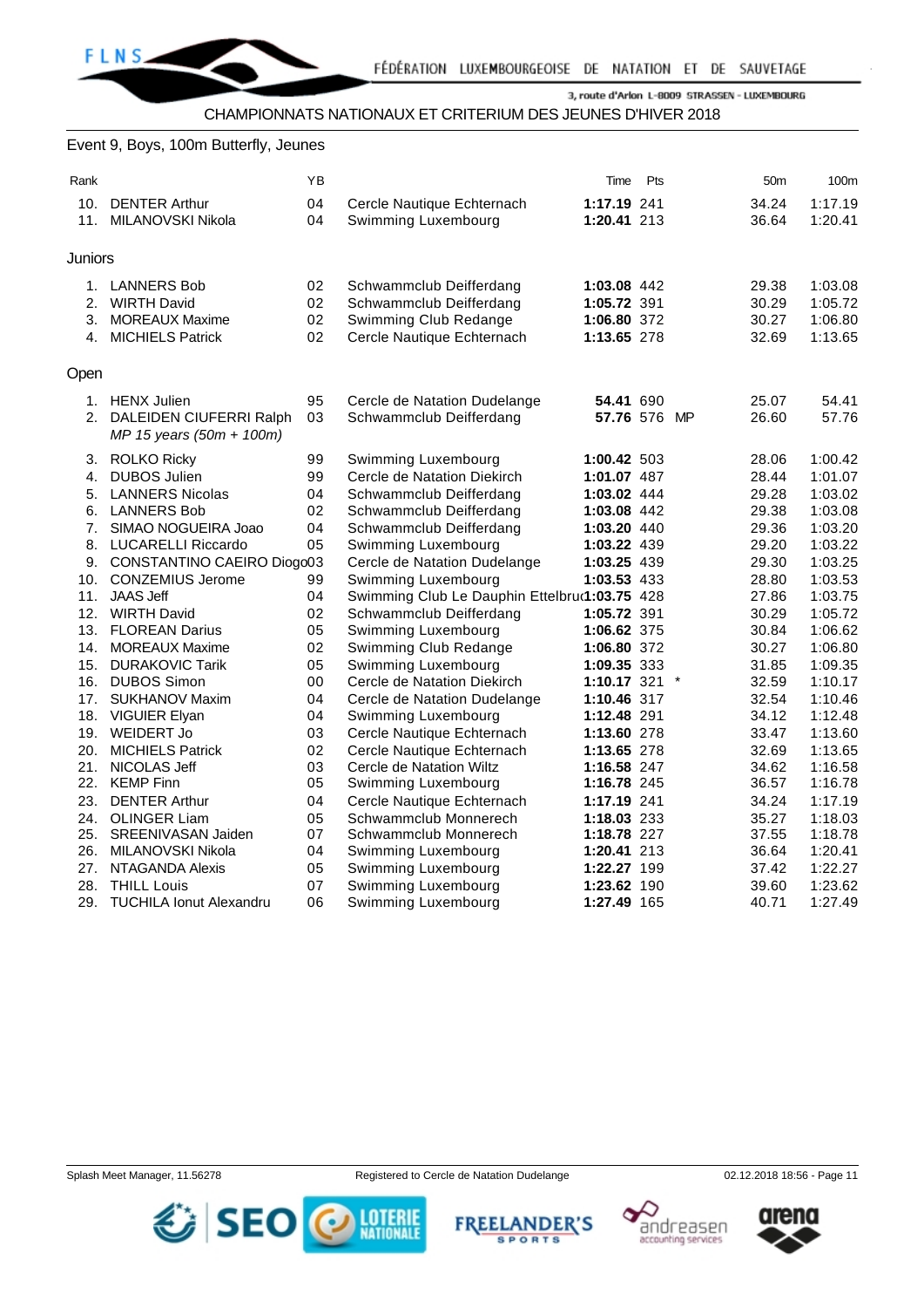CHAMPIONNATS NATIONAUX ET CRITERIUM DES JEUNES D'HIVER 2018

## Event 9, Boys, 100m Butterfly, Jeunes

| Rank | | YB | | Time | Pts | | 50m | 100m |
|---|---|---|---|---|---|---|---|---|
| 10. | DENTER Arthur | 04 | Cercle Nautique Echternach | **1:17.19** | 241 | | 34.24 | 1:17.19 |
| 11. | MILANOVSKI Nikola | 04 | Swimming Luxembourg | **1:20.41** | 213 | | 36.64 | 1:20.41 |

### Juniors

| Rank | | YB | | Time | Pts | | 50m | 100m |
|---|---|---|---|---|---|---|---|---|
| 1. | LANNERS Bob | 02 | Schwammclub Deifferdang | **1:03.08** | 442 | | 29.38 | 1:03.08 |
| 2. | WIRTH David | 02 | Schwammclub Deifferdang | **1:05.72** | 391 | | 30.29 | 1:05.72 |
| 3. | MOREAUX Maxime | 02 | Swimming Club Redange | **1:06.80** | 372 | | 30.27 | 1:06.80 |
| 4. | MICHIELS Patrick | 02 | Cercle Nautique Echternach | **1:13.65** | 278 | | 32.69 | 1:13.65 |

### Open

| Rank | | YB | | Time | Pts | | 50m | 100m |
|---|---|---|---|---|---|---|---|---|
| 1. | HENX Julien | 95 | Cercle de Natation Dudelange | **54.41** | 690 | | 25.07 | 54.41 |
| 2. | DALEIDEN CIUFERRI Ralph<br>*MP 15 years (50m + 100m)* | 03 | Schwammclub Deifferdang | **57.76** | 576 | MP | 26.60 | 57.76 |
| 3. | ROLKO Ricky | 99 | Swimming Luxembourg | **1:00.42** | 503 | | 28.06 | 1:00.42 |
| 4. | DUBOS Julien | 99 | Cercle de Natation Diekirch | **1:01.07** | 487 | | 28.44 | 1:01.07 |
| 5. | LANNERS Nicolas | 04 | Schwammclub Deifferdang | **1:03.02** | 444 | | 29.28 | 1:03.02 |
| 6. | LANNERS Bob | 02 | Schwammclub Deifferdang | **1:03.08** | 442 | | 29.38 | 1:03.08 |
| 7. | SIMAO NOGUEIRA Joao | 04 | Schwammclub Deifferdang | **1:03.20** | 440 | | 29.36 | 1:03.20 |
| 8. | LUCARELLI Riccardo | 05 | Swimming Luxembourg | **1:03.22** | 439 | | 29.20 | 1:03.22 |
| 9. | CONSTANTINO CAEIRO Diogo | 03 | Cercle de Natation Dudelange | **1:03.25** | 439 | | 29.30 | 1:03.25 |
| 10. | CONZEMIUS Jerome | 99 | Swimming Luxembourg | **1:03.53** | 433 | | 28.80 | 1:03.53 |
| 11. | JAAS Jeff | 04 | Swimming Club Le Dauphin Ettelbruck | **1:03.75** | 428 | | 27.86 | 1:03.75 |
| 12. | WIRTH David | 02 | Schwammclub Deifferdang | **1:05.72** | 391 | | 30.29 | 1:05.72 |
| 13. | FLOREAN Darius | 05 | Swimming Luxembourg | **1:06.62** | 375 | | 30.84 | 1:06.62 |
| 14. | MOREAUX Maxime | 02 | Swimming Club Redange | **1:06.80** | 372 | | 30.27 | 1:06.80 |
| 15. | DURAKOVIC Tarik | 05 | Swimming Luxembourg | **1:09.35** | 333 | | 31.85 | 1:09.35 |
| 16. | DUBOS Simon | 00 | Cercle de Natation Diekirch | **1:10.17** | 321 | * | 32.59 | 1:10.17 |
| 17. | SUKHANOV Maxim | 04 | Cercle de Natation Dudelange | **1:10.46** | 317 | | 32.54 | 1:10.46 |
| 18. | VIGUIER Elyan | 04 | Swimming Luxembourg | **1:12.48** | 291 | | 34.12 | 1:12.48 |
| 19. | WEIDERT Jo | 03 | Cercle Nautique Echternach | **1:13.60** | 278 | | 33.47 | 1:13.60 |
| 20. | MICHIELS Patrick | 02 | Cercle Nautique Echternach | **1:13.65** | 278 | | 32.69 | 1:13.65 |
| 21. | NICOLAS Jeff | 03 | Cercle de Natation Wiltz | **1:16.58** | 247 | | 34.62 | 1:16.58 |
| 22. | KEMP Finn | 05 | Swimming Luxembourg | **1:16.78** | 245 | | 36.57 | 1:16.78 |
| 23. | DENTER Arthur | 04 | Cercle Nautique Echternach | **1:17.19** | 241 | | 34.24 | 1:17.19 |
| 24. | OLINGER Liam | 05 | Schwammclub Monnerech | **1:18.03** | 233 | | 35.27 | 1:18.03 |
| 25. | SREENIVASAN Jaiden | 07 | Schwammclub Monnerech | **1:18.78** | 227 | | 37.55 | 1:18.78 |
| 26. | MILANOVSKI Nikola | 04 | Swimming Luxembourg | **1:20.41** | 213 | | 36.64 | 1:20.41 |
| 27. | NTAGANDA Alexis | 05 | Swimming Luxembourg | **1:22.27** | 199 | | 37.42 | 1:22.27 |
| 28. | THILL Louis | 07 | Swimming Luxembourg | **1:23.62** | 190 | | 39.60 | 1:23.62 |
| 29. | TUCHILA Ionut Alexandru | 06 | Swimming Luxembourg | **1:27.49** | 165 | | 40.71 | 1:27.49 |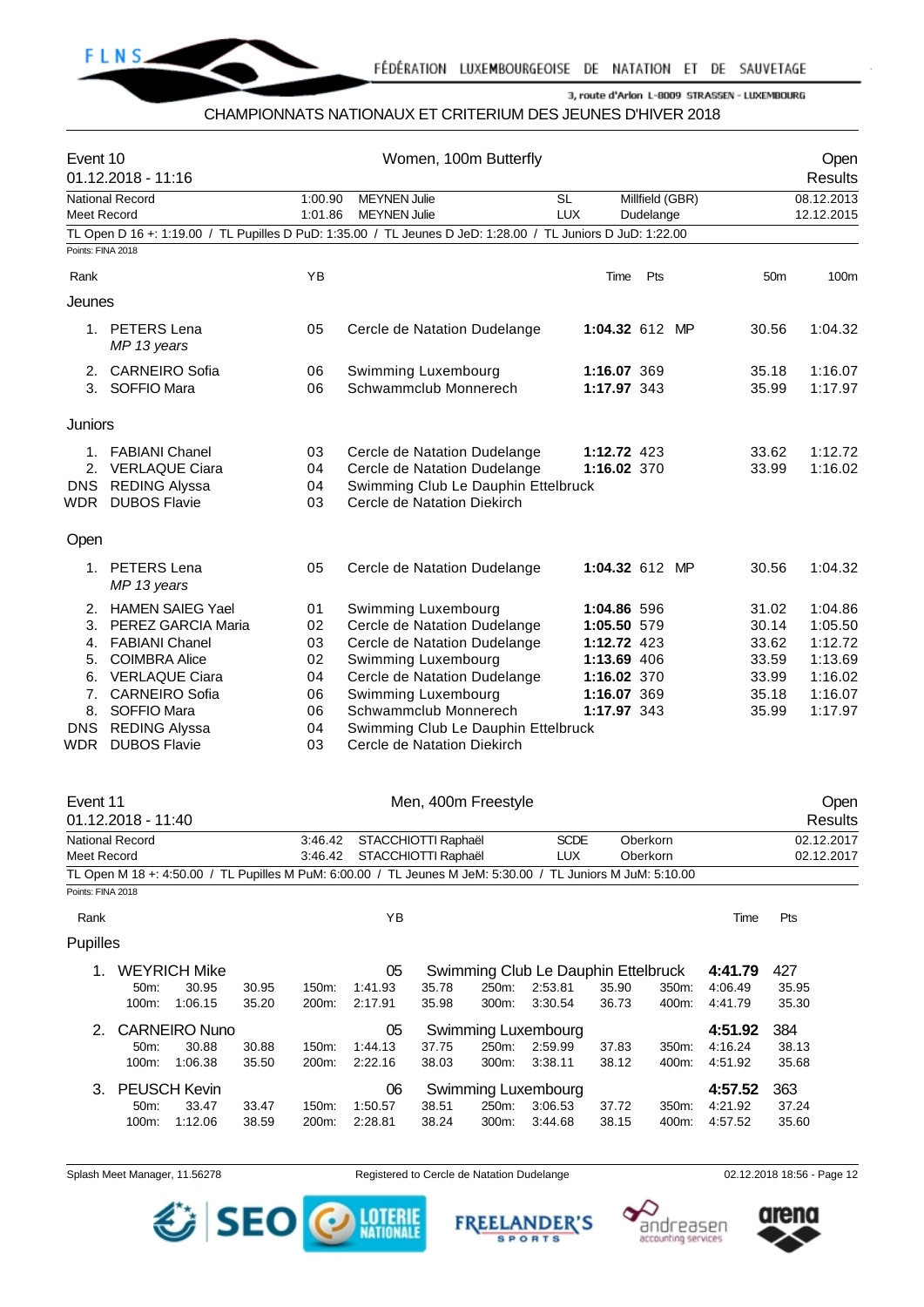CHAMPIONNATS NATIONAUX ET CRITERIUM DES JEUNES D'HIVER 2018

## Event 10 — Women, 100m Butterfly — Open Results

01.12.2018 - 11:16

| | | | | | |
|---|---|---|---|---|---|
| National Record | 1:00.90 | MEYNEN Julie | SL | Millfield (GBR) | 08.12.2013 |
| Meet Record | 1:01.86 | MEYNEN Julie | LUX | Dudelange | 12.12.2015 |

TL Open D 16 +: 1:19.00 / TL Pupilles D PuD: 1:35.00 / TL Jeunes D JeD: 1:28.00 / TL Juniors D JuD: 1:22.00

Points: FINA 2018

| Rank | | YB | | Time | Pts | | 50m | 100m |
|---|---|---|---|---|---|---|---|---|
| **Jeunes** | | | | | | | | |
| 1. | PETERS Lena *MP 13 years* | 05 | Cercle de Natation Dudelange | **1:04.32** | 612 | MP | 30.56 | 1:04.32 |
| 2. | CARNEIRO Sofia | 06 | Swimming Luxembourg | **1:16.07** | 369 | | 35.18 | 1:16.07 |
| 3. | SOFFIO Mara | 06 | Schwammclub Monnerech | **1:17.97** | 343 | | 35.99 | 1:17.97 |
| **Juniors** | | | | | | | | |
| 1. | FABIANI Chanel | 03 | Cercle de Natation Dudelange | **1:12.72** | 423 | | 33.62 | 1:12.72 |
| 2. | VERLAQUE Ciara | 04 | Cercle de Natation Dudelange | **1:16.02** | 370 | | 33.99 | 1:16.02 |
| DNS | REDING Alyssa | 04 | Swimming Club Le Dauphin Ettelbruck | | | | | |
| WDR | DUBOS Flavie | 03 | Cercle de Natation Diekirch | | | | | |
| **Open** | | | | | | | | |
| 1. | PETERS Lena *MP 13 years* | 05 | Cercle de Natation Dudelange | **1:04.32** | 612 | MP | 30.56 | 1:04.32 |
| 2. | HAMEN SAIEG Yael | 01 | Swimming Luxembourg | **1:04.86** | 596 | | 31.02 | 1:04.86 |
| 3. | PEREZ GARCIA Maria | 02 | Cercle de Natation Dudelange | **1:05.50** | 579 | | 30.14 | 1:05.50 |
| 4. | FABIANI Chanel | 03 | Cercle de Natation Dudelange | **1:12.72** | 423 | | 33.62 | 1:12.72 |
| 5. | COIMBRA Alice | 02 | Swimming Luxembourg | **1:13.69** | 406 | | 33.59 | 1:13.69 |
| 6. | VERLAQUE Ciara | 04 | Cercle de Natation Dudelange | **1:16.02** | 370 | | 33.99 | 1:16.02 |
| 7. | CARNEIRO Sofia | 06 | Swimming Luxembourg | **1:16.07** | 369 | | 35.18 | 1:16.07 |
| 8. | SOFFIO Mara | 06 | Schwammclub Monnerech | **1:17.97** | 343 | | 35.99 | 1:17.97 |
| DNS | REDING Alyssa | 04 | Swimming Club Le Dauphin Ettelbruck | | | | | |
| WDR | DUBOS Flavie | 03 | Cercle de Natation Diekirch | | | | | |

## Event 11 — Men, 400m Freestyle — Open Results

01.12.2018 - 11:40

| | | | | | |
|---|---|---|---|---|---|
| National Record | 3:46.42 | STACCHIOTTI Raphaël | SCDE | Oberkorn | 02.12.2017 |
| Meet Record | 3:46.42 | STACCHIOTTI Raphaël | LUX | Oberkorn | 02.12.2017 |

TL Open M 18 +: 4:50.00 / TL Pupilles M PuM: 6:00.00 / TL Jeunes M JeM: 5:30.00 / TL Juniors M JuM: 5:10.00

Points: FINA 2018

**Pupilles**

| Rank | | YB | | Time | Pts |
|---|---|---|---|---|---|
| 1. | WEYRICH Mike | 05 | Swimming Club Le Dauphin Ettelbruck | **4:41.79** | 427 |
| 2. | CARNEIRO Nuno | 05 | Swimming Luxembourg | **4:51.92** | 384 |
| 3. | PEUSCH Kevin | 06 | Swimming Luxembourg | **4:57.52** | 363 |

| Swimmer | 50m | | 100m | | 150m | | 200m | | 250m | | 300m | | 350m | | 400m | |
|---|---|---|---|---|---|---|---|---|---|---|---|---|---|---|---|---|
| WEYRICH Mike | 30.95 | 30.95 | 1:06.15 | 35.20 | 1:41.93 | 35.78 | 2:17.91 | 35.98 | 2:53.81 | 35.90 | 3:30.54 | 36.73 | 4:06.49 | 35.95 | 4:41.79 | 35.30 |
| CARNEIRO Nuno | 30.88 | 30.88 | 1:06.38 | 35.50 | 1:44.13 | 37.75 | 2:22.16 | 38.03 | 2:59.99 | 37.83 | 3:38.11 | 38.12 | 4:16.24 | 38.13 | 4:51.92 | 35.68 |
| PEUSCH Kevin | 33.47 | 33.47 | 1:12.06 | 38.59 | 1:50.57 | 38.51 | 2:28.81 | 38.24 | 3:06.53 | 37.72 | 3:44.68 | 38.15 | 4:21.92 | 37.24 | 4:57.52 | 35.60 |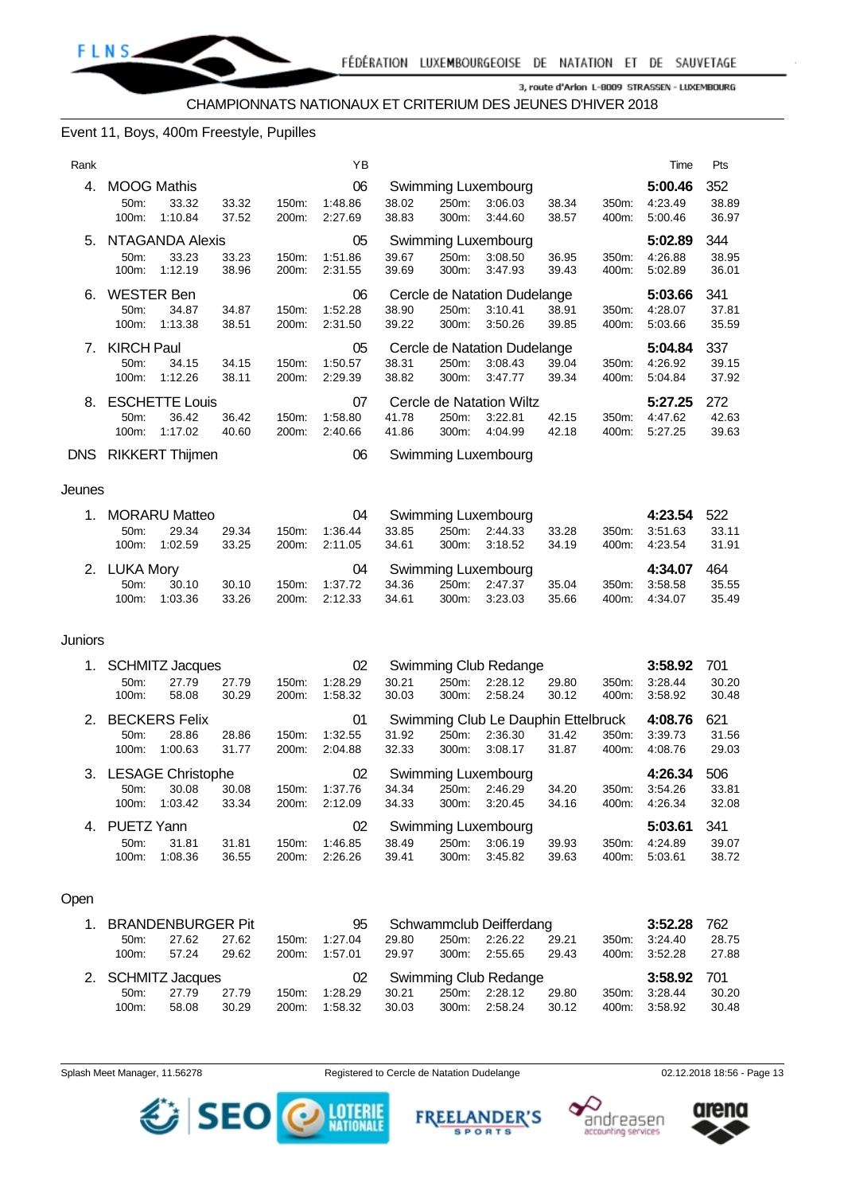CHAMPIONNATS NATIONAUX ET CRITERIUM DES JEUNES D'HIVER 2018

## Event 11, Boys, 400m Freestyle, Pupilles

| Rank | | | | | YB | | | | | | | Time | Pts |
|---|---|---|---|---|---|---|---|---|---|---|---|---|---|
| 4. | MOOG Mathis | | | | 06 | Swimming Luxembourg | | | | | | **5:00.46** | 352 |
| | 50m: | 33.32 | 33.32 | 150m: | 1:48.86 | 38.02 | 250m: | 3:06.03 | 38.34 | 350m: | 4:23.49 | 38.89 | |
| | 100m: | 1:10.84 | 37.52 | 200m: | 2:27.69 | 38.83 | 300m: | 3:44.60 | 38.57 | 400m: | 5:00.46 | 36.97 | |
| 5. | NTAGANDA Alexis | | | | 05 | Swimming Luxembourg | | | | | | **5:02.89** | 344 |
| | 50m: | 33.23 | 33.23 | 150m: | 1:51.86 | 39.67 | 250m: | 3:08.50 | 36.95 | 350m: | 4:26.88 | 38.95 | |
| | 100m: | 1:12.19 | 38.96 | 200m: | 2:31.55 | 39.69 | 300m: | 3:47.93 | 39.43 | 400m: | 5:02.89 | 36.01 | |
| 6. | WESTER Ben | | | | 06 | Cercle de Natation Dudelange | | | | | | **5:03.66** | 341 |
| | 50m: | 34.87 | 34.87 | 150m: | 1:52.28 | 38.90 | 250m: | 3:10.41 | 38.91 | 350m: | 4:28.07 | 37.81 | |
| | 100m: | 1:13.38 | 38.51 | 200m: | 2:31.50 | 39.22 | 300m: | 3:50.26 | 39.85 | 400m: | 5:03.66 | 35.59 | |
| 7. | KIRCH Paul | | | | 05 | Cercle de Natation Dudelange | | | | | | **5:04.84** | 337 |
| | 50m: | 34.15 | 34.15 | 150m: | 1:50.57 | 38.31 | 250m: | 3:08.43 | 39.04 | 350m: | 4:26.92 | 39.15 | |
| | 100m: | 1:12.26 | 38.11 | 200m: | 2:29.39 | 38.82 | 300m: | 3:47.77 | 39.34 | 400m: | 5:04.84 | 37.92 | |
| 8. | ESCHETTE Louis | | | | 07 | Cercle de Natation Wiltz | | | | | | **5:27.25** | 272 |
| | 50m: | 36.42 | 36.42 | 150m: | 1:58.80 | 41.78 | 250m: | 3:22.81 | 42.15 | 350m: | 4:47.62 | 42.63 | |
| | 100m: | 1:17.02 | 40.60 | 200m: | 2:40.66 | 41.86 | 300m: | 4:04.99 | 42.18 | 400m: | 5:27.25 | 39.63 | |
| DNS | RIKKERT Thijmen | | | | 06 | Swimming Luxembourg | | | | | | | |

### Jeunes

| Rank | | | | | YB | | | | | | | Time | Pts |
|---|---|---|---|---|---|---|---|---|---|---|---|---|---|
| 1. | MORARU Matteo | | | | 04 | Swimming Luxembourg | | | | | | **4:23.54** | 522 |
| | 50m: | 29.34 | 29.34 | 150m: | 1:36.44 | 33.85 | 250m: | 2:44.33 | 33.28 | 350m: | 3:51.63 | 33.11 | |
| | 100m: | 1:02.59 | 33.25 | 200m: | 2:11.05 | 34.61 | 300m: | 3:18.52 | 34.19 | 400m: | 4:23.54 | 31.91 | |
| 2. | LUKA Mory | | | | 04 | Swimming Luxembourg | | | | | | **4:34.07** | 464 |
| | 50m: | 30.10 | 30.10 | 150m: | 1:37.72 | 34.36 | 250m: | 2:47.37 | 35.04 | 350m: | 3:58.58 | 35.55 | |
| | 100m: | 1:03.36 | 33.26 | 200m: | 2:12.33 | 34.61 | 300m: | 3:23.03 | 35.66 | 400m: | 4:34.07 | 35.49 | |

### Juniors

| Rank | | | | | YB | | | | | | | Time | Pts |
|---|---|---|---|---|---|---|---|---|---|---|---|---|---|
| 1. | SCHMITZ Jacques | | | | 02 | Swimming Club Redange | | | | | | **3:58.92** | 701 |
| | 50m: | 27.79 | 27.79 | 150m: | 1:28.29 | 30.21 | 250m: | 2:28.12 | 29.80 | 350m: | 3:28.44 | 30.20 | |
| | 100m: | 58.08 | 30.29 | 200m: | 1:58.32 | 30.03 | 300m: | 2:58.24 | 30.12 | 400m: | 3:58.92 | 30.48 | |
| 2. | BECKERS Felix | | | | 01 | Swimming Club Le Dauphin Ettelbruck | | | | | | **4:08.76** | 621 |
| | 50m: | 28.86 | 28.86 | 150m: | 1:32.55 | 31.92 | 250m: | 2:36.30 | 31.42 | 350m: | 3:39.73 | 31.56 | |
| | 100m: | 1:00.63 | 31.77 | 200m: | 2:04.88 | 32.33 | 300m: | 3:08.17 | 31.87 | 400m: | 4:08.76 | 29.03 | |
| 3. | LESAGE Christophe | | | | 02 | Swimming Luxembourg | | | | | | **4:26.34** | 506 |
| | 50m: | 30.08 | 30.08 | 150m: | 1:37.76 | 34.34 | 250m: | 2:46.29 | 34.20 | 350m: | 3:54.26 | 33.81 | |
| | 100m: | 1:03.42 | 33.34 | 200m: | 2:12.09 | 34.33 | 300m: | 3:20.45 | 34.16 | 400m: | 4:26.34 | 32.08 | |
| 4. | PUETZ Yann | | | | 02 | Swimming Luxembourg | | | | | | **5:03.61** | 341 |
| | 50m: | 31.81 | 31.81 | 150m: | 1:46.85 | 38.49 | 250m: | 3:06.19 | 39.93 | 350m: | 4:24.89 | 39.07 | |
| | 100m: | 1:08.36 | 36.55 | 200m: | 2:26.26 | 39.41 | 300m: | 3:45.82 | 39.63 | 400m: | 5:03.61 | 38.72 | |

### Open

| Rank | | | | | YB | | | | | | | Time | Pts |
|---|---|---|---|---|---|---|---|---|---|---|---|---|---|
| 1. | BRANDENBURGER Pit | | | | 95 | Schwammclub Deifferdang | | | | | | **3:52.28** | 762 |
| | 50m: | 27.62 | 27.62 | 150m: | 1:27.04 | 29.80 | 250m: | 2:26.22 | 29.21 | 350m: | 3:24.40 | 28.75 | |
| | 100m: | 57.24 | 29.62 | 200m: | 1:57.01 | 29.97 | 300m: | 2:55.65 | 29.43 | 400m: | 3:52.28 | 27.88 | |
| 2. | SCHMITZ Jacques | | | | 02 | Swimming Club Redange | | | | | | **3:58.92** | 701 |
| | 50m: | 27.79 | 27.79 | 150m: | 1:28.29 | 30.21 | 250m: | 2:28.12 | 29.80 | 350m: | 3:28.44 | 30.20 | |
| | 100m: | 58.08 | 30.29 | 200m: | 1:58.32 | 30.03 | 300m: | 2:58.24 | 30.12 | 400m: | 3:58.92 | 30.48 | |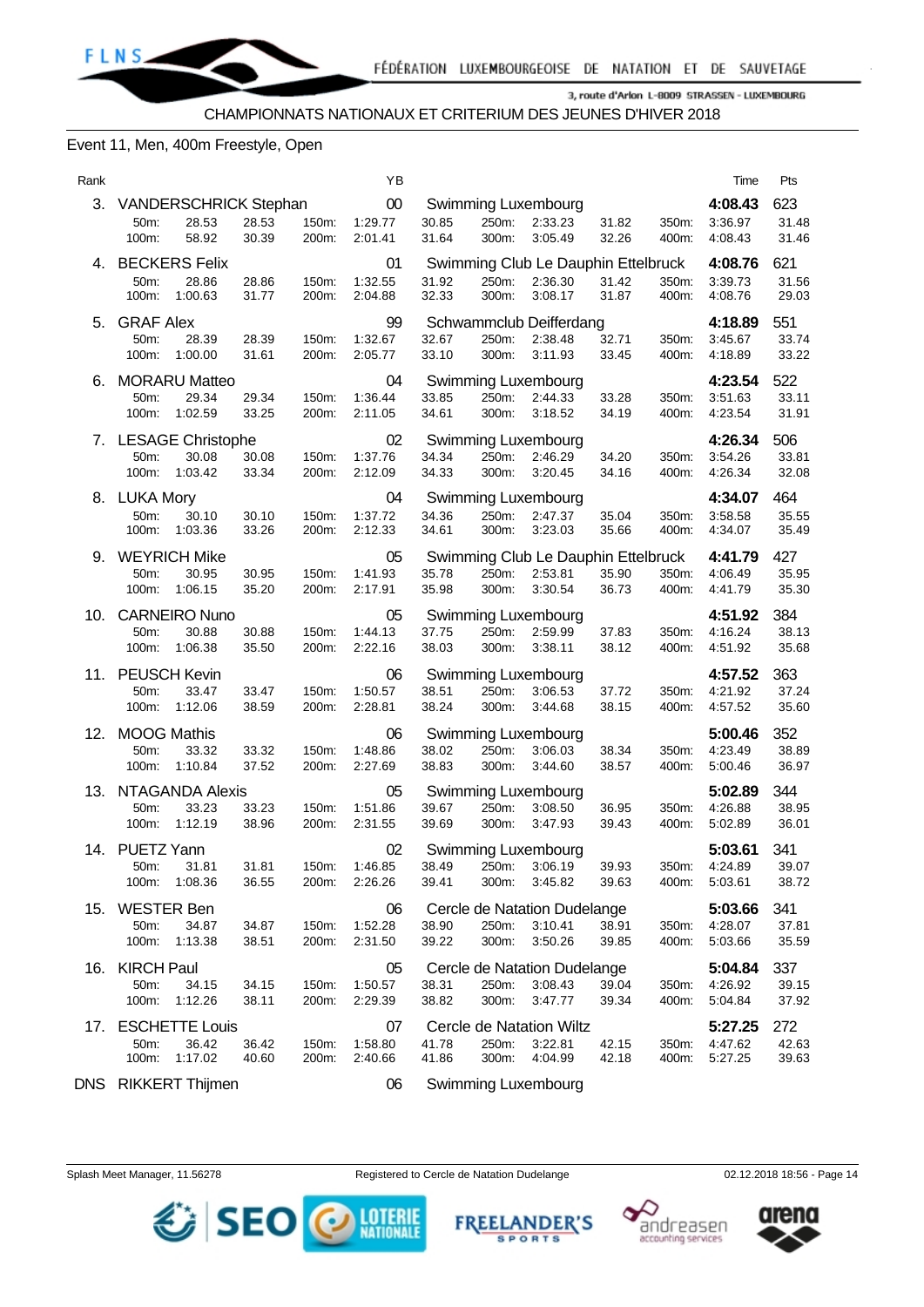CHAMPIONNATS NATIONAUX ET CRITERIUM DES JEUNES D'HIVER 2018

## Event 11, Men, 400m Freestyle, Open

| Rank | | | | | YB | | | | | | | Time | Pts |
|---|---|---|---|---|---|---|---|---|---|---|---|---|---|
| 3. | VANDERSCHRICK Stephan | | | | 00 | Swimming Luxembourg | | | | | | **4:08.43** | 623 |
| | 50m: | 28.53 | 28.53 | 150m: | 1:29.77 | 30.85 | 250m: | 2:33.23 | 31.82 | 350m: | 3:36.97 | | 31.48 |
| | 100m: | 58.92 | 30.39 | 200m: | 2:01.41 | 31.64 | 300m: | 3:05.49 | 32.26 | 400m: | 4:08.43 | | 31.46 |
| 4. | BECKERS Felix | | | | 01 | Swimming Club Le Dauphin Ettelbruck | | | | | | **4:08.76** | 621 |
| | 50m: | 28.86 | 28.86 | 150m: | 1:32.55 | 31.92 | 250m: | 2:36.30 | 31.42 | 350m: | 3:39.73 | | 31.56 |
| | 100m: | 1:00.63 | 31.77 | 200m: | 2:04.88 | 32.33 | 300m: | 3:08.17 | 31.87 | 400m: | 4:08.76 | | 29.03 |
| 5. | GRAF Alex | | | | 99 | Schwammclub Deifferdang | | | | | | **4:18.89** | 551 |
| | 50m: | 28.39 | 28.39 | 150m: | 1:32.67 | 32.67 | 250m: | 2:38.48 | 32.71 | 350m: | 3:45.67 | | 33.74 |
| | 100m: | 1:00.00 | 31.61 | 200m: | 2:05.77 | 33.10 | 300m: | 3:11.93 | 33.45 | 400m: | 4:18.89 | | 33.22 |
| 6. | MORARU Matteo | | | | 04 | Swimming Luxembourg | | | | | | **4:23.54** | 522 |
| | 50m: | 29.34 | 29.34 | 150m: | 1:36.44 | 33.85 | 250m: | 2:44.33 | 33.28 | 350m: | 3:51.63 | | 33.11 |
| | 100m: | 1:02.59 | 33.25 | 200m: | 2:11.05 | 34.61 | 300m: | 3:18.52 | 34.19 | 400m: | 4:23.54 | | 31.91 |
| 7. | LESAGE Christophe | | | | 02 | Swimming Luxembourg | | | | | | **4:26.34** | 506 |
| | 50m: | 30.08 | 30.08 | 150m: | 1:37.76 | 34.34 | 250m: | 2:46.29 | 34.20 | 350m: | 3:54.26 | | 33.81 |
| | 100m: | 1:03.42 | 33.34 | 200m: | 2:12.09 | 34.33 | 300m: | 3:20.45 | 34.16 | 400m: | 4:26.34 | | 32.08 |
| 8. | LUKA Mory | | | | 04 | Swimming Luxembourg | | | | | | **4:34.07** | 464 |
| | 50m: | 30.10 | 30.10 | 150m: | 1:37.72 | 34.36 | 250m: | 2:47.37 | 35.04 | 350m: | 3:58.58 | | 35.55 |
| | 100m: | 1:03.36 | 33.26 | 200m: | 2:12.33 | 34.61 | 300m: | 3:23.03 | 35.66 | 400m: | 4:34.07 | | 35.49 |
| 9. | WEYRICH Mike | | | | 05 | Swimming Club Le Dauphin Ettelbruck | | | | | | **4:41.79** | 427 |
| | 50m: | 30.95 | 30.95 | 150m: | 1:41.93 | 35.78 | 250m: | 2:53.81 | 35.90 | 350m: | 4:06.49 | | 35.95 |
| | 100m: | 1:06.15 | 35.20 | 200m: | 2:17.91 | 35.98 | 300m: | 3:30.54 | 36.73 | 400m: | 4:41.79 | | 35.30 |
| 10. | CARNEIRO Nuno | | | | 05 | Swimming Luxembourg | | | | | | **4:51.92** | 384 |
| | 50m: | 30.88 | 30.88 | 150m: | 1:44.13 | 37.75 | 250m: | 2:59.99 | 37.83 | 350m: | 4:16.24 | | 38.13 |
| | 100m: | 1:06.38 | 35.50 | 200m: | 2:22.16 | 38.03 | 300m: | 3:38.11 | 38.12 | 400m: | 4:51.92 | | 35.68 |
| 11. | PEUSCH Kevin | | | | 06 | Swimming Luxembourg | | | | | | **4:57.52** | 363 |
| | 50m: | 33.47 | 33.47 | 150m: | 1:50.57 | 38.51 | 250m: | 3:06.53 | 37.72 | 350m: | 4:21.92 | | 37.24 |
| | 100m: | 1:12.06 | 38.59 | 200m: | 2:28.81 | 38.24 | 300m: | 3:44.68 | 38.15 | 400m: | 4:57.52 | | 35.60 |
| 12. | MOOG Mathis | | | | 06 | Swimming Luxembourg | | | | | | **5:00.46** | 352 |
| | 50m: | 33.32 | 33.32 | 150m: | 1:48.86 | 38.02 | 250m: | 3:06.03 | 38.34 | 350m: | 4:23.49 | | 38.89 |
| | 100m: | 1:10.84 | 37.52 | 200m: | 2:27.69 | 38.83 | 300m: | 3:44.60 | 38.57 | 400m: | 5:00.46 | | 36.97 |
| 13. | NTAGANDA Alexis | | | | 05 | Swimming Luxembourg | | | | | | **5:02.89** | 344 |
| | 50m: | 33.23 | 33.23 | 150m: | 1:51.86 | 39.67 | 250m: | 3:08.50 | 36.95 | 350m: | 4:26.88 | | 38.95 |
| | 100m: | 1:12.19 | 38.96 | 200m: | 2:31.55 | 39.69 | 300m: | 3:47.93 | 39.43 | 400m: | 5:02.89 | | 36.01 |
| 14. | PUETZ Yann | | | | 02 | Swimming Luxembourg | | | | | | **5:03.61** | 341 |
| | 50m: | 31.81 | 31.81 | 150m: | 1:46.85 | 38.49 | 250m: | 3:06.19 | 39.93 | 350m: | 4:24.89 | | 39.07 |
| | 100m: | 1:08.36 | 36.55 | 200m: | 2:26.26 | 39.41 | 300m: | 3:45.82 | 39.63 | 400m: | 5:03.61 | | 38.72 |
| 15. | WESTER Ben | | | | 06 | Cercle de Natation Dudelange | | | | | | **5:03.66** | 341 |
| | 50m: | 34.87 | 34.87 | 150m: | 1:52.28 | 38.90 | 250m: | 3:10.41 | 38.91 | 350m: | 4:28.07 | | 37.81 |
| | 100m: | 1:13.38 | 38.51 | 200m: | 2:31.50 | 39.22 | 300m: | 3:50.26 | 39.85 | 400m: | 5:03.66 | | 35.59 |
| 16. | KIRCH Paul | | | | 05 | Cercle de Natation Dudelange | | | | | | **5:04.84** | 337 |
| | 50m: | 34.15 | 34.15 | 150m: | 1:50.57 | 38.31 | 250m: | 3:08.43 | 39.04 | 350m: | 4:26.92 | | 39.15 |
| | 100m: | 1:12.26 | 38.11 | 200m: | 2:29.39 | 38.82 | 300m: | 3:47.77 | 39.34 | 400m: | 5:04.84 | | 37.92 |
| 17. | ESCHETTE Louis | | | | 07 | Cercle de Natation Wiltz | | | | | | **5:27.25** | 272 |
| | 50m: | 36.42 | 36.42 | 150m: | 1:58.80 | 41.78 | 250m: | 3:22.81 | 42.15 | 350m: | 4:47.62 | | 42.63 |
| | 100m: | 1:17.02 | 40.60 | 200m: | 2:40.66 | 41.86 | 300m: | 4:04.99 | 42.18 | 400m: | 5:27.25 | | 39.63 |
| DNS | RIKKERT Thijmen | | | | 06 | Swimming Luxembourg | | | | | | | |

Splash Meet Manager, 11.56278 — Registered to Cercle de Natation Dudelange — 02.12.2018 18:56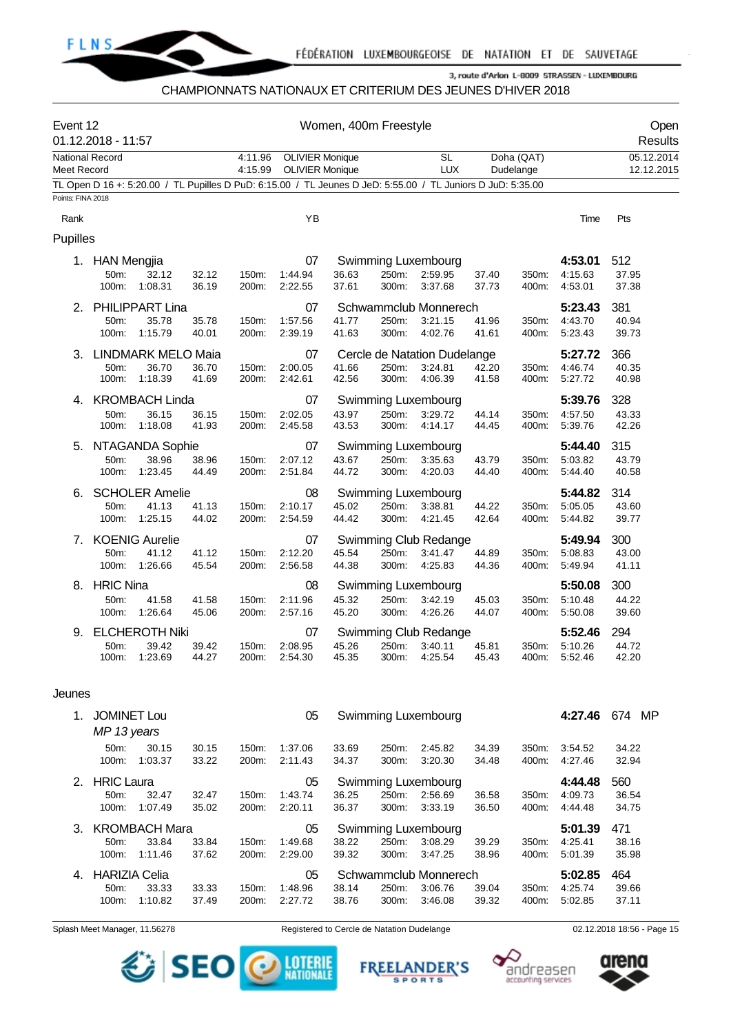CHAMPIONNATS NATIONAUX ET CRITERIUM DES JEUNES D'HIVER 2018

Event 12 — Women, 400m Freestyle — Open
01.12.2018 - 11:57 — Results

| | | | | | |
|---|---|---|---|---|---|
| National Record | 4:11.96 | OLIVIER Monique | SL | Doha (QAT) | 05.12.2014 |
| Meet Record | 4:15.99 | OLIVIER Monique | LUX | Dudelange | 12.12.2015 |

TL Open D 16 +: 5:20.00 / TL Pupilles D PuD: 6:15.00 / TL Jeunes D JeD: 5:55.00 / TL Juniors D JuD: 5:35.00

Points: FINA 2018

## Pupilles

| Rank | Name | YB | Club | Time | Pts |
|---|---|---|---|---|---|
| 1. | HAN Mengjia | 07 | Swimming Luxembourg | 4:53.01 | 512 |
| | 50m: 32.12 32.12 / 100m: 1:08.31 36.19 | 150m: 1:44.94 36.63 / 200m: 2:22.55 37.61 | 250m: 2:59.95 37.40 / 300m: 3:37.68 37.73 | 350m: 4:15.63 37.95 / 400m: 4:53.01 37.38 | |
| 2. | PHILIPPART Lina | 07 | Schwammclub Monnerech | 5:23.43 | 381 |
| | 50m: 35.78 35.78 / 100m: 1:15.79 40.01 | 150m: 1:57.56 41.77 / 200m: 2:39.19 41.63 | 250m: 3:21.15 41.96 / 300m: 4:02.76 41.61 | 350m: 4:43.70 40.94 / 400m: 5:23.43 39.73 | |
| 3. | LINDMARK MELO Maia | 07 | Cercle de Natation Dudelange | 5:27.72 | 366 |
| | 50m: 36.70 36.70 / 100m: 1:18.39 41.69 | 150m: 2:00.05 41.66 / 200m: 2:42.61 42.56 | 250m: 3:24.81 42.20 / 300m: 4:06.39 41.58 | 350m: 4:46.74 40.35 / 400m: 5:27.72 40.98 | |
| 4. | KROMBACH Linda | 07 | Swimming Luxembourg | 5:39.76 | 328 |
| | 50m: 36.15 36.15 / 100m: 1:18.08 41.93 | 150m: 2:02.05 43.97 / 200m: 2:45.58 43.53 | 250m: 3:29.72 44.14 / 300m: 4:14.17 44.45 | 350m: 4:57.50 43.33 / 400m: 5:39.76 42.26 | |
| 5. | NTAGANDA Sophie | 07 | Swimming Luxembourg | 5:44.40 | 315 |
| | 50m: 38.96 38.96 / 100m: 1:23.45 44.49 | 150m: 2:07.12 43.67 / 200m: 2:51.84 44.72 | 250m: 3:35.63 43.79 / 300m: 4:20.03 44.40 | 350m: 5:03.82 43.79 / 400m: 5:44.40 40.58 | |
| 6. | SCHOLER Amelie | 08 | Swimming Luxembourg | 5:44.82 | 314 |
| | 50m: 41.13 41.13 / 100m: 1:25.15 44.02 | 150m: 2:10.17 45.02 / 200m: 2:54.59 44.42 | 250m: 3:38.81 44.22 / 300m: 4:21.45 42.64 | 350m: 5:05.05 43.60 / 400m: 5:44.82 39.77 | |
| 7. | KOENIG Aurelie | 07 | Swimming Club Redange | 5:49.94 | 300 |
| | 50m: 41.12 41.12 / 100m: 1:26.66 45.54 | 150m: 2:12.20 45.54 / 200m: 2:56.58 44.38 | 250m: 3:41.47 44.89 / 300m: 4:25.83 44.36 | 350m: 5:08.83 43.00 / 400m: 5:49.94 41.11 | |
| 8. | HRIC Nina | 08 | Swimming Luxembourg | 5:50.08 | 300 |
| | 50m: 41.58 41.58 / 100m: 1:26.64 45.06 | 150m: 2:11.96 45.32 / 200m: 2:57.16 45.20 | 250m: 3:42.19 45.03 / 300m: 4:26.26 44.07 | 350m: 5:10.48 44.22 / 400m: 5:50.08 39.60 | |
| 9. | ELCHEROTH Niki | 07 | Swimming Club Redange | 5:52.46 | 294 |
| | 50m: 39.42 39.42 / 100m: 1:23.69 44.27 | 150m: 2:08.95 45.26 / 200m: 2:54.30 45.35 | 250m: 3:40.11 45.81 / 300m: 4:25.54 45.43 | 350m: 5:10.26 44.72 / 400m: 5:52.46 42.20 | |

## Jeunes

| Rank | Name | YB | Club | Time | Pts |
|---|---|---|---|---|---|
| 1. | JOMINET Lou *MP 13 years* | 05 | Swimming Luxembourg | 4:27.46 | 674 MP |
| | 50m: 30.15 30.15 / 100m: 1:03.37 33.22 | 150m: 1:37.06 33.69 / 200m: 2:11.43 34.37 | 250m: 2:45.82 34.39 / 300m: 3:20.30 34.48 | 350m: 3:54.52 34.22 / 400m: 4:27.46 32.94 | |
| 2. | HRIC Laura | 05 | Swimming Luxembourg | 4:44.48 | 560 |
| | 50m: 32.47 32.47 / 100m: 1:07.49 35.02 | 150m: 1:43.74 36.25 / 200m: 2:20.11 36.37 | 250m: 2:56.69 36.58 / 300m: 3:33.19 36.50 | 350m: 4:09.73 36.54 / 400m: 4:44.48 34.75 | |
| 3. | KROMBACH Mara | 05 | Swimming Luxembourg | 5:01.39 | 471 |
| | 50m: 33.84 33.84 / 100m: 1:11.46 37.62 | 150m: 1:49.68 38.22 / 200m: 2:29.00 39.32 | 250m: 3:08.29 39.29 / 300m: 3:47.25 38.96 | 350m: 4:25.41 38.16 / 400m: 5:01.39 35.98 | |
| 4. | HARIZIA Celia | 05 | Schwammclub Monnerech | 5:02.85 | 464 |
| | 50m: 33.33 33.33 / 100m: 1:10.82 37.49 | 150m: 1:48.96 38.14 / 200m: 2:27.72 38.76 | 250m: 3:06.76 39.04 / 300m: 3:46.08 39.32 | 350m: 4:25.74 39.66 / 400m: 5:02.85 37.11 | |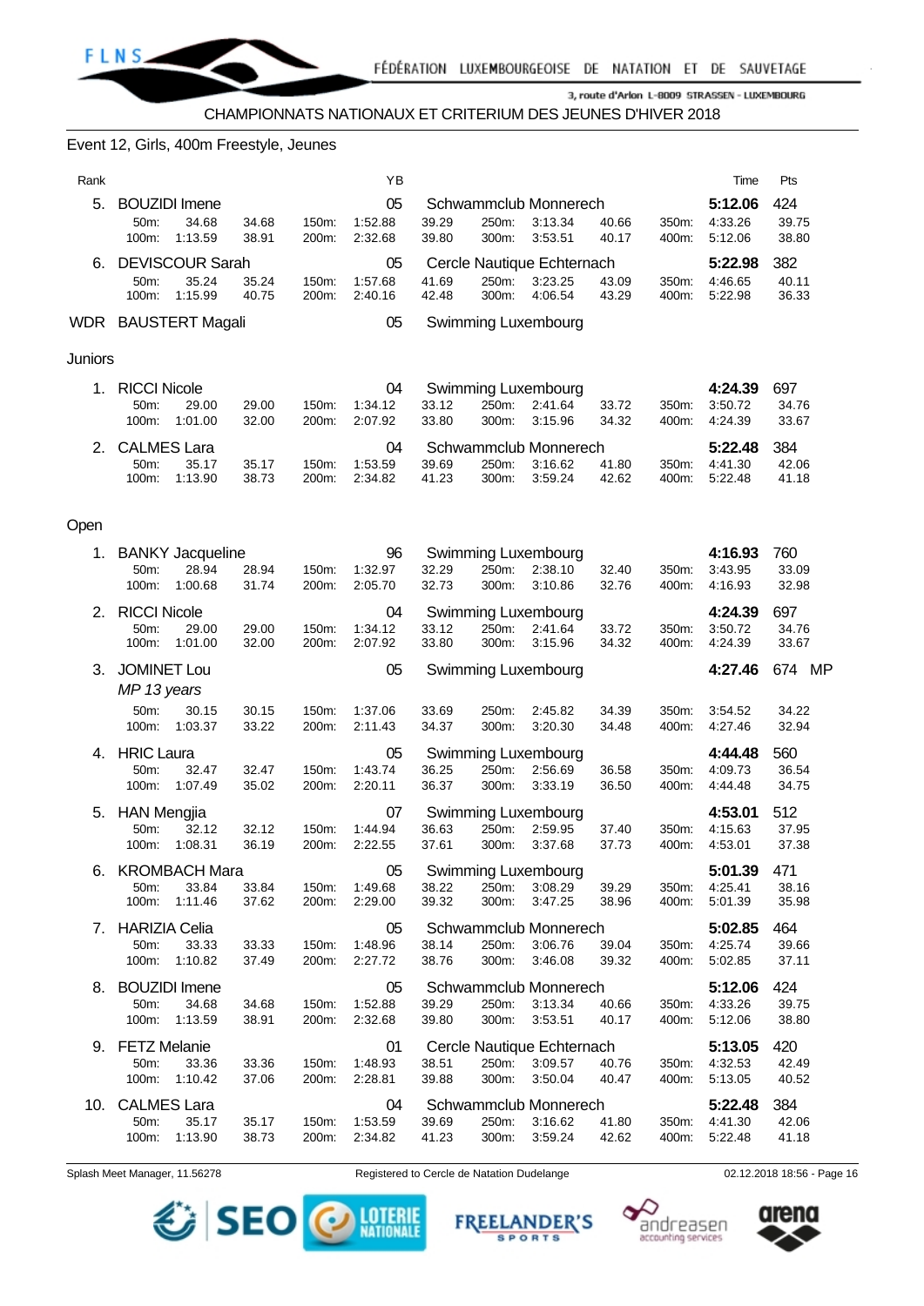CHAMPIONNATS NATIONAUX ET CRITERIUM DES JEUNES D'HIVER 2018

## Event 12, Girls, 400m Freestyle, Jeunes

| Rank | Name | | | | YB | Club | | | | | | Time | Pts |
|---|---|---|---|---|---|---|---|---|---|---|---|---|---|
| 5. | BOUZIDI Imene | | | | 05 | Schwammclub Monnerech | | | | | | 5:12.06 | 424 |
| | 50m: | 34.68 | 34.68 | 150m: | 1:52.88 | 39.29 | 250m: | 3:13.34 | 40.66 | 350m: | 4:33.26 | 39.75 | |
| | 100m: | 1:13.59 | 38.91 | 200m: | 2:32.68 | 39.80 | 300m: | 3:53.51 | 40.17 | 400m: | 5:12.06 | 38.80 | |
| 6. | DEVISCOUR Sarah | | | | 05 | Cercle Nautique Echternach | | | | | | 5:22.98 | 382 |
| | 50m: | 35.24 | 35.24 | 150m: | 1:57.68 | 41.69 | 250m: | 3:23.25 | 43.09 | 350m: | 4:46.65 | 40.11 | |
| | 100m: | 1:15.99 | 40.75 | 200m: | 2:40.16 | 42.48 | 300m: | 4:06.54 | 43.29 | 400m: | 5:22.98 | 36.33 | |
| WDR | BAUSTERT Magali | | | | 05 | Swimming Luxembourg | | | | | | | |

### Juniors

| Rank | Name | | | | YB | Club | | | | | | Time | Pts |
|---|---|---|---|---|---|---|---|---|---|---|---|---|---|
| 1. | RICCI Nicole | | | | 04 | Swimming Luxembourg | | | | | | 4:24.39 | 697 |
| | 50m: | 29.00 | 29.00 | 150m: | 1:34.12 | 33.12 | 250m: | 2:41.64 | 33.72 | 350m: | 3:50.72 | 34.76 | |
| | 100m: | 1:01.00 | 32.00 | 200m: | 2:07.92 | 33.80 | 300m: | 3:15.96 | 34.32 | 400m: | 4:24.39 | 33.67 | |
| 2. | CALMES Lara | | | | 04 | Schwammclub Monnerech | | | | | | 5:22.48 | 384 |
| | 50m: | 35.17 | 35.17 | 150m: | 1:53.59 | 39.69 | 250m: | 3:16.62 | 41.80 | 350m: | 4:41.30 | 42.06 | |
| | 100m: | 1:13.90 | 38.73 | 200m: | 2:34.82 | 41.23 | 300m: | 3:59.24 | 42.62 | 400m: | 5:22.48 | 41.18 | |

### Open

| Rank | Name | | | | YB | Club | | | | | | Time | Pts |
|---|---|---|---|---|---|---|---|---|---|---|---|---|---|
| 1. | BANKY Jacqueline | | | | 96 | Swimming Luxembourg | | | | | | 4:16.93 | 760 |
| | 50m: | 28.94 | 28.94 | 150m: | 1:32.97 | 32.29 | 250m: | 2:38.10 | 32.40 | 350m: | 3:43.95 | 33.09 | |
| | 100m: | 1:00.68 | 31.74 | 200m: | 2:05.70 | 32.73 | 300m: | 3:10.86 | 32.76 | 400m: | 4:16.93 | 32.98 | |
| 2. | RICCI Nicole | | | | 04 | Swimming Luxembourg | | | | | | 4:24.39 | 697 |
| | 50m: | 29.00 | 29.00 | 150m: | 1:34.12 | 33.12 | 250m: | 2:41.64 | 33.72 | 350m: | 3:50.72 | 34.76 | |
| | 100m: | 1:01.00 | 32.00 | 200m: | 2:07.92 | 33.80 | 300m: | 3:15.96 | 34.32 | 400m: | 4:24.39 | 33.67 | |
| 3. | JOMINET Lou *MP 13 years* | | | | 05 | Swimming Luxembourg | | | | | | 4:27.46 | 674 MP |
| | 50m: | 30.15 | 30.15 | 150m: | 1:37.06 | 33.69 | 250m: | 2:45.82 | 34.39 | 350m: | 3:54.52 | 34.22 | |
| | 100m: | 1:03.37 | 33.22 | 200m: | 2:11.43 | 34.37 | 300m: | 3:20.30 | 34.48 | 400m: | 4:27.46 | 32.94 | |
| 4. | HRIC Laura | | | | 05 | Swimming Luxembourg | | | | | | 4:44.48 | 560 |
| | 50m: | 32.47 | 32.47 | 150m: | 1:43.74 | 36.25 | 250m: | 2:56.69 | 36.58 | 350m: | 4:09.73 | 36.54 | |
| | 100m: | 1:07.49 | 35.02 | 200m: | 2:20.11 | 36.37 | 300m: | 3:33.19 | 36.50 | 400m: | 4:44.48 | 34.75 | |
| 5. | HAN Mengjia | | | | 07 | Swimming Luxembourg | | | | | | 4:53.01 | 512 |
| | 50m: | 32.12 | 32.12 | 150m: | 1:44.94 | 36.63 | 250m: | 2:59.95 | 37.40 | 350m: | 4:15.63 | 37.95 | |
| | 100m: | 1:08.31 | 36.19 | 200m: | 2:22.55 | 37.61 | 300m: | 3:37.68 | 37.73 | 400m: | 4:53.01 | 37.38 | |
| 6. | KROMBACH Mara | | | | 05 | Swimming Luxembourg | | | | | | 5:01.39 | 471 |
| | 50m: | 33.84 | 33.84 | 150m: | 1:49.68 | 38.22 | 250m: | 3:08.29 | 39.29 | 350m: | 4:25.41 | 38.16 | |
| | 100m: | 1:11.46 | 37.62 | 200m: | 2:29.00 | 39.32 | 300m: | 3:47.25 | 38.96 | 400m: | 5:01.39 | 35.98 | |
| 7. | HARIZIA Celia | | | | 05 | Schwammclub Monnerech | | | | | | 5:02.85 | 464 |
| | 50m: | 33.33 | 33.33 | 150m: | 1:48.96 | 38.14 | 250m: | 3:06.76 | 39.04 | 350m: | 4:25.74 | 39.66 | |
| | 100m: | 1:10.82 | 37.49 | 200m: | 2:27.72 | 38.76 | 300m: | 3:46.08 | 39.32 | 400m: | 5:02.85 | 37.11 | |
| 8. | BOUZIDI Imene | | | | 05 | Schwammclub Monnerech | | | | | | 5:12.06 | 424 |
| | 50m: | 34.68 | 34.68 | 150m: | 1:52.88 | 39.29 | 250m: | 3:13.34 | 40.66 | 350m: | 4:33.26 | 39.75 | |
| | 100m: | 1:13.59 | 38.91 | 200m: | 2:32.68 | 39.80 | 300m: | 3:53.51 | 40.17 | 400m: | 5:12.06 | 38.80 | |
| 9. | FETZ Melanie | | | | 01 | Cercle Nautique Echternach | | | | | | 5:13.05 | 420 |
| | 50m: | 33.36 | 33.36 | 150m: | 1:48.93 | 38.51 | 250m: | 3:09.57 | 40.76 | 350m: | 4:32.53 | 42.49 | |
| | 100m: | 1:10.42 | 37.06 | 200m: | 2:28.81 | 39.88 | 300m: | 3:50.04 | 40.47 | 400m: | 5:13.05 | 40.52 | |
| 10. | CALMES Lara | | | | 04 | Schwammclub Monnerech | | | | | | 5:22.48 | 384 |
| | 50m: | 35.17 | 35.17 | 150m: | 1:53.59 | 39.69 | 250m: | 3:16.62 | 41.80 | 350m: | 4:41.30 | 42.06 | |
| | 100m: | 1:13.90 | 38.73 | 200m: | 2:34.82 | 41.23 | 300m: | 3:59.24 | 42.62 | 400m: | 5:22.48 | 41.18 | |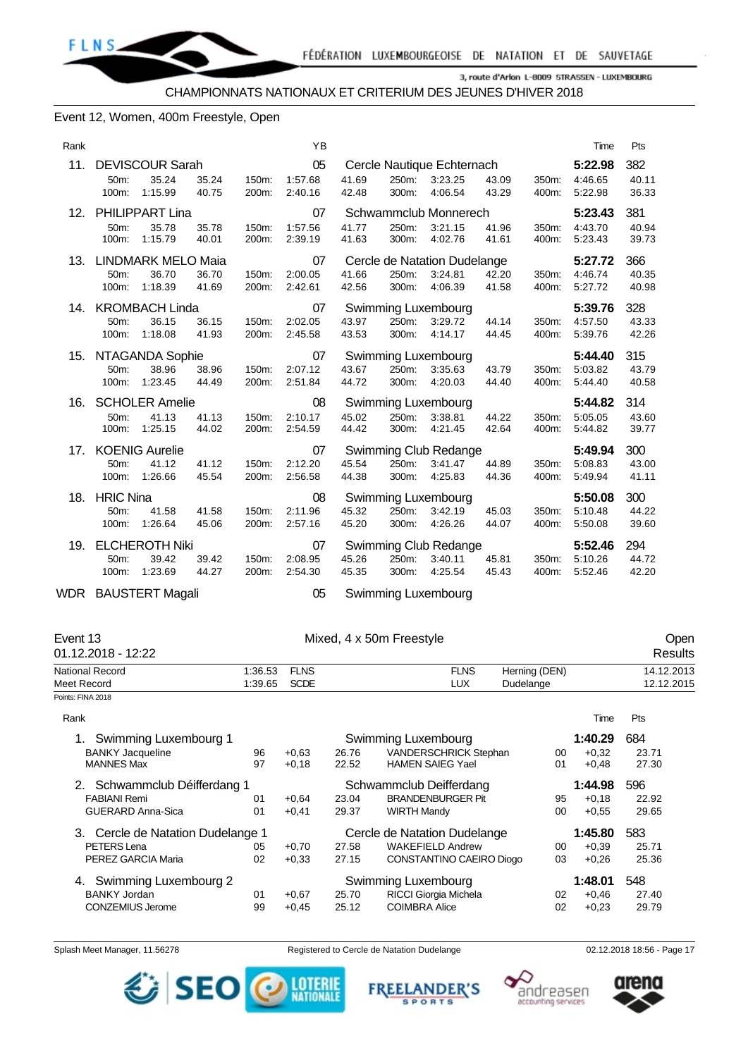CHAMPIONNATS NATIONAUX ET CRITERIUM DES JEUNES D'HIVER 2018

## Event 12, Women, 400m Freestyle, Open

| Rank | Name | | | | YB | Club | | | | | | Time | Pts |
|---|---|---|---|---|---|---|---|---|---|---|---|---|---|
| 11. | DEVISCOUR Sarah | | | | 05 | Cercle Nautique Echternach | | | | | | 5:22.98 | 382 |
| | 50m: | 35.24 | 35.24 | 150m: | 1:57.68 | 41.69 | 250m: | 3:23.25 | 43.09 | 350m: | 4:46.65 | 40.11 | |
| | 100m: | 1:15.99 | 40.75 | 200m: | 2:40.16 | 42.48 | 300m: | 4:06.54 | 43.29 | 400m: | 5:22.98 | 36.33 | |
| 12. | PHILIPPART Lina | | | | 07 | Schwammclub Monnerech | | | | | | 5:23.43 | 381 |
| | 50m: | 35.78 | 35.78 | 150m: | 1:57.56 | 41.77 | 250m: | 3:21.15 | 41.96 | 350m: | 4:43.70 | 40.94 | |
| | 100m: | 1:15.79 | 40.01 | 200m: | 2:39.19 | 41.63 | 300m: | 4:02.76 | 41.61 | 400m: | 5:23.43 | 39.73 | |
| 13. | LINDMARK MELO Maia | | | | 07 | Cercle de Natation Dudelange | | | | | | 5:27.72 | 366 |
| | 50m: | 36.70 | 36.70 | 150m: | 2:00.05 | 41.66 | 250m: | 3:24.81 | 42.20 | 350m: | 4:46.74 | 40.35 | |
| | 100m: | 1:18.39 | 41.69 | 200m: | 2:42.61 | 42.56 | 300m: | 4:06.39 | 41.58 | 400m: | 5:27.72 | 40.98 | |
| 14. | KROMBACH Linda | | | | 07 | Swimming Luxembourg | | | | | | 5:39.76 | 328 |
| | 50m: | 36.15 | 36.15 | 150m: | 2:02.05 | 43.97 | 250m: | 3:29.72 | 44.14 | 350m: | 4:57.50 | 43.33 | |
| | 100m: | 1:18.08 | 41.93 | 200m: | 2:45.58 | 43.53 | 300m: | 4:14.17 | 44.45 | 400m: | 5:39.76 | 42.26 | |
| 15. | NTAGANDA Sophie | | | | 07 | Swimming Luxembourg | | | | | | 5:44.40 | 315 |
| | 50m: | 38.96 | 38.96 | 150m: | 2:07.12 | 43.67 | 250m: | 3:35.63 | 43.79 | 350m: | 5:03.82 | 43.79 | |
| | 100m: | 1:23.45 | 44.49 | 200m: | 2:51.84 | 44.72 | 300m: | 4:20.03 | 44.40 | 400m: | 5:44.40 | 40.58 | |
| 16. | SCHOLER Amelie | | | | 08 | Swimming Luxembourg | | | | | | 5:44.82 | 314 |
| | 50m: | 41.13 | 41.13 | 150m: | 2:10.17 | 45.02 | 250m: | 3:38.81 | 44.22 | 350m: | 5:05.05 | 43.60 | |
| | 100m: | 1:25.15 | 44.02 | 200m: | 2:54.59 | 44.42 | 300m: | 4:21.45 | 42.64 | 400m: | 5:44.82 | 39.77 | |
| 17. | KOENIG Aurelie | | | | 07 | Swimming Club Redange | | | | | | 5:49.94 | 300 |
| | 50m: | 41.12 | 41.12 | 150m: | 2:12.20 | 45.54 | 250m: | 3:41.47 | 44.89 | 350m: | 5:08.83 | 43.00 | |
| | 100m: | 1:26.66 | 45.54 | 200m: | 2:56.58 | 44.38 | 300m: | 4:25.83 | 44.36 | 400m: | 5:49.94 | 41.11 | |
| 18. | HRIC Nina | | | | 08 | Swimming Luxembourg | | | | | | 5:50.08 | 300 |
| | 50m: | 41.58 | 41.58 | 150m: | 2:11.96 | 45.32 | 250m: | 3:42.19 | 45.03 | 350m: | 5:10.48 | 44.22 | |
| | 100m: | 1:26.64 | 45.06 | 200m: | 2:57.16 | 45.20 | 300m: | 4:26.26 | 44.07 | 400m: | 5:50.08 | 39.60 | |
| 19. | ELCHEROTH Niki | | | | 07 | Swimming Club Redange | | | | | | 5:52.46 | 294 |
| | 50m: | 39.42 | 39.42 | 150m: | 2:08.95 | 45.26 | 250m: | 3:40.11 | 45.81 | 350m: | 5:10.26 | 44.72 | |
| | 100m: | 1:23.69 | 44.27 | 200m: | 2:54.30 | 45.35 | 300m: | 4:25.54 | 45.43 | 400m: | 5:52.46 | 42.20 | |
| WDR | BAUSTERT Magali | | | | 05 | Swimming Luxembourg | | | | | | | |

## Event 13 — Mixed, 4 x 50m Freestyle — Open

01.12.2018 - 12:22 — Results

| | | | | | |
|---|---|---|---|---|---|
| National Record | 1:36.53 | FLNS | FLNS | Herning (DEN) | 14.12.2013 |
| Meet Record | 1:39.65 | SCDE | LUX | Dudelange | 12.12.2015 |

Points: FINA 2018

| Rank | Team / Swimmer | YB | RT | Split | Club / Swimmer | YB | RT | Time | Pts |
|---|---|---|---|---|---|---|---|---|---|
| 1. | Swimming Luxembourg 1 | | | | Swimming Luxembourg | | | 1:40.29 | 684 |
| | BANKY Jacqueline | 96 | +0,63 | 26.76 | VANDERSCHRICK Stephan | 00 | +0,32 | 23.71 | |
| | MANNES Max | 97 | +0,18 | 22.52 | HAMEN SAIEG Yael | 01 | +0,48 | 27.30 | |
| 2. | Schwammclub Déifferdang 1 | | | | Schwammclub Deifferdang | | | 1:44.98 | 596 |
| | FABIANI Remi | 01 | +0,64 | 23.04 | BRANDENBURGER Pit | 95 | +0,18 | 22.92 | |
| | GUERARD Anna-Sica | 01 | +0,41 | 29.37 | WIRTH Mandy | 00 | +0,55 | 29.65 | |
| 3. | Cercle de Natation Dudelange 1 | | | | Cercle de Natation Dudelange | | | 1:45.80 | 583 |
| | PETERS Lena | 05 | +0,70 | 27.58 | WAKEFIELD Andrew | 00 | +0,39 | 25.71 | |
| | PEREZ GARCIA Maria | 02 | +0,33 | 27.15 | CONSTANTINO CAEIRO Diogo | 03 | +0,26 | 25.36 | |
| 4. | Swimming Luxembourg 2 | | | | Swimming Luxembourg | | | 1:48.01 | 548 |
| | BANKY Jordan | 01 | +0,67 | 25.70 | RICCI Giorgia Michela | 02 | +0,46 | 27.40 | |
| | CONZEMIUS Jerome | 99 | +0,45 | 25.12 | COIMBRA Alice | 02 | +0,23 | 29.79 | |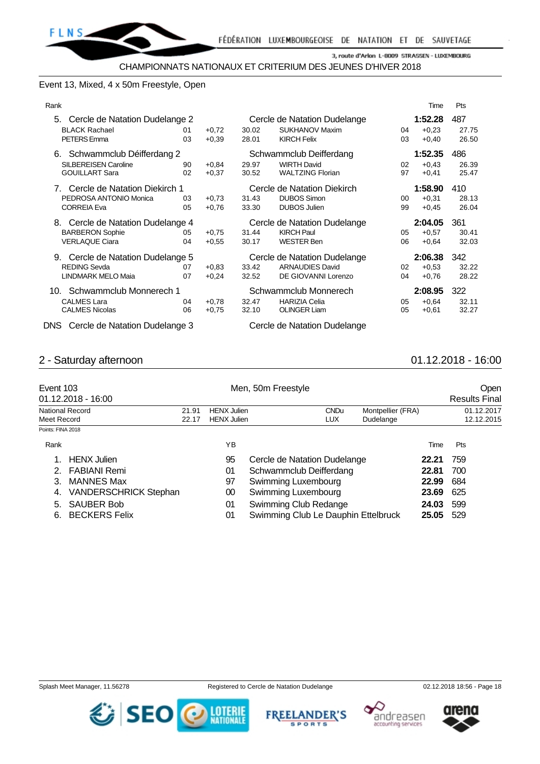Event 13, Mixed, 4 x 50m Freestyle, Open

| Rank | | | | | | | | | Time | Pts |
|---|---|---|---|---|---|---|---|---|---|---|
| 5. | Cercle de Natation Dudelange 2 | | | | Cercle de Natation Dudelange | | | | **1:52.28** | 487 |
| | BLACK Rachael | 01 | +0,72 | 30.02 | SUKHANOV Maxim | 04 | +0,23 | | | 27.75 |
| | PETERS Emma | 03 | +0,39 | 28.01 | KIRCH Felix | 03 | +0,40 | | | 26.50 |
| 6. | Schwammclub Déifferdang 2 | | | | Schwammclub Deifferdang | | | | **1:52.35** | 486 |
| | SILBEREISEN Caroline | 90 | +0,84 | 29.97 | WIRTH David | 02 | +0,43 | | | 26.39 |
| | GOUILLART Sara | 02 | +0,37 | 30.52 | WALTZING Florian | 97 | +0,41 | | | 25.47 |
| 7. | Cercle de Natation Diekirch 1 | | | | Cercle de Natation Diekirch | | | | **1:58.90** | 410 |
| | PEDROSA ANTONIO Monica | 03 | +0,73 | 31.43 | DUBOS Simon | 00 | +0,31 | | | 28.13 |
| | CORREIA Eva | 05 | +0,76 | 33.30 | DUBOS Julien | 99 | +0,45 | | | 26.04 |
| 8. | Cercle de Natation Dudelange 4 | | | | Cercle de Natation Dudelange | | | | **2:04.05** | 361 |
| | BARBERON Sophie | 05 | +0,75 | 31.44 | KIRCH Paul | 05 | +0,57 | | | 30.41 |
| | VERLAQUE Ciara | 04 | +0,55 | 30.17 | WESTER Ben | 06 | +0,64 | | | 32.03 |
| 9. | Cercle de Natation Dudelange 5 | | | | Cercle de Natation Dudelange | | | | **2:06.38** | 342 |
| | REDING Sevda | 07 | +0,83 | 33.42 | ARNAUDIES David | 02 | +0,53 | | | 32.22 |
| | LINDMARK MELO Maia | 07 | +0,24 | 32.52 | DE GIOVANNI Lorenzo | 04 | +0,76 | | | 28.22 |
| 10. | Schwammclub Monnerech 1 | | | | Schwammclub Monnerech | | | | **2:08.95** | 322 |
| | CALMES Lara | 04 | +0,78 | 32.47 | HARIZIA Celia | 05 | +0,64 | | | 32.11 |
| | CALMES Nicolas | 06 | +0,75 | 32.10 | OLINGER Liam | 05 | +0,61 | | | 32.27 |
| DNS | Cercle de Natation Dudelange 3 | | | | Cercle de Natation Dudelange | | | | | |

## 2 - Saturday afternoon

01.12.2018 - 16:00

Event 103 — Men, 50m Freestyle — Open

01.12.2018 - 16:00 — Results Final

| | | | | | |
|---|---|---|---|---|---|
| National Record | 21.91 | HENX Julien | CNDu | Montpellier (FRA) | 01.12.2017 |
| Meet Record | 22.17 | HENX Julien | LUX | Dudelange | 12.12.2015 |

Points: FINA 2018

| Rank | | YB | | Time | Pts |
|---|---|---|---|---|---|
| 1. | HENX Julien | 95 | Cercle de Natation Dudelange | **22.21** | 759 |
| 2. | FABIANI Remi | 01 | Schwammclub Deifferdang | **22.81** | 700 |
| 3. | MANNES Max | 97 | Swimming Luxembourg | **22.99** | 684 |
| 4. | VANDERSCHRICK Stephan | 00 | Swimming Luxembourg | **23.69** | 625 |
| 5. | SAUBER Bob | 01 | Swimming Club Redange | **24.03** | 599 |
| 6. | BECKERS Felix | 01 | Swimming Club Le Dauphin Ettelbruck | **25.05** | 529 |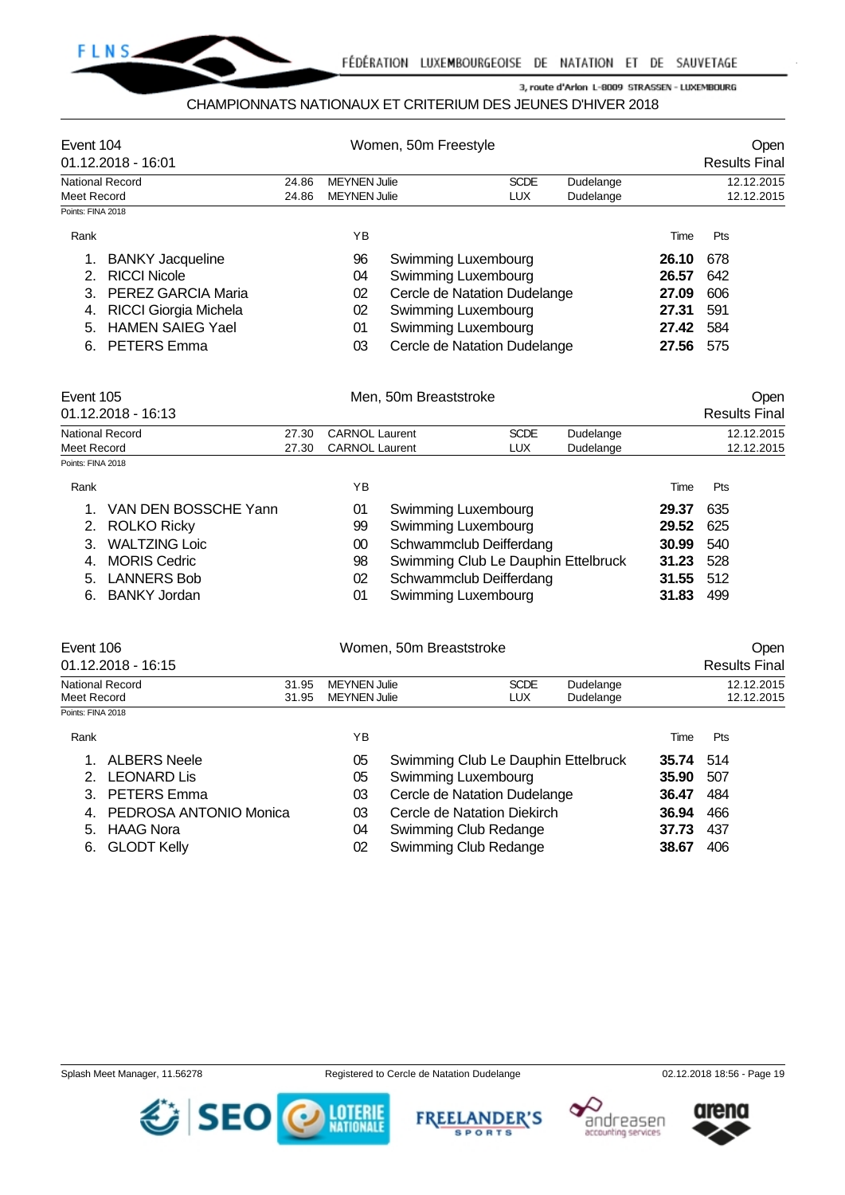## Event 104 — Women, 50m Freestyle — Open

01.12.2018 - 16:01 — Results Final

| | | | | | |
|---|---|---|---|---|---|
| National Record | 24.86 | MEYNEN Julie | SCDE | Dudelange | 12.12.2015 |
| Meet Record | 24.86 | MEYNEN Julie | LUX | Dudelange | 12.12.2015 |

Points: FINA 2018

| Rank | | YB | | Time | Pts |
|---|---|---|---|---|---|
| 1. | BANKY Jacqueline | 96 | Swimming Luxembourg | **26.10** | 678 |
| 2. | RICCI Nicole | 04 | Swimming Luxembourg | **26.57** | 642 |
| 3. | PEREZ GARCIA Maria | 02 | Cercle de Natation Dudelange | **27.09** | 606 |
| 4. | RICCI Giorgia Michela | 02 | Swimming Luxembourg | **27.31** | 591 |
| 5. | HAMEN SAIEG Yael | 01 | Swimming Luxembourg | **27.42** | 584 |
| 6. | PETERS Emma | 03 | Cercle de Natation Dudelange | **27.56** | 575 |

## Event 105 — Men, 50m Breaststroke — Open

01.12.2018 - 16:13 — Results Final

| | | | | | |
|---|---|---|---|---|---|
| National Record | 27.30 | CARNOL Laurent | SCDE | Dudelange | 12.12.2015 |
| Meet Record | 27.30 | CARNOL Laurent | LUX | Dudelange | 12.12.2015 |

Points: FINA 2018

| Rank | | YB | | Time | Pts |
|---|---|---|---|---|---|
| 1. | VAN DEN BOSSCHE Yann | 01 | Swimming Luxembourg | **29.37** | 635 |
| 2. | ROLKO Ricky | 99 | Swimming Luxembourg | **29.52** | 625 |
| 3. | WALTZING Loic | 00 | Schwammclub Deifferdang | **30.99** | 540 |
| 4. | MORIS Cedric | 98 | Swimming Club Le Dauphin Ettelbruck | **31.23** | 528 |
| 5. | LANNERS Bob | 02 | Schwammclub Deifferdang | **31.55** | 512 |
| 6. | BANKY Jordan | 01 | Swimming Luxembourg | **31.83** | 499 |

## Event 106 — Women, 50m Breaststroke — Open

01.12.2018 - 16:15 — Results Final

| | | | | | |
|---|---|---|---|---|---|
| National Record | 31.95 | MEYNEN Julie | SCDE | Dudelange | 12.12.2015 |
| Meet Record | 31.95 | MEYNEN Julie | LUX | Dudelange | 12.12.2015 |

Points: FINA 2018

| Rank | | YB | | Time | Pts |
|---|---|---|---|---|---|
| 1. | ALBERS Neele | 05 | Swimming Club Le Dauphin Ettelbruck | **35.74** | 514 |
| 2. | LEONARD Lis | 05 | Swimming Luxembourg | **35.90** | 507 |
| 3. | PETERS Emma | 03 | Cercle de Natation Dudelange | **36.47** | 484 |
| 4. | PEDROSA ANTONIO Monica | 03 | Cercle de Natation Diekirch | **36.94** | 466 |
| 5. | HAAG Nora | 04 | Swimming Club Redange | **37.73** | 437 |
| 6. | GLODT Kelly | 02 | Swimming Club Redange | **38.67** | 406 |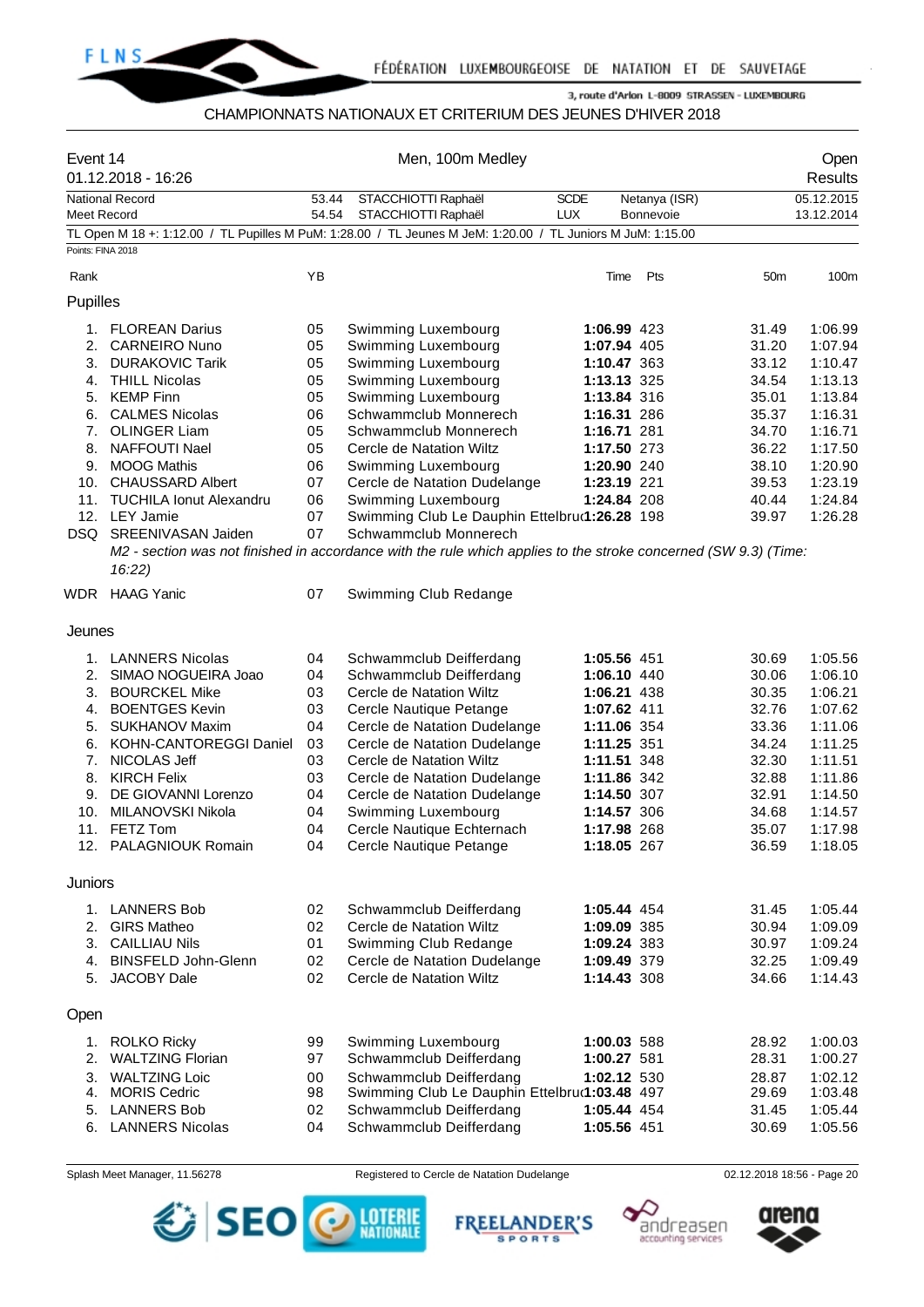CHAMPIONNATS NATIONAUX ET CRITERIUM DES JEUNES D'HIVER 2018

| Event 14 | Men, 100m Medley | Open |
|---|---|---|
| 01.12.2018 - 16:26 | | Results |

| | | | | | |
|---|---|---|---|---|---|
| National Record | 53.44 | STACCHIOTTI Raphaël | SCDE | Netanya (ISR) | 05.12.2015 |
| Meet Record | 54.54 | STACCHIOTTI Raphaël | LUX | Bonnevoie | 13.12.2014 |

TL Open M 18 +: 1:12.00 / TL Pupilles M PuM: 1:28.00 / TL Jeunes M JeM: 1:20.00 / TL Juniors M JuM: 1:15.00

Points: FINA 2018

| Rank | | YB | | Time | Pts | 50m | 100m |
|---|---|---|---|---|---|---|---|
| **Pupilles** | | | | | | | |
| 1. | FLOREAN Darius | 05 | Swimming Luxembourg | **1:06.99** | 423 | 31.49 | 1:06.99 |
| 2. | CARNEIRO Nuno | 05 | Swimming Luxembourg | **1:07.94** | 405 | 31.20 | 1:07.94 |
| 3. | DURAKOVIC Tarik | 05 | Swimming Luxembourg | **1:10.47** | 363 | 33.12 | 1:10.47 |
| 4. | THILL Nicolas | 05 | Swimming Luxembourg | **1:13.13** | 325 | 34.54 | 1:13.13 |
| 5. | KEMP Finn | 05 | Swimming Luxembourg | **1:13.84** | 316 | 35.01 | 1:13.84 |
| 6. | CALMES Nicolas | 06 | Schwammclub Monnerech | **1:16.31** | 286 | 35.37 | 1:16.31 |
| 7. | OLINGER Liam | 05 | Schwammclub Monnerech | **1:16.71** | 281 | 34.70 | 1:16.71 |
| 8. | NAFFOUTI Nael | 05 | Cercle de Natation Wiltz | **1:17.50** | 273 | 36.22 | 1:17.50 |
| 9. | MOOG Mathis | 06 | Swimming Luxembourg | **1:20.90** | 240 | 38.10 | 1:20.90 |
| 10. | CHAUSSARD Albert | 07 | Cercle de Natation Dudelange | **1:23.19** | 221 | 39.53 | 1:23.19 |
| 11. | TUCHILA Ionut Alexandru | 06 | Swimming Luxembourg | **1:24.84** | 208 | 40.44 | 1:24.84 |
| 12. | LEY Jamie | 07 | Swimming Club Le Dauphin Ettelbruck | **1:26.28** | 198 | 39.97 | 1:26.28 |
| DSQ | SREENIVASAN Jaiden | 07 | Schwammclub Monnerech | | | | |
| | *M2 - section was not finished in accordance with the rule which applies to the stroke concerned (SW 9.3) (Time: 16:22)* | | | | | | |
| WDR | HAAG Yanic | 07 | Swimming Club Redange | | | | |
| **Jeunes** | | | | | | | |
| 1. | LANNERS Nicolas | 04 | Schwammclub Deifferdang | **1:05.56** | 451 | 30.69 | 1:05.56 |
| 2. | SIMAO NOGUEIRA Joao | 04 | Schwammclub Deifferdang | **1:06.10** | 440 | 30.06 | 1:06.10 |
| 3. | BOURCKEL Mike | 03 | Cercle de Natation Wiltz | **1:06.21** | 438 | 30.35 | 1:06.21 |
| 4. | BOENTGES Kevin | 03 | Cercle Nautique Petange | **1:07.62** | 411 | 32.76 | 1:07.62 |
| 5. | SUKHANOV Maxim | 04 | Cercle de Natation Dudelange | **1:11.06** | 354 | 33.36 | 1:11.06 |
| 6. | KOHN-CANTOREGGI Daniel | 03 | Cercle de Natation Dudelange | **1:11.25** | 351 | 34.24 | 1:11.25 |
| 7. | NICOLAS Jeff | 03 | Cercle de Natation Wiltz | **1:11.51** | 348 | 32.30 | 1:11.51 |
| 8. | KIRCH Felix | 03 | Cercle de Natation Dudelange | **1:11.86** | 342 | 32.88 | 1:11.86 |
| 9. | DE GIOVANNI Lorenzo | 04 | Cercle de Natation Dudelange | **1:14.50** | 307 | 32.91 | 1:14.50 |
| 10. | MILANOVSKI Nikola | 04 | Swimming Luxembourg | **1:14.57** | 306 | 34.68 | 1:14.57 |
| 11. | FETZ Tom | 04 | Cercle Nautique Echternach | **1:17.98** | 268 | 35.07 | 1:17.98 |
| 12. | PALAGNIOUK Romain | 04 | Cercle Nautique Petange | **1:18.05** | 267 | 36.59 | 1:18.05 |
| **Juniors** | | | | | | | |
| 1. | LANNERS Bob | 02 | Schwammclub Deifferdang | **1:05.44** | 454 | 31.45 | 1:05.44 |
| 2. | GIRS Matheo | 02 | Cercle de Natation Wiltz | **1:09.09** | 385 | 30.94 | 1:09.09 |
| 3. | CAILLIAU Nils | 01 | Swimming Club Redange | **1:09.24** | 383 | 30.97 | 1:09.24 |
| 4. | BINSFELD John-Glenn | 02 | Cercle de Natation Dudelange | **1:09.49** | 379 | 32.25 | 1:09.49 |
| 5. | JACOBY Dale | 02 | Cercle de Natation Wiltz | **1:14.43** | 308 | 34.66 | 1:14.43 |
| **Open** | | | | | | | |
| 1. | ROLKO Ricky | 99 | Swimming Luxembourg | **1:00.03** | 588 | 28.92 | 1:00.03 |
| 2. | WALTZING Florian | 97 | Schwammclub Deifferdang | **1:00.27** | 581 | 28.31 | 1:00.27 |
| 3. | WALTZING Loic | 00 | Schwammclub Deifferdang | **1:02.12** | 530 | 28.87 | 1:02.12 |
| 4. | MORIS Cedric | 98 | Swimming Club Le Dauphin Ettelbruck | **1:03.48** | 497 | 29.69 | 1:03.48 |
| 5. | LANNERS Bob | 02 | Schwammclub Deifferdang | **1:05.44** | 454 | 31.45 | 1:05.44 |
| 6. | LANNERS Nicolas | 04 | Schwammclub Deifferdang | **1:05.56** | 451 | 30.69 | 1:05.56 |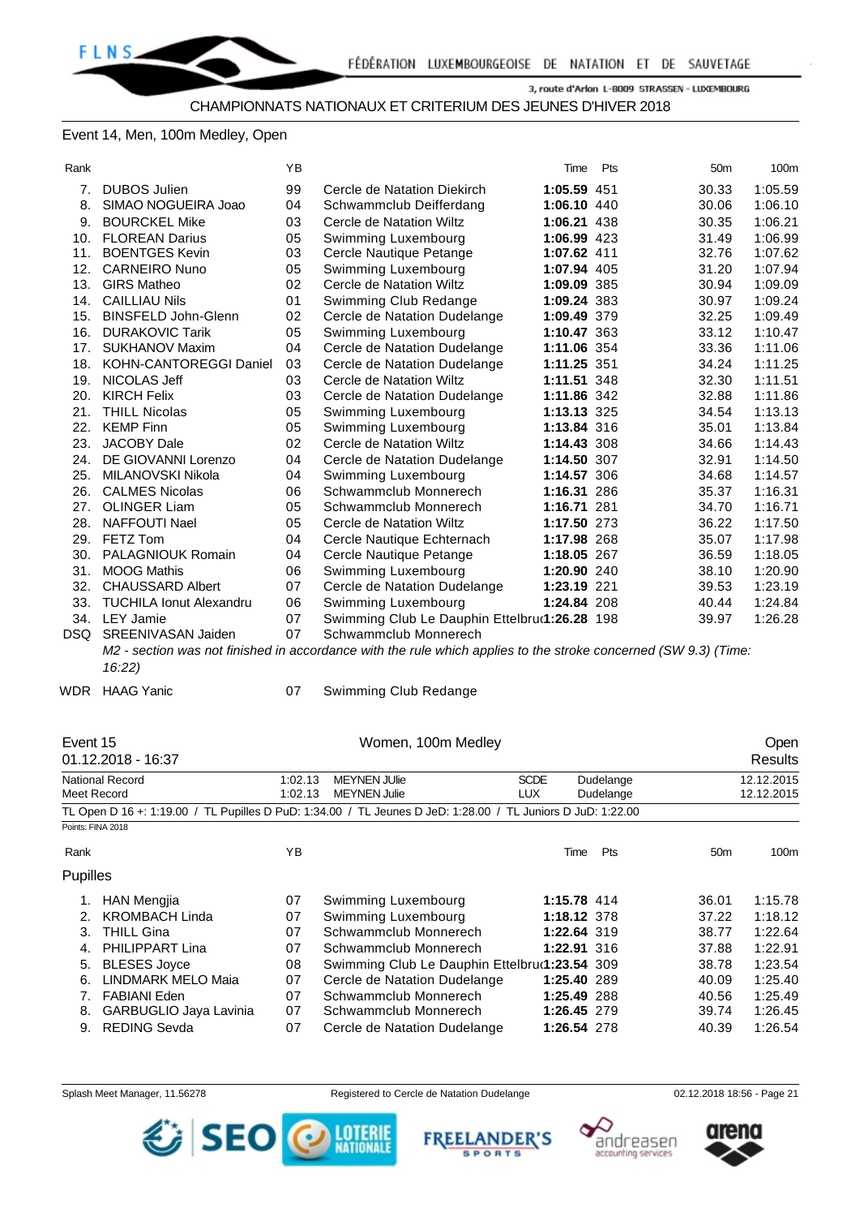CHAMPIONNATS NATIONAUX ET CRITERIUM DES JEUNES D'HIVER 2018

Event 14, Men, 100m Medley, Open

| Rank | | YB | | Time | Pts | 50m | 100m |
|---|---|---|---|---|---|---|---|
| 7. | DUBOS Julien | 99 | Cercle de Natation Diekirch | **1:05.59** | 451 | 30.33 | 1:05.59 |
| 8. | SIMAO NOGUEIRA Joao | 04 | Schwammclub Deifferdang | **1:06.10** | 440 | 30.06 | 1:06.10 |
| 9. | BOURCKEL Mike | 03 | Cercle de Natation Wiltz | **1:06.21** | 438 | 30.35 | 1:06.21 |
| 10. | FLOREAN Darius | 05 | Swimming Luxembourg | **1:06.99** | 423 | 31.49 | 1:06.99 |
| 11. | BOENTGES Kevin | 03 | Cercle Nautique Petange | **1:07.62** | 411 | 32.76 | 1:07.62 |
| 12. | CARNEIRO Nuno | 05 | Swimming Luxembourg | **1:07.94** | 405 | 31.20 | 1:07.94 |
| 13. | GIRS Matheo | 02 | Cercle de Natation Wiltz | **1:09.09** | 385 | 30.94 | 1:09.09 |
| 14. | CAILLIAU Nils | 01 | Swimming Club Redange | **1:09.24** | 383 | 30.97 | 1:09.24 |
| 15. | BINSFELD John-Glenn | 02 | Cercle de Natation Dudelange | **1:09.49** | 379 | 32.25 | 1:09.49 |
| 16. | DURAKOVIC Tarik | 05 | Swimming Luxembourg | **1:10.47** | 363 | 33.12 | 1:10.47 |
| 17. | SUKHANOV Maxim | 04 | Cercle de Natation Dudelange | **1:11.06** | 354 | 33.36 | 1:11.06 |
| 18. | KOHN-CANTOREGGI Daniel | 03 | Cercle de Natation Dudelange | **1:11.25** | 351 | 34.24 | 1:11.25 |
| 19. | NICOLAS Jeff | 03 | Cercle de Natation Wiltz | **1:11.51** | 348 | 32.30 | 1:11.51 |
| 20. | KIRCH Felix | 03 | Cercle de Natation Dudelange | **1:11.86** | 342 | 32.88 | 1:11.86 |
| 21. | THILL Nicolas | 05 | Swimming Luxembourg | **1:13.13** | 325 | 34.54 | 1:13.13 |
| 22. | KEMP Finn | 05 | Swimming Luxembourg | **1:13.84** | 316 | 35.01 | 1:13.84 |
| 23. | JACOBY Dale | 02 | Cercle de Natation Wiltz | **1:14.43** | 308 | 34.66 | 1:14.43 |
| 24. | DE GIOVANNI Lorenzo | 04 | Cercle de Natation Dudelange | **1:14.50** | 307 | 32.91 | 1:14.50 |
| 25. | MILANOVSKI Nikola | 04 | Swimming Luxembourg | **1:14.57** | 306 | 34.68 | 1:14.57 |
| 26. | CALMES Nicolas | 06 | Schwammclub Monnerech | **1:16.31** | 286 | 35.37 | 1:16.31 |
| 27. | OLINGER Liam | 05 | Schwammclub Monnerech | **1:16.71** | 281 | 34.70 | 1:16.71 |
| 28. | NAFFOUTI Nael | 05 | Cercle de Natation Wiltz | **1:17.50** | 273 | 36.22 | 1:17.50 |
| 29. | FETZ Tom | 04 | Cercle Nautique Echternach | **1:17.98** | 268 | 35.07 | 1:17.98 |
| 30. | PALAGNIOUK Romain | 04 | Cercle Nautique Petange | **1:18.05** | 267 | 36.59 | 1:18.05 |
| 31. | MOOG Mathis | 06 | Swimming Luxembourg | **1:20.90** | 240 | 38.10 | 1:20.90 |
| 32. | CHAUSSARD Albert | 07 | Cercle de Natation Dudelange | **1:23.19** | 221 | 39.53 | 1:23.19 |
| 33. | TUCHILA Ionut Alexandru | 06 | Swimming Luxembourg | **1:24.84** | 208 | 40.44 | 1:24.84 |
| 34. | LEY Jamie | 07 | Swimming Club Le Dauphin Ettelbruck | **1:26.28** | 198 | 39.97 | 1:26.28 |
| DSQ | SREENIVASAN Jaiden | 07 | Schwammclub Monnerech | | | | |

*M2 - section was not finished in accordance with the rule which applies to the stroke concerned (SW 9.3) (Time: 16:22)*

| | | | |
|---|---|---|---|
| WDR | HAAG Yanic | 07 | Swimming Club Redange |

## Event 15 — Women, 100m Medley — Open

01.12.2018 - 16:37 — Results

| | | | | | | |
|---|---|---|---|---|---|---|
| National Record | 1:02.13 | MEYNEN JUlie | SCDE | Dudelange | | 12.12.2015 |
| Meet Record | 1:02.13 | MEYNEN Julie | LUX | Dudelange | | 12.12.2015 |

TL Open D 16 +: 1:19.00 / TL Pupilles D PuD: 1:34.00 / TL Jeunes D JeD: 1:28.00 / TL Juniors D JuD: 1:22.00

Points: FINA 2018

**Pupilles**

| Rank | | YB | | Time | Pts | 50m | 100m |
|---|---|---|---|---|---|---|---|
| 1. | HAN Mengjia | 07 | Swimming Luxembourg | **1:15.78** | 414 | 36.01 | 1:15.78 |
| 2. | KROMBACH Linda | 07 | Swimming Luxembourg | **1:18.12** | 378 | 37.22 | 1:18.12 |
| 3. | THILL Gina | 07 | Schwammclub Monnerech | **1:22.64** | 319 | 38.77 | 1:22.64 |
| 4. | PHILIPPART Lina | 07 | Schwammclub Monnerech | **1:22.91** | 316 | 37.88 | 1:22.91 |
| 5. | BLESES Joyce | 08 | Swimming Club Le Dauphin Ettelbruck | **1:23.54** | 309 | 38.78 | 1:23.54 |
| 6. | LINDMARK MELO Maia | 07 | Cercle de Natation Dudelange | **1:25.40** | 289 | 40.09 | 1:25.40 |
| 7. | FABIANI Eden | 07 | Schwammclub Monnerech | **1:25.49** | 288 | 40.56 | 1:25.49 |
| 8. | GARBUGLIO Jaya Lavinia | 07 | Schwammclub Monnerech | **1:26.45** | 279 | 39.74 | 1:26.45 |
| 9. | REDING Sevda | 07 | Cercle de Natation Dudelange | **1:26.54** | 278 | 40.39 | 1:26.54 |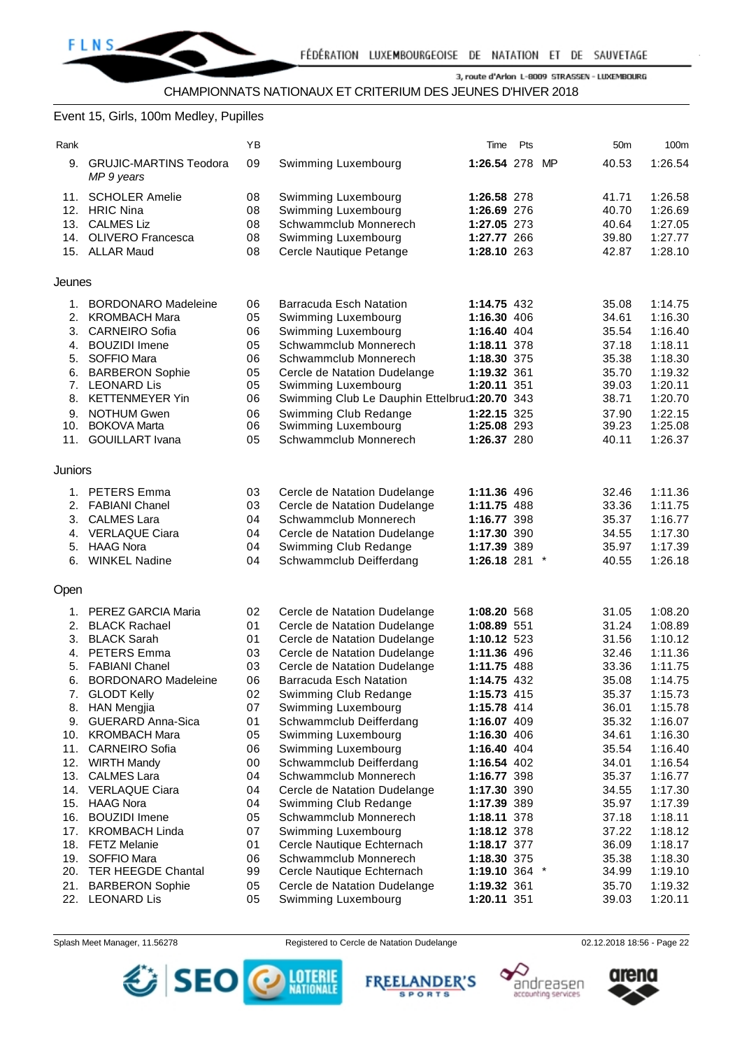CHAMPIONNATS NATIONAUX ET CRITERIUM DES JEUNES D'HIVER 2018

## Event 15, Girls, 100m Medley, Pupilles

| Rank | | YB | | Time | Pts | | 50m | 100m |
|---|---|---|---|---|---|---|---|---|
| 9. | GRUJIC-MARTINS Teodora *MP 9 years* | 09 | Swimming Luxembourg | **1:26.54** | 278 | MP | 40.53 | 1:26.54 |
| 11. | SCHOLER Amelie | 08 | Swimming Luxembourg | **1:26.58** | 278 | | 41.71 | 1:26.58 |
| 12. | HRIC Nina | 08 | Swimming Luxembourg | **1:26.69** | 276 | | 40.70 | 1:26.69 |
| 13. | CALMES Liz | 08 | Schwammclub Monnerech | **1:27.05** | 273 | | 40.64 | 1:27.05 |
| 14. | OLIVERO Francesca | 08 | Swimming Luxembourg | **1:27.77** | 266 | | 39.80 | 1:27.77 |
| 15. | ALLAR Maud | 08 | Cercle Nautique Petange | **1:28.10** | 263 | | 42.87 | 1:28.10 |

### Jeunes

| Rank | | YB | | Time | Pts | | 50m | 100m |
|---|---|---|---|---|---|---|---|---|
| 1. | BORDONARO Madeleine | 06 | Barracuda Esch Natation | **1:14.75** | 432 | | 35.08 | 1:14.75 |
| 2. | KROMBACH Mara | 05 | Swimming Luxembourg | **1:16.30** | 406 | | 34.61 | 1:16.30 |
| 3. | CARNEIRO Sofia | 06 | Swimming Luxembourg | **1:16.40** | 404 | | 35.54 | 1:16.40 |
| 4. | BOUZIDI Imene | 05 | Schwammclub Monnerech | **1:18.11** | 378 | | 37.18 | 1:18.11 |
| 5. | SOFFIO Mara | 06 | Schwammclub Monnerech | **1:18.30** | 375 | | 35.38 | 1:18.30 |
| 6. | BARBERON Sophie | 05 | Cercle de Natation Dudelange | **1:19.32** | 361 | | 35.70 | 1:19.32 |
| 7. | LEONARD Lis | 05 | Swimming Luxembourg | **1:20.11** | 351 | | 39.03 | 1:20.11 |
| 8. | KETTENMEYER Yin | 06 | Swimming Club Le Dauphin Ettelbruck | **1:20.70** | 343 | | 38.71 | 1:20.70 |
| 9. | NOTHUM Gwen | 06 | Swimming Club Redange | **1:22.15** | 325 | | 37.90 | 1:22.15 |
| 10. | BOKOVA Marta | 06 | Swimming Luxembourg | **1:25.08** | 293 | | 39.23 | 1:25.08 |
| 11. | GOUILLART Ivana | 05 | Schwammclub Monnerech | **1:26.37** | 280 | | 40.11 | 1:26.37 |

### Juniors

| Rank | | YB | | Time | Pts | | 50m | 100m |
|---|---|---|---|---|---|---|---|---|
| 1. | PETERS Emma | 03 | Cercle de Natation Dudelange | **1:11.36** | 496 | | 32.46 | 1:11.36 |
| 2. | FABIANI Chanel | 03 | Cercle de Natation Dudelange | **1:11.75** | 488 | | 33.36 | 1:11.75 |
| 3. | CALMES Lara | 04 | Schwammclub Monnerech | **1:16.77** | 398 | | 35.37 | 1:16.77 |
| 4. | VERLAQUE Ciara | 04 | Cercle de Natation Dudelange | **1:17.30** | 390 | | 34.55 | 1:17.30 |
| 5. | HAAG Nora | 04 | Swimming Club Redange | **1:17.39** | 389 | | 35.97 | 1:17.39 |
| 6. | WINKEL Nadine | 04 | Schwammclub Deifferdang | **1:26.18** | 281 | * | 40.55 | 1:26.18 |

### Open

| Rank | | YB | | Time | Pts | | 50m | 100m |
|---|---|---|---|---|---|---|---|---|
| 1. | PEREZ GARCIA Maria | 02 | Cercle de Natation Dudelange | **1:08.20** | 568 | | 31.05 | 1:08.20 |
| 2. | BLACK Rachael | 01 | Cercle de Natation Dudelange | **1:08.89** | 551 | | 31.24 | 1:08.89 |
| 3. | BLACK Sarah | 01 | Cercle de Natation Dudelange | **1:10.12** | 523 | | 31.56 | 1:10.12 |
| 4. | PETERS Emma | 03 | Cercle de Natation Dudelange | **1:11.36** | 496 | | 32.46 | 1:11.36 |
| 5. | FABIANI Chanel | 03 | Cercle de Natation Dudelange | **1:11.75** | 488 | | 33.36 | 1:11.75 |
| 6. | BORDONARO Madeleine | 06 | Barracuda Esch Natation | **1:14.75** | 432 | | 35.08 | 1:14.75 |
| 7. | GLODT Kelly | 02 | Swimming Club Redange | **1:15.73** | 415 | | 35.37 | 1:15.73 |
| 8. | HAN Mengjia | 07 | Swimming Luxembourg | **1:15.78** | 414 | | 36.01 | 1:15.78 |
| 9. | GUERARD Anna-Sica | 01 | Schwammclub Deifferdang | **1:16.07** | 409 | | 35.32 | 1:16.07 |
| 10. | KROMBACH Mara | 05 | Swimming Luxembourg | **1:16.30** | 406 | | 34.61 | 1:16.30 |
| 11. | CARNEIRO Sofia | 06 | Swimming Luxembourg | **1:16.40** | 404 | | 35.54 | 1:16.40 |
| 12. | WIRTH Mandy | 00 | Schwammclub Deifferdang | **1:16.54** | 402 | | 34.01 | 1:16.54 |
| 13. | CALMES Lara | 04 | Schwammclub Monnerech | **1:16.77** | 398 | | 35.37 | 1:16.77 |
| 14. | VERLAQUE Ciara | 04 | Cercle de Natation Dudelange | **1:17.30** | 390 | | 34.55 | 1:17.30 |
| 15. | HAAG Nora | 04 | Swimming Club Redange | **1:17.39** | 389 | | 35.97 | 1:17.39 |
| 16. | BOUZIDI Imene | 05 | Schwammclub Monnerech | **1:18.11** | 378 | | 37.18 | 1:18.11 |
| 17. | KROMBACH Linda | 07 | Swimming Luxembourg | **1:18.12** | 378 | | 37.22 | 1:18.12 |
| 18. | FETZ Melanie | 01 | Cercle Nautique Echternach | **1:18.17** | 377 | | 36.09 | 1:18.17 |
| 19. | SOFFIO Mara | 06 | Schwammclub Monnerech | **1:18.30** | 375 | | 35.38 | 1:18.30 |
| 20. | TER HEEGDE Chantal | 99 | Cercle Nautique Echternach | **1:19.10** | 364 | * | 34.99 | 1:19.10 |
| 21. | BARBERON Sophie | 05 | Cercle de Natation Dudelange | **1:19.32** | 361 | | 35.70 | 1:19.32 |
| 22. | LEONARD Lis | 05 | Swimming Luxembourg | **1:20.11** | 351 | | 39.03 | 1:20.11 |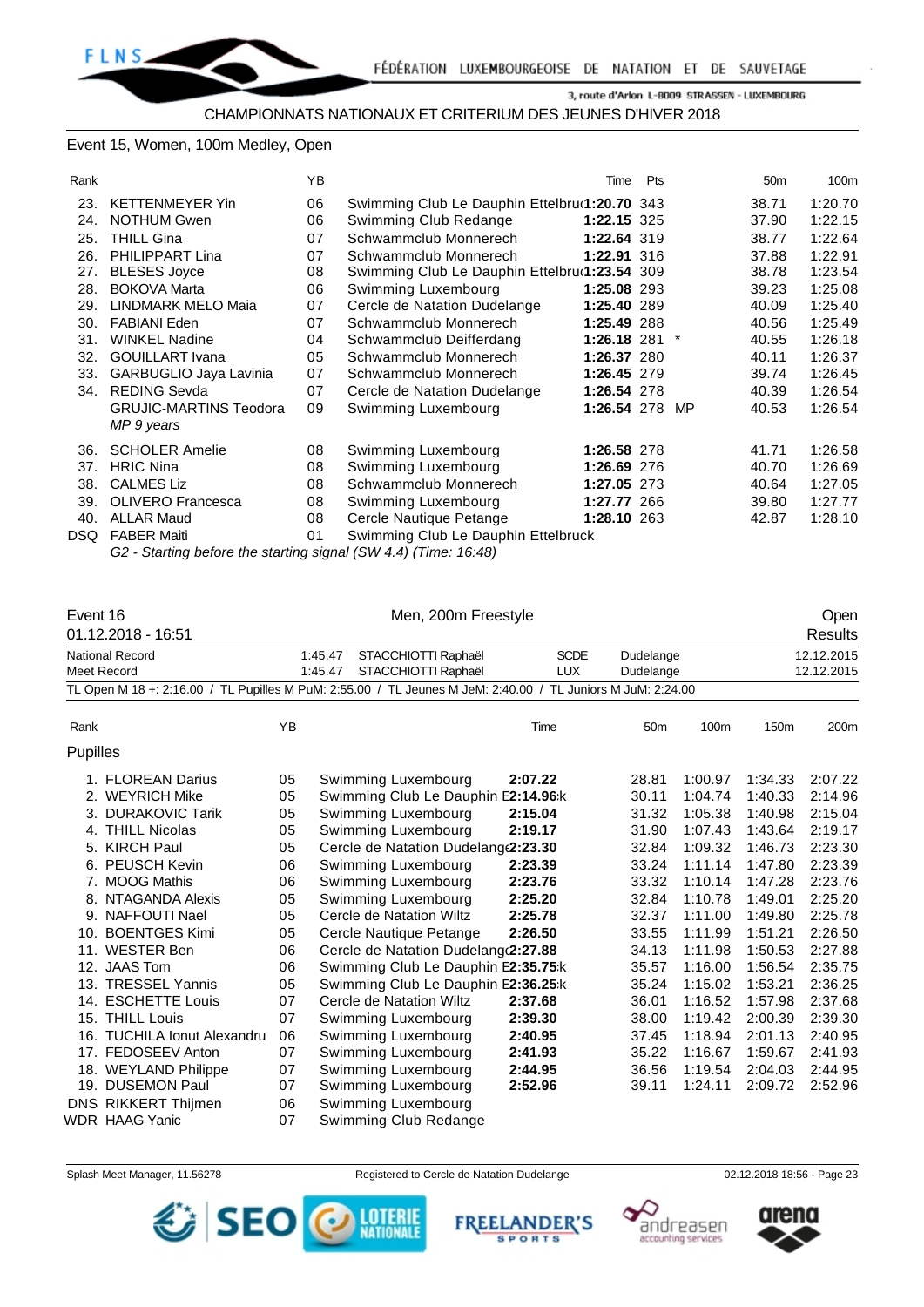CHAMPIONNATS NATIONAUX ET CRITERIUM DES JEUNES D'HIVER 2018

Event 15, Women, 100m Medley, Open

| Rank | | YB | | Time | Pts | | 50m | 100m |
|---|---|---|---|---|---|---|---|---|
| 23. | KETTENMEYER Yin | 06 | Swimming Club Le Dauphin Ettelbruck | 1:20.70 | 343 | | 38.71 | 1:20.70 |
| 24. | NOTHUM Gwen | 06 | Swimming Club Redange | 1:22.15 | 325 | | 37.90 | 1:22.15 |
| 25. | THILL Gina | 07 | Schwammclub Monnerech | 1:22.64 | 319 | | 38.77 | 1:22.64 |
| 26. | PHILIPPART Lina | 07 | Schwammclub Monnerech | 1:22.91 | 316 | | 37.88 | 1:22.91 |
| 27. | BLESES Joyce | 08 | Swimming Club Le Dauphin Ettelbruck | 1:23.54 | 309 | | 38.78 | 1:23.54 |
| 28. | BOKOVA Marta | 06 | Swimming Luxembourg | 1:25.08 | 293 | | 39.23 | 1:25.08 |
| 29. | LINDMARK MELO Maia | 07 | Cercle de Natation Dudelange | 1:25.40 | 289 | | 40.09 | 1:25.40 |
| 30. | FABIANI Eden | 07 | Schwammclub Monnerech | 1:25.49 | 288 | | 40.56 | 1:25.49 |
| 31. | WINKEL Nadine | 04 | Schwammclub Deifferdang | 1:26.18 | 281 | * | 40.55 | 1:26.18 |
| 32. | GOUILLART Ivana | 05 | Schwammclub Monnerech | 1:26.37 | 280 | | 40.11 | 1:26.37 |
| 33. | GARBUGLIO Jaya Lavinia | 07 | Schwammclub Monnerech | 1:26.45 | 279 | | 39.74 | 1:26.45 |
| 34. | REDING Sevda | 07 | Cercle de Natation Dudelange | 1:26.54 | 278 | | 40.39 | 1:26.54 |
| | GRUJIC-MARTINS Teodora *MP 9 years* | 09 | Swimming Luxembourg | 1:26.54 | 278 | MP | 40.53 | 1:26.54 |
| 36. | SCHOLER Amelie | 08 | Swimming Luxembourg | 1:26.58 | 278 | | 41.71 | 1:26.58 |
| 37. | HRIC Nina | 08 | Swimming Luxembourg | 1:26.69 | 276 | | 40.70 | 1:26.69 |
| 38. | CALMES Liz | 08 | Schwammclub Monnerech | 1:27.05 | 273 | | 40.64 | 1:27.05 |
| 39. | OLIVERO Francesca | 08 | Swimming Luxembourg | 1:27.77 | 266 | | 39.80 | 1:27.77 |
| 40. | ALLAR Maud | 08 | Cercle Nautique Petange | 1:28.10 | 263 | | 42.87 | 1:28.10 |
| DSQ | FABER Maiti | 01 | Swimming Club Le Dauphin Ettelbruck | | | | | |

*G2 - Starting before the starting signal (SW 4.4) (Time: 16:48)*

## Event 16 — Men, 200m Freestyle — Open

01.12.2018 - 16:51 — Results

| | | | | | |
|---|---|---|---|---|---|
| National Record | 1:45.47 | STACCHIOTTI Raphaël | SCDE | Dudelange | 12.12.2015 |
| Meet Record | 1:45.47 | STACCHIOTTI Raphaël | LUX | Dudelange | 12.12.2015 |

TL Open M 18 +: 2:16.00 / TL Pupilles M PuM: 2:55.00 / TL Jeunes M JeM: 2:40.00 / TL Juniors M JuM: 2:24.00

**Pupilles**

| Rank | | YB | | Time | 50m | 100m | 150m | 200m |
|---|---|---|---|---|---|---|---|---|
| 1. | FLOREAN Darius | 05 | Swimming Luxembourg | 2:07.22 | 28.81 | 1:00.97 | 1:34.33 | 2:07.22 |
| 2. | WEYRICH Mike | 05 | Swimming Club Le Dauphin E | 2:14.96 k | 30.11 | 1:04.74 | 1:40.33 | 2:14.96 |
| 3. | DURAKOVIC Tarik | 05 | Swimming Luxembourg | 2:15.04 | 31.32 | 1:05.38 | 1:40.98 | 2:15.04 |
| 4. | THILL Nicolas | 05 | Swimming Luxembourg | 2:19.17 | 31.90 | 1:07.43 | 1:43.64 | 2:19.17 |
| 5. | KIRCH Paul | 05 | Cercle de Natation Dudelange | 2:23.30 | 32.84 | 1:09.32 | 1:46.73 | 2:23.30 |
| 6. | PEUSCH Kevin | 06 | Swimming Luxembourg | 2:23.39 | 33.24 | 1:11.14 | 1:47.80 | 2:23.39 |
| 7. | MOOG Mathis | 05 | Swimming Luxembourg | 2:23.76 | 33.32 | 1:10.14 | 1:47.28 | 2:23.76 |
| 8. | NTAGANDA Alexis | 05 | Swimming Luxembourg | 2:25.20 | 32.84 | 1:10.78 | 1:49.01 | 2:25.20 |
| 9. | NAFFOUTI Nael | 05 | Cercle de Natation Wiltz | 2:25.78 | 32.37 | 1:11.00 | 1:49.80 | 2:25.78 |
| 10. | BOENTGES Kimi | 05 | Cercle Nautique Petange | 2:26.50 | 33.55 | 1:11.99 | 1:51.21 | 2:26.50 |
| 11. | WESTER Ben | 06 | Cercle de Natation Dudelange | 2:27.88 | 34.13 | 1:11.98 | 1:50.53 | 2:27.88 |
| 12. | JAAS Tom | 06 | Swimming Club Le Dauphin E | 2:35.75 k | 35.57 | 1:16.00 | 1:56.54 | 2:35.75 |
| 13. | TRESSEL Yannis | 05 | Swimming Club Le Dauphin E | 2:36.25 k | 35.24 | 1:15.02 | 1:53.21 | 2:36.25 |
| 14. | ESCHETTE Louis | 07 | Cercle de Natation Wiltz | 2:37.68 | 36.01 | 1:16.52 | 1:57.98 | 2:37.68 |
| 15. | THILL Louis | 07 | Swimming Luxembourg | 2:39.30 | 38.00 | 1:19.42 | 2:00.39 | 2:39.30 |
| 16. | TUCHILA Ionut Alexandru | 06 | Swimming Luxembourg | 2:40.95 | 37.45 | 1:18.94 | 2:01.13 | 2:40.95 |
| 17. | FEDOSEEV Anton | 07 | Swimming Luxembourg | 2:41.93 | 35.22 | 1:16.67 | 1:59.67 | 2:41.93 |
| 18. | WEYLAND Philippe | 07 | Swimming Luxembourg | 2:44.95 | 36.56 | 1:19.54 | 2:04.03 | 2:44.95 |
| 19. | DUSEMON Paul | 07 | Swimming Luxembourg | 2:52.96 | 39.11 | 1:24.11 | 2:09.72 | 2:52.96 |
| DNS | RIKKERT Thijmen | 06 | Swimming Luxembourg | | | | | |
| WDR | HAAG Yanic | 07 | Swimming Club Redange | | | | | |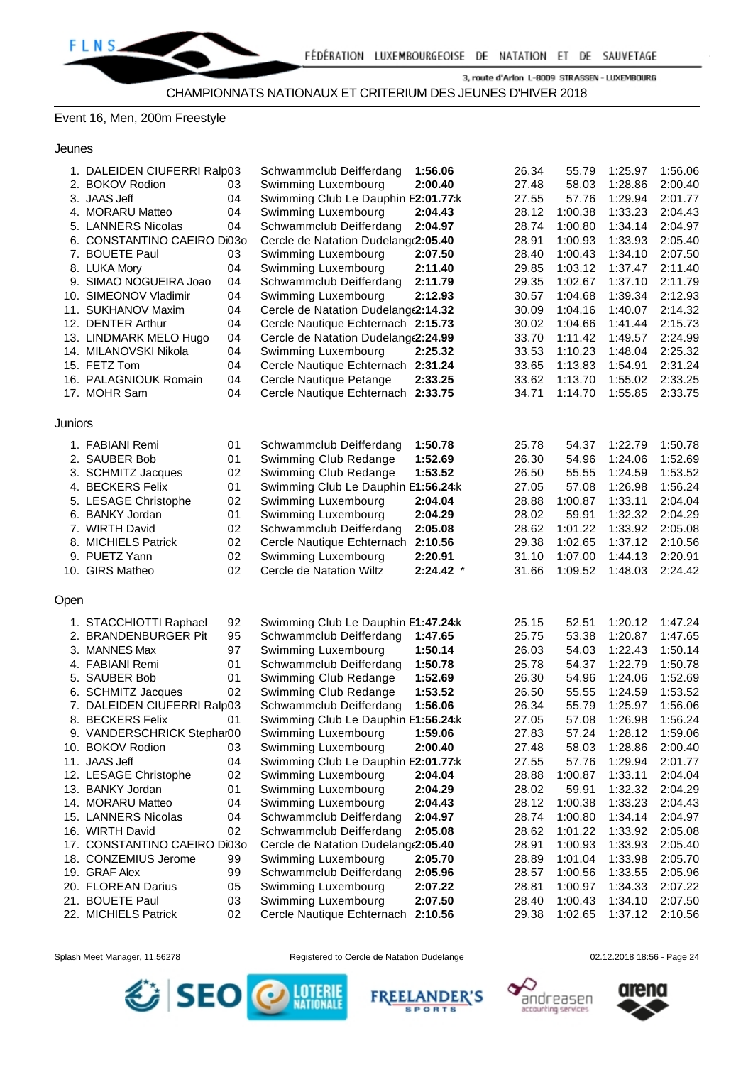CHAMPIONNATS NATIONAUX ET CRITERIUM DES JEUNES D'HIVER 2018

## Event 16, Men, 200m Freestyle

### Jeunes

| | | | | | | | | |
|---|---|---|---|---|---|---|---|---|
| 1. | DALEIDEN CIUFERRI Ralph | 03 | Schwammclub Deifferdang | **1:56.06** | 26.34 | 55.79 | 1:25.97 | 1:56.06 |
| 2. | BOKOV Rodion | 03 | Swimming Luxembourg | **2:00.40** | 27.48 | 58.03 | 1:28.86 | 2:00.40 |
| 3. | JAAS Jeff | 04 | Swimming Club Le Dauphin Ettelbruck | **2:01.77** | 27.55 | 57.76 | 1:29.94 | 2:01.77 |
| 4. | MORARU Matteo | 04 | Swimming Luxembourg | **2:04.43** | 28.12 | 1:00.38 | 1:33.23 | 2:04.43 |
| 5. | LANNERS Nicolas | 04 | Schwammclub Deifferdang | **2:04.97** | 28.74 | 1:00.80 | 1:34.14 | 2:04.97 |
| 6. | CONSTANTINO CAEIRO Diogo | 03 | Cercle de Natation Dudelange | **2:05.40** | 28.91 | 1:00.93 | 1:33.93 | 2:05.40 |
| 7. | BOUETE Paul | 03 | Swimming Luxembourg | **2:07.50** | 28.40 | 1:00.43 | 1:34.10 | 2:07.50 |
| 8. | LUKA Mory | 04 | Swimming Luxembourg | **2:11.40** | 29.85 | 1:03.12 | 1:37.47 | 2:11.40 |
| 9. | SIMAO NOGUEIRA Joao | 04 | Schwammclub Deifferdang | **2:11.79** | 29.35 | 1:02.67 | 1:37.10 | 2:11.79 |
| 10. | SIMEONOV Vladimir | 04 | Swimming Luxembourg | **2:12.93** | 30.57 | 1:04.68 | 1:39.34 | 2:12.93 |
| 11. | SUKHANOV Maxim | 04 | Cercle de Natation Dudelange | **2:14.32** | 30.09 | 1:04.16 | 1:40.07 | 2:14.32 |
| 12. | DENTER Arthur | 04 | Cercle Nautique Echternach | **2:15.73** | 30.02 | 1:04.66 | 1:41.44 | 2:15.73 |
| 13. | LINDMARK MELO Hugo | 04 | Cercle de Natation Dudelange | **2:24.99** | 33.70 | 1:11.42 | 1:49.57 | 2:24.99 |
| 14. | MILANOVSKI Nikola | 04 | Swimming Luxembourg | **2:25.32** | 33.53 | 1:10.23 | 1:48.04 | 2:25.32 |
| 15. | FETZ Tom | 04 | Cercle Nautique Echternach | **2:31.24** | 33.65 | 1:13.83 | 1:54.91 | 2:31.24 |
| 16. | PALAGNIOUK Romain | 04 | Cercle Nautique Petange | **2:33.25** | 33.62 | 1:13.70 | 1:55.02 | 2:33.25 |
| 17. | MOHR Sam | 04 | Cercle Nautique Echternach | **2:33.75** | 34.71 | 1:14.70 | 1:55.85 | 2:33.75 |

### Juniors

| | | | | | | | | |
|---|---|---|---|---|---|---|---|---|
| 1. | FABIANI Remi | 01 | Schwammclub Deifferdang | **1:50.78** | 25.78 | 54.37 | 1:22.79 | 1:50.78 |
| 2. | SAUBER Bob | 01 | Swimming Club Redange | **1:52.69** | 26.30 | 54.96 | 1:24.06 | 1:52.69 |
| 3. | SCHMITZ Jacques | 02 | Swimming Club Redange | **1:53.52** | 26.50 | 55.55 | 1:24.59 | 1:53.52 |
| 4. | BECKERS Felix | 01 | Swimming Club Le Dauphin Ettelbruck | **1:56.24** | 27.05 | 57.08 | 1:26.98 | 1:56.24 |
| 5. | LESAGE Christophe | 02 | Swimming Luxembourg | **2:04.04** | 28.88 | 1:00.87 | 1:33.11 | 2:04.04 |
| 6. | BANKY Jordan | 01 | Swimming Luxembourg | **2:04.29** | 28.02 | 59.91 | 1:32.32 | 2:04.29 |
| 7. | WIRTH David | 02 | Schwammclub Deifferdang | **2:05.08** | 28.62 | 1:01.22 | 1:33.92 | 2:05.08 |
| 8. | MICHIELS Patrick | 02 | Cercle Nautique Echternach | **2:10.56** | 29.38 | 1:02.65 | 1:37.12 | 2:10.56 |
| 9. | PUETZ Yann | 02 | Swimming Luxembourg | **2:20.91** | 31.10 | 1:07.00 | 1:44.13 | 2:20.91 |
| 10. | GIRS Matheo | 02 | Cercle de Natation Wiltz | **2:24.42** * | 31.66 | 1:09.52 | 1:48.03 | 2:24.42 |

### Open

| | | | | | | | | |
|---|---|---|---|---|---|---|---|---|
| 1. | STACCHIOTTI Raphael | 92 | Swimming Club Le Dauphin Ettelbruck | **1:47.24** | 25.15 | 52.51 | 1:20.12 | 1:47.24 |
| 2. | BRANDENBURGER Pit | 95 | Schwammclub Deifferdang | **1:47.65** | 25.75 | 53.38 | 1:20.87 | 1:47.65 |
| 3. | MANNES Max | 97 | Swimming Luxembourg | **1:50.14** | 26.03 | 54.03 | 1:22.43 | 1:50.14 |
| 4. | FABIANI Remi | 01 | Schwammclub Deifferdang | **1:50.78** | 25.78 | 54.37 | 1:22.79 | 1:50.78 |
| 5. | SAUBER Bob | 01 | Swimming Club Redange | **1:52.69** | 26.30 | 54.96 | 1:24.06 | 1:52.69 |
| 6. | SCHMITZ Jacques | 02 | Swimming Club Redange | **1:53.52** | 26.50 | 55.55 | 1:24.59 | 1:53.52 |
| 7. | DALEIDEN CIUFERRI Ralph | 03 | Schwammclub Deifferdang | **1:56.06** | 26.34 | 55.79 | 1:25.97 | 1:56.06 |
| 8. | BECKERS Felix | 01 | Swimming Club Le Dauphin Ettelbruck | **1:56.24** | 27.05 | 57.08 | 1:26.98 | 1:56.24 |
| 9. | VANDERSCHRICK Stephane | 00 | Swimming Luxembourg | **1:59.06** | 27.83 | 57.24 | 1:28.12 | 1:59.06 |
| 10. | BOKOV Rodion | 03 | Swimming Luxembourg | **2:00.40** | 27.48 | 58.03 | 1:28.86 | 2:00.40 |
| 11. | JAAS Jeff | 04 | Swimming Club Le Dauphin Ettelbruck | **2:01.77** | 27.55 | 57.76 | 1:29.94 | 2:01.77 |
| 12. | LESAGE Christophe | 02 | Swimming Luxembourg | **2:04.04** | 28.88 | 1:00.87 | 1:33.11 | 2:04.04 |
| 13. | BANKY Jordan | 01 | Swimming Luxembourg | **2:04.29** | 28.02 | 59.91 | 1:32.32 | 2:04.29 |
| 14. | MORARU Matteo | 04 | Swimming Luxembourg | **2:04.43** | 28.12 | 1:00.38 | 1:33.23 | 2:04.43 |
| 15. | LANNERS Nicolas | 04 | Schwammclub Deifferdang | **2:04.97** | 28.74 | 1:00.80 | 1:34.14 | 2:04.97 |
| 16. | WIRTH David | 02 | Schwammclub Deifferdang | **2:05.08** | 28.62 | 1:01.22 | 1:33.92 | 2:05.08 |
| 17. | CONSTANTINO CAEIRO Diogo | 03 | Cercle de Natation Dudelange | **2:05.40** | 28.91 | 1:00.93 | 1:33.93 | 2:05.40 |
| 18. | CONZEMIUS Jerome | 99 | Swimming Luxembourg | **2:05.70** | 28.89 | 1:01.04 | 1:33.98 | 2:05.70 |
| 19. | GRAF Alex | 99 | Schwammclub Deifferdang | **2:05.96** | 28.57 | 1:00.56 | 1:33.55 | 2:05.96 |
| 20. | FLOREAN Darius | 05 | Swimming Luxembourg | **2:07.22** | 28.81 | 1:00.97 | 1:34.33 | 2:07.22 |
| 21. | BOUETE Paul | 03 | Swimming Luxembourg | **2:07.50** | 28.40 | 1:00.43 | 1:34.10 | 2:07.50 |
| 22. | MICHIELS Patrick | 02 | Cercle Nautique Echternach | **2:10.56** | 29.38 | 1:02.65 | 1:37.12 | 2:10.56 |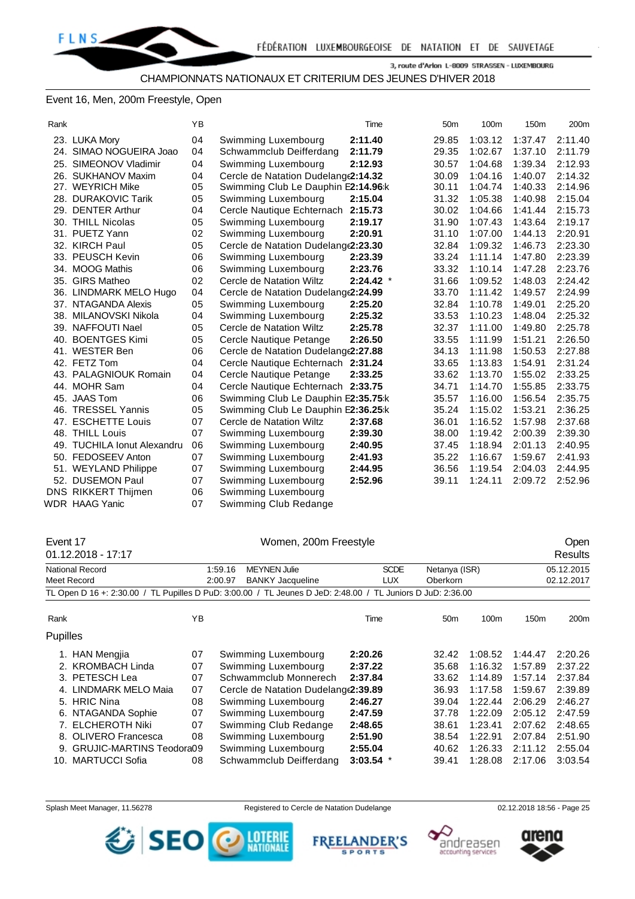CHAMPIONNATS NATIONAUX ET CRITERIUM DES JEUNES D'HIVER 2018

## Event 16, Men, 200m Freestyle, Open

| Rank | | YB | | Time | | 50m | 100m | 150m | 200m |
|---|---|---|---|---|---|---|---|---|---|
| 23. | LUKA Mory | 04 | Swimming Luxembourg | **2:11.40** | | 29.85 | 1:03.12 | 1:37.47 | 2:11.40 |
| 24. | SIMAO NOGUEIRA Joao | 04 | Schwammclub Deifferdang | **2:11.79** | | 29.35 | 1:02.67 | 1:37.10 | 2:11.79 |
| 25. | SIMEONOV Vladimir | 04 | Swimming Luxembourg | **2:12.93** | | 30.57 | 1:04.68 | 1:39.34 | 2:12.93 |
| 26. | SUKHANOV Maxim | 04 | Cercle de Natation Dudelange | **2:14.32** | | 30.09 | 1:04.16 | 1:40.07 | 2:14.32 |
| 27. | WEYRICH Mike | 05 | Swimming Club Le Dauphin E | **2:14.96** | k | 30.11 | 1:04.74 | 1:40.33 | 2:14.96 |
| 28. | DURAKOVIC Tarik | 05 | Swimming Luxembourg | **2:15.04** | | 31.32 | 1:05.38 | 1:40.98 | 2:15.04 |
| 29. | DENTER Arthur | 04 | Cercle Nautique Echternach | **2:15.73** | | 30.02 | 1:04.66 | 1:41.44 | 2:15.73 |
| 30. | THILL Nicolas | 05 | Swimming Luxembourg | **2:19.17** | | 31.90 | 1:07.43 | 1:43.64 | 2:19.17 |
| 31. | PUETZ Yann | 02 | Swimming Luxembourg | **2:20.91** | | 31.10 | 1:07.00 | 1:44.13 | 2:20.91 |
| 32. | KIRCH Paul | 05 | Cercle de Natation Dudelange | **2:23.30** | | 32.84 | 1:09.32 | 1:46.73 | 2:23.30 |
| 33. | PEUSCH Kevin | 06 | Swimming Luxembourg | **2:23.39** | | 33.24 | 1:11.14 | 1:47.80 | 2:23.39 |
| 34. | MOOG Mathis | 06 | Swimming Luxembourg | **2:23.76** | | 33.32 | 1:10.14 | 1:47.28 | 2:23.76 |
| 35. | GIRS Matheo | 02 | Cercle de Natation Wiltz | **2:24.42** | * | 31.66 | 1:09.52 | 1:48.03 | 2:24.42 |
| 36. | LINDMARK MELO Hugo | 04 | Cercle de Natation Dudelange | **2:24.99** | | 33.70 | 1:11.42 | 1:49.57 | 2:24.99 |
| 37. | NTAGANDA Alexis | 05 | Swimming Luxembourg | **2:25.20** | | 32.84 | 1:10.78 | 1:49.01 | 2:25.20 |
| 38. | MILANOVSKI Nikola | 04 | Swimming Luxembourg | **2:25.32** | | 33.53 | 1:10.23 | 1:48.04 | 2:25.32 |
| 39. | NAFFOUTI Nael | 05 | Cercle de Natation Wiltz | **2:25.78** | | 32.37 | 1:11.00 | 1:49.80 | 2:25.78 |
| 40. | BOENTGES Kimi | 05 | Cercle Nautique Petange | **2:26.50** | | 33.55 | 1:11.99 | 1:51.21 | 2:26.50 |
| 41. | WESTER Ben | 06 | Cercle de Natation Dudelange | **2:27.88** | | 34.13 | 1:11.98 | 1:50.53 | 2:27.88 |
| 42. | FETZ Tom | 04 | Cercle Nautique Echternach | **2:31.24** | | 33.65 | 1:13.83 | 1:54.91 | 2:31.24 |
| 43. | PALAGNIOUK Romain | 04 | Cercle Nautique Petange | **2:33.25** | | 33.62 | 1:13.70 | 1:55.02 | 2:33.25 |
| 44. | MOHR Sam | 04 | Cercle Nautique Echternach | **2:33.75** | | 34.71 | 1:14.70 | 1:55.85 | 2:33.75 |
| 45. | JAAS Tom | 06 | Swimming Club Le Dauphin E | **2:35.75** | k | 35.57 | 1:16.00 | 1:56.54 | 2:35.75 |
| 46. | TRESSEL Yannis | 05 | Swimming Club Le Dauphin E | **2:36.25** | k | 35.24 | 1:15.02 | 1:53.21 | 2:36.25 |
| 47. | ESCHETTE Louis | 07 | Cercle de Natation Wiltz | **2:37.68** | | 36.01 | 1:16.52 | 1:57.98 | 2:37.68 |
| 48. | THILL Louis | 07 | Swimming Luxembourg | **2:39.30** | | 38.00 | 1:19.42 | 2:00.39 | 2:39.30 |
| 49. | TUCHILA Ionut Alexandru | 06 | Swimming Luxembourg | **2:40.95** | | 37.45 | 1:18.94 | 2:01.13 | 2:40.95 |
| 50. | FEDOSEEV Anton | 07 | Swimming Luxembourg | **2:41.93** | | 35.22 | 1:16.67 | 1:59.67 | 2:41.93 |
| 51. | WEYLAND Philippe | 07 | Swimming Luxembourg | **2:44.95** | | 36.56 | 1:19.54 | 2:04.03 | 2:44.95 |
| 52. | DUSEMON Paul | 07 | Swimming Luxembourg | **2:52.96** | | 39.11 | 1:24.11 | 2:09.72 | 2:52.96 |
| DNS | RIKKERT Thijmen | 06 | Swimming Luxembourg | | | | | | |
| WDR | HAAG Yanic | 07 | Swimming Club Redange | | | | | | |

## Event 17 — Women, 200m Freestyle — Open

01.12.2018 - 17:17 — Results

| | | | | | | |
|---|---|---|---|---|---|---|
| National Record | 1:59.16 | MEYNEN Julie | SCDE | Netanya (ISR) | 05.12.2015 |
| Meet Record | 2:00.97 | BANKY Jacqueline | LUX | Oberkorn | 02.12.2017 |

TL Open D 16 +: 2:30.00 / TL Pupilles D PuD: 3:00.00 / TL Jeunes D JeD: 2:48.00 / TL Juniors D JuD: 2:36.00

### Pupilles

| Rank | | YB | | Time | | 50m | 100m | 150m | 200m |
|---|---|---|---|---|---|---|---|---|---|
| 1. | HAN Mengjia | 07 | Swimming Luxembourg | **2:20.26** | | 32.42 | 1:08.52 | 1:44.47 | 2:20.26 |
| 2. | KROMBACH Linda | 07 | Swimming Luxembourg | **2:37.22** | | 35.68 | 1:16.32 | 1:57.89 | 2:37.22 |
| 3. | PETESCH Lea | 07 | Schwammclub Monnerech | **2:37.84** | | 33.62 | 1:14.89 | 1:57.14 | 2:37.84 |
| 4. | LINDMARK MELO Maia | 07 | Cercle de Natation Dudelange | **2:39.89** | | 36.93 | 1:17.58 | 1:59.67 | 2:39.89 |
| 5. | HRIC Nina | 08 | Swimming Luxembourg | **2:46.27** | | 39.04 | 1:22.44 | 2:06.29 | 2:46.27 |
| 6. | NTAGANDA Sophie | 07 | Swimming Luxembourg | **2:47.59** | | 37.78 | 1:22.09 | 2:05.12 | 2:47.59 |
| 7. | ELCHEROTH Niki | 07 | Swimming Club Redange | **2:48.65** | | 38.61 | 1:23.41 | 2:07.62 | 2:48.65 |
| 8. | OLIVERO Francesca | 08 | Swimming Luxembourg | **2:51.90** | | 38.54 | 1:22.91 | 2:07.84 | 2:51.90 |
| 9. | GRUJIC-MARTINS Teodora | 09 | Swimming Luxembourg | **2:55.04** | | 40.62 | 1:26.33 | 2:11.12 | 2:55.04 |
| 10. | MARTUCCI Sofia | 08 | Schwammclub Deifferdang | **3:03.54** | * | 39.41 | 1:28.08 | 2:17.06 | 3:03.54 |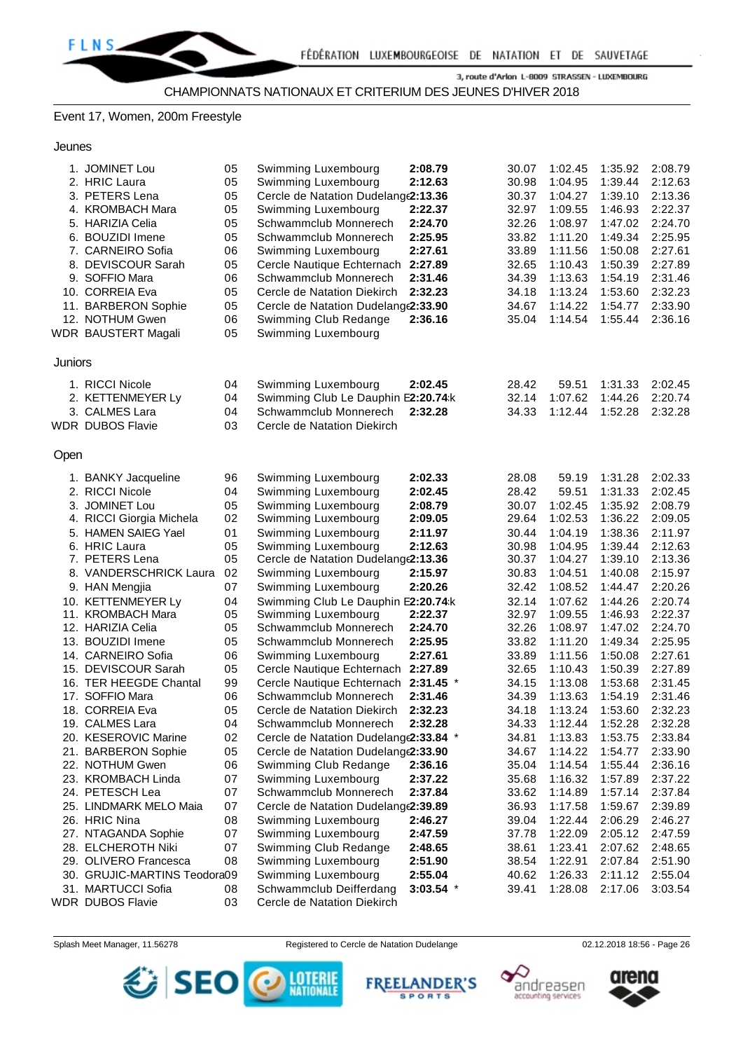CHAMPIONNATS NATIONAUX ET CRITERIUM DES JEUNES D'HIVER 2018

## Event 17, Women, 200m Freestyle

### Jeunes

| | | | | | | | | | |
|---|---|---|---|---|---|---|---|---|---|
| 1. | JOMINET Lou | 05 | Swimming Luxembourg | **2:08.79** | | 30.07 | 1:02.45 | 1:35.92 | 2:08.79 |
| 2. | HRIC Laura | 05 | Swimming Luxembourg | **2:12.63** | | 30.98 | 1:04.95 | 1:39.44 | 2:12.63 |
| 3. | PETERS Lena | 05 | Cercle de Natation Dudelange | **2:13.36** | | 30.37 | 1:04.27 | 1:39.10 | 2:13.36 |
| 4. | KROMBACH Mara | 05 | Swimming Luxembourg | **2:22.37** | | 32.97 | 1:09.55 | 1:46.93 | 2:22.37 |
| 5. | HARIZIA Celia | 05 | Schwammclub Monnerech | **2:24.70** | | 32.26 | 1:08.97 | 1:47.02 | 2:24.70 |
| 6. | BOUZIDI Imene | 05 | Schwammclub Monnerech | **2:25.95** | | 33.82 | 1:11.20 | 1:49.34 | 2:25.95 |
| 7. | CARNEIRO Sofia | 06 | Swimming Luxembourg | **2:27.61** | | 33.89 | 1:11.56 | 1:50.08 | 2:27.61 |
| 8. | DEVISCOUR Sarah | 05 | Cercle Nautique Echternach | **2:27.89** | | 32.65 | 1:10.43 | 1:50.39 | 2:27.89 |
| 9. | SOFFIO Mara | 06 | Schwammclub Monnerech | **2:31.46** | | 34.39 | 1:13.63 | 1:54.19 | 2:31.46 |
| 10. | CORREIA Eva | 05 | Cercle de Natation Diekirch | **2:32.23** | | 34.18 | 1:13.24 | 1:53.60 | 2:32.23 |
| 11. | BARBERON Sophie | 05 | Cercle de Natation Dudelange | **2:33.90** | | 34.67 | 1:14.22 | 1:54.77 | 2:33.90 |
| 12. | NOTHUM Gwen | 06 | Swimming Club Redange | **2:36.16** | | 35.04 | 1:14.54 | 1:55.44 | 2:36.16 |
| WDR | BAUSTERT Magali | 05 | Swimming Luxembourg | | | | | | |

### Juniors

| | | | | | | | | | |
|---|---|---|---|---|---|---|---|---|---|
| 1. | RICCI Nicole | 04 | Swimming Luxembourg | **2:02.45** | | 28.42 | 59.51 | 1:31.33 | 2:02.45 |
| 2. | KETTENMEYER Ly | 04 | Swimming Club Le Dauphin E | **2:20.74** | k | 32.14 | 1:07.62 | 1:44.26 | 2:20.74 |
| 3. | CALMES Lara | 04 | Schwammclub Monnerech | **2:32.28** | | 34.33 | 1:12.44 | 1:52.28 | 2:32.28 |
| WDR | DUBOS Flavie | 03 | Cercle de Natation Diekirch | | | | | | |

### Open

| | | | | | | | | | |
|---|---|---|---|---|---|---|---|---|---|
| 1. | BANKY Jacqueline | 96 | Swimming Luxembourg | **2:02.33** | | 28.08 | 59.19 | 1:31.28 | 2:02.33 |
| 2. | RICCI Nicole | 04 | Swimming Luxembourg | **2:02.45** | | 28.42 | 59.51 | 1:31.33 | 2:02.45 |
| 3. | JOMINET Lou | 05 | Swimming Luxembourg | **2:08.79** | | 30.07 | 1:02.45 | 1:35.92 | 2:08.79 |
| 4. | RICCI Giorgia Michela | 02 | Swimming Luxembourg | **2:09.05** | | 29.64 | 1:02.53 | 1:36.22 | 2:09.05 |
| 5. | HAMEN SAIEG Yael | 01 | Swimming Luxembourg | **2:11.97** | | 30.44 | 1:04.19 | 1:38.36 | 2:11.97 |
| 6. | HRIC Laura | 05 | Swimming Luxembourg | **2:12.63** | | 30.98 | 1:04.95 | 1:39.44 | 2:12.63 |
| 7. | PETERS Lena | 05 | Cercle de Natation Dudelange | **2:13.36** | | 30.37 | 1:04.27 | 1:39.10 | 2:13.36 |
| 8. | VANDERSCHRICK Laura | 02 | Swimming Luxembourg | **2:15.97** | | 30.83 | 1:04.51 | 1:40.08 | 2:15.97 |
| 9. | HAN Mengjia | 07 | Swimming Luxembourg | **2:20.26** | | 32.42 | 1:08.52 | 1:44.47 | 2:20.26 |
| 10. | KETTENMEYER Ly | 04 | Swimming Club Le Dauphin E | **2:20.74** | k | 32.14 | 1:07.62 | 1:44.26 | 2:20.74 |
| 11. | KROMBACH Mara | 05 | Swimming Luxembourg | **2:22.37** | | 32.97 | 1:09.55 | 1:46.93 | 2:22.37 |
| 12. | HARIZIA Celia | 05 | Schwammclub Monnerech | **2:24.70** | | 32.26 | 1:08.97 | 1:47.02 | 2:24.70 |
| 13. | BOUZIDI Imene | 05 | Schwammclub Monnerech | **2:25.95** | | 33.82 | 1:11.20 | 1:49.34 | 2:25.95 |
| 14. | CARNEIRO Sofia | 06 | Swimming Luxembourg | **2:27.61** | | 33.89 | 1:11.56 | 1:50.08 | 2:27.61 |
| 15. | DEVISCOUR Sarah | 05 | Cercle Nautique Echternach | **2:27.89** | | 32.65 | 1:10.43 | 1:50.39 | 2:27.89 |
| 16. | TER HEEGDE Chantal | 99 | Cercle Nautique Echternach | **2:31.45** | * | 34.15 | 1:13.08 | 1:53.68 | 2:31.45 |
| 17. | SOFFIO Mara | 06 | Schwammclub Monnerech | **2:31.46** | | 34.39 | 1:13.63 | 1:54.19 | 2:31.46 |
| 18. | CORREIA Eva | 05 | Cercle de Natation Diekirch | **2:32.23** | | 34.18 | 1:13.24 | 1:53.60 | 2:32.23 |
| 19. | CALMES Lara | 04 | Schwammclub Monnerech | **2:32.28** | | 34.33 | 1:12.44 | 1:52.28 | 2:32.28 |
| 20. | KESEROVIC Marine | 02 | Cercle de Natation Dudelange | **2:33.84** | * | 34.81 | 1:13.83 | 1:53.75 | 2:33.84 |
| 21. | BARBERON Sophie | 05 | Cercle de Natation Dudelange | **2:33.90** | | 34.67 | 1:14.22 | 1:54.77 | 2:33.90 |
| 22. | NOTHUM Gwen | 06 | Swimming Club Redange | **2:36.16** | | 35.04 | 1:14.54 | 1:55.44 | 2:36.16 |
| 23. | KROMBACH Linda | 07 | Swimming Luxembourg | **2:37.22** | | 35.68 | 1:16.32 | 1:57.89 | 2:37.22 |
| 24. | PETESCH Lea | 07 | Schwammclub Monnerech | **2:37.84** | | 33.62 | 1:14.89 | 1:57.14 | 2:37.84 |
| 25. | LINDMARK MELO Maia | 07 | Cercle de Natation Dudelange | **2:39.89** | | 36.93 | 1:17.58 | 1:59.67 | 2:39.89 |
| 26. | HRIC Nina | 08 | Swimming Luxembourg | **2:46.27** | | 39.04 | 1:22.44 | 2:06.29 | 2:46.27 |
| 27. | NTAGANDA Sophie | 07 | Swimming Luxembourg | **2:47.59** | | 37.78 | 1:22.09 | 2:05.12 | 2:47.59 |
| 28. | ELCHEROTH Niki | 07 | Swimming Club Redange | **2:48.65** | | 38.61 | 1:23.41 | 2:07.62 | 2:48.65 |
| 29. | OLIVERO Francesca | 08 | Swimming Luxembourg | **2:51.90** | | 38.54 | 1:22.91 | 2:07.84 | 2:51.90 |
| 30. | GRUJIC-MARTINS Teodora | 09 | Swimming Luxembourg | **2:55.04** | | 40.62 | 1:26.33 | 2:11.12 | 2:55.04 |
| 31. | MARTUCCI Sofia | 08 | Schwammclub Deifferdang | **3:03.54** | * | 39.41 | 1:28.08 | 2:17.06 | 3:03.54 |
| WDR | DUBOS Flavie | 03 | Cercle de Natation Diekirch | | | | | | |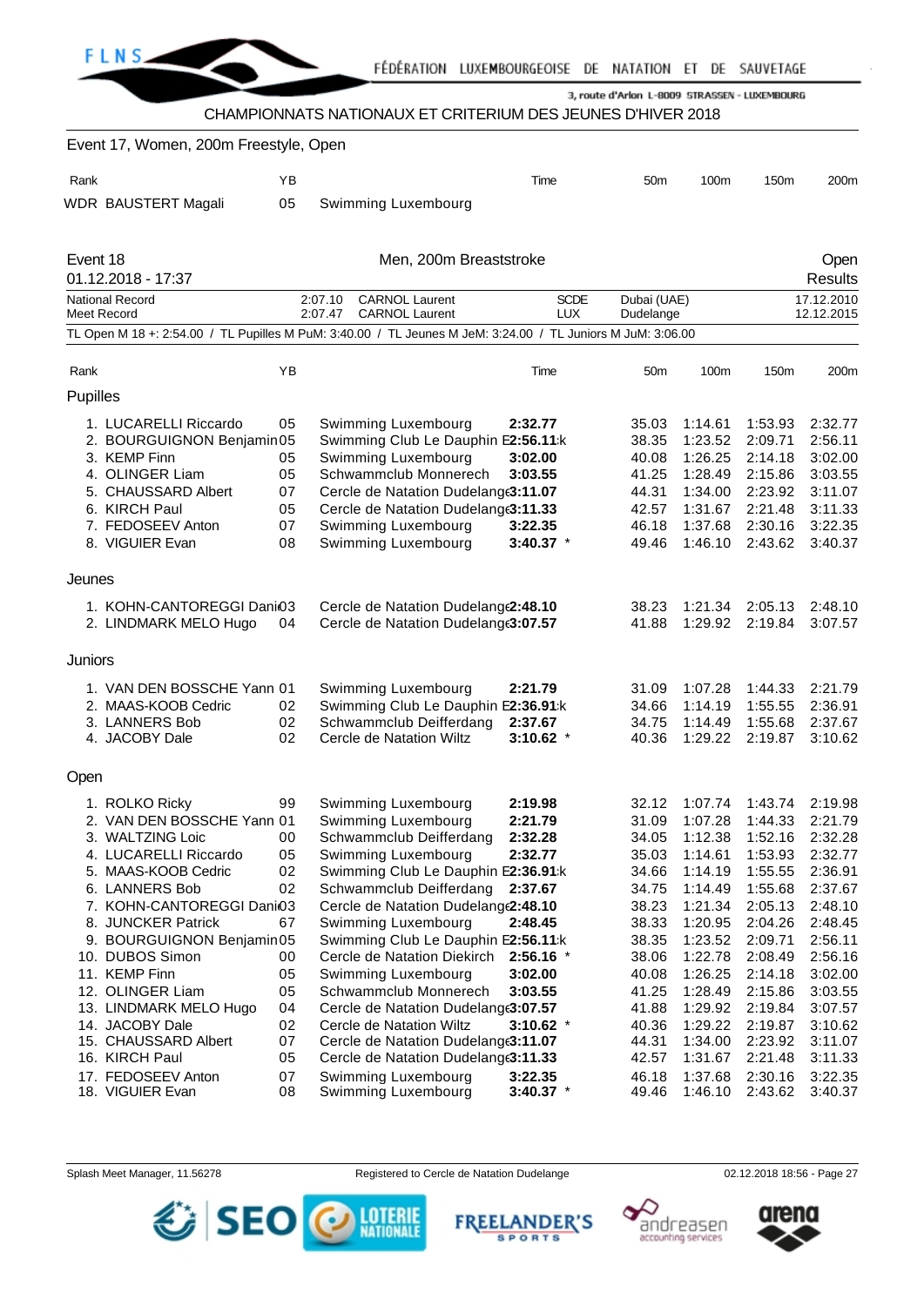CHAMPIONNATS NATIONAUX ET CRITERIUM DES JEUNES D'HIVER 2018

## Event 17, Women, 200m Freestyle, Open

| Rank | YB | | Time | 50m | 100m | 150m | 200m |
|---|---|---|---|---|---|---|---|
| WDR BAUSTERT Magali | 05 | Swimming Luxembourg | | | | | |

## Event 18 Men, 200m Breaststroke Open

01.12.2018 - 17:37 Results

| | | | | | |
|---|---|---|---|---|---|
| National Record | 2:07.10 | CARNOL Laurent | SCDE | Dubai (UAE) | 17.12.2010 |
| Meet Record | 2:07.47 | CARNOL Laurent | LUX | Dudelange | 12.12.2015 |

TL Open M 18 +: 2:54.00 / TL Pupilles M PuM: 3:40.00 / TL Jeunes M JeM: 3:24.00 / TL Juniors M JuM: 3:06.00

### Pupilles

| Rank | YB | | Time | 50m | 100m | 150m | 200m |
|---|---|---|---|---|---|---|---|
| 1. LUCARELLI Riccardo | 05 | Swimming Luxembourg | 2:32.77 | 35.03 | 1:14.61 | 1:53.93 | 2:32.77 |
| 2. BOURGUIGNON Benjamin | 05 | Swimming Club Le Dauphin E | 2:56.11 k | 38.35 | 1:23.52 | 2:09.71 | 2:56.11 |
| 3. KEMP Finn | 05 | Swimming Luxembourg | 3:02.00 | 40.08 | 1:26.25 | 2:14.18 | 3:02.00 |
| 4. OLINGER Liam | 05 | Schwammclub Monnerech | 3:03.55 | 41.25 | 1:28.49 | 2:15.86 | 3:03.55 |
| 5. CHAUSSARD Albert | 07 | Cercle de Natation Dudelange | 3:11.07 | 44.31 | 1:34.00 | 2:23.92 | 3:11.07 |
| 6. KIRCH Paul | 05 | Cercle de Natation Dudelange | 3:11.33 | 42.57 | 1:31.67 | 2:21.48 | 3:11.33 |
| 7. FEDOSEEV Anton | 07 | Swimming Luxembourg | 3:22.35 | 46.18 | 1:37.68 | 2:30.16 | 3:22.35 |
| 8. VIGUIER Evan | 08 | Swimming Luxembourg | 3:40.37 * | 49.46 | 1:46.10 | 2:43.62 | 3:40.37 |

### Jeunes

| Rank | YB | | Time | 50m | 100m | 150m | 200m |
|---|---|---|---|---|---|---|---|
| 1. KOHN-CANTOREGGI Dani | 03 | Cercle de Natation Dudelange | 2:48.10 | 38.23 | 1:21.34 | 2:05.13 | 2:48.10 |
| 2. LINDMARK MELO Hugo | 04 | Cercle de Natation Dudelange | 3:07.57 | 41.88 | 1:29.92 | 2:19.84 | 3:07.57 |

### Juniors

| Rank | YB | | Time | 50m | 100m | 150m | 200m |
|---|---|---|---|---|---|---|---|
| 1. VAN DEN BOSSCHE Yann | 01 | Swimming Luxembourg | 2:21.79 | 31.09 | 1:07.28 | 1:44.33 | 2:21.79 |
| 2. MAAS-KOOB Cedric | 02 | Swimming Club Le Dauphin E | 2:36.91 k | 34.66 | 1:14.19 | 1:55.55 | 2:36.91 |
| 3. LANNERS Bob | 02 | Schwammclub Deifferdang | 2:37.67 | 34.75 | 1:14.49 | 1:55.68 | 2:37.67 |
| 4. JACOBY Dale | 02 | Cercle de Natation Wiltz | 3:10.62 * | 40.36 | 1:29.22 | 2:19.87 | 3:10.62 |

### Open

| Rank | YB | | Time | 50m | 100m | 150m | 200m |
|---|---|---|---|---|---|---|---|
| 1. ROLKO Ricky | 99 | Swimming Luxembourg | 2:19.98 | 32.12 | 1:07.74 | 1:43.74 | 2:19.98 |
| 2. VAN DEN BOSSCHE Yann | 01 | Swimming Luxembourg | 2:21.79 | 31.09 | 1:07.28 | 1:44.33 | 2:21.79 |
| 3. WALTZING Loic | 00 | Schwammclub Deifferdang | 2:32.28 | 34.05 | 1:12.38 | 1:52.16 | 2:32.28 |
| 4. LUCARELLI Riccardo | 05 | Swimming Luxembourg | 2:32.77 | 35.03 | 1:14.61 | 1:53.93 | 2:32.77 |
| 5. MAAS-KOOB Cedric | 02 | Swimming Club Le Dauphin E | 2:36.91 k | 34.66 | 1:14.19 | 1:55.55 | 2:36.91 |
| 6. LANNERS Bob | 02 | Schwammclub Deifferdang | 2:37.67 | 34.75 | 1:14.49 | 1:55.68 | 2:37.67 |
| 7. KOHN-CANTOREGGI Dani | 03 | Cercle de Natation Dudelange | 2:48.10 | 38.23 | 1:21.34 | 2:05.13 | 2:48.10 |
| 8. JUNCKER Patrick | 67 | Swimming Luxembourg | 2:48.45 | 38.33 | 1:20.95 | 2:04.26 | 2:48.45 |
| 9. BOURGUIGNON Benjamin | 05 | Swimming Club Le Dauphin E | 2:56.11 k | 38.35 | 1:23.52 | 2:09.71 | 2:56.11 |
| 10. DUBOS Simon | 00 | Cercle de Natation Diekirch | 2:56.16 * | 38.06 | 1:22.78 | 2:08.49 | 2:56.16 |
| 11. KEMP Finn | 05 | Swimming Luxembourg | 3:02.00 | 40.08 | 1:26.25 | 2:14.18 | 3:02.00 |
| 12. OLINGER Liam | 05 | Schwammclub Monnerech | 3:03.55 | 41.25 | 1:28.49 | 2:15.86 | 3:03.55 |
| 13. LINDMARK MELO Hugo | 04 | Cercle de Natation Dudelange | 3:07.57 | 41.88 | 1:29.92 | 2:19.84 | 3:07.57 |
| 14. JACOBY Dale | 02 | Cercle de Natation Wiltz | 3:10.62 * | 40.36 | 1:29.22 | 2:19.87 | 3:10.62 |
| 15. CHAUSSARD Albert | 07 | Cercle de Natation Dudelange | 3:11.07 | 44.31 | 1:34.00 | 2:23.92 | 3:11.07 |
| 16. KIRCH Paul | 05 | Cercle de Natation Dudelange | 3:11.33 | 42.57 | 1:31.67 | 2:21.48 | 3:11.33 |
| 17. FEDOSEEV Anton | 07 | Swimming Luxembourg | 3:22.35 | 46.18 | 1:37.68 | 2:30.16 | 3:22.35 |
| 18. VIGUIER Evan | 08 | Swimming Luxembourg | 3:40.37 * | 49.46 | 1:46.10 | 2:43.62 | 3:40.37 |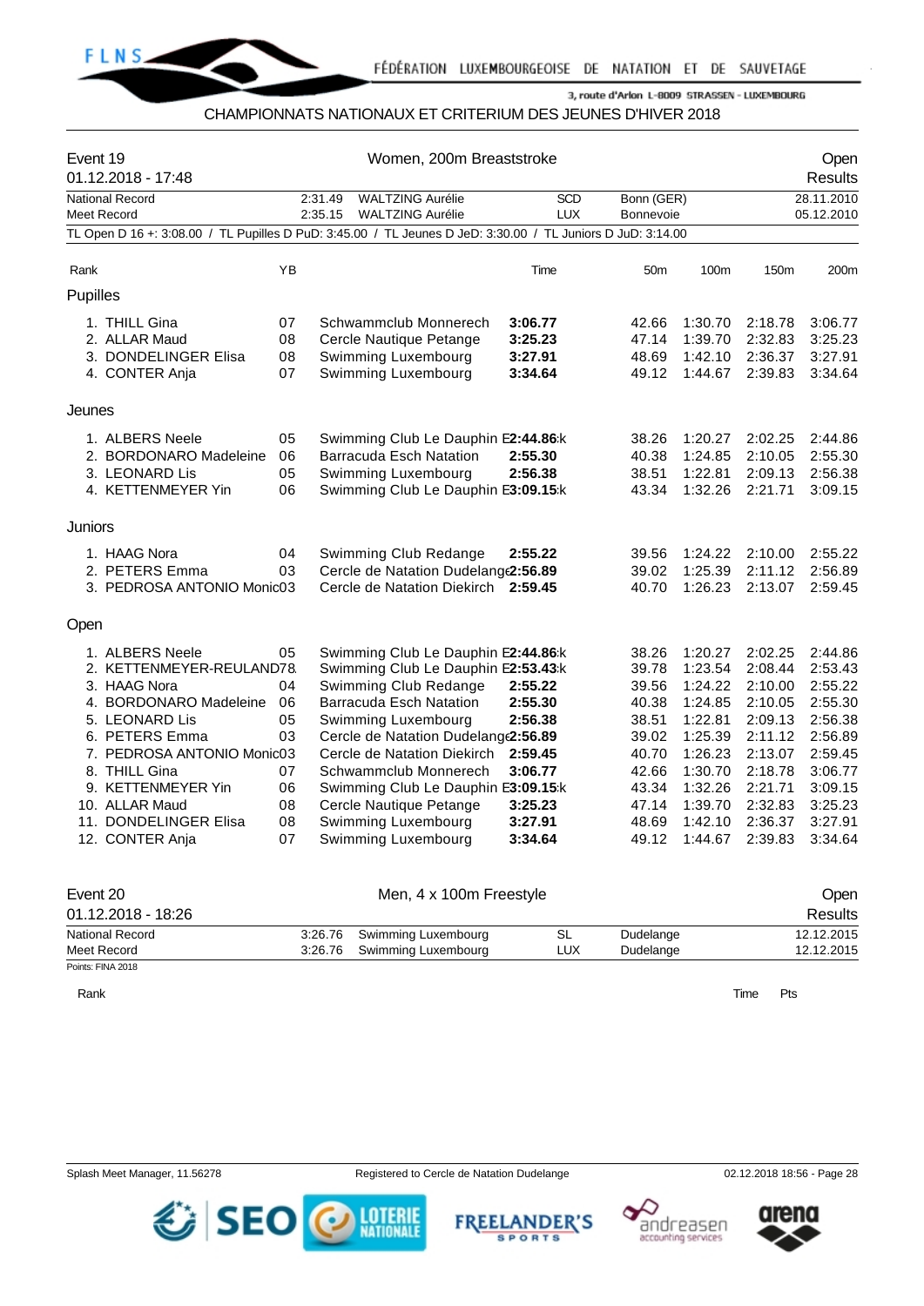CHAMPIONNATS NATIONAUX ET CRITERIUM DES JEUNES D'HIVER 2018

## Event 19 — Women, 200m Breaststroke — Open

01.12.2018 - 17:48 — Results

| | | | | | |
|---|---|---|---|---|---|
| National Record | 2:31.49 | WALTZING Aurélie | SCD | Bonn (GER) | 28.11.2010 |
| Meet Record | 2:35.15 | WALTZING Aurélie | LUX | Bonnevoie | 05.12.2010 |

TL Open D 16 +: 3:08.00 / TL Pupilles D PuD: 3:45.00 / TL Jeunes D JeD: 3:30.00 / TL Juniors D JuD: 3:14.00

### Pupilles

| Rank | Name | YB | Club | Time | 50m | 100m | 150m | 200m |
|---|---|---|---|---|---|---|---|---|
| 1. | THILL Gina | 07 | Schwammclub Monnerech | **3:06.77** | 42.66 | 1:30.70 | 2:18.78 | 3:06.77 |
| 2. | ALLAR Maud | 08 | Cercle Nautique Petange | **3:25.23** | 47.14 | 1:39.70 | 2:32.83 | 3:25.23 |
| 3. | DONDELINGER Elisa | 08 | Swimming Luxembourg | **3:27.91** | 48.69 | 1:42.10 | 2:36.37 | 3:27.91 |
| 4. | CONTER Anja | 07 | Swimming Luxembourg | **3:34.64** | 49.12 | 1:44.67 | 2:39.83 | 3:34.64 |

### Jeunes

| Rank | Name | YB | Club | Time | 50m | 100m | 150m | 200m |
|---|---|---|---|---|---|---|---|---|
| 1. | ALBERS Neele | 05 | Swimming Club Le Dauphin E | **2:44.86** k | 38.26 | 1:20.27 | 2:02.25 | 2:44.86 |
| 2. | BORDONARO Madeleine | 06 | Barracuda Esch Natation | **2:55.30** | 40.38 | 1:24.85 | 2:10.05 | 2:55.30 |
| 3. | LEONARD Lis | 05 | Swimming Luxembourg | **2:56.38** | 38.51 | 1:22.81 | 2:09.13 | 2:56.38 |
| 4. | KETTENMEYER Yin | 06 | Swimming Club Le Dauphin E | **3:09.15** k | 43.34 | 1:32.26 | 2:21.71 | 3:09.15 |

### Juniors

| Rank | Name | YB | Club | Time | 50m | 100m | 150m | 200m |
|---|---|---|---|---|---|---|---|---|
| 1. | HAAG Nora | 04 | Swimming Club Redange | **2:55.22** | 39.56 | 1:24.22 | 2:10.00 | 2:55.22 |
| 2. | PETERS Emma | 03 | Cercle de Natation Dudelange | **2:56.89** | 39.02 | 1:25.39 | 2:11.12 | 2:56.89 |
| 3. | PEDROSA ANTONIO Monic | 03 | Cercle de Natation Diekirch | **2:59.45** | 40.70 | 1:26.23 | 2:13.07 | 2:59.45 |

### Open

| Rank | Name | YB | Club | Time | 50m | 100m | 150m | 200m |
|---|---|---|---|---|---|---|---|---|
| 1. | ALBERS Neele | 05 | Swimming Club Le Dauphin E | **2:44.86** k | 38.26 | 1:20.27 | 2:02.25 | 2:44.86 |
| 2. | KETTENMEYER-REULAND | 78 | Swimming Club Le Dauphin E | **2:53.43** k | 39.78 | 1:23.54 | 2:08.44 | 2:53.43 |
| 3. | HAAG Nora | 04 | Swimming Club Redange | **2:55.22** | 39.56 | 1:24.22 | 2:10.00 | 2:55.22 |
| 4. | BORDONARO Madeleine | 06 | Barracuda Esch Natation | **2:55.30** | 40.38 | 1:24.85 | 2:10.05 | 2:55.30 |
| 5. | LEONARD Lis | 05 | Swimming Luxembourg | **2:56.38** | 38.51 | 1:22.81 | 2:09.13 | 2:56.38 |
| 6. | PETERS Emma | 03 | Cercle de Natation Dudelange | **2:56.89** | 39.02 | 1:25.39 | 2:11.12 | 2:56.89 |
| 7. | PEDROSA ANTONIO Monic | 03 | Cercle de Natation Diekirch | **2:59.45** | 40.70 | 1:26.23 | 2:13.07 | 2:59.45 |
| 8. | THILL Gina | 07 | Schwammclub Monnerech | **3:06.77** | 42.66 | 1:30.70 | 2:18.78 | 3:06.77 |
| 9. | KETTENMEYER Yin | 06 | Swimming Club Le Dauphin E | **3:09.15** k | 43.34 | 1:32.26 | 2:21.71 | 3:09.15 |
| 10. | ALLAR Maud | 08 | Cercle Nautique Petange | **3:25.23** | 47.14 | 1:39.70 | 2:32.83 | 3:25.23 |
| 11. | DONDELINGER Elisa | 08 | Swimming Luxembourg | **3:27.91** | 48.69 | 1:42.10 | 2:36.37 | 3:27.91 |
| 12. | CONTER Anja | 07 | Swimming Luxembourg | **3:34.64** | 49.12 | 1:44.67 | 2:39.83 | 3:34.64 |

## Event 20 — Men, 4 x 100m Freestyle — Open

01.12.2018 - 18:26 — Results

| | | | | | |
|---|---|---|---|---|---|
| National Record | 3:26.76 | Swimming Luxembourg | SL | Dudelange | 12.12.2015 |
| Meet Record | 3:26.76 | Swimming Luxembourg | LUX | Dudelange | 12.12.2015 |

Points: FINA 2018

| Rank | Time | Pts |
|---|---|---|

Splash Meet Manager, 11.56278 — Registered to Cercle de Natation Dudelange — 02.12.2018 18:56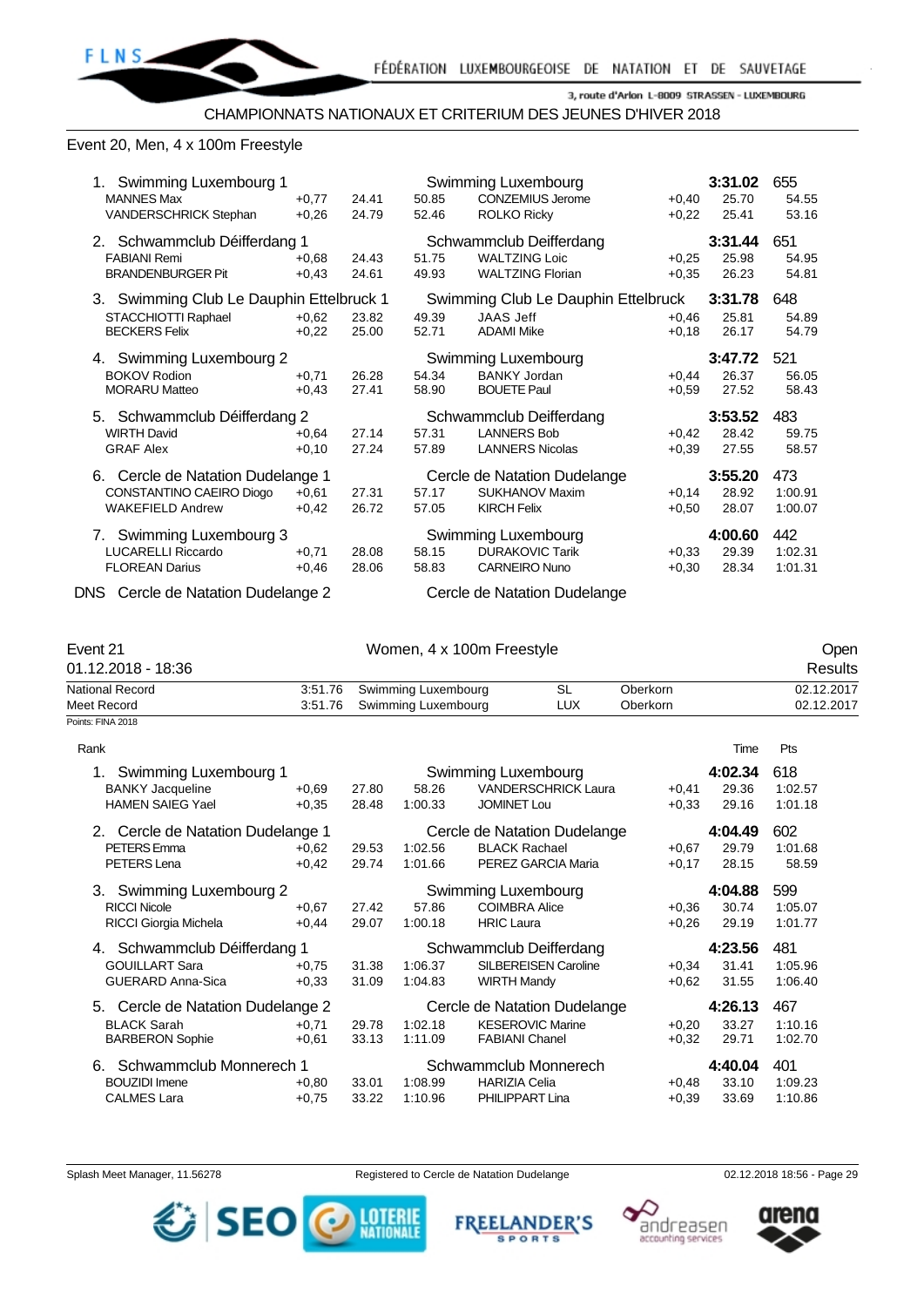CHAMPIONNATS NATIONAUX ET CRITERIUM DES JEUNES D'HIVER 2018

Event 20, Men, 4 x 100m Freestyle

| | | | | | | | | | |
|---|---|---|---|---|---|---|---|---|---|
| 1. Swimming Luxembourg 1 | | | | Swimming Luxembourg | | | **3:31.02** | 655 | |
| MANNES Max | +0,77 | 24.41 | 50.85 | CONZEMIUS Jerome | +0,40 | 25.70 | 54.55 | | |
| VANDERSCHRICK Stephan | +0,26 | 24.79 | 52.46 | ROLKO Ricky | +0,22 | 25.41 | 53.16 | | |
| 2. Schwammclub Déifferdang 1 | | | | Schwammclub Deifferdang | | | **3:31.44** | 651 | |
| FABIANI Remi | +0,68 | 24.43 | 51.75 | WALTZING Loic | +0,25 | 25.98 | 54.95 | | |
| BRANDENBURGER Pit | +0,43 | 24.61 | 49.93 | WALTZING Florian | +0,35 | 26.23 | 54.81 | | |
| 3. Swimming Club Le Dauphin Ettelbruck 1 | | | | Swimming Club Le Dauphin Ettelbruck | | | **3:31.78** | 648 | |
| STACCHIOTTI Raphael | +0,62 | 23.82 | 49.39 | JAAS Jeff | +0,46 | 25.81 | 54.89 | | |
| BECKERS Felix | +0,22 | 25.00 | 52.71 | ADAMI Mike | +0,18 | 26.17 | 54.79 | | |
| 4. Swimming Luxembourg 2 | | | | Swimming Luxembourg | | | **3:47.72** | 521 | |
| BOKOV Rodion | +0,71 | 26.28 | 54.34 | BANKY Jordan | +0,44 | 26.37 | 56.05 | | |
| MORARU Matteo | +0,43 | 27.41 | 58.90 | BOUETE Paul | +0,59 | 27.52 | 58.43 | | |
| 5. Schwammclub Déifferdang 2 | | | | Schwammclub Deifferdang | | | **3:53.52** | 483 | |
| WIRTH David | +0,64 | 27.14 | 57.31 | LANNERS Bob | +0,42 | 28.42 | 59.75 | | |
| GRAF Alex | +0,10 | 27.24 | 57.89 | LANNERS Nicolas | +0,39 | 27.55 | 58.57 | | |
| 6. Cercle de Natation Dudelange 1 | | | | Cercle de Natation Dudelange | | | **3:55.20** | 473 | |
| CONSTANTINO CAEIRO Diogo | +0,61 | 27.31 | 57.17 | SUKHANOV Maxim | +0,14 | 28.92 | 1:00.91 | | |
| WAKEFIELD Andrew | +0,42 | 26.72 | 57.05 | KIRCH Felix | +0,50 | 28.07 | 1:00.07 | | |
| 7. Swimming Luxembourg 3 | | | | Swimming Luxembourg | | | **4:00.60** | 442 | |
| LUCARELLI Riccardo | +0,71 | 28.08 | 58.15 | DURAKOVIC Tarik | +0,33 | 29.39 | 1:02.31 | | |
| FLOREAN Darius | +0,46 | 28.06 | 58.83 | CARNEIRO Nuno | +0,30 | 28.34 | 1:01.31 | | |
| DNS Cercle de Natation Dudelange 2 | | | | Cercle de Natation Dudelange | | | | | |

Event 21 — Women, 4 x 100m Freestyle — Open

01.12.2018 - 18:36 — Results

| | | | | | |
|---|---|---|---|---|---|
| National Record | 3:51.76 | Swimming Luxembourg | SL | Oberkorn | 02.12.2017 |
| Meet Record | 3:51.76 | Swimming Luxembourg | LUX | Oberkorn | 02.12.2017 |

Points: FINA 2018

| Rank | | | | | | | Time | Pts |
|---|---|---|---|---|---|---|---|---|
| 1. Swimming Luxembourg 1 | | | | Swimming Luxembourg | | | **4:02.34** | 618 |
| BANKY Jacqueline | +0,69 | 27.80 | 58.26 | VANDERSCHRICK Laura | +0,41 | 29.36 | 1:02.57 | |
| HAMEN SAIEG Yael | +0,35 | 28.48 | 1:00.33 | JOMINET Lou | +0,33 | 29.16 | 1:01.18 | |
| 2. Cercle de Natation Dudelange 1 | | | | Cercle de Natation Dudelange | | | **4:04.49** | 602 |
| PETERS Emma | +0,62 | 29.53 | 1:02.56 | BLACK Rachael | +0,67 | 29.79 | 1:01.68 | |
| PETERS Lena | +0,42 | 29.74 | 1:01.66 | PEREZ GARCIA Maria | +0,17 | 28.15 | 58.59 | |
| 3. Swimming Luxembourg 2 | | | | Swimming Luxembourg | | | **4:04.88** | 599 |
| RICCI Nicole | +0,67 | 27.42 | 57.86 | COIMBRA Alice | +0,36 | 30.74 | 1:05.07 | |
| RICCI Giorgia Michela | +0,44 | 29.07 | 1:00.18 | HRIC Laura | +0,26 | 29.19 | 1:01.77 | |
| 4. Schwammclub Déifferdang 1 | | | | Schwammclub Deifferdang | | | **4:23.56** | 481 |
| GOUILLART Sara | +0,75 | 31.38 | 1:06.37 | SILBEREISEN Caroline | +0,34 | 31.41 | 1:05.96 | |
| GUERARD Anna-Sica | +0,33 | 31.09 | 1:04.83 | WIRTH Mandy | +0,62 | 31.55 | 1:06.40 | |
| 5. Cercle de Natation Dudelange 2 | | | | Cercle de Natation Dudelange | | | **4:26.13** | 467 |
| BLACK Sarah | +0,71 | 29.78 | 1:02.18 | KESEROVIC Marine | +0,20 | 33.27 | 1:10.16 | |
| BARBERON Sophie | +0,61 | 33.13 | 1:11.09 | FABIANI Chanel | +0,32 | 29.71 | 1:02.70 | |
| 6. Schwammclub Monnerech 1 | | | | Schwammclub Monnerech | | | **4:40.04** | 401 |
| BOUZIDI Imene | +0,80 | 33.01 | 1:08.99 | HARIZIA Celia | +0,48 | 33.10 | 1:09.23 | |
| CALMES Lara | +0,75 | 33.22 | 1:10.96 | PHILIPPART Lina | +0,39 | 33.69 | 1:10.86 | |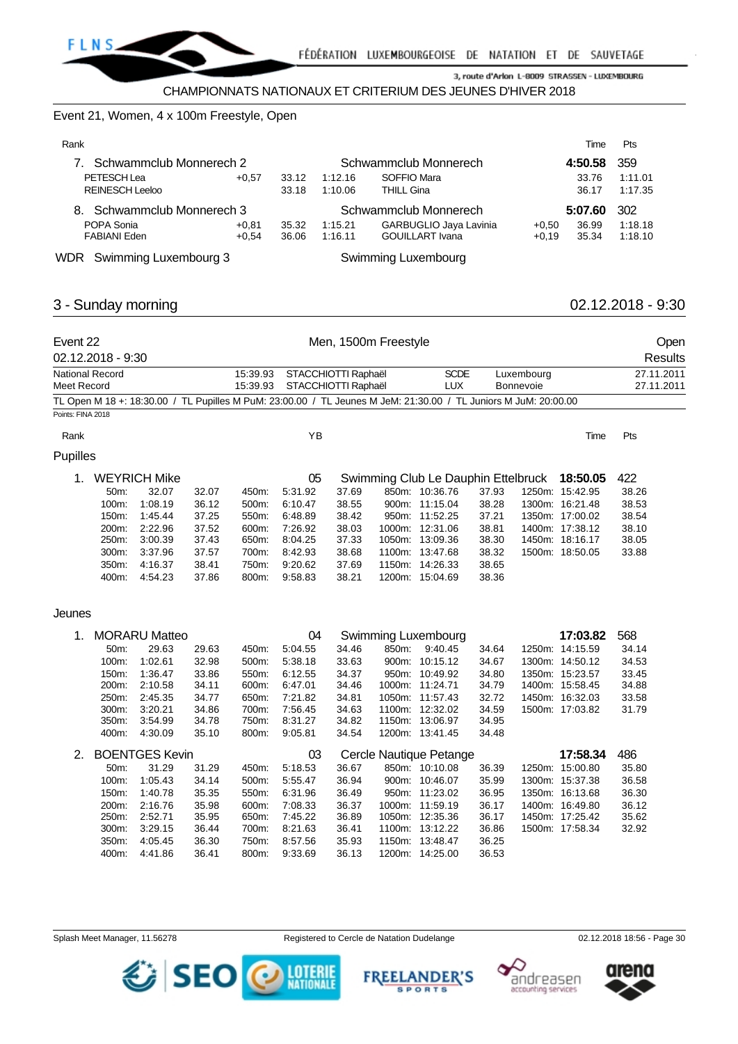CHAMPIONNATS NATIONAUX ET CRITERIUM DES JEUNES D'HIVER 2018

## Event 21, Women, 4 x 100m Freestyle, Open

| Rank | | | | | | | | Time | Pts |
|---|---|---|---|---|---|---|---|---|---|
| 7. Schwammclub Monnerech 2 | | | | Schwammclub Monnerech | | | | **4:50.58** | 359 |
| PETESCH Lea | +0,57 | 33.12 | 1:12.16 | SOFFIO Mara | | | | 33.76 | 1:11.01 |
| REINESCH Leeloo | | 33.18 | 1:10.06 | THILL Gina | | | | 36.17 | 1:17.35 |
| 8. Schwammclub Monnerech 3 | | | | Schwammclub Monnerech | | | | **5:07.60** | 302 |
| POPA Sonia | +0,81 | 35.32 | 1:15.21 | GARBUGLIO Jaya Lavinia | | +0,50 | | 36.99 | 1:18.18 |
| FABIANI Eden | +0,54 | 36.06 | 1:16.11 | GOUILLART Ivana | | +0,19 | | 35.34 | 1:18.10 |
| WDR Swimming Luxembourg 3 | | | | Swimming Luxembourg | | | | | |

## 3 - Sunday morning — 02.12.2018 - 9:30

### Event 22 — Men, 1500m Freestyle — Open

02.12.2018 - 9:30 — Results

| | | | | | |
|---|---|---|---|---|---|
| National Record | 15:39.93 | STACCHIOTTI Raphaël | SCDE | Luxembourg | 27.11.2011 |
| Meet Record | 15:39.93 | STACCHIOTTI Raphaël | LUX | Bonnevoie | 27.11.2011 |

TL Open M 18 +: 18:30.00 / TL Pupilles M PuM: 23:00.00 / TL Jeunes M JeM: 21:30.00 / TL Juniors M JuM: 20:00.00

Points: FINA 2018

Rank — YB — Time — Pts

**Pupilles**

1. **WEYRICH Mike** — 05 — Swimming Club Le Dauphin Ettelbruck — **18:50.05** — 422

| | | | | | | | | | | | |
|---|---|---|---|---|---|---|---|---|---|---|---|
| 50m: | 32.07 | 32.07 | 450m: | 5:31.92 | 37.69 | 850m: | 10:36.76 | 37.93 | 1250m: | 15:42.95 | 38.26 |
| 100m: | 1:08.19 | 36.12 | 500m: | 6:10.47 | 38.55 | 900m: | 11:15.04 | 38.28 | 1300m: | 16:21.48 | 38.53 |
| 150m: | 1:45.44 | 37.25 | 550m: | 6:48.89 | 38.42 | 950m: | 11:52.25 | 37.21 | 1350m: | 17:00.02 | 38.54 |
| 200m: | 2:22.96 | 37.52 | 600m: | 7:26.92 | 38.03 | 1000m: | 12:31.06 | 38.81 | 1400m: | 17:38.12 | 38.10 |
| 250m: | 3:00.39 | 37.43 | 650m: | 8:04.25 | 37.33 | 1050m: | 13:09.36 | 38.30 | 1450m: | 18:16.17 | 38.05 |
| 300m: | 3:37.96 | 37.57 | 700m: | 8:42.93 | 38.68 | 1100m: | 13:47.68 | 38.32 | 1500m: | 18:50.05 | 33.88 |
| 350m: | 4:16.37 | 38.41 | 750m: | 9:20.62 | 37.69 | 1150m: | 14:26.33 | 38.65 | | | |
| 400m: | 4:54.23 | 37.86 | 800m: | 9:58.83 | 38.21 | 1200m: | 15:04.69 | 38.36 | | | |

**Jeunes**

1. **MORARU Matteo** — 04 — Swimming Luxembourg — **17:03.82** — 568

| | | | | | | | | | | | |
|---|---|---|---|---|---|---|---|---|---|---|---|
| 50m: | 29.63 | 29.63 | 450m: | 5:04.55 | 34.46 | 850m: | 9:40.45 | 34.64 | 1250m: | 14:15.59 | 34.14 |
| 100m: | 1:02.61 | 32.98 | 500m: | 5:38.18 | 33.63 | 900m: | 10:15.12 | 34.67 | 1300m: | 14:50.12 | 34.53 |
| 150m: | 1:36.47 | 33.86 | 550m: | 6:12.55 | 34.37 | 950m: | 10:49.92 | 34.80 | 1350m: | 15:23.57 | 33.45 |
| 200m: | 2:10.58 | 34.11 | 600m: | 6:47.01 | 34.46 | 1000m: | 11:24.71 | 34.79 | 1400m: | 15:58.45 | 34.88 |
| 250m: | 2:45.35 | 34.77 | 650m: | 7:21.82 | 34.81 | 1050m: | 11:57.43 | 32.72 | 1450m: | 16:32.03 | 33.58 |
| 300m: | 3:20.21 | 34.86 | 700m: | 7:56.45 | 34.63 | 1100m: | 12:32.02 | 34.59 | 1500m: | 17:03.82 | 31.79 |
| 350m: | 3:54.99 | 34.78 | 750m: | 8:31.27 | 34.82 | 1150m: | 13:06.97 | 34.95 | | | |
| 400m: | 4:30.09 | 35.10 | 800m: | 9:05.81 | 34.54 | 1200m: | 13:41.45 | 34.48 | | | |

2. **BOENTGES Kevin** — 03 — Cercle Nautique Petange — **17:58.34** — 486

| | | | | | | | | | | | |
|---|---|---|---|---|---|---|---|---|---|---|---|
| 50m: | 31.29 | 31.29 | 450m: | 5:18.53 | 36.67 | 850m: | 10:10.08 | 36.39 | 1250m: | 15:00.80 | 35.80 |
| 100m: | 1:05.43 | 34.14 | 500m: | 5:55.47 | 36.94 | 900m: | 10:46.07 | 35.99 | 1300m: | 15:37.38 | 36.58 |
| 150m: | 1:40.78 | 35.35 | 550m: | 6:31.96 | 36.49 | 950m: | 11:23.02 | 36.95 | 1350m: | 16:13.68 | 36.30 |
| 200m: | 2:16.76 | 35.98 | 600m: | 7:08.33 | 36.37 | 1000m: | 11:59.19 | 36.17 | 1400m: | 16:49.80 | 36.12 |
| 250m: | 2:52.71 | 35.95 | 650m: | 7:45.22 | 36.89 | 1050m: | 12:35.36 | 36.17 | 1450m: | 17:25.42 | 35.62 |
| 300m: | 3:29.15 | 36.44 | 700m: | 8:21.63 | 36.41 | 1100m: | 13:12.22 | 36.86 | 1500m: | 17:58.34 | 32.92 |
| 350m: | 4:05.45 | 36.30 | 750m: | 8:57.56 | 35.93 | 1150m: | 13:48.47 | 36.25 | | | |
| 400m: | 4:41.86 | 36.41 | 800m: | 9:33.69 | 36.13 | 1200m: | 14:25.00 | 36.53 | | | |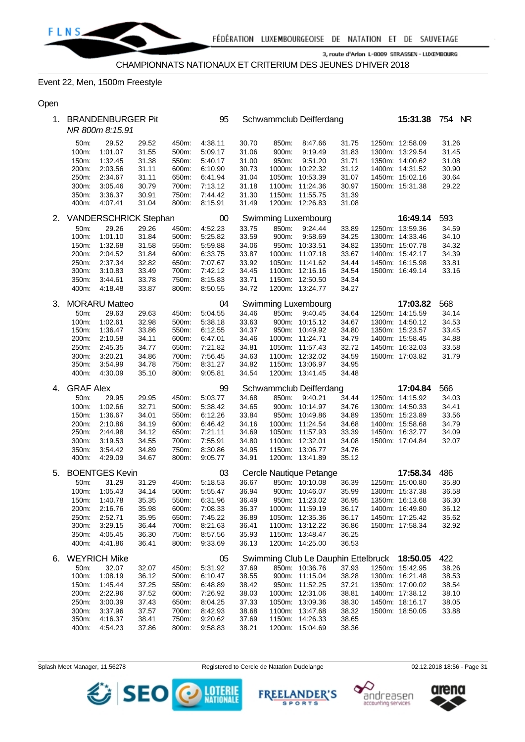CHAMPIONNATS NATIONAUX ET CRITERIUM DES JEUNES D'HIVER 2018

## Event 22, Men, 1500m Freestyle

### Open

1. BRANDENBURGER Pit 95 Schwammclub Deifferdang **15:31.38** 754 NR
*NR 800m 8:15.91*

| | | | | | | | | | | | |
|---|---|---|---|---|---|---|---|---|---|---|---|
| 50m: | 29.52 | 29.52 | 450m: | 4:38.11 | 30.70 | 850m: | 8:47.66 | 31.75 | 1250m: | 12:58.09 | 31.26 |
| 100m: | 1:01.07 | 31.55 | 500m: | 5:09.17 | 31.06 | 900m: | 9:19.49 | 31.83 | 1300m: | 13:29.54 | 31.45 |
| 150m: | 1:32.45 | 31.38 | 550m: | 5:40.17 | 31.00 | 950m: | 9:51.20 | 31.71 | 1350m: | 14:00.62 | 31.08 |
| 200m: | 2:03.56 | 31.11 | 600m: | 6:10.90 | 30.73 | 1000m: | 10:22.32 | 31.12 | 1400m: | 14:31.52 | 30.90 |
| 250m: | 2:34.67 | 31.11 | 650m: | 6:41.94 | 31.04 | 1050m: | 10:53.39 | 31.07 | 1450m: | 15:02.16 | 30.64 |
| 300m: | 3:05.46 | 30.79 | 700m: | 7:13.12 | 31.18 | 1100m: | 11:24.36 | 30.97 | 1500m: | 15:31.38 | 29.22 |
| 350m: | 3:36.37 | 30.91 | 750m: | 7:44.42 | 31.30 | 1150m: | 11:55.75 | 31.39 | | | |
| 400m: | 4:07.41 | 31.04 | 800m: | 8:15.91 | 31.49 | 1200m: | 12:26.83 | 31.08 | | | |

2. VANDERSCHRICK Stephan 00 Swimming Luxembourg **16:49.14** 593

| | | | | | | | | | | | |
|---|---|---|---|---|---|---|---|---|---|---|---|
| 50m: | 29.26 | 29.26 | 450m: | 4:52.23 | 33.75 | 850m: | 9:24.44 | 33.89 | 1250m: | 13:59.36 | 34.59 |
| 100m: | 1:01.10 | 31.84 | 500m: | 5:25.82 | 33.59 | 900m: | 9:58.69 | 34.25 | 1300m: | 14:33.46 | 34.10 |
| 150m: | 1:32.68 | 31.58 | 550m: | 5:59.88 | 34.06 | 950m: | 10:33.51 | 34.82 | 1350m: | 15:07.78 | 34.32 |
| 200m: | 2:04.52 | 31.84 | 600m: | 6:33.75 | 33.87 | 1000m: | 11:07.18 | 33.67 | 1400m: | 15:42.17 | 34.39 |
| 250m: | 2:37.34 | 32.82 | 650m: | 7:07.67 | 33.92 | 1050m: | 11:41.62 | 34.44 | 1450m: | 16:15.98 | 33.81 |
| 300m: | 3:10.83 | 33.49 | 700m: | 7:42.12 | 34.45 | 1100m: | 12:16.16 | 34.54 | 1500m: | 16:49.14 | 33.16 |
| 350m: | 3:44.61 | 33.78 | 750m: | 8:15.83 | 33.71 | 1150m: | 12:50.50 | 34.34 | | | |
| 400m: | 4:18.48 | 33.87 | 800m: | 8:50.55 | 34.72 | 1200m: | 13:24.77 | 34.27 | | | |

3. MORARU Matteo 04 Swimming Luxembourg **17:03.82** 568

| | | | | | | | | | | | |
|---|---|---|---|---|---|---|---|---|---|---|---|
| 50m: | 29.63 | 29.63 | 450m: | 5:04.55 | 34.46 | 850m: | 9:40.45 | 34.64 | 1250m: | 14:15.59 | 34.14 |
| 100m: | 1:02.61 | 32.98 | 500m: | 5:38.18 | 33.63 | 900m: | 10:15.12 | 34.67 | 1300m: | 14:50.12 | 34.53 |
| 150m: | 1:36.47 | 33.86 | 550m: | 6:12.55 | 34.37 | 950m: | 10:49.92 | 34.80 | 1350m: | 15:23.57 | 33.45 |
| 200m: | 2:10.58 | 34.11 | 600m: | 6:47.01 | 34.46 | 1000m: | 11:24.71 | 34.79 | 1400m: | 15:58.45 | 34.88 |
| 250m: | 2:45.35 | 34.77 | 650m: | 7:21.82 | 34.81 | 1050m: | 11:57.43 | 32.72 | 1450m: | 16:32.03 | 33.58 |
| 300m: | 3:20.21 | 34.86 | 700m: | 7:56.45 | 34.63 | 1100m: | 12:32.02 | 34.59 | 1500m: | 17:03.82 | 31.79 |
| 350m: | 3:54.99 | 34.78 | 750m: | 8:31.27 | 34.82 | 1150m: | 13:06.97 | 34.95 | | | |
| 400m: | 4:30.09 | 35.10 | 800m: | 9:05.81 | 34.54 | 1200m: | 13:41.45 | 34.48 | | | |

4. GRAF Alex 99 Schwammclub Deifferdang **17:04.84** 566

| | | | | | | | | | | | |
|---|---|---|---|---|---|---|---|---|---|---|---|
| 50m: | 29.95 | 29.95 | 450m: | 5:03.77 | 34.68 | 850m: | 9:40.21 | 34.44 | 1250m: | 14:15.92 | 34.03 |
| 100m: | 1:02.66 | 32.71 | 500m: | 5:38.42 | 34.65 | 900m: | 10:14.97 | 34.76 | 1300m: | 14:50.33 | 34.41 |
| 150m: | 1:36.67 | 34.01 | 550m: | 6:12.26 | 33.84 | 950m: | 10:49.86 | 34.89 | 1350m: | 15:23.89 | 33.56 |
| 200m: | 2:10.86 | 34.19 | 600m: | 6:46.42 | 34.16 | 1000m: | 11:24.54 | 34.68 | 1400m: | 15:58.68 | 34.79 |
| 250m: | 2:44.98 | 34.12 | 650m: | 7:21.11 | 34.69 | 1050m: | 11:57.93 | 33.39 | 1450m: | 16:32.77 | 34.09 |
| 300m: | 3:19.53 | 34.55 | 700m: | 7:55.91 | 34.80 | 1100m: | 12:32.01 | 34.08 | 1500m: | 17:04.84 | 32.07 |
| 350m: | 3:54.42 | 34.89 | 750m: | 8:30.86 | 34.95 | 1150m: | 13:06.77 | 34.76 | | | |
| 400m: | 4:29.09 | 34.67 | 800m: | 9:05.77 | 34.91 | 1200m: | 13:41.89 | 35.12 | | | |

5. BOENTGES Kevin 03 Cercle Nautique Petange **17:58.34** 486

| | | | | | | | | | | | |
|---|---|---|---|---|---|---|---|---|---|---|---|
| 50m: | 31.29 | 31.29 | 450m: | 5:18.53 | 36.67 | 850m: | 10:10.08 | 36.39 | 1250m: | 15:00.80 | 35.80 |
| 100m: | 1:05.43 | 34.14 | 500m: | 5:55.47 | 36.94 | 900m: | 10:46.07 | 35.99 | 1300m: | 15:37.38 | 36.58 |
| 150m: | 1:40.78 | 35.35 | 550m: | 6:31.96 | 36.49 | 950m: | 11:23.02 | 36.95 | 1350m: | 16:13.68 | 36.30 |
| 200m: | 2:16.76 | 35.98 | 600m: | 7:08.33 | 36.37 | 1000m: | 11:59.19 | 36.17 | 1400m: | 16:49.80 | 36.12 |
| 250m: | 2:52.71 | 35.95 | 650m: | 7:45.22 | 36.89 | 1050m: | 12:35.36 | 36.17 | 1450m: | 17:25.42 | 35.62 |
| 300m: | 3:29.15 | 36.44 | 700m: | 8:21.63 | 36.41 | 1100m: | 13:12.22 | 36.86 | 1500m: | 17:58.34 | 32.92 |
| 350m: | 4:05.45 | 36.30 | 750m: | 8:57.56 | 35.93 | 1150m: | 13:48.47 | 36.25 | | | |
| 400m: | 4:41.86 | 36.41 | 800m: | 9:33.69 | 36.13 | 1200m: | 14:25.00 | 36.53 | | | |

6. WEYRICH Mike 05 Swimming Club Le Dauphin Ettelbruck **18:50.05** 422

| | | | | | | | | | | | |
|---|---|---|---|---|---|---|---|---|---|---|---|
| 50m: | 32.07 | 32.07 | 450m: | 5:31.92 | 37.69 | 850m: | 10:36.76 | 37.93 | 1250m: | 15:42.95 | 38.26 |
| 100m: | 1:08.19 | 36.12 | 500m: | 6:10.47 | 38.55 | 900m: | 11:15.04 | 38.28 | 1300m: | 16:21.48 | 38.53 |
| 150m: | 1:45.44 | 37.25 | 550m: | 6:48.89 | 38.42 | 950m: | 11:52.25 | 37.21 | 1350m: | 17:00.02 | 38.54 |
| 200m: | 2:22.96 | 37.52 | 600m: | 7:26.92 | 38.03 | 1000m: | 12:31.06 | 38.81 | 1400m: | 17:38.12 | 38.10 |
| 250m: | 3:00.39 | 37.43 | 650m: | 8:04.25 | 37.33 | 1050m: | 13:09.36 | 38.30 | 1450m: | 18:16.17 | 38.05 |
| 300m: | 3:37.96 | 37.57 | 700m: | 8:42.93 | 38.68 | 1100m: | 13:47.68 | 38.32 | 1500m: | 18:50.05 | 33.88 |
| 350m: | 4:16.37 | 38.41 | 750m: | 9:20.62 | 37.69 | 1150m: | 14:26.33 | 38.65 | | | |
| 400m: | 4:54.23 | 37.86 | 800m: | 9:58.83 | 38.21 | 1200m: | 15:04.69 | 38.36 | | | |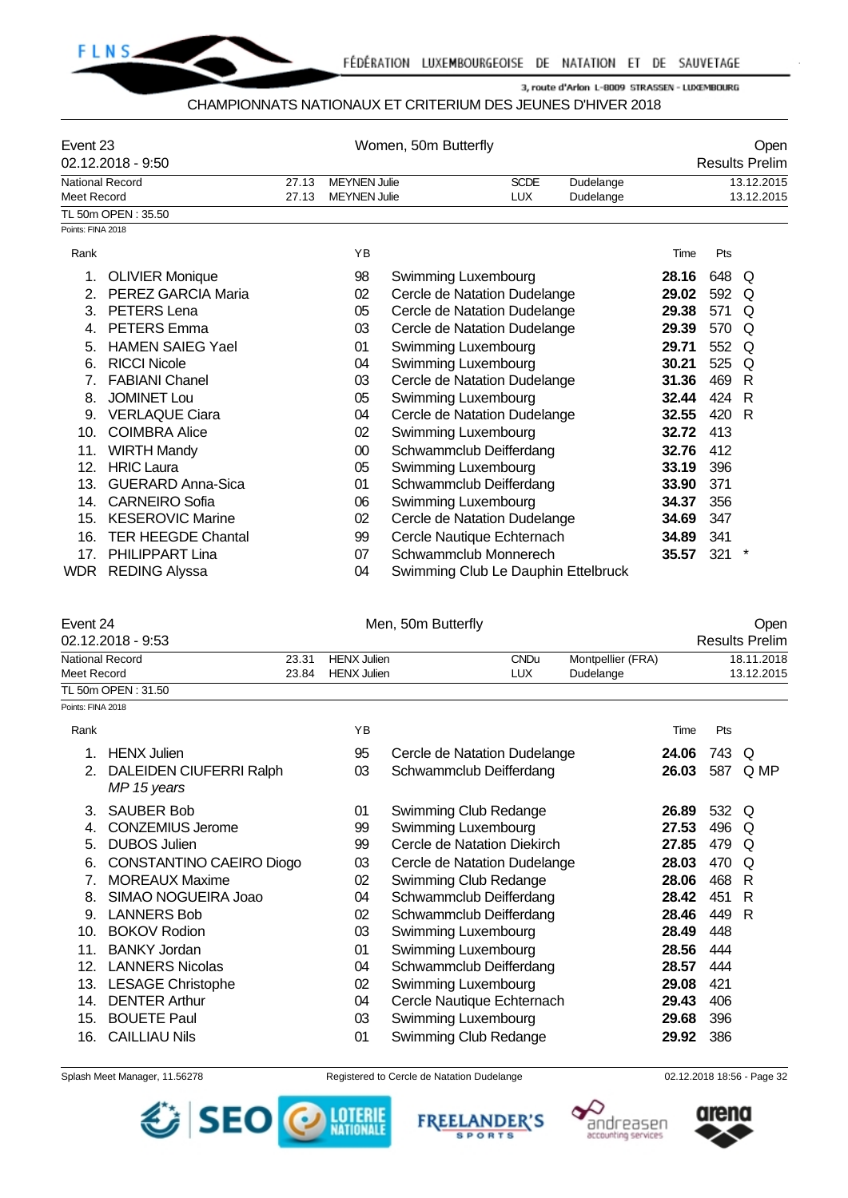FÉDÉRATION LUXEMBOURGEOISE DE NATATION ET DE SAUVETAGE

3, route d'Arlon L-8009 STRASSEN - LUXEMBOURG

CHAMPIONNATS NATIONAUX ET CRITERIUM DES JEUNES D'HIVER 2018

## Event 23 — Women, 50m Butterfly — Open

02.12.2018 - 9:50 — Results Prelim

| | | | | | |
|---|---|---|---|---|---|
| National Record | 27.13 | MEYNEN Julie | SCDE | Dudelange | 13.12.2015 |
| Meet Record | 27.13 | MEYNEN Julie | LUX | Dudelange | 13.12.2015 |

TL 50m OPEN : 35.50

Points: FINA 2018

| Rank | | YB | | Time | Pts | |
|---|---|---|---|---|---|---|
| 1. | OLIVIER Monique | 98 | Swimming Luxembourg | **28.16** | 648 | Q |
| 2. | PEREZ GARCIA Maria | 02 | Cercle de Natation Dudelange | **29.02** | 592 | Q |
| 3. | PETERS Lena | 05 | Cercle de Natation Dudelange | **29.38** | 571 | Q |
| 4. | PETERS Emma | 03 | Cercle de Natation Dudelange | **29.39** | 570 | Q |
| 5. | HAMEN SAIEG Yael | 01 | Swimming Luxembourg | **29.71** | 552 | Q |
| 6. | RICCI Nicole | 04 | Swimming Luxembourg | **30.21** | 525 | Q |
| 7. | FABIANI Chanel | 03 | Cercle de Natation Dudelange | **31.36** | 469 | R |
| 8. | JOMINET Lou | 05 | Swimming Luxembourg | **32.44** | 424 | R |
| 9. | VERLAQUE Ciara | 04 | Cercle de Natation Dudelange | **32.55** | 420 | R |
| 10. | COIMBRA Alice | 02 | Swimming Luxembourg | **32.72** | 413 | |
| 11. | WIRTH Mandy | 00 | Schwammclub Deifferdang | **32.76** | 412 | |
| 12. | HRIC Laura | 05 | Swimming Luxembourg | **33.19** | 396 | |
| 13. | GUERARD Anna-Sica | 01 | Schwammclub Deifferdang | **33.90** | 371 | |
| 14. | CARNEIRO Sofia | 06 | Swimming Luxembourg | **34.37** | 356 | |
| 15. | KESEROVIC Marine | 02 | Cercle de Natation Dudelange | **34.69** | 347 | |
| 16. | TER HEEGDE Chantal | 99 | Cercle Nautique Echternach | **34.89** | 341 | |
| 17. | PHILIPPART Lina | 07 | Schwammclub Monnerech | **35.57** | 321 | * |
| WDR | REDING Alyssa | 04 | Swimming Club Le Dauphin Ettelbruck | | | |

## Event 24 — Men, 50m Butterfly — Open

02.12.2018 - 9:53 — Results Prelim

| | | | | | |
|---|---|---|---|---|---|
| National Record | 23.31 | HENX Julien | CNDu | Montpellier (FRA) | 18.11.2018 |
| Meet Record | 23.84 | HENX Julien | LUX | Dudelange | 13.12.2015 |

TL 50m OPEN : 31.50

Points: FINA 2018

| Rank | | YB | | Time | Pts | |
|---|---|---|---|---|---|---|
| 1. | HENX Julien | 95 | Cercle de Natation Dudelange | **24.06** | 743 | Q |
| 2. | DALEIDEN CIUFERRI Ralph *MP 15 years* | 03 | Schwammclub Deifferdang | **26.03** | 587 | Q MP |
| 3. | SAUBER Bob | 01 | Swimming Club Redange | **26.89** | 532 | Q |
| 4. | CONZEMIUS Jerome | 99 | Swimming Luxembourg | **27.53** | 496 | Q |
| 5. | DUBOS Julien | 99 | Cercle de Natation Diekirch | **27.85** | 479 | Q |
| 6. | CONSTANTINO CAEIRO Diogo | 03 | Cercle de Natation Dudelange | **28.03** | 470 | Q |
| 7. | MOREAUX Maxime | 02 | Swimming Club Redange | **28.06** | 468 | R |
| 8. | SIMAO NOGUEIRA Joao | 04 | Schwammclub Deifferdang | **28.42** | 451 | R |
| 9. | LANNERS Bob | 02 | Schwammclub Deifferdang | **28.46** | 449 | R |
| 10. | BOKOV Rodion | 03 | Swimming Luxembourg | **28.49** | 448 | |
| 11. | BANKY Jordan | 01 | Swimming Luxembourg | **28.56** | 444 | |
| 12. | LANNERS Nicolas | 04 | Schwammclub Deifferdang | **28.57** | 444 | |
| 13. | LESAGE Christophe | 02 | Swimming Luxembourg | **29.08** | 421 | |
| 14. | DENTER Arthur | 04 | Cercle Nautique Echternach | **29.43** | 406 | |
| 15. | BOUETE Paul | 03 | Swimming Luxembourg | **29.68** | 396 | |
| 16. | CAILLIAU Nils | 01 | Swimming Club Redange | **29.92** | 386 | |

Splash Meet Manager, 11.56278 — Registered to Cercle de Natation Dudelange — 02.12.2018 18:56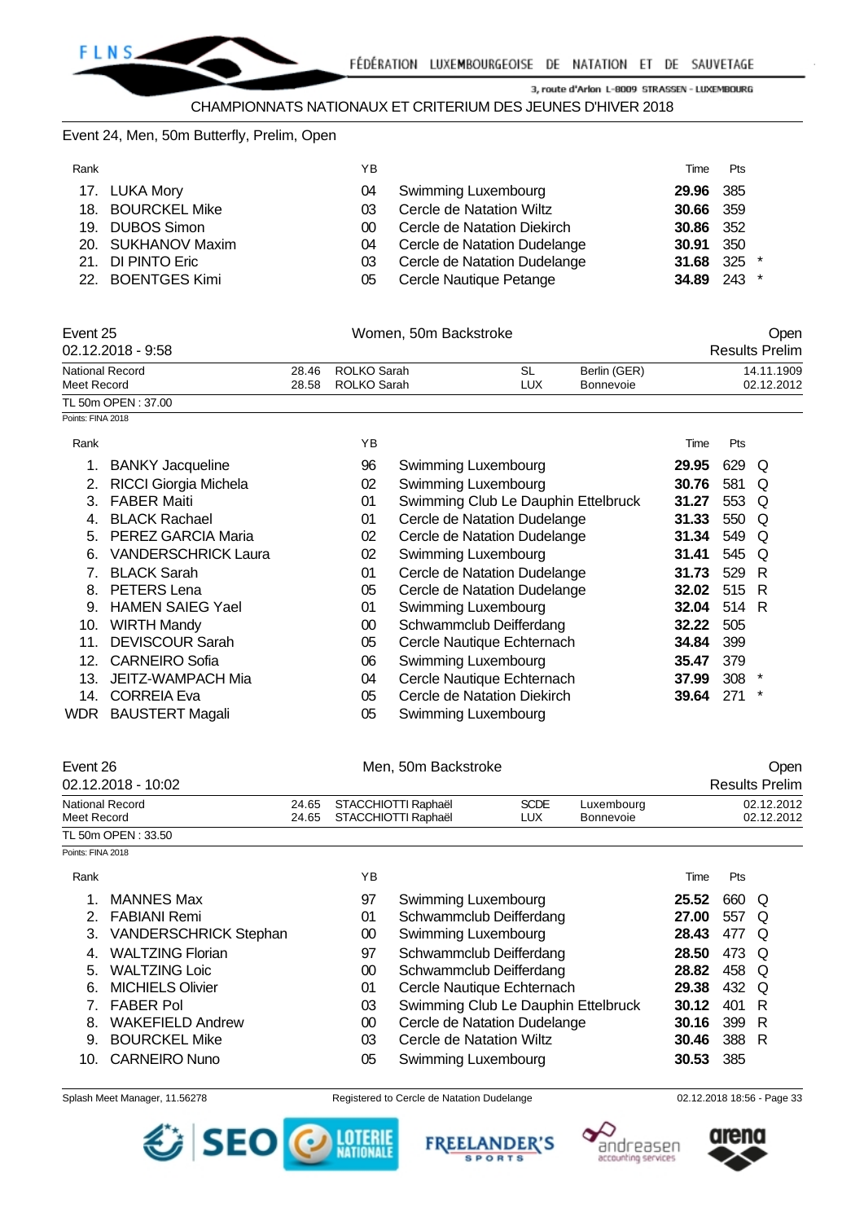CHAMPIONNATS NATIONAUX ET CRITERIUM DES JEUNES D'HIVER 2018

## Event 24, Men, 50m Butterfly, Prelim, Open

| Rank | | YB | | Time | Pts | |
|---|---|---|---|---|---|---|
| 17. | LUKA Mory | 04 | Swimming Luxembourg | **29.96** | 385 | |
| 18. | BOURCKEL Mike | 03 | Cercle de Natation Wiltz | **30.66** | 359 | |
| 19. | DUBOS Simon | 00 | Cercle de Natation Diekirch | **30.86** | 352 | |
| 20. | SUKHANOV Maxim | 04 | Cercle de Natation Dudelange | **30.91** | 350 | |
| 21. | DI PINTO Eric | 03 | Cercle de Natation Dudelange | **31.68** | 325 | * |
| 22. | BOENTGES Kimi | 05 | Cercle Nautique Petange | **34.89** | 243 | * |

## Event 25 — Women, 50m Backstroke — Open

02.12.2018 - 9:58 — Results Prelim

| | | | | | |
|---|---|---|---|---|---|
| National Record | 28.46 | ROLKO Sarah | SL | Berlin (GER) | 14.11.1909 |
| Meet Record | 28.58 | ROLKO Sarah | LUX | Bonnevoie | 02.12.2012 |

TL 50m OPEN : 37.00

Points: FINA 2018

| Rank | | YB | | Time | Pts | |
|---|---|---|---|---|---|---|
| 1. | BANKY Jacqueline | 96 | Swimming Luxembourg | **29.95** | 629 | Q |
| 2. | RICCI Giorgia Michela | 02 | Swimming Luxembourg | **30.76** | 581 | Q |
| 3. | FABER Maiti | 01 | Swimming Club Le Dauphin Ettelbruck | **31.27** | 553 | Q |
| 4. | BLACK Rachael | 01 | Cercle de Natation Dudelange | **31.33** | 550 | Q |
| 5. | PEREZ GARCIA Maria | 02 | Cercle de Natation Dudelange | **31.34** | 549 | Q |
| 6. | VANDERSCHRICK Laura | 02 | Swimming Luxembourg | **31.41** | 545 | Q |
| 7. | BLACK Sarah | 01 | Cercle de Natation Dudelange | **31.73** | 529 | R |
| 8. | PETERS Lena | 05 | Cercle de Natation Dudelange | **32.02** | 515 | R |
| 9. | HAMEN SAIEG Yael | 01 | Swimming Luxembourg | **32.04** | 514 | R |
| 10. | WIRTH Mandy | 00 | Schwammclub Deifferdang | **32.22** | 505 | |
| 11. | DEVISCOUR Sarah | 05 | Cercle Nautique Echternach | **34.84** | 399 | |
| 12. | CARNEIRO Sofia | 06 | Swimming Luxembourg | **35.47** | 379 | |
| 13. | JEITZ-WAMPACH Mia | 04 | Cercle Nautique Echternach | **37.99** | 308 | * |
| 14. | CORREIA Eva | 05 | Cercle de Natation Diekirch | **39.64** | 271 | * |
| WDR | BAUSTERT Magali | 05 | Swimming Luxembourg | | | |

## Event 26 — Men, 50m Backstroke — Open

02.12.2018 - 10:02 — Results Prelim

| | | | | | |
|---|---|---|---|---|---|
| National Record | 24.65 | STACCHIOTTI Raphaël | SCDE | Luxembourg | 02.12.2012 |
| Meet Record | 24.65 | STACCHIOTTI Raphaël | LUX | Bonnevoie | 02.12.2012 |

TL 50m OPEN : 33.50

Points: FINA 2018

| Rank | | YB | | Time | Pts | |
|---|---|---|---|---|---|---|
| 1. | MANNES Max | 97 | Swimming Luxembourg | **25.52** | 660 | Q |
| 2. | FABIANI Remi | 01 | Schwammclub Deifferdang | **27.00** | 557 | Q |
| 3. | VANDERSCHRICK Stephan | 00 | Swimming Luxembourg | **28.43** | 477 | Q |
| 4. | WALTZING Florian | 97 | Schwammclub Deifferdang | **28.50** | 473 | Q |
| 5. | WALTZING Loic | 00 | Schwammclub Deifferdang | **28.82** | 458 | Q |
| 6. | MICHIELS Olivier | 01 | Cercle Nautique Echternach | **29.38** | 432 | Q |
| 7. | FABER Pol | 03 | Swimming Club Le Dauphin Ettelbruck | **30.12** | 401 | R |
| 8. | WAKEFIELD Andrew | 00 | Cercle de Natation Dudelange | **30.16** | 399 | R |
| 9. | BOURCKEL Mike | 03 | Cercle de Natation Wiltz | **30.46** | 388 | R |
| 10. | CARNEIRO Nuno | 05 | Swimming Luxembourg | **30.53** | 385 | |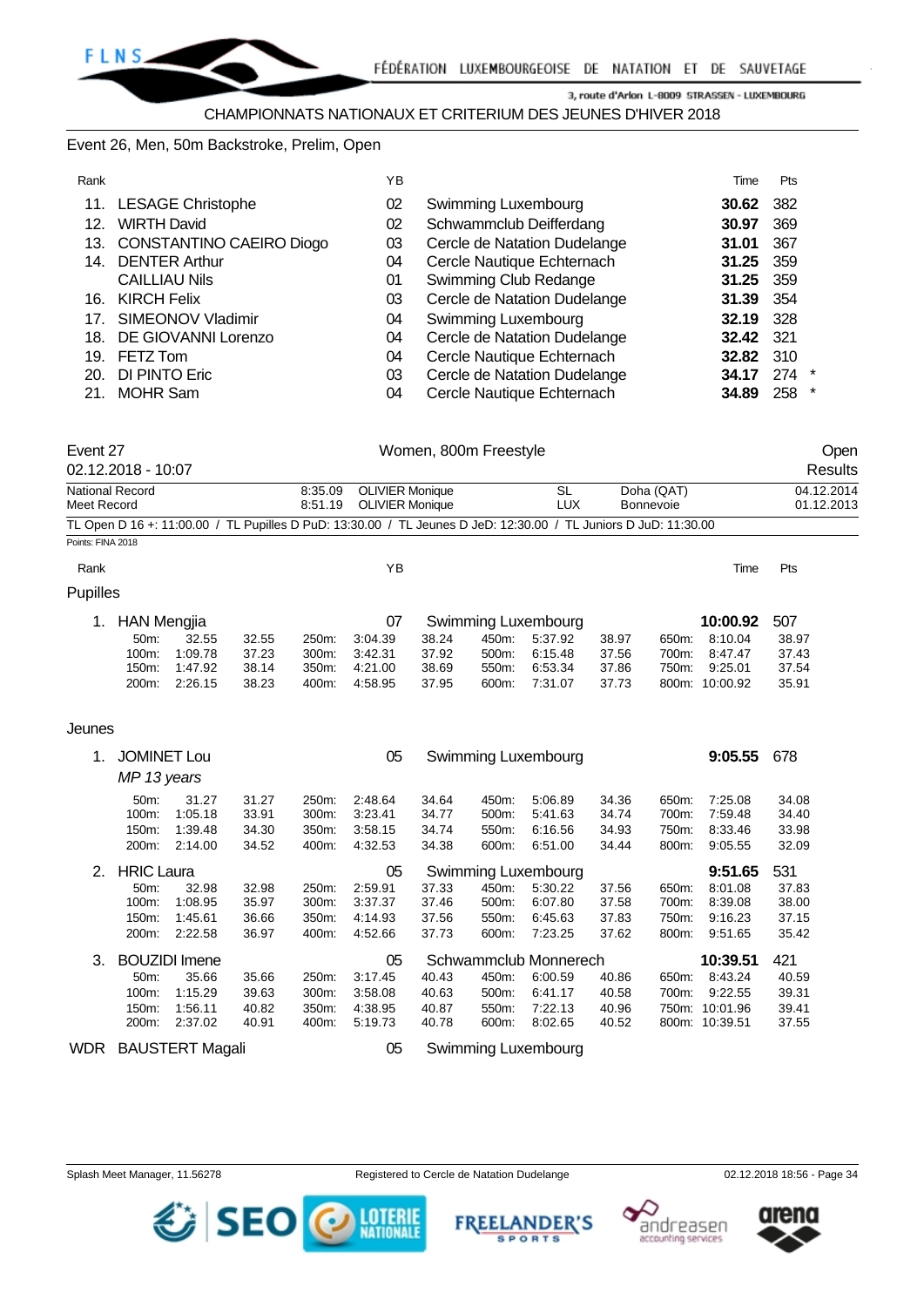Event 26, Men, 50m Backstroke, Prelim, Open

| Rank | | YB | | Time | Pts | |
|---|---|---|---|---|---|---|
| 11. | LESAGE Christophe | 02 | Swimming Luxembourg | **30.62** | 382 | |
| 12. | WIRTH David | 02 | Schwammclub Deifferdang | **30.97** | 369 | |
| 13. | CONSTANTINO CAEIRO Diogo | 03 | Cercle de Natation Dudelange | **31.01** | 367 | |
| 14. | DENTER Arthur | 04 | Cercle Nautique Echternach | **31.25** | 359 | |
| | CAILLIAU Nils | 01 | Swimming Club Redange | **31.25** | 359 | |
| 16. | KIRCH Felix | 03 | Cercle de Natation Dudelange | **31.39** | 354 | |
| 17. | SIMEONOV Vladimir | 04 | Swimming Luxembourg | **32.19** | 328 | |
| 18. | DE GIOVANNI Lorenzo | 04 | Cercle de Natation Dudelange | **32.42** | 321 | |
| 19. | FETZ Tom | 04 | Cercle Nautique Echternach | **32.82** | 310 | |
| 20. | DI PINTO Eric | 03 | Cercle de Natation Dudelange | **34.17** | 274 | * |
| 21. | MOHR Sam | 04 | Cercle Nautique Echternach | **34.89** | 258 | * |

Event 27 — Women, 800m Freestyle — Open

02.12.2018 - 10:07 — Results

| | Time | Name | | Place | Date |
|---|---|---|---|---|---|
| National Record | 8:35.09 | OLIVIER Monique | SL | Doha (QAT) | 04.12.2014 |
| Meet Record | 8:51.19 | OLIVIER Monique | LUX | Bonnevoie | 01.12.2013 |

TL Open D 16 +: 11:00.00 / TL Pupilles D PuD: 13:30.00 / TL Jeunes D JeD: 12:30.00 / TL Juniors D JuD: 11:30.00

Points: FINA 2018

Rank — YB — Time — Pts

**Pupilles**

1. HAN Mengjia — 07 — Swimming Luxembourg — **10:00.92** — 507

| | | | | | | | | | | | |
|---|---|---|---|---|---|---|---|---|---|---|---|
| 50m: | 32.55 | 32.55 | 250m: | 3:04.39 | 38.24 | 450m: | 5:37.92 | 38.97 | 650m: | 8:10.04 | 38.97 |
| 100m: | 1:09.78 | 37.23 | 300m: | 3:42.31 | 37.92 | 500m: | 6:15.48 | 37.56 | 700m: | 8:47.47 | 37.43 |
| 150m: | 1:47.92 | 38.14 | 350m: | 4:21.00 | 38.69 | 550m: | 6:53.34 | 37.86 | 750m: | 9:25.01 | 37.54 |
| 200m: | 2:26.15 | 38.23 | 400m: | 4:58.95 | 37.95 | 600m: | 7:31.07 | 37.73 | 800m: | 10:00.92 | 35.91 |

**Jeunes**

1. JOMINET Lou — 05 — Swimming Luxembourg — **9:05.55** — 678

*MP 13 years*

| | | | | | | | | | | | |
|---|---|---|---|---|---|---|---|---|---|---|---|
| 50m: | 31.27 | 31.27 | 250m: | 2:48.64 | 34.64 | 450m: | 5:06.89 | 34.36 | 650m: | 7:25.08 | 34.08 |
| 100m: | 1:05.18 | 33.91 | 300m: | 3:23.41 | 34.77 | 500m: | 5:41.63 | 34.74 | 700m: | 7:59.48 | 34.40 |
| 150m: | 1:39.48 | 34.30 | 350m: | 3:58.15 | 34.74 | 550m: | 6:16.56 | 34.93 | 750m: | 8:33.46 | 33.98 |
| 200m: | 2:14.00 | 34.52 | 400m: | 4:32.53 | 34.38 | 600m: | 6:51.00 | 34.44 | 800m: | 9:05.55 | 32.09 |

2. HRIC Laura — 05 — Swimming Luxembourg — **9:51.65** — 531

| | | | | | | | | | | | |
|---|---|---|---|---|---|---|---|---|---|---|---|
| 50m: | 32.98 | 32.98 | 250m: | 2:59.91 | 37.33 | 450m: | 5:30.22 | 37.56 | 650m: | 8:01.08 | 37.83 |
| 100m: | 1:08.95 | 35.97 | 300m: | 3:37.37 | 37.46 | 500m: | 6:07.80 | 37.58 | 700m: | 8:39.08 | 38.00 |
| 150m: | 1:45.61 | 36.66 | 350m: | 4:14.93 | 37.56 | 550m: | 6:45.63 | 37.83 | 750m: | 9:16.23 | 37.15 |
| 200m: | 2:22.58 | 36.97 | 400m: | 4:52.66 | 37.73 | 600m: | 7:23.25 | 37.62 | 800m: | 9:51.65 | 35.42 |

3. BOUZIDI Imene — 05 — Schwammclub Monnerech — **10:39.51** — 421

| | | | | | | | | | | | |
|---|---|---|---|---|---|---|---|---|---|---|---|
| 50m: | 35.66 | 35.66 | 250m: | 3:17.45 | 40.43 | 450m: | 6:00.59 | 40.86 | 650m: | 8:43.24 | 40.59 |
| 100m: | 1:15.29 | 39.63 | 300m: | 3:58.08 | 40.63 | 500m: | 6:41.17 | 40.58 | 700m: | 9:22.55 | 39.31 |
| 150m: | 1:56.11 | 40.82 | 350m: | 4:38.95 | 40.87 | 550m: | 7:22.13 | 40.96 | 750m: | 10:01.96 | 39.41 |
| 200m: | 2:37.02 | 40.91 | 400m: | 5:19.73 | 40.78 | 600m: | 8:02.65 | 40.52 | 800m: | 10:39.51 | 37.55 |

WDR BAUSTERT Magali — 05 — Swimming Luxembourg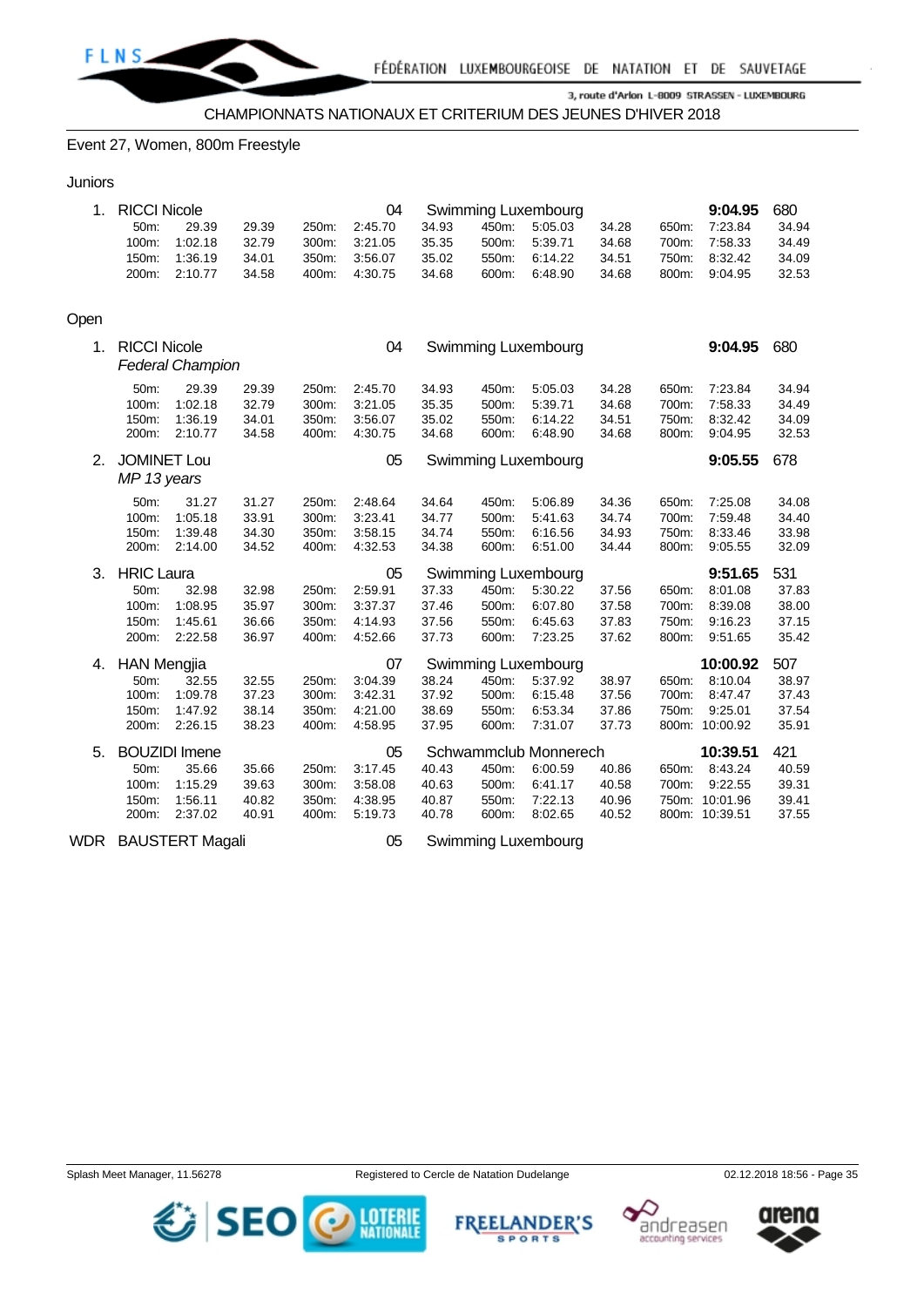CHAMPIONNATS NATIONAUX ET CRITERIUM DES JEUNES D'HIVER 2018

## Event 27, Women, 800m Freestyle

### Juniors

| | | | | | | | | | | | | | |
|---|---|---|---|---|---|---|---|---|---|---|---|---|---|
| 1. | RICCI Nicole | | | 04 | Swimming Luxembourg | | | | | | **9:04.95** | 680 | |
| | 50m: | 29.39 | 29.39 | 250m: | 2:45.70 | 34.93 | 450m: | 5:05.03 | 34.28 | 650m: | 7:23.84 | 34.94 | |
| | 100m: | 1:02.18 | 32.79 | 300m: | 3:21.05 | 35.35 | 500m: | 5:39.71 | 34.68 | 700m: | 7:58.33 | 34.49 | |
| | 150m: | 1:36.19 | 34.01 | 350m: | 3:56.07 | 35.02 | 550m: | 6:14.22 | 34.51 | 750m: | 8:32.42 | 34.09 | |
| | 200m: | 2:10.77 | 34.58 | 400m: | 4:30.75 | 34.68 | 600m: | 6:48.90 | 34.68 | 800m: | 9:04.95 | 32.53 | |

### Open

| | | | | | | | | | | | | | |
|---|---|---|---|---|---|---|---|---|---|---|---|---|---|
| 1. | RICCI Nicole *Federal Champion* | | | 04 | Swimming Luxembourg | | | | | | **9:04.95** | 680 | |
| | 50m: | 29.39 | 29.39 | 250m: | 2:45.70 | 34.93 | 450m: | 5:05.03 | 34.28 | 650m: | 7:23.84 | 34.94 | |
| | 100m: | 1:02.18 | 32.79 | 300m: | 3:21.05 | 35.35 | 500m: | 5:39.71 | 34.68 | 700m: | 7:58.33 | 34.49 | |
| | 150m: | 1:36.19 | 34.01 | 350m: | 3:56.07 | 35.02 | 550m: | 6:14.22 | 34.51 | 750m: | 8:32.42 | 34.09 | |
| | 200m: | 2:10.77 | 34.58 | 400m: | 4:30.75 | 34.68 | 600m: | 6:48.90 | 34.68 | 800m: | 9:04.95 | 32.53 | |
| 2. | JOMINET Lou *MP 13 years* | | | 05 | Swimming Luxembourg | | | | | | **9:05.55** | 678 | |
| | 50m: | 31.27 | 31.27 | 250m: | 2:48.64 | 34.64 | 450m: | 5:06.89 | 34.36 | 650m: | 7:25.08 | 34.08 | |
| | 100m: | 1:05.18 | 33.91 | 300m: | 3:23.41 | 34.77 | 500m: | 5:41.63 | 34.74 | 700m: | 7:59.48 | 34.40 | |
| | 150m: | 1:39.48 | 34.30 | 350m: | 3:58.15 | 34.74 | 550m: | 6:16.56 | 34.93 | 750m: | 8:33.46 | 33.98 | |
| | 200m: | 2:14.00 | 34.52 | 400m: | 4:32.53 | 34.38 | 600m: | 6:51.00 | 34.44 | 800m: | 9:05.55 | 32.09 | |
| 3. | HRIC Laura | | | 05 | Swimming Luxembourg | | | | | | **9:51.65** | 531 | |
| | 50m: | 32.98 | 32.98 | 250m: | 2:59.91 | 37.33 | 450m: | 5:30.22 | 37.56 | 650m: | 8:01.08 | 37.83 | |
| | 100m: | 1:08.95 | 35.97 | 300m: | 3:37.37 | 37.46 | 500m: | 6:07.80 | 37.58 | 700m: | 8:39.08 | 38.00 | |
| | 150m: | 1:45.61 | 36.66 | 350m: | 4:14.93 | 37.56 | 550m: | 6:45.63 | 37.83 | 750m: | 9:16.23 | 37.15 | |
| | 200m: | 2:22.58 | 36.97 | 400m: | 4:52.66 | 37.73 | 600m: | 7:23.25 | 37.62 | 800m: | 9:51.65 | 35.42 | |
| 4. | HAN Mengjia | | | 07 | Swimming Luxembourg | | | | | | **10:00.92** | 507 | |
| | 50m: | 32.55 | 32.55 | 250m: | 3:04.39 | 38.24 | 450m: | 5:37.92 | 38.97 | 650m: | 8:10.04 | 38.97 | |
| | 100m: | 1:09.78 | 37.23 | 300m: | 3:42.31 | 37.92 | 500m: | 6:15.48 | 37.56 | 700m: | 8:47.47 | 37.43 | |
| | 150m: | 1:47.92 | 38.14 | 350m: | 4:21.00 | 38.69 | 550m: | 6:53.34 | 37.86 | 750m: | 9:25.01 | 37.54 | |
| | 200m: | 2:26.15 | 38.23 | 400m: | 4:58.95 | 37.95 | 600m: | 7:31.07 | 37.73 | 800m: | 10:00.92 | 35.91 | |
| 5. | BOUZIDI Imene | | | 05 | Schwammclub Monnerech | | | | | | **10:39.51** | 421 | |
| | 50m: | 35.66 | 35.66 | 250m: | 3:17.45 | 40.43 | 450m: | 6:00.59 | 40.86 | 650m: | 8:43.24 | 40.59 | |
| | 100m: | 1:15.29 | 39.63 | 300m: | 3:58.08 | 40.63 | 500m: | 6:41.17 | 40.58 | 700m: | 9:22.55 | 39.31 | |
| | 150m: | 1:56.11 | 40.82 | 350m: | 4:38.95 | 40.87 | 550m: | 7:22.13 | 40.96 | 750m: | 10:01.96 | 39.41 | |
| | 200m: | 2:37.02 | 40.91 | 400m: | 5:19.73 | 40.78 | 600m: | 8:02.65 | 40.52 | 800m: | 10:39.51 | 37.55 | |
| WDR | BAUSTERT Magali | | | 05 | Swimming Luxembourg | | | | | | | | |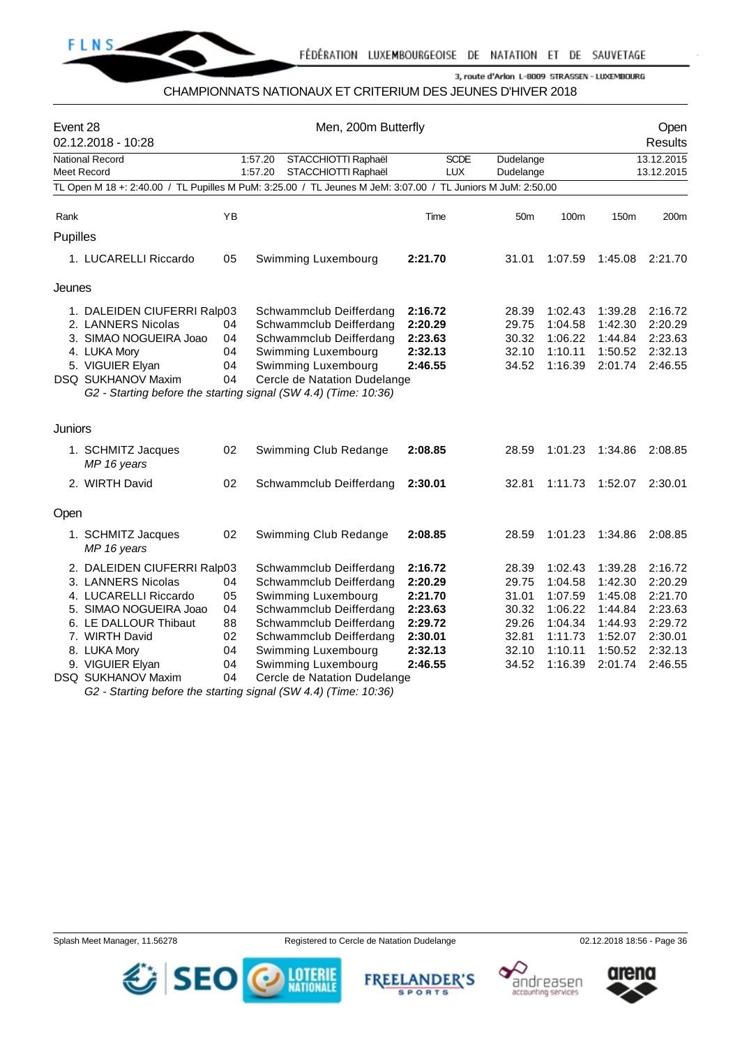FÉDÉRATION LUXEMBOURGEOISE DE NATATION ET DE SAUVETAGE

3, route d'Arlon L-8009 STRASSEN - LUXEMBOURG

CHAMPIONNATS NATIONAUX ET CRITERIUM DES JEUNES D'HIVER 2018

## Event 28 — Men, 200m Butterfly — Open Results

02.12.2018 - 10:28

| | | | | | |
|---|---|---|---|---|---|
| National Record | 1:57.20 | STACCHIOTTI Raphaël | SCDE | Dudelange | 13.12.2015 |
| Meet Record | 1:57.20 | STACCHIOTTI Raphaël | LUX | Dudelange | 13.12.2015 |

TL Open M 18 +: 2:40.00 / TL Pupilles M PuM: 3:25.00 / TL Jeunes M JeM: 3:07.00 / TL Juniors M JuM: 2:50.00

| Rank | Name | YB | Club | Time | 50m | 100m | 150m | 200m |
|---|---|---|---|---|---|---|---|---|
| **Pupilles** | | | | | | | | |
| 1. | LUCARELLI Riccardo | 05 | Swimming Luxembourg | **2:21.70** | 31.01 | 1:07.59 | 1:45.08 | 2:21.70 |
| **Jeunes** | | | | | | | | |
| 1. | DALEIDEN CIUFERRI Ralph | 03 | Schwammclub Deifferdang | **2:16.72** | 28.39 | 1:02.43 | 1:39.28 | 2:16.72 |
| 2. | LANNERS Nicolas | 04 | Schwammclub Deifferdang | **2:20.29** | 29.75 | 1:04.58 | 1:42.30 | 2:20.29 |
| 3. | SIMAO NOGUEIRA Joao | 04 | Schwammclub Deifferdang | **2:23.63** | 30.32 | 1:06.22 | 1:44.84 | 2:23.63 |
| 4. | LUKA Mory | 04 | Swimming Luxembourg | **2:32.13** | 32.10 | 1:10.11 | 1:50.52 | 2:32.13 |
| 5. | VIGUIER Elyan | 04 | Swimming Luxembourg | **2:46.55** | 34.52 | 1:16.39 | 2:01.74 | 2:46.55 |
| DSQ | SUKHANOV Maxim | 04 | Cercle de Natation Dudelange | | | | | |
| | *G2 - Starting before the starting signal (SW 4.4) (Time: 10:36)* | | | | | | | |
| **Juniors** | | | | | | | | |
| 1. | SCHMITZ Jacques *MP 16 years* | 02 | Swimming Club Redange | **2:08.85** | 28.59 | 1:01.23 | 1:34.86 | 2:08.85 |
| 2. | WIRTH David | 02 | Schwammclub Deifferdang | **2:30.01** | 32.81 | 1:11.73 | 1:52.07 | 2:30.01 |
| **Open** | | | | | | | | |
| 1. | SCHMITZ Jacques *MP 16 years* | 02 | Swimming Club Redange | **2:08.85** | 28.59 | 1:01.23 | 1:34.86 | 2:08.85 |
| 2. | DALEIDEN CIUFERRI Ralph | 03 | Schwammclub Deifferdang | **2:16.72** | 28.39 | 1:02.43 | 1:39.28 | 2:16.72 |
| 3. | LANNERS Nicolas | 04 | Schwammclub Deifferdang | **2:20.29** | 29.75 | 1:04.58 | 1:42.30 | 2:20.29 |
| 4. | LUCARELLI Riccardo | 05 | Swimming Luxembourg | **2:21.70** | 31.01 | 1:07.59 | 1:45.08 | 2:21.70 |
| 5. | SIMAO NOGUEIRA Joao | 04 | Schwammclub Deifferdang | **2:23.63** | 30.32 | 1:06.22 | 1:44.84 | 2:23.63 |
| 6. | LE DALLOUR Thibaut | 88 | Schwammclub Deifferdang | **2:29.72** | 29.26 | 1:04.34 | 1:44.93 | 2:29.72 |
| 7. | WIRTH David | 02 | Schwammclub Deifferdang | **2:30.01** | 32.81 | 1:11.73 | 1:52.07 | 2:30.01 |
| 8. | LUKA Mory | 04 | Swimming Luxembourg | **2:32.13** | 32.10 | 1:10.11 | 1:50.52 | 2:32.13 |
| 9. | VIGUIER Elyan | 04 | Swimming Luxembourg | **2:46.55** | 34.52 | 1:16.39 | 2:01.74 | 2:46.55 |
| DSQ | SUKHANOV Maxim | 04 | Cercle de Natation Dudelange | | | | | |
| | *G2 - Starting before the starting signal (SW 4.4) (Time: 10:36)* | | | | | | | |

Splash Meet Manager, 11.56278 — Registered to Cercle de Natation Dudelange — 02.12.2018 18:56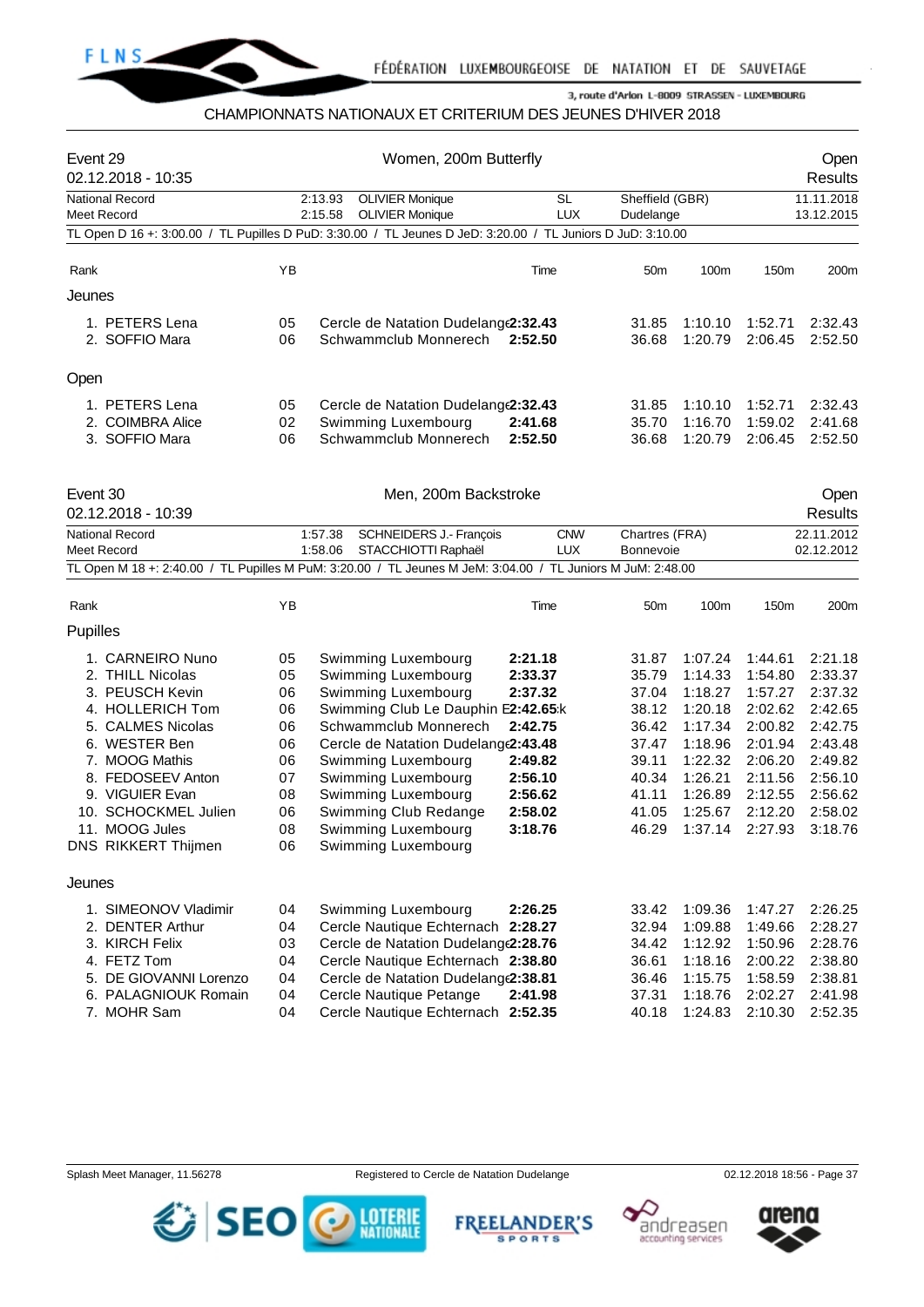## Event 29 — Women, 200m Butterfly — Open

02.12.2018 - 10:35 — Results

| | | | | | |
|---|---|---|---|---|---|
| National Record | 2:13.93 | OLIVIER Monique | SL | Sheffield (GBR) | 11.11.2018 |
| Meet Record | 2:15.58 | OLIVIER Monique | LUX | Dudelange | 13.12.2015 |

TL Open D 16 +: 3:00.00 / TL Pupilles D PuD: 3:30.00 / TL Jeunes D JeD: 3:20.00 / TL Juniors D JuD: 3:10.00

| Rank | | YB | | Time | 50m | 100m | 150m | 200m |
|---|---|---|---|---|---|---|---|---|
| **Jeunes** | | | | | | | | |
| 1. | PETERS Lena | 05 | Cercle de Natation Dudelange | 2:32.43 | 31.85 | 1:10.10 | 1:52.71 | 2:32.43 |
| 2. | SOFFIO Mara | 06 | Schwammclub Monnerech | 2:52.50 | 36.68 | 1:20.79 | 2:06.45 | 2:52.50 |
| **Open** | | | | | | | | |
| 1. | PETERS Lena | 05 | Cercle de Natation Dudelange | 2:32.43 | 31.85 | 1:10.10 | 1:52.71 | 2:32.43 |
| 2. | COIMBRA Alice | 02 | Swimming Luxembourg | 2:41.68 | 35.70 | 1:16.70 | 1:59.02 | 2:41.68 |
| 3. | SOFFIO Mara | 06 | Schwammclub Monnerech | 2:52.50 | 36.68 | 1:20.79 | 2:06.45 | 2:52.50 |

## Event 30 — Men, 200m Backstroke — Open

02.12.2018 - 10:39 — Results

| | | | | | |
|---|---|---|---|---|---|
| National Record | 1:57.38 | SCHNEIDERS J.- François | CNW | Chartres (FRA) | 22.11.2012 |
| Meet Record | 1:58.06 | STACCHIOTTI Raphaël | LUX | Bonnevoie | 02.12.2012 |

TL Open M 18 +: 2:40.00 / TL Pupilles M PuM: 3:20.00 / TL Jeunes M JeM: 3:04.00 / TL Juniors M JuM: 2:48.00

| Rank | | YB | | Time | 50m | 100m | 150m | 200m |
|---|---|---|---|---|---|---|---|---|
| **Pupilles** | | | | | | | | |
| 1. | CARNEIRO Nuno | 05 | Swimming Luxembourg | 2:21.18 | 31.87 | 1:07.24 | 1:44.61 | 2:21.18 |
| 2. | THILL Nicolas | 05 | Swimming Luxembourg | 2:33.37 | 35.79 | 1:14.33 | 1:54.80 | 2:33.37 |
| 3. | PEUSCH Kevin | 06 | Swimming Luxembourg | 2:37.32 | 37.04 | 1:18.27 | 1:57.27 | 2:37.32 |
| 4. | HOLLERICH Tom | 06 | Swimming Club Le Dauphin E | 2:42.65 k | 38.12 | 1:20.18 | 2:02.62 | 2:42.65 |
| 5. | CALMES Nicolas | 06 | Schwammclub Monnerech | 2:42.75 | 36.42 | 1:17.34 | 2:00.82 | 2:42.75 |
| 6. | WESTER Ben | 06 | Cercle de Natation Dudelange | 2:43.48 | 37.47 | 1:18.96 | 2:01.94 | 2:43.48 |
| 7. | MOOG Mathis | 06 | Swimming Luxembourg | 2:49.82 | 39.11 | 1:22.32 | 2:06.20 | 2:49.82 |
| 8. | FEDOSEEV Anton | 07 | Swimming Luxembourg | 2:56.10 | 40.34 | 1:26.21 | 2:11.56 | 2:56.10 |
| 9. | VIGUIER Evan | 08 | Swimming Luxembourg | 2:56.62 | 41.11 | 1:26.89 | 2:12.55 | 2:56.62 |
| 10. | SCHOCKMEL Julien | 06 | Swimming Club Redange | 2:58.02 | 41.05 | 1:25.67 | 2:12.20 | 2:58.02 |
| 11. | MOOG Jules | 08 | Swimming Luxembourg | 3:18.76 | 46.29 | 1:37.14 | 2:27.93 | 3:18.76 |
| DNS | RIKKERT Thijmen | 06 | Swimming Luxembourg | | | | | |
| **Jeunes** | | | | | | | | |
| 1. | SIMEONOV Vladimir | 04 | Swimming Luxembourg | 2:26.25 | 33.42 | 1:09.36 | 1:47.27 | 2:26.25 |
| 2. | DENTER Arthur | 04 | Cercle Nautique Echternach | 2:28.27 | 32.94 | 1:09.88 | 1:49.66 | 2:28.27 |
| 3. | KIRCH Felix | 03 | Cercle de Natation Dudelange | 2:28.76 | 34.42 | 1:12.92 | 1:50.96 | 2:28.76 |
| 4. | FETZ Tom | 04 | Cercle Nautique Echternach | 2:38.80 | 36.61 | 1:18.16 | 2:00.22 | 2:38.80 |
| 5. | DE GIOVANNI Lorenzo | 04 | Cercle de Natation Dudelange | 2:38.81 | 36.46 | 1:15.75 | 1:58.59 | 2:38.81 |
| 6. | PALAGNIOUK Romain | 04 | Cercle Nautique Petange | 2:41.98 | 37.31 | 1:18.76 | 2:02.27 | 2:41.98 |
| 7. | MOHR Sam | 04 | Cercle Nautique Echternach | 2:52.35 | 40.18 | 1:24.83 | 2:10.30 | 2:52.35 |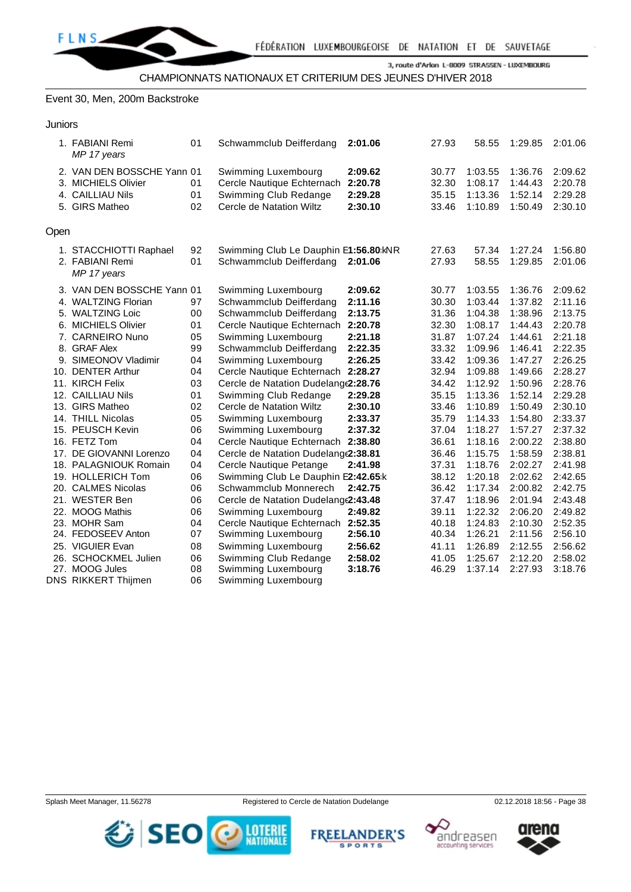CHAMPIONNATS NATIONAUX ET CRITERIUM DES JEUNES D'HIVER 2018

## Event 30, Men, 200m Backstroke

### Juniors

| | | | | | | | | |
|---|---|---|---|---|---|---|---|---|
| 1. | FABIANI Remi *MP 17 years* | 01 | Schwammclub Deifferdang | **2:01.06** | 27.93 | 58.55 | 1:29.85 | 2:01.06 |
| 2. | VAN DEN BOSSCHE Yann | 01 | Swimming Luxembourg | **2:09.62** | 30.77 | 1:03.55 | 1:36.76 | 2:09.62 |
| 3. | MICHIELS Olivier | 01 | Cercle Nautique Echternach | **2:20.78** | 32.30 | 1:08.17 | 1:44.43 | 2:20.78 |
| 4. | CAILLIAU Nils | 01 | Swimming Club Redange | **2:29.28** | 35.15 | 1:13.36 | 1:52.14 | 2:29.28 |
| 5. | GIRS Matheo | 02 | Cercle de Natation Wiltz | **2:30.10** | 33.46 | 1:10.89 | 1:50.49 | 2:30.10 |

### Open

| | | | | | | | | |
|---|---|---|---|---|---|---|---|---|
| 1. | STACCHIOTTI Raphael | 92 | Swimming Club Le Dauphin E | **1:56.80** kNR | 27.63 | 57.34 | 1:27.24 | 1:56.80 |
| 2. | FABIANI Remi *MP 17 years* | 01 | Schwammclub Deifferdang | **2:01.06** | 27.93 | 58.55 | 1:29.85 | 2:01.06 |
| 3. | VAN DEN BOSSCHE Yann | 01 | Swimming Luxembourg | **2:09.62** | 30.77 | 1:03.55 | 1:36.76 | 2:09.62 |
| 4. | WALTZING Florian | 97 | Schwammclub Deifferdang | **2:11.16** | 30.30 | 1:03.44 | 1:37.82 | 2:11.16 |
| 5. | WALTZING Loic | 00 | Schwammclub Deifferdang | **2:13.75** | 31.36 | 1:04.38 | 1:38.96 | 2:13.75 |
| 6. | MICHIELS Olivier | 01 | Cercle Nautique Echternach | **2:20.78** | 32.30 | 1:08.17 | 1:44.43 | 2:20.78 |
| 7. | CARNEIRO Nuno | 05 | Swimming Luxembourg | **2:21.18** | 31.87 | 1:07.24 | 1:44.61 | 2:21.18 |
| 8. | GRAF Alex | 99 | Schwammclub Deifferdang | **2:22.35** | 33.32 | 1:09.96 | 1:46.41 | 2:22.35 |
| 9. | SIMEONOV Vladimir | 04 | Swimming Luxembourg | **2:26.25** | 33.42 | 1:09.36 | 1:47.27 | 2:26.25 |
| 10. | DENTER Arthur | 04 | Cercle Nautique Echternach | **2:28.27** | 32.94 | 1:09.88 | 1:49.66 | 2:28.27 |
| 11. | KIRCH Felix | 03 | Cercle de Natation Dudelange | **2:28.76** | 34.42 | 1:12.92 | 1:50.96 | 2:28.76 |
| 12. | CAILLIAU Nils | 01 | Swimming Club Redange | **2:29.28** | 35.15 | 1:13.36 | 1:52.14 | 2:29.28 |
| 13. | GIRS Matheo | 02 | Cercle de Natation Wiltz | **2:30.10** | 33.46 | 1:10.89 | 1:50.49 | 2:30.10 |
| 14. | THILL Nicolas | 05 | Swimming Luxembourg | **2:33.37** | 35.79 | 1:14.33 | 1:54.80 | 2:33.37 |
| 15. | PEUSCH Kevin | 06 | Swimming Luxembourg | **2:37.32** | 37.04 | 1:18.27 | 1:57.27 | 2:37.32 |
| 16. | FETZ Tom | 04 | Cercle Nautique Echternach | **2:38.80** | 36.61 | 1:18.16 | 2:00.22 | 2:38.80 |
| 17. | DE GIOVANNI Lorenzo | 04 | Cercle de Natation Dudelange | **2:38.81** | 36.46 | 1:15.75 | 1:58.59 | 2:38.81 |
| 18. | PALAGNIOUK Romain | 04 | Cercle Nautique Petange | **2:41.98** | 37.31 | 1:18.76 | 2:02.27 | 2:41.98 |
| 19. | HOLLERICH Tom | 06 | Swimming Club Le Dauphin E | **2:42.65** k | 38.12 | 1:20.18 | 2:02.62 | 2:42.65 |
| 20. | CALMES Nicolas | 06 | Schwammclub Monnerech | **2:42.75** | 36.42 | 1:17.34 | 2:00.82 | 2:42.75 |
| 21. | WESTER Ben | 06 | Cercle de Natation Dudelange | **2:43.48** | 37.47 | 1:18.96 | 2:01.94 | 2:43.48 |
| 22. | MOOG Mathis | 06 | Swimming Luxembourg | **2:49.82** | 39.11 | 1:22.32 | 2:06.20 | 2:49.82 |
| 23. | MOHR Sam | 04 | Cercle Nautique Echternach | **2:52.35** | 40.18 | 1:24.83 | 2:10.30 | 2:52.35 |
| 24. | FEDOSEEV Anton | 07 | Swimming Luxembourg | **2:56.10** | 40.34 | 1:26.21 | 2:11.56 | 2:56.10 |
| 25. | VIGUIER Evan | 08 | Swimming Luxembourg | **2:56.62** | 41.11 | 1:26.89 | 2:12.55 | 2:56.62 |
| 26. | SCHOCKMEL Julien | 06 | Swimming Club Redange | **2:58.02** | 41.05 | 1:25.67 | 2:12.20 | 2:58.02 |
| 27. | MOOG Jules | 08 | Swimming Luxembourg | **3:18.76** | 46.29 | 1:37.14 | 2:27.93 | 3:18.76 |
| DNS | RIKKERT Thijmen | 06 | Swimming Luxembourg | | | | | |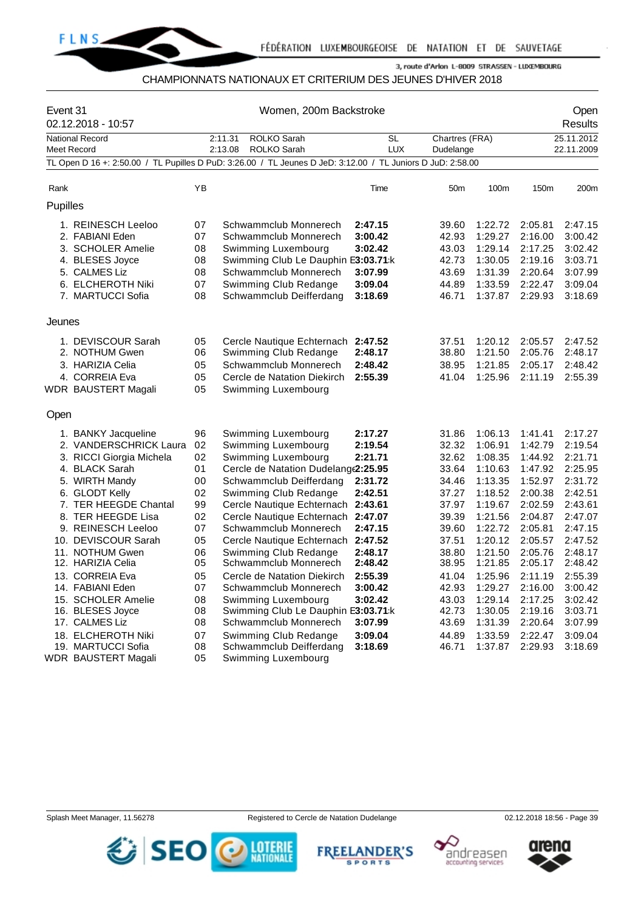FÉDÉRATION LUXEMBOURGEOISE DE NATATION ET DE SAUVETAGE

3, route d'Arlon L-8009 STRASSEN - LUXEMBOURG

CHAMPIONNATS NATIONAUX ET CRITERIUM DES JEUNES D'HIVER 2018

Event 31 — Women, 200m Backstroke — Open

02.12.2018 - 10:57 — Results

| | | | | | |
|---|---|---|---|---|---|
| National Record | 2:11.31 | ROLKO Sarah | SL | Chartres (FRA) | 25.11.2012 |
| Meet Record | 2:13.08 | ROLKO Sarah | LUX | Dudelange | 22.11.2009 |

TL Open D 16 +: 2:50.00 / TL Pupilles D PuD: 3:26.00 / TL Jeunes D JeD: 3:12.00 / TL Juniors D JuD: 2:58.00

| Rank | | YB | | Time | 50m | 100m | 150m | 200m |
|---|---|---|---|---|---|---|---|---|
| **Pupilles** | | | | | | | | |
| 1. | REINESCH Leeloo | 07 | Schwammclub Monnerech | **2:47.15** | 39.60 | 1:22.72 | 2:05.81 | 2:47.15 |
| 2. | FABIANI Eden | 07 | Schwammclub Monnerech | **3:00.42** | 42.93 | 1:29.27 | 2:16.00 | 3:00.42 |
| 3. | SCHOLER Amelie | 08 | Swimming Luxembourg | **3:02.42** | 43.03 | 1:29.14 | 2:17.25 | 3:02.42 |
| 4. | BLESES Joyce | 08 | Swimming Club Le Dauphin E | **3:03.71** k | 42.73 | 1:30.05 | 2:19.16 | 3:03.71 |
| 5. | CALMES Liz | 08 | Schwammclub Monnerech | **3:07.99** | 43.69 | 1:31.39 | 2:20.64 | 3:07.99 |
| 6. | ELCHEROTH Niki | 07 | Swimming Club Redange | **3:09.04** | 44.89 | 1:33.59 | 2:22.47 | 3:09.04 |
| 7. | MARTUCCI Sofia | 08 | Schwammclub Deifferdang | **3:18.69** | 46.71 | 1:37.87 | 2:29.93 | 3:18.69 |
| **Jeunes** | | | | | | | | |
| 1. | DEVISCOUR Sarah | 05 | Cercle Nautique Echternach | **2:47.52** | 37.51 | 1:20.12 | 2:05.57 | 2:47.52 |
| 2. | NOTHUM Gwen | 06 | Swimming Club Redange | **2:48.17** | 38.80 | 1:21.50 | 2:05.76 | 2:48.17 |
| 3. | HARIZIA Celia | 05 | Schwammclub Monnerech | **2:48.42** | 38.95 | 1:21.85 | 2:05.17 | 2:48.42 |
| 4. | CORREIA Eva | 05 | Cercle de Natation Diekirch | **2:55.39** | 41.04 | 1:25.96 | 2:11.19 | 2:55.39 |
| WDR | BAUSTERT Magali | 05 | Swimming Luxembourg | | | | | |
| **Open** | | | | | | | | |
| 1. | BANKY Jacqueline | 96 | Swimming Luxembourg | **2:17.27** | 31.86 | 1:06.13 | 1:41.41 | 2:17.27 |
| 2. | VANDERSCHRICK Laura | 02 | Swimming Luxembourg | **2:19.54** | 32.32 | 1:06.91 | 1:42.79 | 2:19.54 |
| 3. | RICCI Giorgia Michela | 02 | Swimming Luxembourg | **2:21.71** | 32.62 | 1:08.35 | 1:44.92 | 2:21.71 |
| 4. | BLACK Sarah | 01 | Cercle de Natation Dudelange | **2:25.95** | 33.64 | 1:10.63 | 1:47.92 | 2:25.95 |
| 5. | WIRTH Mandy | 00 | Schwammclub Deifferdang | **2:31.72** | 34.46 | 1:13.35 | 1:52.97 | 2:31.72 |
| 6. | GLODT Kelly | 02 | Swimming Club Redange | **2:42.51** | 37.27 | 1:18.52 | 2:00.38 | 2:42.51 |
| 7. | TER HEEGDE Chantal | 99 | Cercle Nautique Echternach | **2:43.61** | 37.97 | 1:19.67 | 2:02.59 | 2:43.61 |
| 8. | TER HEEGDE Lisa | 02 | Cercle Nautique Echternach | **2:47.07** | 39.39 | 1:21.56 | 2:04.87 | 2:47.07 |
| 9. | REINESCH Leeloo | 07 | Schwammclub Monnerech | **2:47.15** | 39.60 | 1:22.72 | 2:05.81 | 2:47.15 |
| 10. | DEVISCOUR Sarah | 05 | Cercle Nautique Echternach | **2:47.52** | 37.51 | 1:20.12 | 2:05.57 | 2:47.52 |
| 11. | NOTHUM Gwen | 06 | Swimming Club Redange | **2:48.17** | 38.80 | 1:21.50 | 2:05.76 | 2:48.17 |
| 12. | HARIZIA Celia | 05 | Schwammclub Monnerech | **2:48.42** | 38.95 | 1:21.85 | 2:05.17 | 2:48.42 |
| 13. | CORREIA Eva | 05 | Cercle de Natation Diekirch | **2:55.39** | 41.04 | 1:25.96 | 2:11.19 | 2:55.39 |
| 14. | FABIANI Eden | 07 | Schwammclub Monnerech | **3:00.42** | 42.93 | 1:29.27 | 2:16.00 | 3:00.42 |
| 15. | SCHOLER Amelie | 08 | Swimming Luxembourg | **3:02.42** | 43.03 | 1:29.14 | 2:17.25 | 3:02.42 |
| 16. | BLESES Joyce | 08 | Swimming Club Le Dauphin E | **3:03.71** k | 42.73 | 1:30.05 | 2:19.16 | 3:03.71 |
| 17. | CALMES Liz | 08 | Schwammclub Monnerech | **3:07.99** | 43.69 | 1:31.39 | 2:20.64 | 3:07.99 |
| 18. | ELCHEROTH Niki | 07 | Swimming Club Redange | **3:09.04** | 44.89 | 1:33.59 | 2:22.47 | 3:09.04 |
| 19. | MARTUCCI Sofia | 08 | Schwammclub Deifferdang | **3:18.69** | 46.71 | 1:37.87 | 2:29.93 | 3:18.69 |
| WDR | BAUSTERT Magali | 05 | Swimming Luxembourg | | | | | |

Splash Meet Manager, 11.56278 — Registered to Cercle de Natation Dudelange — 02.12.2018 18:56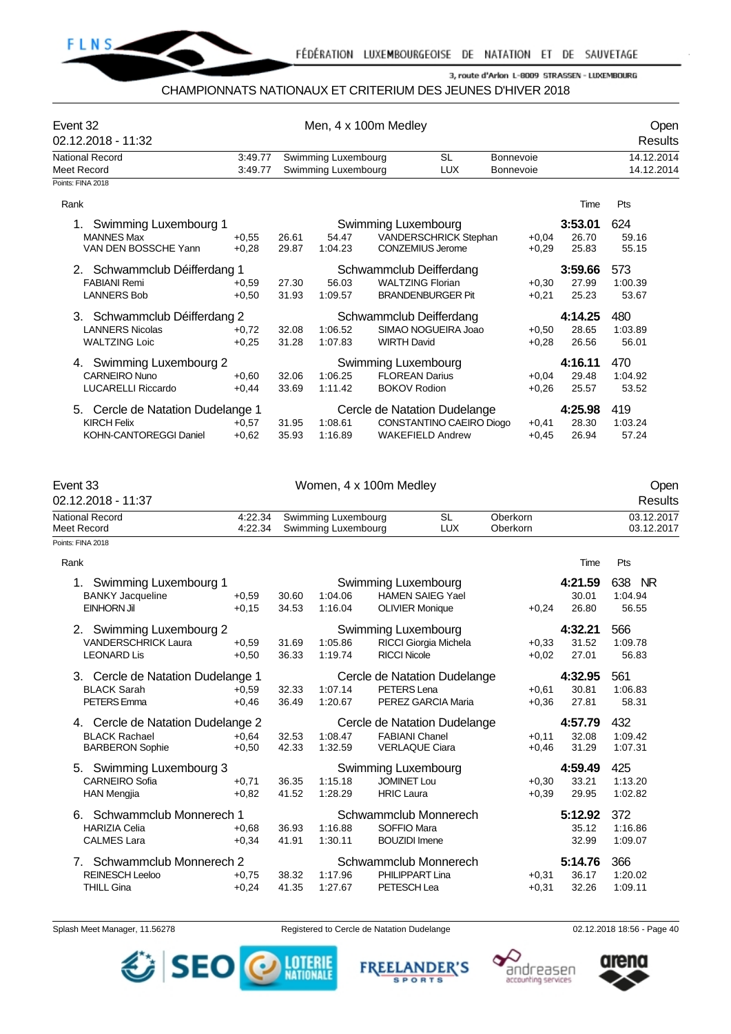CHAMPIONNATS NATIONAUX ET CRITERIUM DES JEUNES D'HIVER 2018

## Event 32 — Men, 4 x 100m Medley — Open

02.12.2018 - 11:32 — Results

| | | | | | |
|---|---|---|---|---|---|
| National Record | 3:49.77 | Swimming Luxembourg | SL | Bonnevoie | 14.12.2014 |
| Meet Record | 3:49.77 | Swimming Luxembourg | LUX | Bonnevoie | 14.12.2014 |

Points: FINA 2018

| Rank | | | | | | | | Time | Pts |
|---|---|---|---|---|---|---|---|---|---|
| 1. Swimming Luxembourg 1 | | | | Swimming Luxembourg | | | | **3:53.01** | 624 |
| MANNES Max | +0,55 | 26.61 | 54.47 | VANDERSCHRICK Stephan | | +0,04 | 26.70 | 59.16 | |
| VAN DEN BOSSCHE Yann | +0,28 | 29.87 | 1:04.23 | CONZEMIUS Jerome | | +0,29 | 25.83 | 55.15 | |
| 2. Schwammclub Déifferdang 1 | | | | Schwammclub Deifferdang | | | | **3:59.66** | 573 |
| FABIANI Remi | +0,59 | 27.30 | 56.03 | WALTZING Florian | | +0,30 | 27.99 | 1:00.39 | |
| LANNERS Bob | +0,50 | 31.93 | 1:09.57 | BRANDENBURGER Pit | | +0,21 | 25.23 | 53.67 | |
| 3. Schwammclub Déifferdang 2 | | | | Schwammclub Deifferdang | | | | **4:14.25** | 480 |
| LANNERS Nicolas | +0,72 | 32.08 | 1:06.52 | SIMAO NOGUEIRA Joao | | +0,50 | 28.65 | 1:03.89 | |
| WALTZING Loic | +0,25 | 31.28 | 1:07.83 | WIRTH David | | +0,28 | 26.56 | 56.01 | |
| 4. Swimming Luxembourg 2 | | | | Swimming Luxembourg | | | | **4:16.11** | 470 |
| CARNEIRO Nuno | +0,60 | 32.06 | 1:06.25 | FLOREAN Darius | | +0,04 | 29.48 | 1:04.92 | |
| LUCARELLI Riccardo | +0,44 | 33.69 | 1:11.42 | BOKOV Rodion | | +0,26 | 25.57 | 53.52 | |
| 5. Cercle de Natation Dudelange 1 | | | | Cercle de Natation Dudelange | | | | **4:25.98** | 419 |
| KIRCH Felix | +0,57 | 31.95 | 1:08.61 | CONSTANTINO CAEIRO Diogo | | +0,41 | 28.30 | 1:03.24 | |
| KOHN-CANTOREGGI Daniel | +0,62 | 35.93 | 1:16.89 | WAKEFIELD Andrew | | +0,45 | 26.94 | 57.24 | |

## Event 33 — Women, 4 x 100m Medley — Open

02.12.2018 - 11:37 — Results

| | | | | | |
|---|---|---|---|---|---|
| National Record | 4:22.34 | Swimming Luxembourg | SL | Oberkorn | 03.12.2017 |
| Meet Record | 4:22.34 | Swimming Luxembourg | LUX | Oberkorn | 03.12.2017 |

Points: FINA 2018

| Rank | | | | | | | | Time | Pts |
|---|---|---|---|---|---|---|---|---|---|
| 1. Swimming Luxembourg 1 | | | | Swimming Luxembourg | | | | **4:21.59** | 638 NR |
| BANKY Jacqueline | +0,59 | 30.60 | 1:04.06 | HAMEN SAIEG Yael | | | 30.01 | 1:04.94 | |
| EINHORN Jil | +0,15 | 34.53 | 1:16.04 | OLIVIER Monique | | +0,24 | 26.80 | 56.55 | |
| 2. Swimming Luxembourg 2 | | | | Swimming Luxembourg | | | | **4:32.21** | 566 |
| VANDERSCHRICK Laura | +0,59 | 31.69 | 1:05.86 | RICCI Giorgia Michela | | +0,33 | 31.52 | 1:09.78 | |
| LEONARD Lis | +0,50 | 36.33 | 1:19.74 | RICCI Nicole | | +0,02 | 27.01 | 56.83 | |
| 3. Cercle de Natation Dudelange 1 | | | | Cercle de Natation Dudelange | | | | **4:32.95** | 561 |
| BLACK Sarah | +0,59 | 32.33 | 1:07.14 | PETERS Lena | | +0,61 | 30.81 | 1:06.83 | |
| PETERS Emma | +0,46 | 36.49 | 1:20.67 | PEREZ GARCIA Maria | | +0,36 | 27.81 | 58.31 | |
| 4. Cercle de Natation Dudelange 2 | | | | Cercle de Natation Dudelange | | | | **4:57.79** | 432 |
| BLACK Rachael | +0,64 | 32.53 | 1:08.47 | FABIANI Chanel | | +0,11 | 32.08 | 1:09.42 | |
| BARBERON Sophie | +0,50 | 42.33 | 1:32.59 | VERLAQUE Ciara | | +0,46 | 31.29 | 1:07.31 | |
| 5. Swimming Luxembourg 3 | | | | Swimming Luxembourg | | | | **4:59.49** | 425 |
| CARNEIRO Sofia | +0,71 | 36.35 | 1:15.18 | JOMINET Lou | | +0,30 | 33.21 | 1:13.20 | |
| HAN Mengjia | +0,82 | 41.52 | 1:28.29 | HRIC Laura | | +0,39 | 29.95 | 1:02.82 | |
| 6. Schwammclub Monnerech 1 | | | | Schwammclub Monnerech | | | | **5:12.92** | 372 |
| HARIZIA Celia | +0,68 | 36.93 | 1:16.88 | SOFFIO Mara | | | 35.12 | 1:16.86 | |
| CALMES Lara | +0,34 | 41.91 | 1:30.11 | BOUZIDI Imene | | | 32.99 | 1:09.07 | |
| 7. Schwammclub Monnerech 2 | | | | Schwammclub Monnerech | | | | **5:14.76** | 366 |
| REINESCH Leeloo | +0,75 | 38.32 | 1:17.96 | PHILIPPART Lina | | +0,31 | 36.17 | 1:20.02 | |
| THILL Gina | +0,24 | 41.35 | 1:27.67 | PETESCH Lea | | +0,31 | 32.26 | 1:09.11 | |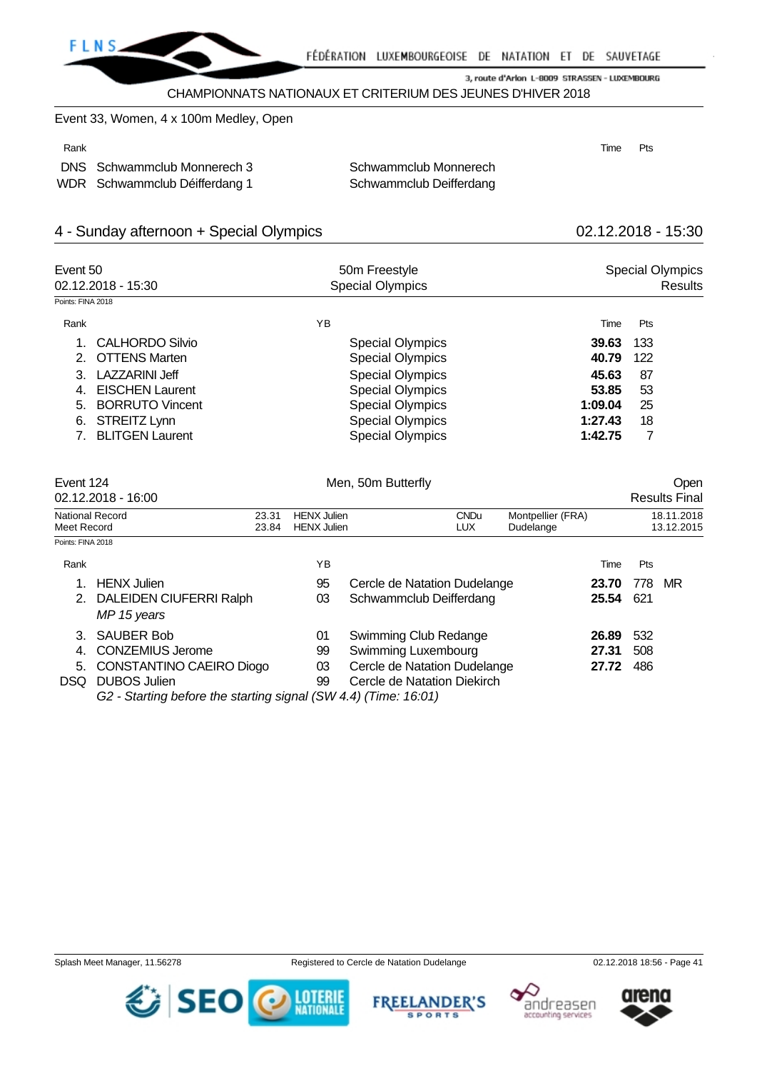## Event 33, Women, 4 x 100m Medley, Open

| Rank | | | Time | Pts |
|---|---|---|---|---|
| DNS | Schwammclub Monnerech 3 | Schwammclub Monnerech | | |
| WDR | Schwammclub Déifferdang 1 | Schwammclub Deifferdang | | |

## 4 - Sunday afternoon + Special Olympics 02.12.2018 - 15:30

### Event 50 — 50m Freestyle Special Olympics — Special Olympics

02.12.2018 - 15:30 — Results

Points: FINA 2018

| Rank | Name | YB | Club | Time | Pts |
|---|---|---|---|---|---|
| 1. | CALHORDO Silvio | | Special Olympics | **39.63** | 133 |
| 2. | OTTENS Marten | | Special Olympics | **40.79** | 122 |
| 3. | LAZZARINI Jeff | | Special Olympics | **45.63** | 87 |
| 4. | EISCHEN Laurent | | Special Olympics | **53.85** | 53 |
| 5. | BORRUTO Vincent | | Special Olympics | **1:09.04** | 25 |
| 6. | STREITZ Lynn | | Special Olympics | **1:27.43** | 18 |
| 7. | BLITGEN Laurent | | Special Olympics | **1:42.75** | 7 |

### Event 124 — Men, 50m Butterfly — Open

02.12.2018 - 16:00 — Results Final

| | | | | | |
|---|---|---|---|---|---|
| National Record | 23.31 | HENX Julien | CNDu | Montpellier (FRA) | 18.11.2018 |
| Meet Record | 23.84 | HENX Julien | LUX | Dudelange | 13.12.2015 |

Points: FINA 2018

| Rank | Name | YB | Club | Time | Pts | |
|---|---|---|---|---|---|---|
| 1. | HENX Julien | 95 | Cercle de Natation Dudelange | **23.70** | 778 | MR |
| 2. | DALEIDEN CIUFERRI Ralph *MP 15 years* | 03 | Schwammclub Deifferdang | **25.54** | 621 | |
| 3. | SAUBER Bob | 01 | Swimming Club Redange | **26.89** | 532 | |
| 4. | CONZEMIUS Jerome | 99 | Swimming Luxembourg | **27.31** | 508 | |
| 5. | CONSTANTINO CAEIRO Diogo | 03 | Cercle de Natation Dudelange | **27.72** | 486 | |
| DSQ | DUBOS Julien *G2 - Starting before the starting signal (SW 4.4) (Time: 16:01)* | 99 | Cercle de Natation Diekirch | | | |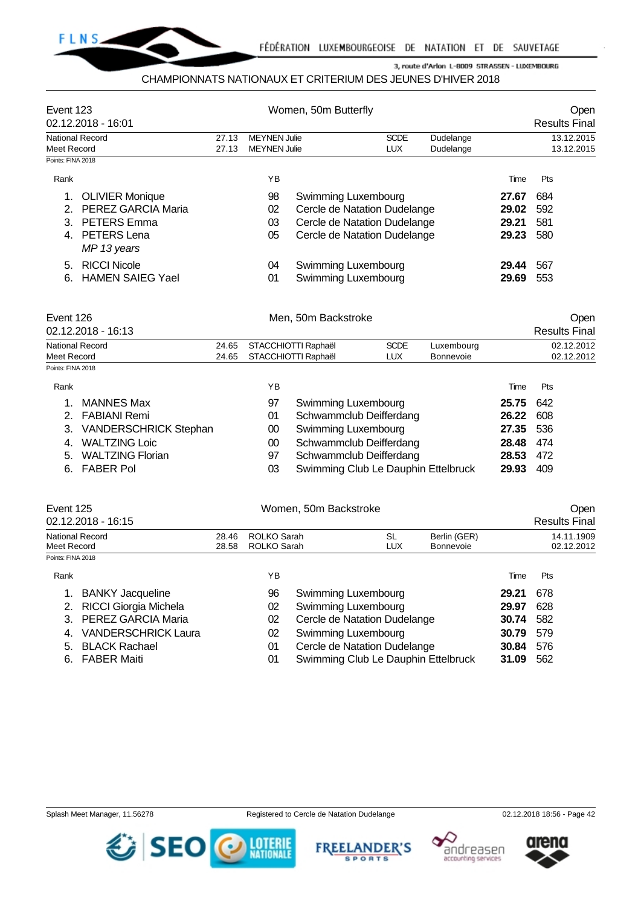CHAMPIONNATS NATIONAUX ET CRITERIUM DES JEUNES D'HIVER 2018

## Event 123 — Women, 50m Butterfly — Open

02.12.2018 - 16:01 — Results Final

| | | | | | |
|---|---|---|---|---|---|
| National Record | 27.13 | MEYNEN Julie | SCDE | Dudelange | 13.12.2015 |
| Meet Record | 27.13 | MEYNEN Julie | LUX | Dudelange | 13.12.2015 |

Points: FINA 2018

| Rank | | YB | | Time | Pts |
|---|---|---|---|---|---|
| 1. | OLIVIER Monique | 98 | Swimming Luxembourg | **27.67** | 684 |
| 2. | PEREZ GARCIA Maria | 02 | Cercle de Natation Dudelange | **29.02** | 592 |
| 3. | PETERS Emma | 03 | Cercle de Natation Dudelange | **29.21** | 581 |
| 4. | PETERS Lena *MP 13 years* | 05 | Cercle de Natation Dudelange | **29.23** | 580 |
| 5. | RICCI Nicole | 04 | Swimming Luxembourg | **29.44** | 567 |
| 6. | HAMEN SAIEG Yael | 01 | Swimming Luxembourg | **29.69** | 553 |

## Event 126 — Men, 50m Backstroke — Open

02.12.2018 - 16:13 — Results Final

| | | | | | |
|---|---|---|---|---|---|
| National Record | 24.65 | STACCHIOTTI Raphaël | SCDE | Luxembourg | 02.12.2012 |
| Meet Record | 24.65 | STACCHIOTTI Raphaël | LUX | Bonnevoie | 02.12.2012 |

Points: FINA 2018

| Rank | | YB | | Time | Pts |
|---|---|---|---|---|---|
| 1. | MANNES Max | 97 | Swimming Luxembourg | **25.75** | 642 |
| 2. | FABIANI Remi | 01 | Schwammclub Deifferdang | **26.22** | 608 |
| 3. | VANDERSCHRICK Stephan | 00 | Swimming Luxembourg | **27.35** | 536 |
| 4. | WALTZING Loic | 00 | Schwammclub Deifferdang | **28.48** | 474 |
| 5. | WALTZING Florian | 97 | Schwammclub Deifferdang | **28.53** | 472 |
| 6. | FABER Pol | 03 | Swimming Club Le Dauphin Ettelbruck | **29.93** | 409 |

## Event 125 — Women, 50m Backstroke — Open

02.12.2018 - 16:15 — Results Final

| | | | | | |
|---|---|---|---|---|---|
| National Record | 28.46 | ROLKO Sarah | SL | Berlin (GER) | 14.11.1909 |
| Meet Record | 28.58 | ROLKO Sarah | LUX | Bonnevoie | 02.12.2012 |

Points: FINA 2018

| Rank | | YB | | Time | Pts |
|---|---|---|---|---|---|
| 1. | BANKY Jacqueline | 96 | Swimming Luxembourg | **29.21** | 678 |
| 2. | RICCI Giorgia Michela | 02 | Swimming Luxembourg | **29.97** | 628 |
| 3. | PEREZ GARCIA Maria | 02 | Cercle de Natation Dudelange | **30.74** | 582 |
| 4. | VANDERSCHRICK Laura | 02 | Swimming Luxembourg | **30.79** | 579 |
| 5. | BLACK Rachael | 01 | Cercle de Natation Dudelange | **30.84** | 576 |
| 6. | FABER Maiti | 01 | Swimming Club Le Dauphin Ettelbruck | **31.09** | 562 |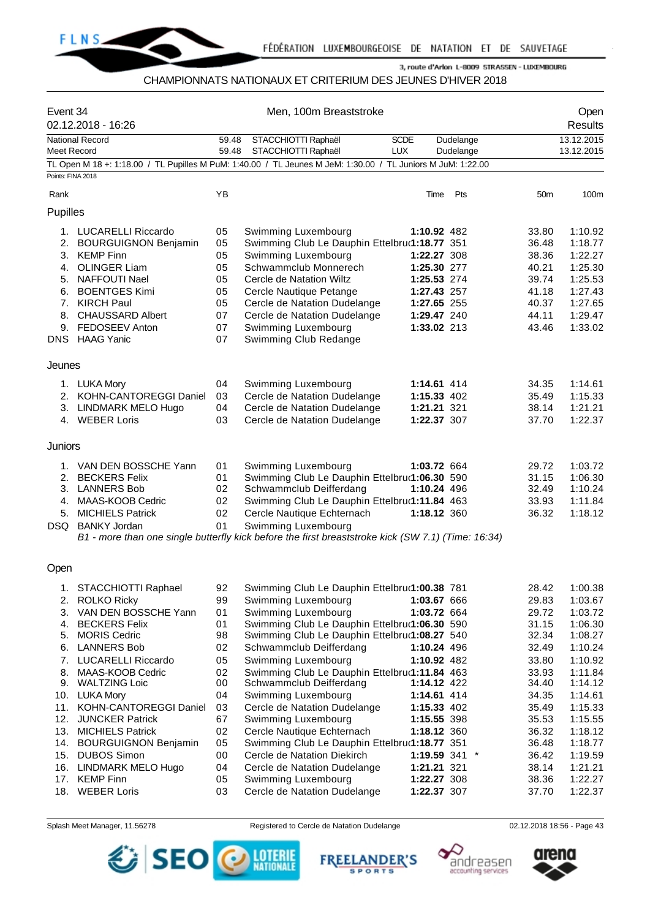CHAMPIONNATS NATIONAUX ET CRITERIUM DES JEUNES D'HIVER 2018

## Event 34 — Men, 100m Breaststroke — Open

02.12.2018 - 16:26 — Results

| | | | | | |
|---|---|---|---|---|---|
| National Record | 59.48 | STACCHIOTTI Raphaël | SCDE | Dudelange | 13.12.2015 |
| Meet Record | 59.48 | STACCHIOTTI Raphaël | LUX | Dudelange | 13.12.2015 |

TL Open M 18 +: 1:18.00 / TL Pupilles M PuM: 1:40.00 / TL Jeunes M JeM: 1:30.00 / TL Juniors M JuM: 1:22.00

Points: FINA 2018

### Pupilles

| Rank | Name | YB | Club | Time | Pts | 50m | 100m |
|---|---|---|---|---|---|---|---|
| 1. | LUCARELLI Riccardo | 05 | Swimming Luxembourg | **1:10.92** | 482 | 33.80 | 1:10.92 |
| 2. | BOURGUIGNON Benjamin | 05 | Swimming Club Le Dauphin Ettelbruck | **1:18.77** | 351 | 36.48 | 1:18.77 |
| 3. | KEMP Finn | 05 | Swimming Luxembourg | **1:22.27** | 308 | 38.36 | 1:22.27 |
| 4. | OLINGER Liam | 05 | Schwammclub Monnerech | **1:25.30** | 277 | 40.21 | 1:25.30 |
| 5. | NAFFOUTI Nael | 05 | Cercle de Natation Wiltz | **1:25.53** | 274 | 39.74 | 1:25.53 |
| 6. | BOENTGES Kimi | 05 | Cercle Nautique Petange | **1:27.43** | 257 | 41.18 | 1:27.43 |
| 7. | KIRCH Paul | 05 | Cercle de Natation Dudelange | **1:27.65** | 255 | 40.37 | 1:27.65 |
| 8. | CHAUSSARD Albert | 07 | Cercle de Natation Dudelange | **1:29.47** | 240 | 44.11 | 1:29.47 |
| 9. | FEDOSEEV Anton | 07 | Swimming Luxembourg | **1:33.02** | 213 | 43.46 | 1:33.02 |
| DNS | HAAG Yanic | 07 | Swimming Club Redange | | | | |

### Jeunes

| Rank | Name | YB | Club | Time | Pts | 50m | 100m |
|---|---|---|---|---|---|---|---|
| 1. | LUKA Mory | 04 | Swimming Luxembourg | **1:14.61** | 414 | 34.35 | 1:14.61 |
| 2. | KOHN-CANTOREGGI Daniel | 03 | Cercle de Natation Dudelange | **1:15.33** | 402 | 35.49 | 1:15.33 |
| 3. | LINDMARK MELO Hugo | 04 | Cercle de Natation Dudelange | **1:21.21** | 321 | 38.14 | 1:21.21 |
| 4. | WEBER Loris | 03 | Cercle de Natation Dudelange | **1:22.37** | 307 | 37.70 | 1:22.37 |

### Juniors

| Rank | Name | YB | Club | Time | Pts | 50m | 100m |
|---|---|---|---|---|---|---|---|
| 1. | VAN DEN BOSSCHE Yann | 01 | Swimming Luxembourg | **1:03.72** | 664 | 29.72 | 1:03.72 |
| 2. | BECKERS Felix | 01 | Swimming Club Le Dauphin Ettelbruck | **1:06.30** | 590 | 31.15 | 1:06.30 |
| 3. | LANNERS Bob | 02 | Schwammclub Deifferdang | **1:10.24** | 496 | 32.49 | 1:10.24 |
| 4. | MAAS-KOOB Cedric | 02 | Swimming Club Le Dauphin Ettelbruck | **1:11.84** | 463 | 33.93 | 1:11.84 |
| 5. | MICHIELS Patrick | 02 | Cercle Nautique Echternach | **1:18.12** | 360 | 36.32 | 1:18.12 |
| DSQ | BANKY Jordan | 01 | Swimming Luxembourg | | | | |

*B1 - more than one single butterfly kick before the first breaststroke kick (SW 7.1) (Time: 16:34)*

### Open

| Rank | Name | YB | Club | Time | Pts | 50m | 100m |
|---|---|---|---|---|---|---|---|
| 1. | STACCHIOTTI Raphael | 92 | Swimming Club Le Dauphin Ettelbruck | **1:00.38** | 781 | 28.42 | 1:00.38 |
| 2. | ROLKO Ricky | 99 | Swimming Luxembourg | **1:03.67** | 666 | 29.83 | 1:03.67 |
| 3. | VAN DEN BOSSCHE Yann | 01 | Swimming Luxembourg | **1:03.72** | 664 | 29.72 | 1:03.72 |
| 4. | BECKERS Felix | 01 | Swimming Club Le Dauphin Ettelbruck | **1:06.30** | 590 | 31.15 | 1:06.30 |
| 5. | MORIS Cedric | 98 | Swimming Club Le Dauphin Ettelbruck | **1:08.27** | 540 | 32.34 | 1:08.27 |
| 6. | LANNERS Bob | 02 | Schwammclub Deifferdang | **1:10.24** | 496 | 32.49 | 1:10.24 |
| 7. | LUCARELLI Riccardo | 05 | Swimming Luxembourg | **1:10.92** | 482 | 33.80 | 1:10.92 |
| 8. | MAAS-KOOB Cedric | 02 | Swimming Club Le Dauphin Ettelbruck | **1:11.84** | 463 | 33.93 | 1:11.84 |
| 9. | WALTZING Loic | 00 | Schwammclub Deifferdang | **1:14.12** | 422 | 34.40 | 1:14.12 |
| 10. | LUKA Mory | 04 | Swimming Luxembourg | **1:14.61** | 414 | 34.35 | 1:14.61 |
| 11. | KOHN-CANTOREGGI Daniel | 03 | Cercle de Natation Dudelange | **1:15.33** | 402 | 35.49 | 1:15.33 |
| 12. | JUNCKER Patrick | 67 | Swimming Luxembourg | **1:15.55** | 398 | 35.53 | 1:15.55 |
| 13. | MICHIELS Patrick | 02 | Cercle Nautique Echternach | **1:18.12** | 360 | 36.32 | 1:18.12 |
| 14. | BOURGUIGNON Benjamin | 05 | Swimming Club Le Dauphin Ettelbruck | **1:18.77** | 351 | 36.48 | 1:18.77 |
| 15. | DUBOS Simon | 00 | Cercle de Natation Diekirch | **1:19.59** | 341 * | 36.42 | 1:19.59 |
| 16. | LINDMARK MELO Hugo | 04 | Cercle de Natation Dudelange | **1:21.21** | 321 | 38.14 | 1:21.21 |
| 17. | KEMP Finn | 05 | Swimming Luxembourg | **1:22.27** | 308 | 38.36 | 1:22.27 |
| 18. | WEBER Loris | 03 | Cercle de Natation Dudelange | **1:22.37** | 307 | 37.70 | 1:22.37 |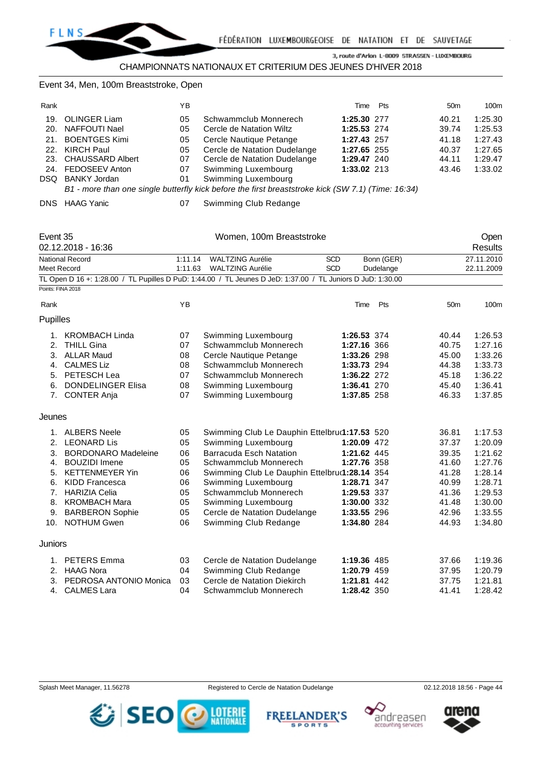## Event 34, Men, 100m Breaststroke, Open

| Rank | | YB | | Time | Pts | 50m | 100m |
|---|---|---|---|---|---|---|---|
| 19. | OLINGER Liam | 05 | Schwammclub Monnerech | **1:25.30** | 277 | 40.21 | 1:25.30 |
| 20. | NAFFOUTI Nael | 05 | Cercle de Natation Wiltz | **1:25.53** | 274 | 39.74 | 1:25.53 |
| 21. | BOENTGES Kimi | 05 | Cercle Nautique Petange | **1:27.43** | 257 | 41.18 | 1:27.43 |
| 22. | KIRCH Paul | 05 | Cercle de Natation Dudelange | **1:27.65** | 255 | 40.37 | 1:27.65 |
| 23. | CHAUSSARD Albert | 07 | Cercle de Natation Dudelange | **1:29.47** | 240 | 44.11 | 1:29.47 |
| 24. | FEDOSEEV Anton | 07 | Swimming Luxembourg | **1:33.02** | 213 | 43.46 | 1:33.02 |
| DSQ | BANKY Jordan | 01 | Swimming Luxembourg | | | | |

*B1 - more than one single butterfly kick before the first breaststroke kick (SW 7.1) (Time: 16:34)*

| | | | |
|---|---|---|---|
| DNS | HAAG Yanic | 07 | Swimming Club Redange |

## Event 35 — Women, 100m Breaststroke — Open

02.12.2018 - 16:36 — Results

| | | | | | |
|---|---|---|---|---|---|
| National Record | 1:11.14 | WALTZING Aurélie | SCD | Bonn (GER) | 27.11.2010 |
| Meet Record | 1:11.63 | WALTZING Aurélie | SCD | Dudelange | 22.11.2009 |

TL Open D 16 +: 1:28.00 / TL Pupilles D PuD: 1:44.00 / TL Jeunes D JeD: 1:37.00 / TL Juniors D JuD: 1:30.00

Points: FINA 2018

| Rank | | YB | | Time | Pts | 50m | 100m |
|---|---|---|---|---|---|---|---|
| **Pupilles** | | | | | | | |
| 1. | KROMBACH Linda | 07 | Swimming Luxembourg | **1:26.53** | 374 | 40.44 | 1:26.53 |
| 2. | THILL Gina | 07 | Schwammclub Monnerech | **1:27.16** | 366 | 40.75 | 1:27.16 |
| 3. | ALLAR Maud | 08 | Cercle Nautique Petange | **1:33.26** | 298 | 45.00 | 1:33.26 |
| 4. | CALMES Liz | 08 | Schwammclub Monnerech | **1:33.73** | 294 | 44.38 | 1:33.73 |
| 5. | PETESCH Lea | 07 | Schwammclub Monnerech | **1:36.22** | 272 | 45.18 | 1:36.22 |
| 6. | DONDELINGER Elisa | 08 | Swimming Luxembourg | **1:36.41** | 270 | 45.40 | 1:36.41 |
| 7. | CONTER Anja | 07 | Swimming Luxembourg | **1:37.85** | 258 | 46.33 | 1:37.85 |
| **Jeunes** | | | | | | | |
| 1. | ALBERS Neele | 05 | Swimming Club Le Dauphin Ettelbruck | **1:17.53** | 520 | 36.81 | 1:17.53 |
| 2. | LEONARD Lis | 05 | Swimming Luxembourg | **1:20.09** | 472 | 37.37 | 1:20.09 |
| 3. | BORDONARO Madeleine | 06 | Barracuda Esch Natation | **1:21.62** | 445 | 39.35 | 1:21.62 |
| 4. | BOUZIDI Imene | 05 | Schwammclub Monnerech | **1:27.76** | 358 | 41.60 | 1:27.76 |
| 5. | KETTENMEYER Yin | 06 | Swimming Club Le Dauphin Ettelbruck | **1:28.14** | 354 | 41.28 | 1:28.14 |
| 6. | KIDD Francesca | 06 | Swimming Luxembourg | **1:28.71** | 347 | 40.99 | 1:28.71 |
| 7. | HARIZIA Celia | 05 | Schwammclub Monnerech | **1:29.53** | 337 | 41.36 | 1:29.53 |
| 8. | KROMBACH Mara | 05 | Swimming Luxembourg | **1:30.00** | 332 | 41.48 | 1:30.00 |
| 9. | BARBERON Sophie | 05 | Cercle de Natation Dudelange | **1:33.55** | 296 | 42.96 | 1:33.55 |
| 10. | NOTHUM Gwen | 06 | Swimming Club Redange | **1:34.80** | 284 | 44.93 | 1:34.80 |
| **Juniors** | | | | | | | |
| 1. | PETERS Emma | 03 | Cercle de Natation Dudelange | **1:19.36** | 485 | 37.66 | 1:19.36 |
| 2. | HAAG Nora | 04 | Swimming Club Redange | **1:20.79** | 459 | 37.95 | 1:20.79 |
| 3. | PEDROSA ANTONIO Monica | 03 | Cercle de Natation Diekirch | **1:21.81** | 442 | 37.75 | 1:21.81 |
| 4. | CALMES Lara | 04 | Schwammclub Monnerech | **1:28.42** | 350 | 41.41 | 1:28.42 |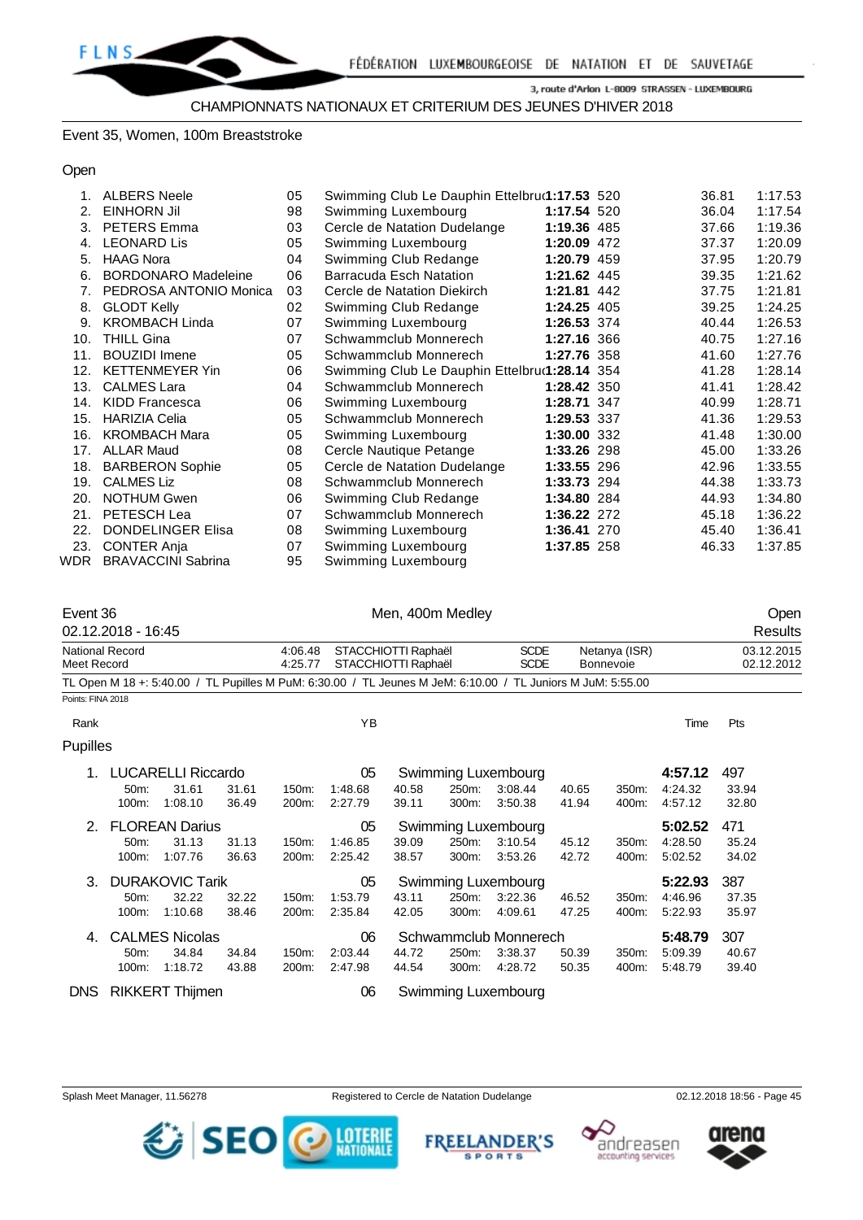CHAMPIONNATS NATIONAUX ET CRITERIUM DES JEUNES D'HIVER 2018

Event 35, Women, 100m Breaststroke

Open

| Rank | Name | YB | Club | Time | Pts | 50m | 100m |
|---|---|---|---|---|---|---|---|
| 1. | ALBERS Neele | 05 | Swimming Club Le Dauphin Ettelbruck | **1:17.53** | 520 | 36.81 | 1:17.53 |
| 2. | EINHORN Jil | 98 | Swimming Luxembourg | **1:17.54** | 520 | 36.04 | 1:17.54 |
| 3. | PETERS Emma | 03 | Cercle de Natation Dudelange | **1:19.36** | 485 | 37.66 | 1:19.36 |
| 4. | LEONARD Lis | 05 | Swimming Luxembourg | **1:20.09** | 472 | 37.37 | 1:20.09 |
| 5. | HAAG Nora | 04 | Swimming Club Redange | **1:20.79** | 459 | 37.95 | 1:20.79 |
| 6. | BORDONARO Madeleine | 06 | Barracuda Esch Natation | **1:21.62** | 445 | 39.35 | 1:21.62 |
| 7. | PEDROSA ANTONIO Monica | 03 | Cercle de Natation Diekirch | **1:21.81** | 442 | 37.75 | 1:21.81 |
| 8. | GLODT Kelly | 02 | Swimming Club Redange | **1:24.25** | 405 | 39.25 | 1:24.25 |
| 9. | KROMBACH Linda | 07 | Swimming Luxembourg | **1:26.53** | 374 | 40.44 | 1:26.53 |
| 10. | THILL Gina | 07 | Schwammclub Monnerech | **1:27.16** | 366 | 40.75 | 1:27.16 |
| 11. | BOUZIDI Imene | 05 | Schwammclub Monnerech | **1:27.76** | 358 | 41.60 | 1:27.76 |
| 12. | KETTENMEYER Yin | 06 | Swimming Club Le Dauphin Ettelbruck | **1:28.14** | 354 | 41.28 | 1:28.14 |
| 13. | CALMES Lara | 04 | Schwammclub Monnerech | **1:28.42** | 350 | 41.41 | 1:28.42 |
| 14. | KIDD Francesca | 06 | Swimming Luxembourg | **1:28.71** | 347 | 40.99 | 1:28.71 |
| 15. | HARIZIA Celia | 05 | Schwammclub Monnerech | **1:29.53** | 337 | 41.36 | 1:29.53 |
| 16. | KROMBACH Mara | 05 | Swimming Luxembourg | **1:30.00** | 332 | 41.48 | 1:30.00 |
| 17. | ALLAR Maud | 08 | Cercle Nautique Petange | **1:33.26** | 298 | 45.00 | 1:33.26 |
| 18. | BARBERON Sophie | 05 | Cercle de Natation Dudelange | **1:33.55** | 296 | 42.96 | 1:33.55 |
| 19. | CALMES Liz | 08 | Schwammclub Monnerech | **1:33.73** | 294 | 44.38 | 1:33.73 |
| 20. | NOTHUM Gwen | 06 | Swimming Club Redange | **1:34.80** | 284 | 44.93 | 1:34.80 |
| 21. | PETESCH Lea | 07 | Schwammclub Monnerech | **1:36.22** | 272 | 45.18 | 1:36.22 |
| 22. | DONDELINGER Elisa | 08 | Swimming Luxembourg | **1:36.41** | 270 | 45.40 | 1:36.41 |
| 23. | CONTER Anja | 07 | Swimming Luxembourg | **1:37.85** | 258 | 46.33 | 1:37.85 |
| WDR | BRAVACCINI Sabrina | 95 | Swimming Luxembourg | | | | |

## Event 36 — Men, 400m Medley — Open

02.12.2018 - 16:45 — Results

| | Time | Name | Club | Place | Date |
|---|---|---|---|---|---|
| National Record | 4:06.48 | STACCHIOTTI Raphaël | SCDE | Netanya (ISR) | 03.12.2015 |
| Meet Record | 4:25.77 | STACCHIOTTI Raphaël | SCDE | Bonnevoie | 02.12.2012 |

TL Open M 18 +: 5:40.00 / TL Pupilles M PuM: 6:30.00 / TL Jeunes M JeM: 6:10.00 / TL Juniors M JuM: 5:55.00

Points: FINA 2018

Pupilles

| Rank | Name | YB | Club | Time | Pts |
|---|---|---|---|---|---|
| 1. | LUCARELLI Riccardo | 05 | Swimming Luxembourg | **4:57.12** | 497 |
| | 50m: 31.61 (31.61) · 100m: 1:08.10 (36.49) · 150m: 1:48.68 (40.58) · 200m: 2:27.79 (39.11) · 250m: 3:08.44 (40.65) · 300m: 3:50.38 (41.94) · 350m: 4:24.32 (33.94) · 400m: 4:57.12 (32.80) | | | | |
| 2. | FLOREAN Darius | 05 | Swimming Luxembourg | **5:02.52** | 471 |
| | 50m: 31.13 (31.13) · 100m: 1:07.76 (36.63) · 150m: 1:46.85 (39.09) · 200m: 2:25.42 (38.57) · 250m: 3:10.54 (45.12) · 300m: 3:53.26 (42.72) · 350m: 4:28.50 (35.24) · 400m: 5:02.52 (34.02) | | | | |
| 3. | DURAKOVIC Tarik | 05 | Swimming Luxembourg | **5:22.93** | 387 |
| | 50m: 32.22 (32.22) · 100m: 1:10.68 (38.46) · 150m: 1:53.79 (43.11) · 200m: 2:35.84 (42.05) · 250m: 3:22.36 (46.52) · 300m: 4:09.61 (47.25) · 350m: 4:46.96 (37.35) · 400m: 5:22.93 (35.97) | | | | |
| 4. | CALMES Nicolas | 06 | Schwammclub Monnerech | **5:48.79** | 307 |
| | 50m: 34.84 (34.84) · 100m: 1:18.72 (43.88) · 150m: 2:03.44 (44.72) · 200m: 2:47.98 (44.54) · 250m: 3:38.37 (50.39) · 300m: 4:28.72 (50.35) · 350m: 5:09.39 (40.67) · 400m: 5:48.79 (39.40) | | | | |
| DNS | RIKKERT Thijmen | 06 | Swimming Luxembourg | | |

Splash Meet Manager, 11.56278 — Registered to Cercle de Natation Dudelange — 02.12.2018 18:56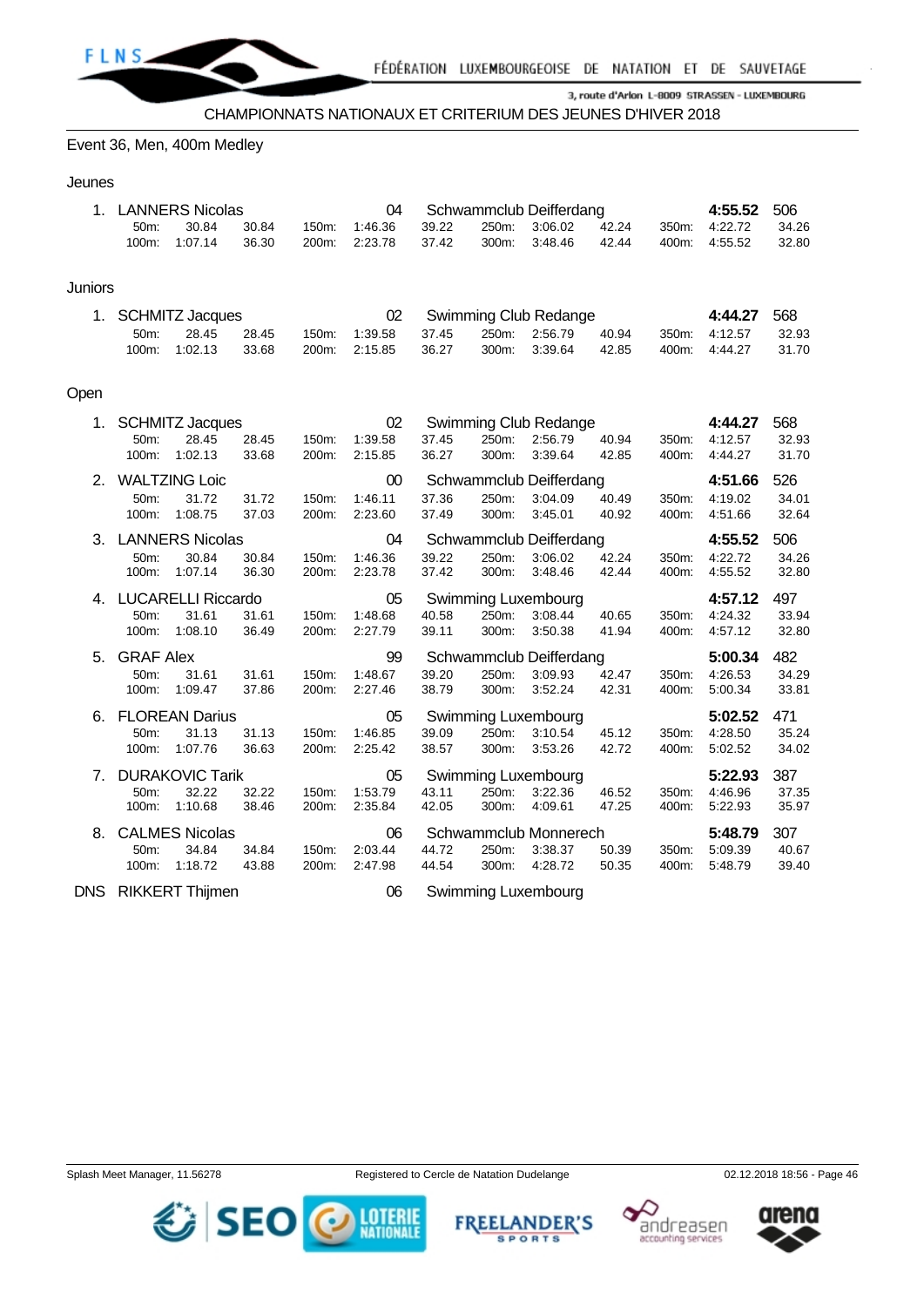CHAMPIONNATS NATIONAUX ET CRITERIUM DES JEUNES D'HIVER 2018

Event 36, Men, 400m Medley

Jeunes

| | | | | | | | | | | | | | | | |
|---|---|---|---|---|---|---|---|---|---|---|---|---|---|---|---|
| 1. | LANNERS Nicolas | | | | 04 | Schwammclub Deifferdang | | | | | | | **4:55.52** | 506 |
| | 50m: | 30.84 | 30.84 | 150m: | 1:46.36 | 39.22 | 250m: | 3:06.02 | 42.24 | 350m: | 4:22.72 | 34.26 |
| | 100m: | 1:07.14 | 36.30 | 200m: | 2:23.78 | 37.42 | 300m: | 3:48.46 | 42.44 | 400m: | 4:55.52 | 32.80 |

Juniors

| | | | | | | | | | | | | | |
|---|---|---|---|---|---|---|---|---|---|---|---|---|---|
| 1. | SCHMITZ Jacques | | | | 02 | Swimming Club Redange | | | | | **4:44.27** | 568 |
| | 50m: | 28.45 | 28.45 | 150m: | 1:39.58 | 37.45 | 250m: | 2:56.79 | 40.94 | 350m: | 4:12.57 | 32.93 |
| | 100m: | 1:02.13 | 33.68 | 200m: | 2:15.85 | 36.27 | 300m: | 3:39.64 | 42.85 | 400m: | 4:44.27 | 31.70 |

Open

| | | | | | | | | | | | | |
|---|---|---|---|---|---|---|---|---|---|---|---|---|
| 1. | SCHMITZ Jacques | | | | 02 | Swimming Club Redange | | | | | **4:44.27** | 568 |
| | 50m: | 28.45 | 28.45 | 150m: | 1:39.58 | 37.45 | 250m: | 2:56.79 | 40.94 | 350m: | 4:12.57 | 32.93 |
| | 100m: | 1:02.13 | 33.68 | 200m: | 2:15.85 | 36.27 | 300m: | 3:39.64 | 42.85 | 400m: | 4:44.27 | 31.70 |
| 2. | WALTZING Loic | | | | 00 | Schwammclub Deifferdang | | | | | **4:51.66** | 526 |
| | 50m: | 31.72 | 31.72 | 150m: | 1:46.11 | 37.36 | 250m: | 3:04.09 | 40.49 | 350m: | 4:19.02 | 34.01 |
| | 100m: | 1:08.75 | 37.03 | 200m: | 2:23.60 | 37.49 | 300m: | 3:45.01 | 40.92 | 400m: | 4:51.66 | 32.64 |
| 3. | LANNERS Nicolas | | | | 04 | Schwammclub Deifferdang | | | | | **4:55.52** | 506 |
| | 50m: | 30.84 | 30.84 | 150m: | 1:46.36 | 39.22 | 250m: | 3:06.02 | 42.24 | 350m: | 4:22.72 | 34.26 |
| | 100m: | 1:07.14 | 36.30 | 200m: | 2:23.78 | 37.42 | 300m: | 3:48.46 | 42.44 | 400m: | 4:55.52 | 32.80 |
| 4. | LUCARELLI Riccardo | | | | 05 | Swimming Luxembourg | | | | | **4:57.12** | 497 |
| | 50m: | 31.61 | 31.61 | 150m: | 1:48.68 | 40.58 | 250m: | 3:08.44 | 40.65 | 350m: | 4:24.32 | 33.94 |
| | 100m: | 1:08.10 | 36.49 | 200m: | 2:27.79 | 39.11 | 300m: | 3:50.38 | 41.94 | 400m: | 4:57.12 | 32.80 |
| 5. | GRAF Alex | | | | 99 | Schwammclub Deifferdang | | | | | **5:00.34** | 482 |
| | 50m: | 31.61 | 31.61 | 150m: | 1:48.67 | 39.20 | 250m: | 3:09.93 | 42.47 | 350m: | 4:26.53 | 34.29 |
| | 100m: | 1:09.47 | 37.86 | 200m: | 2:27.46 | 38.79 | 300m: | 3:52.24 | 42.31 | 400m: | 5:00.34 | 33.81 |
| 6. | FLOREAN Darius | | | | 05 | Swimming Luxembourg | | | | | **5:02.52** | 471 |
| | 50m: | 31.13 | 31.13 | 150m: | 1:46.85 | 39.09 | 250m: | 3:10.54 | 45.12 | 350m: | 4:28.50 | 35.24 |
| | 100m: | 1:07.76 | 36.63 | 200m: | 2:25.42 | 38.57 | 300m: | 3:53.26 | 42.72 | 400m: | 5:02.52 | 34.02 |
| 7. | DURAKOVIC Tarik | | | | 05 | Swimming Luxembourg | | | | | **5:22.93** | 387 |
| | 50m: | 32.22 | 32.22 | 150m: | 1:53.79 | 43.11 | 250m: | 3:22.36 | 46.52 | 350m: | 4:46.96 | 37.35 |
| | 100m: | 1:10.68 | 38.46 | 200m: | 2:35.84 | 42.05 | 300m: | 4:09.61 | 47.25 | 400m: | 5:22.93 | 35.97 |
| 8. | CALMES Nicolas | | | | 06 | Schwammclub Monnerech | | | | | **5:48.79** | 307 |
| | 50m: | 34.84 | 34.84 | 150m: | 2:03.44 | 44.72 | 250m: | 3:38.37 | 50.39 | 350m: | 5:09.39 | 40.67 |
| | 100m: | 1:18.72 | 43.88 | 200m: | 2:47.98 | 44.54 | 300m: | 4:28.72 | 50.35 | 400m: | 5:48.79 | 39.40 |
| DNS | RIKKERT Thijmen | | | | 06 | Swimming Luxembourg | | | | | | |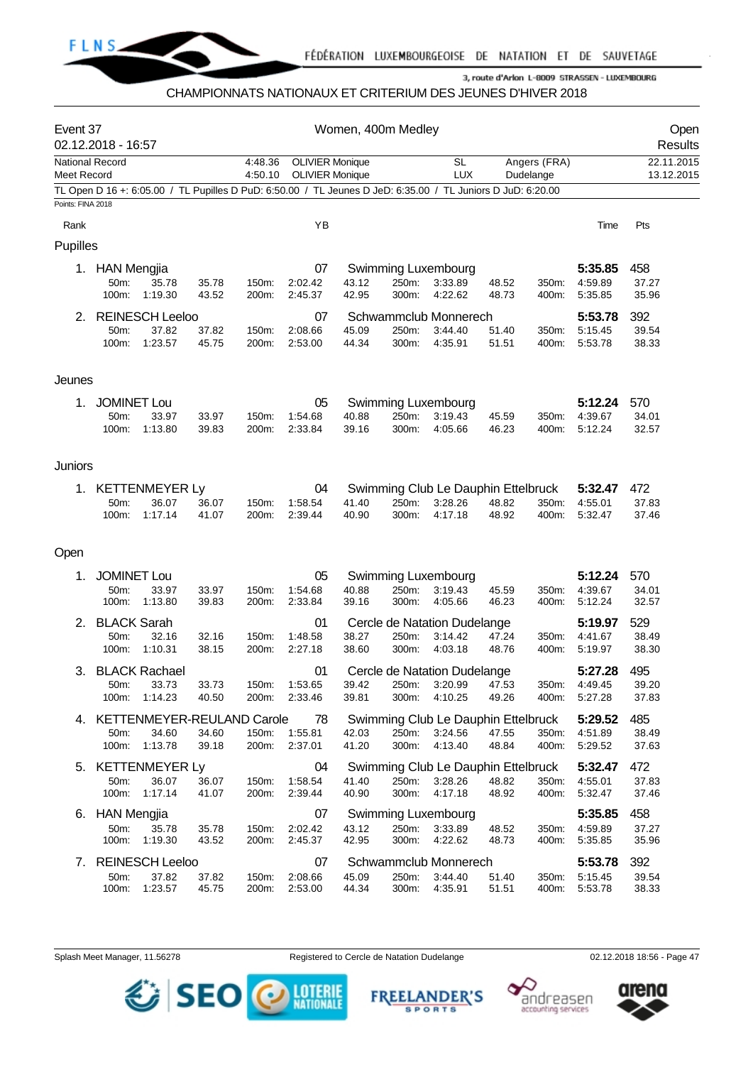CHAMPIONNATS NATIONAUX ET CRITERIUM DES JEUNES D'HIVER 2018

**Event 37** — Women, 400m Medley — Open

02.12.2018 - 16:57 — Results

| | | | | | |
|---|---|---|---|---|---|
| National Record | 4:48.36 | OLIVIER Monique | SL | Angers (FRA) | 22.11.2015 |
| Meet Record | 4:50.10 | OLIVIER Monique | LUX | Dudelange | 13.12.2015 |

TL Open D 16 +: 6:05.00 / TL Pupilles D PuD: 6:50.00 / TL Jeunes D JeD: 6:35.00 / TL Juniors D JuD: 6:20.00

Points: FINA 2018

| Rank | Name | YB | Club | Time | Pts |
|---|---|---|---|---|---|

## Pupilles

| Rank | Name | YB | Club | Time | Pts |
|---|---|---|---|---|---|
| 1. | HAN Mengjia | 07 | Swimming Luxembourg | 5:35.85 | 458 |
| | 50m: 35.78 35.78 / 100m: 1:19.30 43.52 / 150m: 2:02.42 43.12 / 200m: 2:45.37 42.95 / 250m: 3:33.89 48.52 / 300m: 4:22.62 48.73 / 350m: 4:59.89 37.27 / 400m: 5:35.85 35.96 | | | | |
| 2. | REINESCH Leeloo | 07 | Schwammclub Monnerech | 5:53.78 | 392 |
| | 50m: 37.82 37.82 / 100m: 1:23.57 45.75 / 150m: 2:08.66 45.09 / 200m: 2:53.00 44.34 / 250m: 3:44.40 51.40 / 300m: 4:35.91 51.51 / 350m: 5:15.45 39.54 / 400m: 5:53.78 38.33 | | | | |

## Jeunes

| Rank | Name | YB | Club | Time | Pts |
|---|---|---|---|---|---|
| 1. | JOMINET Lou | 05 | Swimming Luxembourg | 5:12.24 | 570 |
| | 50m: 33.97 33.97 / 100m: 1:13.80 39.83 / 150m: 1:54.68 40.88 / 200m: 2:33.84 39.16 / 250m: 3:19.43 45.59 / 300m: 4:05.66 46.23 / 350m: 4:39.67 34.01 / 400m: 5:12.24 32.57 | | | | |

## Juniors

| Rank | Name | YB | Club | Time | Pts |
|---|---|---|---|---|---|
| 1. | KETTENMEYER Ly | 04 | Swimming Club Le Dauphin Ettelbruck | 5:32.47 | 472 |
| | 50m: 36.07 36.07 / 100m: 1:17.14 41.07 / 150m: 1:58.54 41.40 / 200m: 2:39.44 40.90 / 250m: 3:28.26 48.82 / 300m: 4:17.18 48.92 / 350m: 4:55.01 37.83 / 400m: 5:32.47 37.46 | | | | |

## Open

| Rank | Name | YB | Club | Time | Pts |
|---|---|---|---|---|---|
| 1. | JOMINET Lou | 05 | Swimming Luxembourg | 5:12.24 | 570 |
| | 50m: 33.97 33.97 / 100m: 1:13.80 39.83 / 150m: 1:54.68 40.88 / 200m: 2:33.84 39.16 / 250m: 3:19.43 45.59 / 300m: 4:05.66 46.23 / 350m: 4:39.67 34.01 / 400m: 5:12.24 32.57 | | | | |
| 2. | BLACK Sarah | 01 | Cercle de Natation Dudelange | 5:19.97 | 529 |
| | 50m: 32.16 32.16 / 100m: 1:10.31 38.15 / 150m: 1:48.58 38.27 / 200m: 2:27.18 38.60 / 250m: 3:14.42 47.24 / 300m: 4:03.18 48.76 / 350m: 4:41.67 38.49 / 400m: 5:19.97 38.30 | | | | |
| 3. | BLACK Rachael | 01 | Cercle de Natation Dudelange | 5:27.28 | 495 |
| | 50m: 33.73 33.73 / 100m: 1:14.23 40.50 / 150m: 1:53.65 39.42 / 200m: 2:33.46 39.81 / 250m: 3:20.99 47.53 / 300m: 4:10.25 49.26 / 350m: 4:49.45 39.20 / 400m: 5:27.28 37.83 | | | | |
| 4. | KETTENMEYER-REULAND Carole | 78 | Swimming Club Le Dauphin Ettelbruck | 5:29.52 | 485 |
| | 50m: 34.60 34.60 / 100m: 1:13.78 39.18 / 150m: 1:55.81 42.03 / 200m: 2:37.01 41.20 / 250m: 3:24.56 47.55 / 300m: 4:13.40 48.84 / 350m: 4:51.89 38.49 / 400m: 5:29.52 37.63 | | | | |
| 5. | KETTENMEYER Ly | 04 | Swimming Club Le Dauphin Ettelbruck | 5:32.47 | 472 |
| | 50m: 36.07 36.07 / 100m: 1:17.14 41.07 / 150m: 1:58.54 41.40 / 200m: 2:39.44 40.90 / 250m: 3:28.26 48.82 / 300m: 4:17.18 48.92 / 350m: 4:55.01 37.83 / 400m: 5:32.47 37.46 | | | | |
| 6. | HAN Mengjia | 07 | Swimming Luxembourg | 5:35.85 | 458 |
| | 50m: 35.78 35.78 / 100m: 1:19.30 43.52 / 150m: 2:02.42 43.12 / 200m: 2:45.37 42.95 / 250m: 3:33.89 48.52 / 300m: 4:22.62 48.73 / 350m: 4:59.89 37.27 / 400m: 5:35.85 35.96 | | | | |
| 7. | REINESCH Leeloo | 07 | Schwammclub Monnerech | 5:53.78 | 392 |
| | 50m: 37.82 37.82 / 100m: 1:23.57 45.75 / 150m: 2:08.66 45.09 / 200m: 2:53.00 44.34 / 250m: 3:44.40 51.40 / 300m: 4:35.91 51.51 / 350m: 5:15.45 39.54 / 400m: 5:53.78 38.33 | | | | |

Splash Meet Manager, 11.56278 — Registered to Cercle de Natation Dudelange — 02.12.2018 18:56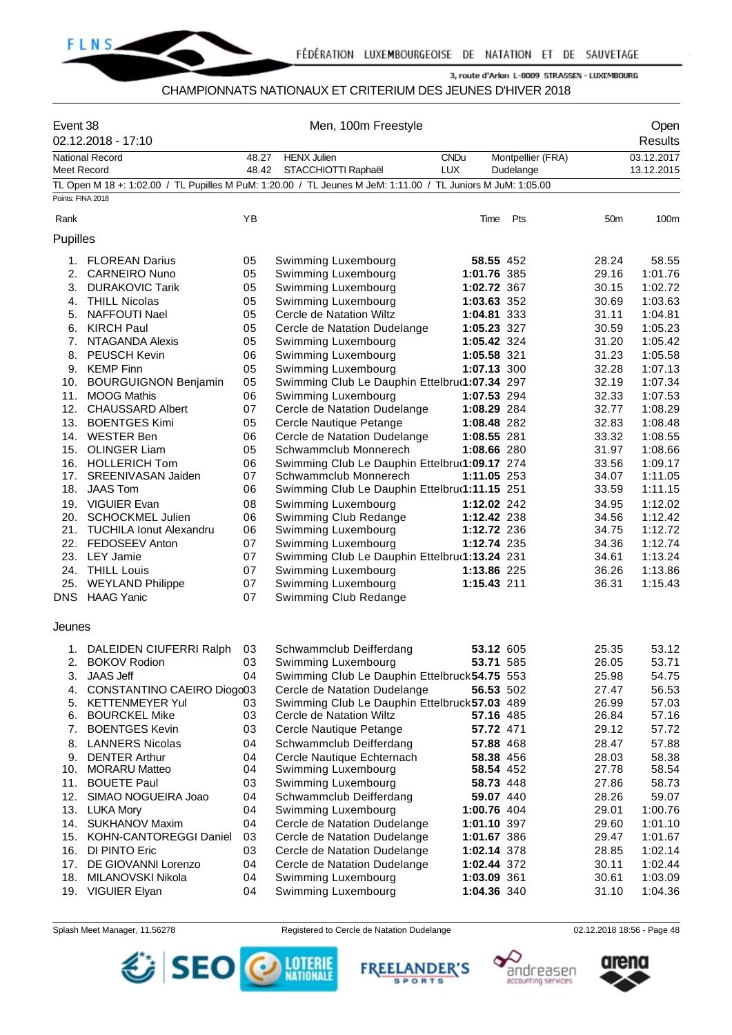CHAMPIONNATS NATIONAUX ET CRITERIUM DES JEUNES D'HIVER 2018

| Event 38 | Men, 100m Freestyle | Open |
|---|---|---|
| 02.12.2018 - 17:10 | | Results |

| | | | | | |
|---|---|---|---|---|---|
| National Record | 48.27 | HENX Julien | CNDu | Montpellier (FRA) | 03.12.2017 |
| Meet Record | 48.42 | STACCHIOTTI Raphaël | LUX | Dudelange | 13.12.2015 |

TL Open M 18 +: 1:02.00 / TL Pupilles M PuM: 1:20.00 / TL Jeunes M JeM: 1:11.00 / TL Juniors M JuM: 1:05.00

Points: FINA 2018

## Pupilles

| Rank | Name | YB | Club | Time | Pts | 50m | 100m |
|---|---|---|---|---|---|---|---|
| 1. | FLOREAN Darius | 05 | Swimming Luxembourg | **58.55** | 452 | 28.24 | 58.55 |
| 2. | CARNEIRO Nuno | 05 | Swimming Luxembourg | **1:01.76** | 385 | 29.16 | 1:01.76 |
| 3. | DURAKOVIC Tarik | 05 | Swimming Luxembourg | **1:02.72** | 367 | 30.15 | 1:02.72 |
| 4. | THILL Nicolas | 05 | Swimming Luxembourg | **1:03.63** | 352 | 30.69 | 1:03.63 |
| 5. | NAFFOUTI Nael | 05 | Cercle de Natation Wiltz | **1:04.81** | 333 | 31.11 | 1:04.81 |
| 6. | KIRCH Paul | 05 | Cercle de Natation Dudelange | **1:05.23** | 327 | 30.59 | 1:05.23 |
| 7. | NTAGANDA Alexis | 05 | Swimming Luxembourg | **1:05.42** | 324 | 31.20 | 1:05.42 |
| 8. | PEUSCH Kevin | 06 | Swimming Luxembourg | **1:05.58** | 321 | 31.23 | 1:05.58 |
| 9. | KEMP Finn | 05 | Swimming Luxembourg | **1:07.13** | 300 | 32.28 | 1:07.13 |
| 10. | BOURGUIGNON Benjamin | 05 | Swimming Club Le Dauphin Ettelbruck | **1:07.34** | 297 | 32.19 | 1:07.34 |
| 11. | MOOG Mathis | 06 | Swimming Luxembourg | **1:07.53** | 294 | 32.33 | 1:07.53 |
| 12. | CHAUSSARD Albert | 07 | Cercle de Natation Dudelange | **1:08.29** | 284 | 32.77 | 1:08.29 |
| 13. | BOENTGES Kimi | 05 | Cercle Nautique Petange | **1:08.48** | 282 | 32.83 | 1:08.48 |
| 14. | WESTER Ben | 06 | Cercle de Natation Dudelange | **1:08.55** | 281 | 33.32 | 1:08.55 |
| 15. | OLINGER Liam | 05 | Schwammclub Monnerech | **1:08.66** | 280 | 31.97 | 1:08.66 |
| 16. | HOLLERICH Tom | 06 | Swimming Club Le Dauphin Ettelbruck | **1:09.17** | 274 | 33.56 | 1:09.17 |
| 17. | SREENIVASAN Jaiden | 07 | Schwammclub Monnerech | **1:11.05** | 253 | 34.07 | 1:11.05 |
| 18. | JAAS Tom | 06 | Swimming Club Le Dauphin Ettelbruck | **1:11.15** | 251 | 33.59 | 1:11.15 |
| 19. | VIGUIER Evan | 08 | Swimming Luxembourg | **1:12.02** | 242 | 34.95 | 1:12.02 |
| 20. | SCHOCKMEL Julien | 06 | Swimming Club Redange | **1:12.42** | 238 | 34.56 | 1:12.42 |
| 21. | TUCHILA Ionut Alexandru | 06 | Swimming Luxembourg | **1:12.72** | 236 | 34.75 | 1:12.72 |
| 22. | FEDOSEEV Anton | 07 | Swimming Luxembourg | **1:12.74** | 235 | 34.36 | 1:12.74 |
| 23. | LEY Jamie | 07 | Swimming Club Le Dauphin Ettelbruck | **1:13.24** | 231 | 34.61 | 1:13.24 |
| 24. | THILL Louis | 07 | Swimming Luxembourg | **1:13.86** | 225 | 36.26 | 1:13.86 |
| 25. | WEYLAND Philippe | 07 | Swimming Luxembourg | **1:15.43** | 211 | 36.31 | 1:15.43 |
| DNS | HAAG Yanic | 07 | Swimming Club Redange | | | | |

## Jeunes

| Rank | Name | YB | Club | Time | Pts | 50m | 100m |
|---|---|---|---|---|---|---|---|
| 1. | DALEIDEN CIUFERRI Ralph | 03 | Schwammclub Deifferdang | **53.12** | 605 | 25.35 | 53.12 |
| 2. | BOKOV Rodion | 03 | Swimming Luxembourg | **53.71** | 585 | 26.05 | 53.71 |
| 3. | JAAS Jeff | 04 | Swimming Club Le Dauphin Ettelbruck | **54.75** | 553 | 25.98 | 54.75 |
| 4. | CONSTANTINO CAEIRO Diogo | 03 | Cercle de Natation Dudelange | **56.53** | 502 | 27.47 | 56.53 |
| 5. | KETTENMEYER Yul | 03 | Swimming Club Le Dauphin Ettelbruck | **57.03** | 489 | 26.99 | 57.03 |
| 6. | BOURCKEL Mike | 03 | Cercle de Natation Wiltz | **57.16** | 485 | 26.84 | 57.16 |
| 7. | BOENTGES Kevin | 03 | Cercle Nautique Petange | **57.72** | 471 | 29.12 | 57.72 |
| 8. | LANNERS Nicolas | 04 | Schwammclub Deifferdang | **57.88** | 468 | 28.47 | 57.88 |
| 9. | DENTER Arthur | 04 | Cercle Nautique Echternach | **58.38** | 456 | 28.03 | 58.38 |
| 10. | MORARU Matteo | 04 | Swimming Luxembourg | **58.54** | 452 | 27.78 | 58.54 |
| 11. | BOUETE Paul | 03 | Swimming Luxembourg | **58.73** | 448 | 27.86 | 58.73 |
| 12. | SIMAO NOGUEIRA Joao | 04 | Schwammclub Deifferdang | **59.07** | 440 | 28.26 | 59.07 |
| 13. | LUKA Mory | 04 | Swimming Luxembourg | **1:00.76** | 404 | 29.01 | 1:00.76 |
| 14. | SUKHANOV Maxim | 04 | Cercle de Natation Dudelange | **1:01.10** | 397 | 29.60 | 1:01.10 |
| 15. | KOHN-CANTOREGGI Daniel | 03 | Cercle de Natation Dudelange | **1:01.67** | 386 | 29.47 | 1:01.67 |
| 16. | DI PINTO Eric | 03 | Cercle de Natation Dudelange | **1:02.14** | 378 | 28.85 | 1:02.14 |
| 17. | DE GIOVANNI Lorenzo | 04 | Cercle de Natation Dudelange | **1:02.44** | 372 | 30.11 | 1:02.44 |
| 18. | MILANOVSKI Nikola | 04 | Swimming Luxembourg | **1:03.09** | 361 | 30.61 | 1:03.09 |
| 19. | VIGUIER Elyan | 04 | Swimming Luxembourg | **1:04.36** | 340 | 31.10 | 1:04.36 |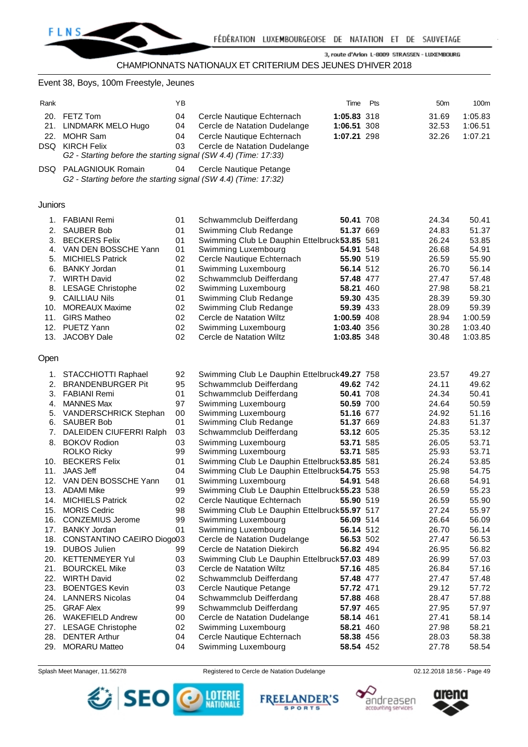CHAMPIONNATS NATIONAUX ET CRITERIUM DES JEUNES D'HIVER 2018

Event 38, Boys, 100m Freestyle, Jeunes

| Rank | | YB | | Time | Pts | 50m | 100m |
|---|---|---|---|---|---|---|---|
| 20. | FETZ Tom | 04 | Cercle Nautique Echternach | **1:05.83** | 318 | 31.69 | 1:05.83 |
| 21. | LINDMARK MELO Hugo | 04 | Cercle de Natation Dudelange | **1:06.51** | 308 | 32.53 | 1:06.51 |
| 22. | MOHR Sam | 04 | Cercle Nautique Echternach | **1:07.21** | 298 | 32.26 | 1:07.21 |
| DSQ | KIRCH Felix | 03 | Cercle de Natation Dudelange | | | | |
| | *G2 - Starting before the starting signal (SW 4.4) (Time: 17:33)* | | | | | | |
| DSQ | PALAGNIOUK Romain | 04 | Cercle Nautique Petange | | | | |
| | *G2 - Starting before the starting signal (SW 4.4) (Time: 17:32)* | | | | | | |

Juniors

| Rank | | YB | | Time | Pts | 50m | 100m |
|---|---|---|---|---|---|---|---|
| 1. | FABIANI Remi | 01 | Schwammclub Deifferdang | **50.41** | 708 | 24.34 | 50.41 |
| 2. | SAUBER Bob | 01 | Swimming Club Redange | **51.37** | 669 | 24.83 | 51.37 |
| 3. | BECKERS Felix | 01 | Swimming Club Le Dauphin Ettelbruck | **53.85** | 581 | 26.24 | 53.85 |
| 4. | VAN DEN BOSSCHE Yann | 01 | Swimming Luxembourg | **54.91** | 548 | 26.68 | 54.91 |
| 5. | MICHIELS Patrick | 02 | Cercle Nautique Echternach | **55.90** | 519 | 26.59 | 55.90 |
| 6. | BANKY Jordan | 01 | Swimming Luxembourg | **56.14** | 512 | 26.70 | 56.14 |
| 7. | WIRTH David | 02 | Schwammclub Deifferdang | **57.48** | 477 | 27.47 | 57.48 |
| 8. | LESAGE Christophe | 02 | Swimming Luxembourg | **58.21** | 460 | 27.98 | 58.21 |
| 9. | CAILLIAU Nils | 01 | Swimming Club Redange | **59.30** | 435 | 28.39 | 59.30 |
| 10. | MOREAUX Maxime | 02 | Swimming Club Redange | **59.39** | 433 | 28.09 | 59.39 |
| 11. | GIRS Matheo | 02 | Cercle de Natation Wiltz | **1:00.59** | 408 | 28.94 | 1:00.59 |
| 12. | PUETZ Yann | 02 | Swimming Luxembourg | **1:03.40** | 356 | 30.28 | 1:03.40 |
| 13. | JACOBY Dale | 02 | Cercle de Natation Wiltz | **1:03.85** | 348 | 30.48 | 1:03.85 |

Open

| Rank | | YB | | Time | Pts | 50m | 100m |
|---|---|---|---|---|---|---|---|
| 1. | STACCHIOTTI Raphael | 92 | Swimming Club Le Dauphin Ettelbruck | **49.27** | 758 | 23.57 | 49.27 |
| 2. | BRANDENBURGER Pit | 95 | Schwammclub Deifferdang | **49.62** | 742 | 24.11 | 49.62 |
| 3. | FABIANI Remi | 01 | Schwammclub Deifferdang | **50.41** | 708 | 24.34 | 50.41 |
| 4. | MANNES Max | 97 | Swimming Luxembourg | **50.59** | 700 | 24.64 | 50.59 |
| 5. | VANDERSCHRICK Stephan | 00 | Swimming Luxembourg | **51.16** | 677 | 24.92 | 51.16 |
| 6. | SAUBER Bob | 01 | Swimming Club Redange | **51.37** | 669 | 24.83 | 51.37 |
| 7. | DALEIDEN CIUFERRI Ralph | 03 | Schwammclub Deifferdang | **53.12** | 605 | 25.35 | 53.12 |
| 8. | BOKOV Rodion | 03 | Swimming Luxembourg | **53.71** | 585 | 26.05 | 53.71 |
| | ROLKO Ricky | 99 | Swimming Luxembourg | **53.71** | 585 | 25.93 | 53.71 |
| 10. | BECKERS Felix | 01 | Swimming Club Le Dauphin Ettelbruck | **53.85** | 581 | 26.24 | 53.85 |
| 11. | JAAS Jeff | 04 | Swimming Club Le Dauphin Ettelbruck | **54.75** | 553 | 25.98 | 54.75 |
| 12. | VAN DEN BOSSCHE Yann | 01 | Swimming Luxembourg | **54.91** | 548 | 26.68 | 54.91 |
| 13. | ADAMI Mike | 99 | Swimming Club Le Dauphin Ettelbruck | **55.23** | 538 | 26.59 | 55.23 |
| 14. | MICHIELS Patrick | 02 | Cercle Nautique Echternach | **55.90** | 519 | 26.59 | 55.90 |
| 15. | MORIS Cedric | 98 | Swimming Club Le Dauphin Ettelbruck | **55.97** | 517 | 27.24 | 55.97 |
| 16. | CONZEMIUS Jerome | 99 | Swimming Luxembourg | **56.09** | 514 | 26.64 | 56.09 |
| 17. | BANKY Jordan | 01 | Swimming Luxembourg | **56.14** | 512 | 26.70 | 56.14 |
| 18. | CONSTANTINO CAEIRO Diogo | 03 | Cercle de Natation Dudelange | **56.53** | 502 | 27.47 | 56.53 |
| 19. | DUBOS Julien | 99 | Cercle de Natation Diekirch | **56.82** | 494 | 26.95 | 56.82 |
| 20. | KETTENMEYER Yul | 03 | Swimming Club Le Dauphin Ettelbruck | **57.03** | 489 | 26.99 | 57.03 |
| 21. | BOURCKEL Mike | 03 | Cercle de Natation Wiltz | **57.16** | 485 | 26.84 | 57.16 |
| 22. | WIRTH David | 02 | Schwammclub Deifferdang | **57.48** | 477 | 27.47 | 57.48 |
| 23. | BOENTGES Kevin | 03 | Cercle Nautique Petange | **57.72** | 471 | 29.12 | 57.72 |
| 24. | LANNERS Nicolas | 04 | Schwammclub Deifferdang | **57.88** | 468 | 28.47 | 57.88 |
| 25. | GRAF Alex | 99 | Schwammclub Deifferdang | **57.97** | 465 | 27.95 | 57.97 |
| 26. | WAKEFIELD Andrew | 00 | Cercle de Natation Dudelange | **58.14** | 461 | 27.41 | 58.14 |
| 27. | LESAGE Christophe | 02 | Swimming Luxembourg | **58.21** | 460 | 27.98 | 58.21 |
| 28. | DENTER Arthur | 04 | Cercle Nautique Echternach | **58.38** | 456 | 28.03 | 58.38 |
| 29. | MORARU Matteo | 04 | Swimming Luxembourg | **58.54** | 452 | 27.78 | 58.54 |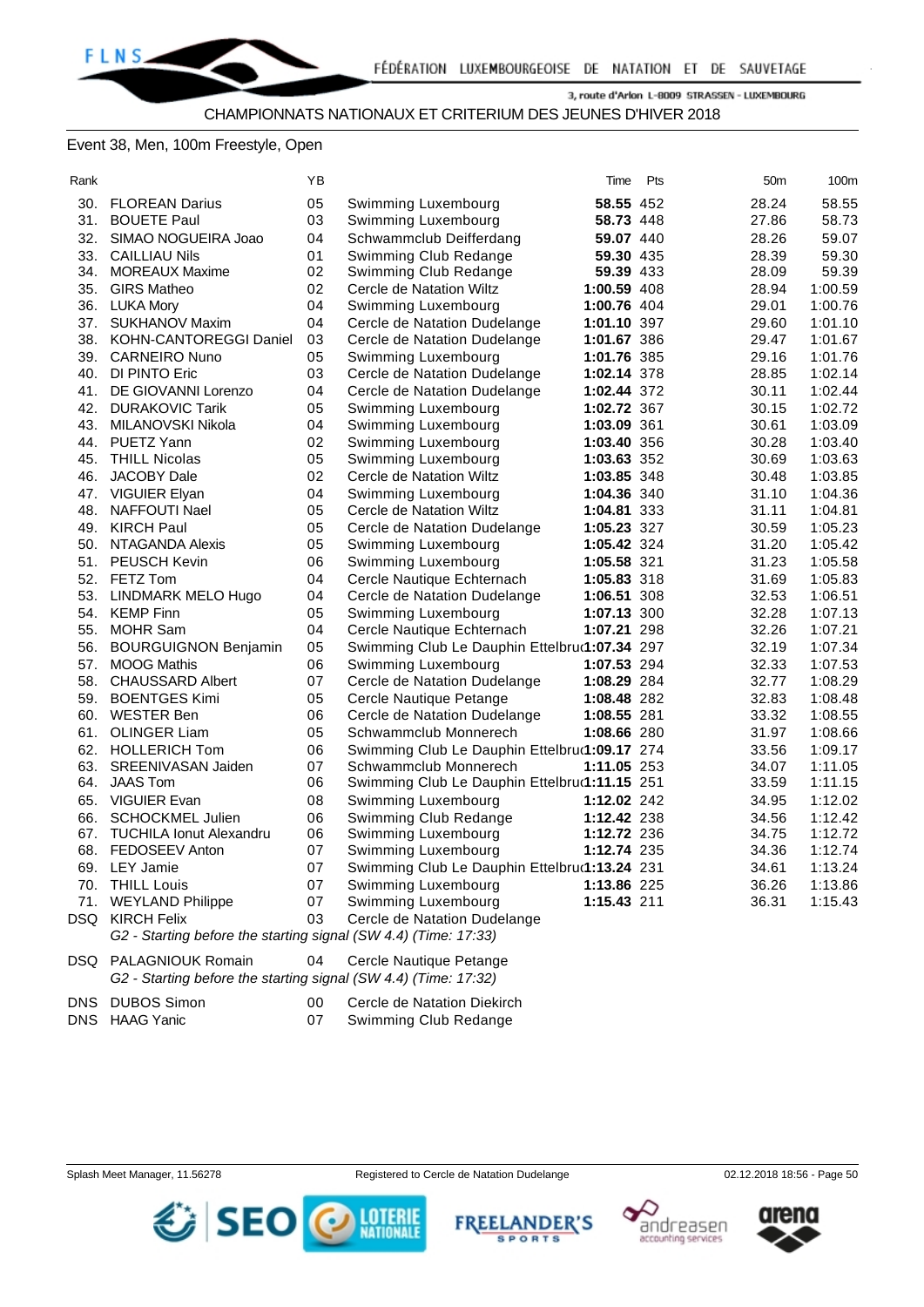CHAMPIONNATS NATIONAUX ET CRITERIUM DES JEUNES D'HIVER 2018

Event 38, Men, 100m Freestyle, Open

| Rank | | YB | | Time | Pts | 50m | 100m |
|---|---|---|---|---|---|---|---|
| 30. | FLOREAN Darius | 05 | Swimming Luxembourg | **58.55** | 452 | 28.24 | 58.55 |
| 31. | BOUETE Paul | 03 | Swimming Luxembourg | **58.73** | 448 | 27.86 | 58.73 |
| 32. | SIMAO NOGUEIRA Joao | 04 | Schwammclub Deifferdang | **59.07** | 440 | 28.26 | 59.07 |
| 33. | CAILLIAU Nils | 01 | Swimming Club Redange | **59.30** | 435 | 28.39 | 59.30 |
| 34. | MOREAUX Maxime | 02 | Swimming Club Redange | **59.39** | 433 | 28.09 | 59.39 |
| 35. | GIRS Matheo | 02 | Cercle de Natation Wiltz | **1:00.59** | 408 | 28.94 | 1:00.59 |
| 36. | LUKA Mory | 04 | Swimming Luxembourg | **1:00.76** | 404 | 29.01 | 1:00.76 |
| 37. | SUKHANOV Maxim | 04 | Cercle de Natation Dudelange | **1:01.10** | 397 | 29.60 | 1:01.10 |
| 38. | KOHN-CANTOREGGI Daniel | 03 | Cercle de Natation Dudelange | **1:01.67** | 386 | 29.47 | 1:01.67 |
| 39. | CARNEIRO Nuno | 05 | Swimming Luxembourg | **1:01.76** | 385 | 29.16 | 1:01.76 |
| 40. | DI PINTO Eric | 03 | Cercle de Natation Dudelange | **1:02.14** | 378 | 28.85 | 1:02.14 |
| 41. | DE GIOVANNI Lorenzo | 04 | Cercle de Natation Dudelange | **1:02.44** | 372 | 30.11 | 1:02.44 |
| 42. | DURAKOVIC Tarik | 05 | Swimming Luxembourg | **1:02.72** | 367 | 30.15 | 1:02.72 |
| 43. | MILANOVSKI Nikola | 04 | Swimming Luxembourg | **1:03.09** | 361 | 30.61 | 1:03.09 |
| 44. | PUETZ Yann | 02 | Swimming Luxembourg | **1:03.40** | 356 | 30.28 | 1:03.40 |
| 45. | THILL Nicolas | 05 | Swimming Luxembourg | **1:03.63** | 352 | 30.69 | 1:03.63 |
| 46. | JACOBY Dale | 02 | Cercle de Natation Wiltz | **1:03.85** | 348 | 30.48 | 1:03.85 |
| 47. | VIGUIER Elyan | 04 | Swimming Luxembourg | **1:04.36** | 340 | 31.10 | 1:04.36 |
| 48. | NAFFOUTI Nael | 05 | Cercle de Natation Wiltz | **1:04.81** | 333 | 31.11 | 1:04.81 |
| 49. | KIRCH Paul | 05 | Cercle de Natation Dudelange | **1:05.23** | 327 | 30.59 | 1:05.23 |
| 50. | NTAGANDA Alexis | 05 | Swimming Luxembourg | **1:05.42** | 324 | 31.20 | 1:05.42 |
| 51. | PEUSCH Kevin | 06 | Swimming Luxembourg | **1:05.58** | 321 | 31.23 | 1:05.58 |
| 52. | FETZ Tom | 04 | Cercle Nautique Echternach | **1:05.83** | 318 | 31.69 | 1:05.83 |
| 53. | LINDMARK MELO Hugo | 04 | Cercle de Natation Dudelange | **1:06.51** | 308 | 32.53 | 1:06.51 |
| 54. | KEMP Finn | 05 | Swimming Luxembourg | **1:07.13** | 300 | 32.28 | 1:07.13 |
| 55. | MOHR Sam | 04 | Cercle Nautique Echternach | **1:07.21** | 298 | 32.26 | 1:07.21 |
| 56. | BOURGUIGNON Benjamin | 05 | Swimming Club Le Dauphin Ettelbruck | **1:07.34** | 297 | 32.19 | 1:07.34 |
| 57. | MOOG Mathis | 06 | Swimming Luxembourg | **1:07.53** | 294 | 32.33 | 1:07.53 |
| 58. | CHAUSSARD Albert | 07 | Cercle de Natation Dudelange | **1:08.29** | 284 | 32.77 | 1:08.29 |
| 59. | BOENTGES Kimi | 05 | Cercle Nautique Petange | **1:08.48** | 282 | 32.83 | 1:08.48 |
| 60. | WESTER Ben | 06 | Cercle de Natation Dudelange | **1:08.55** | 281 | 33.32 | 1:08.55 |
| 61. | OLINGER Liam | 05 | Schwammclub Monnerech | **1:08.66** | 280 | 31.97 | 1:08.66 |
| 62. | HOLLERICH Tom | 06 | Swimming Club Le Dauphin Ettelbruck | **1:09.17** | 274 | 33.56 | 1:09.17 |
| 63. | SREENIVASAN Jaiden | 07 | Schwammclub Monnerech | **1:11.05** | 253 | 34.07 | 1:11.05 |
| 64. | JAAS Tom | 06 | Swimming Club Le Dauphin Ettelbruck | **1:11.15** | 251 | 33.59 | 1:11.15 |
| 65. | VIGUIER Evan | 08 | Swimming Luxembourg | **1:12.02** | 242 | 34.95 | 1:12.02 |
| 66. | SCHOCKMEL Julien | 06 | Swimming Club Redange | **1:12.42** | 238 | 34.56 | 1:12.42 |
| 67. | TUCHILA Ionut Alexandru | 06 | Swimming Luxembourg | **1:12.72** | 236 | 34.75 | 1:12.72 |
| 68. | FEDOSEEV Anton | 07 | Swimming Luxembourg | **1:12.74** | 235 | 34.36 | 1:12.74 |
| 69. | LEY Jamie | 07 | Swimming Club Le Dauphin Ettelbruck | **1:13.24** | 231 | 34.61 | 1:13.24 |
| 70. | THILL Louis | 07 | Swimming Luxembourg | **1:13.86** | 225 | 36.26 | 1:13.86 |
| 71. | WEYLAND Philippe | 07 | Swimming Luxembourg | **1:15.43** | 211 | 36.31 | 1:15.43 |
| DSQ | KIRCH Felix | 03 | Cercle de Natation Dudelange | | | | |
| | *G2 - Starting before the starting signal (SW 4.4) (Time: 17:33)* | | | | | | |
| DSQ | PALAGNIOUK Romain | 04 | Cercle Nautique Petange | | | | |
| | *G2 - Starting before the starting signal (SW 4.4) (Time: 17:32)* | | | | | | |
| DNS | DUBOS Simon | 00 | Cercle de Natation Diekirch | | | | |
| DNS | HAAG Yanic | 07 | Swimming Club Redange | | | | |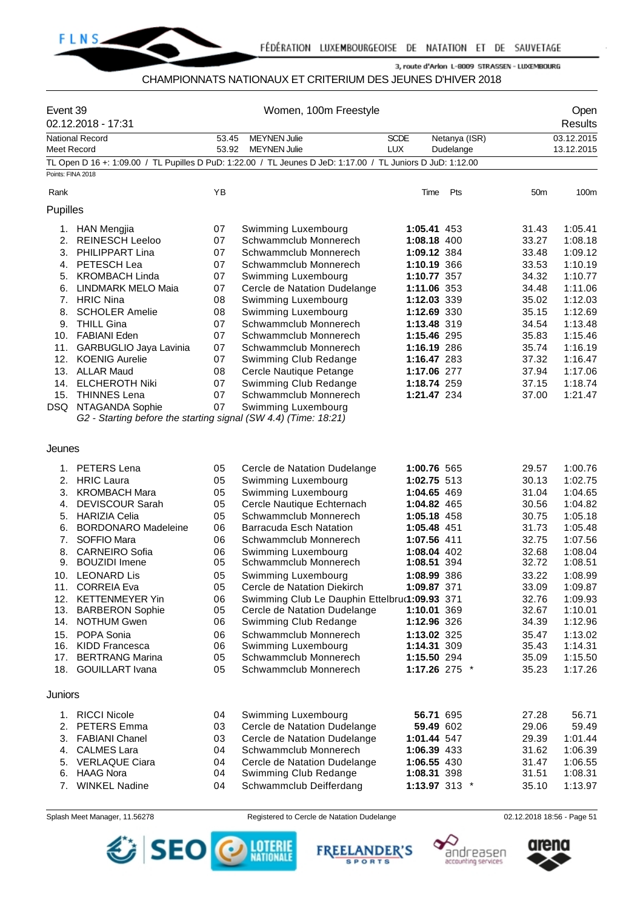CHAMPIONNATS NATIONAUX ET CRITERIUM DES JEUNES D'HIVER 2018

## Event 39 — Women, 100m Freestyle — Open

02.12.2018 - 17:31 — Results

| | | | | | |
|---|---|---|---|---|---|
| National Record | 53.45 | MEYNEN Julie | SCDE | Netanya (ISR) | 03.12.2015 |
| Meet Record | 53.92 | MEYNEN Julie | LUX | Dudelange | 13.12.2015 |

TL Open D 16 +: 1:09.00 / TL Pupilles D PuD: 1:22.00 / TL Jeunes D JeD: 1:17.00 / TL Juniors D JuD: 1:12.00

Points: FINA 2018

### Pupilles

| Rank | | YB | | Time | Pts | 50m | 100m |
|---|---|---|---|---|---|---|---|
| 1. | HAN Mengjia | 07 | Swimming Luxembourg | **1:05.41** | 453 | 31.43 | 1:05.41 |
| 2. | REINESCH Leeloo | 07 | Schwammclub Monnerech | **1:08.18** | 400 | 33.27 | 1:08.18 |
| 3. | PHILIPPART Lina | 07 | Schwammclub Monnerech | **1:09.12** | 384 | 33.48 | 1:09.12 |
| 4. | PETESCH Lea | 07 | Schwammclub Monnerech | **1:10.19** | 366 | 33.53 | 1:10.19 |
| 5. | KROMBACH Linda | 07 | Swimming Luxembourg | **1:10.77** | 357 | 34.32 | 1:10.77 |
| 6. | LINDMARK MELO Maia | 07 | Cercle de Natation Dudelange | **1:11.06** | 353 | 34.48 | 1:11.06 |
| 7. | HRIC Nina | 08 | Swimming Luxembourg | **1:12.03** | 339 | 35.02 | 1:12.03 |
| 8. | SCHOLER Amelie | 08 | Swimming Luxembourg | **1:12.69** | 330 | 35.15 | 1:12.69 |
| 9. | THILL Gina | 07 | Schwammclub Monnerech | **1:13.48** | 319 | 34.54 | 1:13.48 |
| 10. | FABIANI Eden | 07 | Schwammclub Monnerech | **1:15.46** | 295 | 35.83 | 1:15.46 |
| 11. | GARBUGLIO Jaya Lavinia | 07 | Schwammclub Monnerech | **1:16.19** | 286 | 35.74 | 1:16.19 |
| 12. | KOENIG Aurelie | 07 | Swimming Club Redange | **1:16.47** | 283 | 37.32 | 1:16.47 |
| 13. | ALLAR Maud | 08 | Cercle Nautique Petange | **1:17.06** | 277 | 37.94 | 1:17.06 |
| 14. | ELCHEROTH Niki | 07 | Swimming Club Redange | **1:18.74** | 259 | 37.15 | 1:18.74 |
| 15. | THINNES Lena | 07 | Schwammclub Monnerech | **1:21.47** | 234 | 37.00 | 1:21.47 |
| DSQ | NTAGANDA Sophie | 07 | Swimming Luxembourg | | | | |

*G2 - Starting before the starting signal (SW 4.4) (Time: 18:21)*

### Jeunes

| Rank | | YB | | Time | Pts | 50m | 100m |
|---|---|---|---|---|---|---|---|
| 1. | PETERS Lena | 05 | Cercle de Natation Dudelange | **1:00.76** | 565 | 29.57 | 1:00.76 |
| 2. | HRIC Laura | 05 | Swimming Luxembourg | **1:02.75** | 513 | 30.13 | 1:02.75 |
| 3. | KROMBACH Mara | 05 | Swimming Luxembourg | **1:04.65** | 469 | 31.04 | 1:04.65 |
| 4. | DEVISCOUR Sarah | 05 | Cercle Nautique Echternach | **1:04.82** | 465 | 30.56 | 1:04.82 |
| 5. | HARIZIA Celia | 05 | Schwammclub Monnerech | **1:05.18** | 458 | 30.75 | 1:05.18 |
| 6. | BORDONARO Madeleine | 06 | Barracuda Esch Natation | **1:05.48** | 451 | 31.73 | 1:05.48 |
| 7. | SOFFIO Mara | 06 | Schwammclub Monnerech | **1:07.56** | 411 | 32.75 | 1:07.56 |
| 8. | CARNEIRO Sofia | 06 | Swimming Luxembourg | **1:08.04** | 402 | 32.68 | 1:08.04 |
| 9. | BOUZIDI Imene | 05 | Schwammclub Monnerech | **1:08.51** | 394 | 32.72 | 1:08.51 |
| 10. | LEONARD Lis | 05 | Swimming Luxembourg | **1:08.99** | 386 | 33.22 | 1:08.99 |
| 11. | CORREIA Eva | 05 | Cercle de Natation Diekirch | **1:09.87** | 371 | 33.09 | 1:09.87 |
| 12. | KETTENMEYER Yin | 06 | Swimming Club Le Dauphin Ettelbruck | **1:09.93** | 371 | 32.76 | 1:09.93 |
| 13. | BARBERON Sophie | 05 | Cercle de Natation Dudelange | **1:10.01** | 369 | 32.67 | 1:10.01 |
| 14. | NOTHUM Gwen | 06 | Swimming Club Redange | **1:12.96** | 326 | 34.39 | 1:12.96 |
| 15. | POPA Sonia | 06 | Schwammclub Monnerech | **1:13.02** | 325 | 35.47 | 1:13.02 |
| 16. | KIDD Francesca | 06 | Swimming Luxembourg | **1:14.31** | 309 | 35.43 | 1:14.31 |
| 17. | BERTRANG Marina | 05 | Schwammclub Monnerech | **1:15.50** | 294 | 35.09 | 1:15.50 |
| 18. | GOUILLART Ivana | 05 | Schwammclub Monnerech | **1:17.26** | 275 * | 35.23 | 1:17.26 |

### Juniors

| Rank | | YB | | Time | Pts | 50m | 100m |
|---|---|---|---|---|---|---|---|
| 1. | RICCI Nicole | 04 | Swimming Luxembourg | **56.71** | 695 | 27.28 | 56.71 |
| 2. | PETERS Emma | 03 | Cercle de Natation Dudelange | **59.49** | 602 | 29.06 | 59.49 |
| 3. | FABIANI Chanel | 03 | Cercle de Natation Dudelange | **1:01.44** | 547 | 29.39 | 1:01.44 |
| 4. | CALMES Lara | 04 | Schwammclub Monnerech | **1:06.39** | 433 | 31.62 | 1:06.39 |
| 5. | VERLAQUE Ciara | 04 | Cercle de Natation Dudelange | **1:06.55** | 430 | 31.47 | 1:06.55 |
| 6. | HAAG Nora | 04 | Swimming Club Redange | **1:08.31** | 398 | 31.51 | 1:08.31 |
| 7. | WINKEL Nadine | 04 | Schwammclub Deifferdang | **1:13.97** | 313 * | 35.10 | 1:13.97 |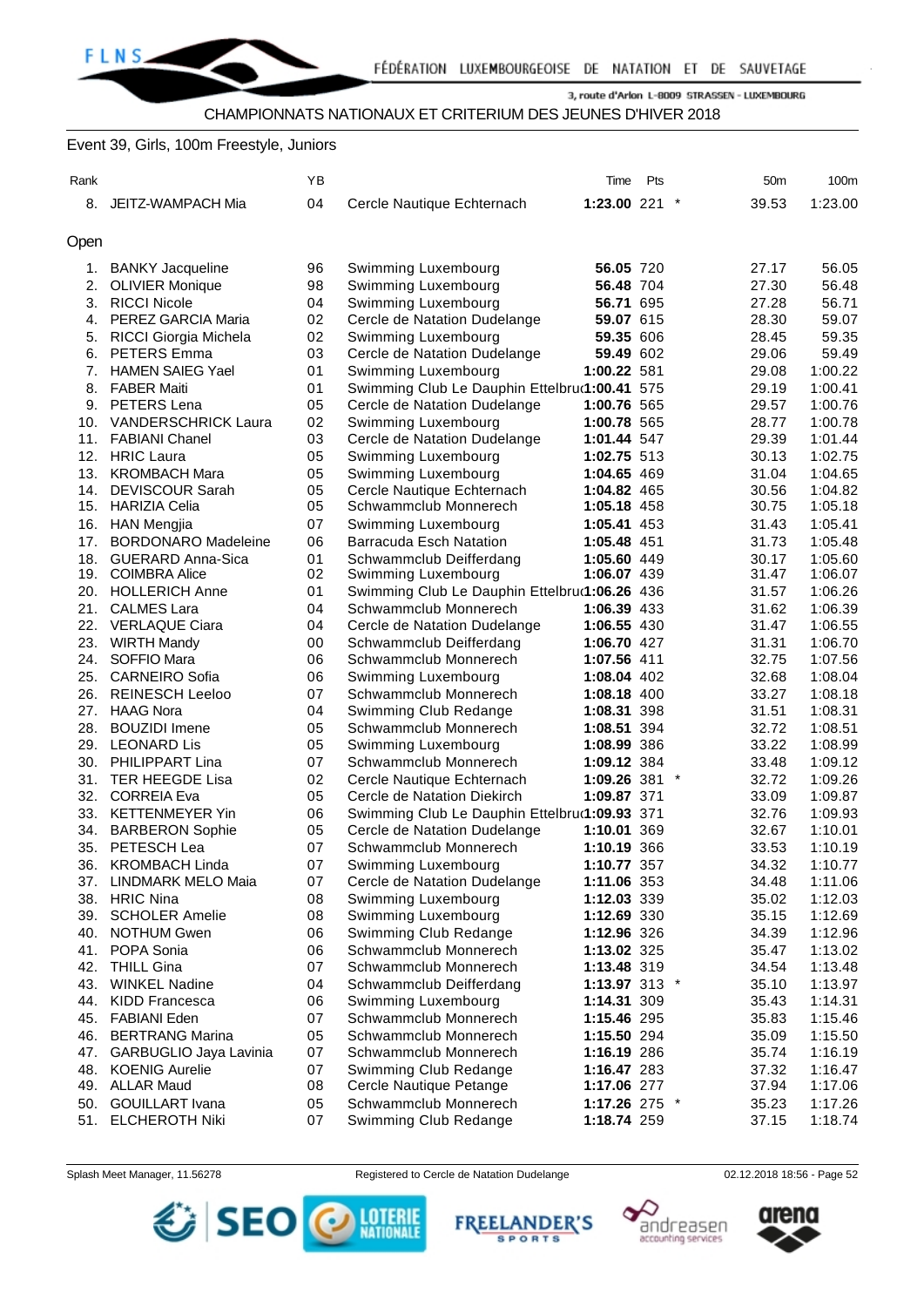CHAMPIONNATS NATIONAUX ET CRITERIUM DES JEUNES D'HIVER 2018

Event 39, Girls, 100m Freestyle, Juniors

| Rank | | YB | | Time | Pts | | 50m | 100m |
|---|---|---|---|---|---|---|---|---|
| 8. | JEITZ-WAMPACH Mia | 04 | Cercle Nautique Echternach | **1:23.00** | 221 | * | 39.53 | 1:23.00 |

## Open

| Rank | | YB | | Time | Pts | | 50m | 100m |
|---|---|---|---|---|---|---|---|---|
| 1. | BANKY Jacqueline | 96 | Swimming Luxembourg | **56.05** | 720 | | 27.17 | 56.05 |
| 2. | OLIVIER Monique | 98 | Swimming Luxembourg | **56.48** | 704 | | 27.30 | 56.48 |
| 3. | RICCI Nicole | 04 | Swimming Luxembourg | **56.71** | 695 | | 27.28 | 56.71 |
| 4. | PEREZ GARCIA Maria | 02 | Cercle de Natation Dudelange | **59.07** | 615 | | 28.30 | 59.07 |
| 5. | RICCI Giorgia Michela | 02 | Swimming Luxembourg | **59.35** | 606 | | 28.45 | 59.35 |
| 6. | PETERS Emma | 03 | Cercle de Natation Dudelange | **59.49** | 602 | | 29.06 | 59.49 |
| 7. | HAMEN SAIEG Yael | 01 | Swimming Luxembourg | **1:00.22** | 581 | | 29.08 | 1:00.22 |
| 8. | FABER Maiti | 01 | Swimming Club Le Dauphin Ettelbruck | **1:00.41** | 575 | | 29.19 | 1:00.41 |
| 9. | PETERS Lena | 05 | Cercle de Natation Dudelange | **1:00.76** | 565 | | 29.57 | 1:00.76 |
| 10. | VANDERSCHRICK Laura | 02 | Swimming Luxembourg | **1:00.78** | 565 | | 28.77 | 1:00.78 |
| 11. | FABIANI Chanel | 03 | Cercle de Natation Dudelange | **1:01.44** | 547 | | 29.39 | 1:01.44 |
| 12. | HRIC Laura | 05 | Swimming Luxembourg | **1:02.75** | 513 | | 30.13 | 1:02.75 |
| 13. | KROMBACH Mara | 05 | Swimming Luxembourg | **1:04.65** | 469 | | 31.04 | 1:04.65 |
| 14. | DEVISCOUR Sarah | 05 | Cercle Nautique Echternach | **1:04.82** | 465 | | 30.56 | 1:04.82 |
| 15. | HARIZIA Celia | 05 | Schwammclub Monnerech | **1:05.18** | 458 | | 30.75 | 1:05.18 |
| 16. | HAN Mengjia | 07 | Swimming Luxembourg | **1:05.41** | 453 | | 31.43 | 1:05.41 |
| 17. | BORDONARO Madeleine | 06 | Barracuda Esch Natation | **1:05.48** | 451 | | 31.73 | 1:05.48 |
| 18. | GUERARD Anna-Sica | 01 | Schwammclub Deifferdang | **1:05.60** | 449 | | 30.17 | 1:05.60 |
| 19. | COIMBRA Alice | 02 | Swimming Luxembourg | **1:06.07** | 439 | | 31.47 | 1:06.07 |
| 20. | HOLLERICH Anne | 01 | Swimming Club Le Dauphin Ettelbruck | **1:06.26** | 436 | | 31.57 | 1:06.26 |
| 21. | CALMES Lara | 04 | Schwammclub Monnerech | **1:06.39** | 433 | | 31.62 | 1:06.39 |
| 22. | VERLAQUE Ciara | 04 | Cercle de Natation Dudelange | **1:06.55** | 430 | | 31.47 | 1:06.55 |
| 23. | WIRTH Mandy | 00 | Schwammclub Deifferdang | **1:06.70** | 427 | | 31.31 | 1:06.70 |
| 24. | SOFFIO Mara | 06 | Schwammclub Monnerech | **1:07.56** | 411 | | 32.75 | 1:07.56 |
| 25. | CARNEIRO Sofia | 06 | Swimming Luxembourg | **1:08.04** | 402 | | 32.68 | 1:08.04 |
| 26. | REINESCH Leeloo | 07 | Schwammclub Monnerech | **1:08.18** | 400 | | 33.27 | 1:08.18 |
| 27. | HAAG Nora | 04 | Swimming Club Redange | **1:08.31** | 398 | | 31.51 | 1:08.31 |
| 28. | BOUZIDI Imene | 05 | Schwammclub Monnerech | **1:08.51** | 394 | | 32.72 | 1:08.51 |
| 29. | LEONARD Lis | 05 | Swimming Luxembourg | **1:08.99** | 386 | | 33.22 | 1:08.99 |
| 30. | PHILIPPART Lina | 07 | Schwammclub Monnerech | **1:09.12** | 384 | | 33.48 | 1:09.12 |
| 31. | TER HEEGDE Lisa | 02 | Cercle Nautique Echternach | **1:09.26** | 381 | * | 32.72 | 1:09.26 |
| 32. | CORREIA Eva | 05 | Cercle de Natation Diekirch | **1:09.87** | 371 | | 33.09 | 1:09.87 |
| 33. | KETTENMEYER Yin | 06 | Swimming Club Le Dauphin Ettelbruck | **1:09.93** | 371 | | 32.76 | 1:09.93 |
| 34. | BARBERON Sophie | 05 | Cercle de Natation Dudelange | **1:10.01** | 369 | | 32.67 | 1:10.01 |
| 35. | PETESCH Lea | 07 | Schwammclub Monnerech | **1:10.19** | 366 | | 33.53 | 1:10.19 |
| 36. | KROMBACH Linda | 07 | Swimming Luxembourg | **1:10.77** | 357 | | 34.32 | 1:10.77 |
| 37. | LINDMARK MELO Maia | 07 | Cercle de Natation Dudelange | **1:11.06** | 353 | | 34.48 | 1:11.06 |
| 38. | HRIC Nina | 08 | Swimming Luxembourg | **1:12.03** | 339 | | 35.02 | 1:12.03 |
| 39. | SCHOLER Amelie | 08 | Swimming Luxembourg | **1:12.69** | 330 | | 35.15 | 1:12.69 |
| 40. | NOTHUM Gwen | 06 | Swimming Club Redange | **1:12.96** | 326 | | 34.39 | 1:12.96 |
| 41. | POPA Sonia | 06 | Schwammclub Monnerech | **1:13.02** | 325 | | 35.47 | 1:13.02 |
| 42. | THILL Gina | 07 | Schwammclub Monnerech | **1:13.48** | 319 | | 34.54 | 1:13.48 |
| 43. | WINKEL Nadine | 04 | Schwammclub Deifferdang | **1:13.97** | 313 | * | 35.10 | 1:13.97 |
| 44. | KIDD Francesca | 06 | Swimming Luxembourg | **1:14.31** | 309 | | 35.43 | 1:14.31 |
| 45. | FABIANI Eden | 07 | Schwammclub Monnerech | **1:15.46** | 295 | | 35.83 | 1:15.46 |
| 46. | BERTRANG Marina | 05 | Schwammclub Monnerech | **1:15.50** | 294 | | 35.09 | 1:15.50 |
| 47. | GARBUGLIO Jaya Lavinia | 07 | Schwammclub Monnerech | **1:16.19** | 286 | | 35.74 | 1:16.19 |
| 48. | KOENIG Aurelie | 07 | Swimming Club Redange | **1:16.47** | 283 | | 37.32 | 1:16.47 |
| 49. | ALLAR Maud | 08 | Cercle Nautique Petange | **1:17.06** | 277 | | 37.94 | 1:17.06 |
| 50. | GOUILLART Ivana | 05 | Schwammclub Monnerech | **1:17.26** | 275 | * | 35.23 | 1:17.26 |
| 51. | ELCHEROTH Niki | 07 | Swimming Club Redange | **1:18.74** | 259 | | 37.15 | 1:18.74 |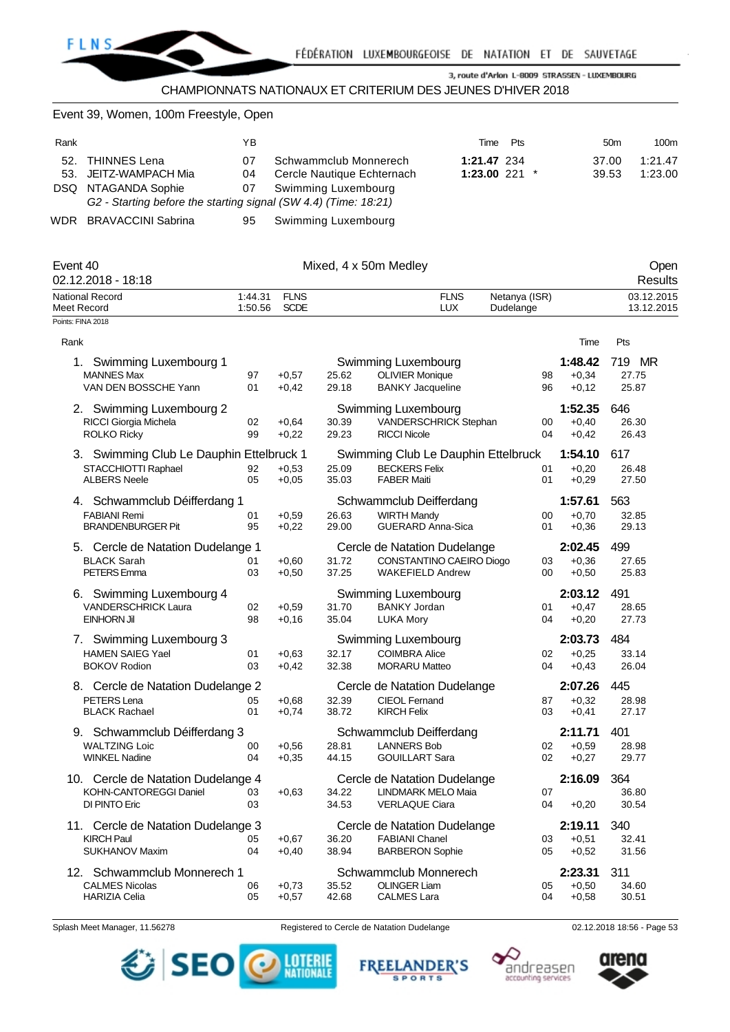## Event 39, Women, 100m Freestyle, Open

| Rank | | YB | | Time | Pts | | 50m | 100m |
|---|---|---|---|---|---|---|---|---|
| 52. | THINNES Lena | 07 | Schwammclub Monnerech | **1:21.47** | 234 | | 37.00 | 1:21.47 |
| 53. | JEITZ-WAMPACH Mia | 04 | Cercle Nautique Echternach | **1:23.00** | 221 | * | 39.53 | 1:23.00 |
| DSQ | NTAGANDA Sophie | 07 | Swimming Luxembourg | | | | | |

*G2 - Starting before the starting signal (SW 4.4) (Time: 18:21)*

| | | | |
|---|---|---|---|
| WDR | BRAVACCINI Sabrina | 95 | Swimming Luxembourg |

## Event 40 — Mixed, 4 x 50m Medley — Open

02.12.2018 - 18:18 — Results

| | | | | | | |
|---|---|---|---|---|---|---|
| National Record | 1:44.31 | FLNS | FLNS | Netanya (ISR) | 03.12.2015 |
| Meet Record | 1:50.56 | SCDE | LUX | Dudelange | 13.12.2015 |

Points: FINA 2018

| Rank | Team / Swimmer | YB | RT | Split | Club / Swimmer | YB | RT | Time / Split | Pts |
|---|---|---|---|---|---|---|---|---|---|
| 1. | Swimming Luxembourg 1 | | | | Swimming Luxembourg | | | **1:48.42** | 719 MR |
| | MANNES Max | 97 | +0,57 | 25.62 | OLIVIER Monique | 98 | +0,34 | 27.75 | |
| | VAN DEN BOSSCHE Yann | 01 | +0,42 | 29.18 | BANKY Jacqueline | 96 | +0,12 | 25.87 | |
| 2. | Swimming Luxembourg 2 | | | | Swimming Luxembourg | | | **1:52.35** | 646 |
| | RICCI Giorgia Michela | 02 | +0,64 | 30.39 | VANDERSCHRICK Stephan | 00 | +0,40 | 26.30 | |
| | ROLKO Ricky | 99 | +0,22 | 29.23 | RICCI Nicole | 04 | +0,42 | 26.43 | |
| 3. | Swimming Club Le Dauphin Ettelbruck 1 | | | | Swimming Club Le Dauphin Ettelbruck | | | **1:54.10** | 617 |
| | STACCHIOTTI Raphael | 92 | +0,53 | 25.09 | BECKERS Felix | 01 | +0,20 | 26.48 | |
| | ALBERS Neele | 05 | +0,05 | 35.03 | FABER Maiti | 01 | +0,29 | 27.50 | |
| 4. | Schwammclub Déifferdang 1 | | | | Schwammclub Deifferdang | | | **1:57.61** | 563 |
| | FABIANI Remi | 01 | +0,59 | 26.63 | WIRTH Mandy | 00 | +0,70 | 32.85 | |
| | BRANDENBURGER Pit | 95 | +0,22 | 29.00 | GUERARD Anna-Sica | 01 | +0,36 | 29.13 | |
| 5. | Cercle de Natation Dudelange 1 | | | | Cercle de Natation Dudelange | | | **2:02.45** | 499 |
| | BLACK Sarah | 01 | +0,60 | 31.72 | CONSTANTINO CAEIRO Diogo | 03 | +0,36 | 27.65 | |
| | PETERS Emma | 03 | +0,50 | 37.25 | WAKEFIELD Andrew | 00 | +0,50 | 25.83 | |
| 6. | Swimming Luxembourg 4 | | | | Swimming Luxembourg | | | **2:03.12** | 491 |
| | VANDERSCHRICK Laura | 02 | +0,59 | 31.70 | BANKY Jordan | 01 | +0,47 | 28.65 | |
| | EINHORN Jil | 98 | +0,16 | 35.04 | LUKA Mory | 04 | +0,20 | 27.73 | |
| 7. | Swimming Luxembourg 3 | | | | Swimming Luxembourg | | | **2:03.73** | 484 |
| | HAMEN SAIEG Yael | 01 | +0,63 | 32.17 | COIMBRA Alice | 02 | +0,25 | 33.14 | |
| | BOKOV Rodion | 03 | +0,42 | 32.38 | MORARU Matteo | 04 | +0,43 | 26.04 | |
| 8. | Cercle de Natation Dudelange 2 | | | | Cercle de Natation Dudelange | | | **2:07.26** | 445 |
| | PETERS Lena | 05 | +0,68 | 32.39 | CIEOL Fernand | 87 | +0,32 | 28.98 | |
| | BLACK Rachael | 01 | +0,74 | 38.72 | KIRCH Felix | 03 | +0,41 | 27.17 | |
| 9. | Schwammclub Déifferdang 3 | | | | Schwammclub Deifferdang | | | **2:11.71** | 401 |
| | WALTZING Loic | 00 | +0,56 | 28.81 | LANNERS Bob | 02 | +0,59 | 28.98 | |
| | WINKEL Nadine | 04 | +0,35 | 44.15 | GOUILLART Sara | 02 | +0,27 | 29.77 | |
| 10. | Cercle de Natation Dudelange 4 | | | | Cercle de Natation Dudelange | | | **2:16.09** | 364 |
| | KOHN-CANTOREGGI Daniel | 03 | +0,63 | 34.22 | LINDMARK MELO Maia | 07 | | 36.80 | |
| | DI PINTO Eric | 03 | | 34.53 | VERLAQUE Ciara | 04 | +0,20 | 30.54 | |
| 11. | Cercle de Natation Dudelange 3 | | | | Cercle de Natation Dudelange | | | **2:19.11** | 340 |
| | KIRCH Paul | 05 | +0,67 | 36.20 | FABIANI Chanel | 03 | +0,51 | 32.41 | |
| | SUKHANOV Maxim | 04 | +0,40 | 38.94 | BARBERON Sophie | 05 | +0,52 | 31.56 | |
| 12. | Schwammclub Monnerech 1 | | | | Schwammclub Monnerech | | | **2:23.31** | 311 |
| | CALMES Nicolas | 06 | +0,73 | 35.52 | OLINGER Liam | 05 | +0,50 | 34.60 | |
| | HARIZIA Celia | 05 | +0,57 | 42.68 | CALMES Lara | 04 | +0,58 | 30.51 | |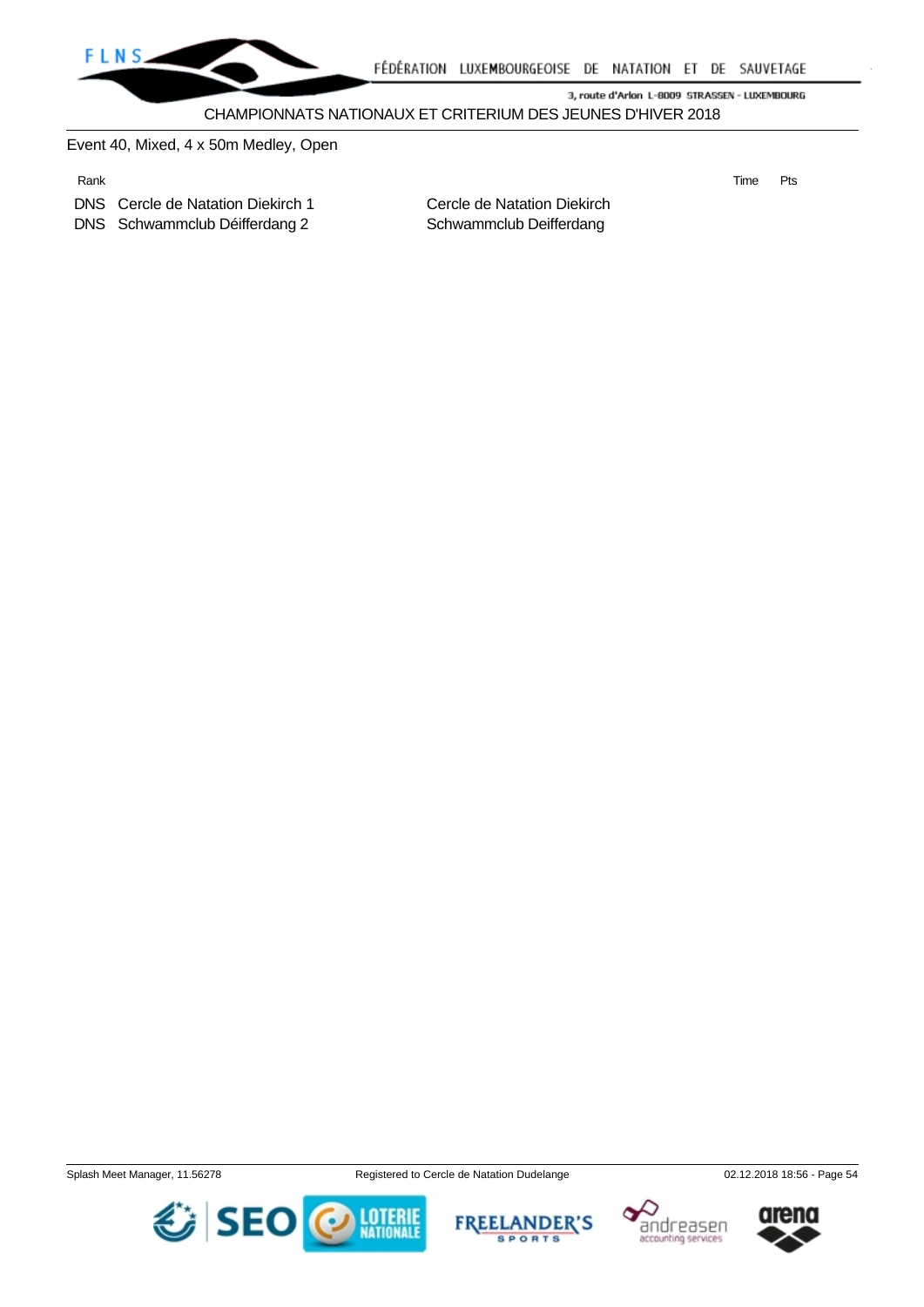# CHAMPIONNATS NATIONAUX ET CRITERIUM DES JEUNES D'HIVER 2018

## Event 40, Mixed, 4 x 50m Medley, Open

| Rank | | | Time | Pts |
|---|---|---|---|---|
| DNS | Cercle de Natation Diekirch 1 | Cercle de Natation Diekirch | | |
| DNS | Schwammclub Déifferdang 2 | Schwammclub Deifferdang | | |